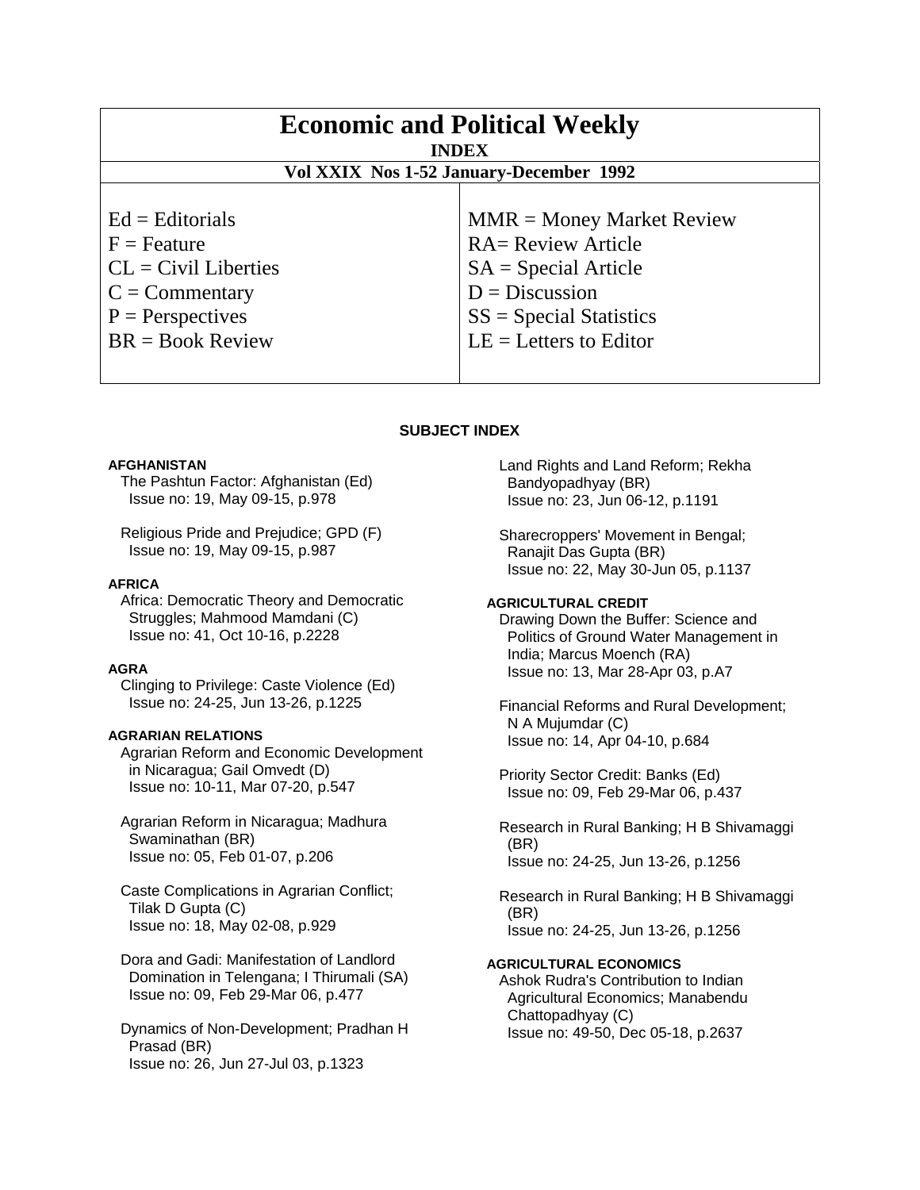# Economic and Political Weekly

**INDEX**

**Vol XXIX Nos 1-52 January-December 1992**

| | |
|---|---|
| Ed = Editorials | MMR = Money Market Review |
| F = Feature | RA= Review Article |
| CL = Civil Liberties | SA = Special Article |
| C = Commentary | D = Discussion |
| P = Perspectives | SS = Special Statistics |
| BR = Book Review | LE = Letters to Editor |

## SUBJECT INDEX

### AFGHANISTAN

The Pashtun Factor: Afghanistan (Ed)
Issue no: 19, May 09-15, p.978

Religious Pride and Prejudice; GPD (F)
Issue no: 19, May 09-15, p.987

### AFRICA

Africa: Democratic Theory and Democratic Struggles; Mahmood Mamdani (C)
Issue no: 41, Oct 10-16, p.2228

### AGRA

Clinging to Privilege: Caste Violence (Ed)
Issue no: 24-25, Jun 13-26, p.1225

### AGRARIAN RELATIONS

Agrarian Reform and Economic Development in Nicaragua; Gail Omvedt (D)
Issue no: 10-11, Mar 07-20, p.547

Agrarian Reform in Nicaragua; Madhura Swaminathan (BR)
Issue no: 05, Feb 01-07, p.206

Caste Complications in Agrarian Conflict; Tilak D Gupta (C)
Issue no: 18, May 02-08, p.929

Dora and Gadi: Manifestation of Landlord Domination in Telengana; I Thirumali (SA)
Issue no: 09, Feb 29-Mar 06, p.477

Dynamics of Non-Development; Pradhan H Prasad (BR)
Issue no: 26, Jun 27-Jul 03, p.1323

Land Rights and Land Reform; Rekha Bandyopadhyay (BR)
Issue no: 23, Jun 06-12, p.1191

Sharecroppers' Movement in Bengal; Ranajit Das Gupta (BR)
Issue no: 22, May 30-Jun 05, p.1137

### AGRICULTURAL CREDIT

Drawing Down the Buffer: Science and Politics of Ground Water Management in India; Marcus Moench (RA)
Issue no: 13, Mar 28-Apr 03, p.A7

Financial Reforms and Rural Development; N A Mujumdar (C)
Issue no: 14, Apr 04-10, p.684

Priority Sector Credit: Banks (Ed)
Issue no: 09, Feb 29-Mar 06, p.437

Research in Rural Banking; H B Shivamaggi (BR)
Issue no: 24-25, Jun 13-26, p.1256

Research in Rural Banking; H B Shivamaggi (BR)
Issue no: 24-25, Jun 13-26, p.1256

### AGRICULTURAL ECONOMICS

Ashok Rudra's Contribution to Indian Agricultural Economics; Manabendu Chattopadhyay (C)
Issue no: 49-50, Dec 05-18, p.2637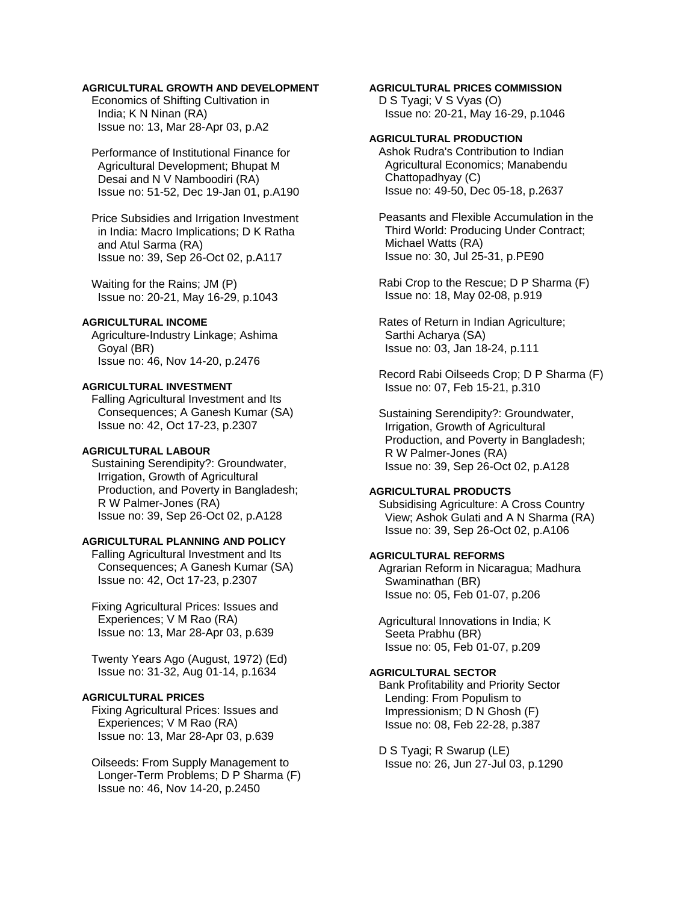**AGRICULTURAL GROWTH AND DEVELOPMENT**

Economics of Shifting Cultivation in India; K N Ninan (RA)
Issue no: 13, Mar 28-Apr 03, p.A2

Performance of Institutional Finance for Agricultural Development; Bhupat M Desai and N V Namboodiri (RA)
Issue no: 51-52, Dec 19-Jan 01, p.A190

Price Subsidies and Irrigation Investment in India: Macro Implications; D K Ratha and Atul Sarma (RA)
Issue no: 39, Sep 26-Oct 02, p.A117

Waiting for the Rains; JM (P)
Issue no: 20-21, May 16-29, p.1043

**AGRICULTURAL INCOME**

Agriculture-Industry Linkage; Ashima Goyal (BR)
Issue no: 46, Nov 14-20, p.2476

**AGRICULTURAL INVESTMENT**

Falling Agricultural Investment and Its Consequences; A Ganesh Kumar (SA)
Issue no: 42, Oct 17-23, p.2307

**AGRICULTURAL LABOUR**

Sustaining Serendipity?: Groundwater, Irrigation, Growth of Agricultural Production, and Poverty in Bangladesh; R W Palmer-Jones (RA)
Issue no: 39, Sep 26-Oct 02, p.A128

**AGRICULTURAL PLANNING AND POLICY**

Falling Agricultural Investment and Its Consequences; A Ganesh Kumar (SA)
Issue no: 42, Oct 17-23, p.2307

Fixing Agricultural Prices: Issues and Experiences; V M Rao (RA)
Issue no: 13, Mar 28-Apr 03, p.639

Twenty Years Ago (August, 1972) (Ed)
Issue no: 31-32, Aug 01-14, p.1634

**AGRICULTURAL PRICES**

Fixing Agricultural Prices: Issues and Experiences; V M Rao (RA)
Issue no: 13, Mar 28-Apr 03, p.639

Oilseeds: From Supply Management to Longer-Term Problems; D P Sharma (F)
Issue no: 46, Nov 14-20, p.2450

**AGRICULTURAL PRICES COMMISSION**

D S Tyagi; V S Vyas (O)
Issue no: 20-21, May 16-29, p.1046

**AGRICULTURAL PRODUCTION**

Ashok Rudra's Contribution to Indian Agricultural Economics; Manabendu Chattopadhyay (C)
Issue no: 49-50, Dec 05-18, p.2637

Peasants and Flexible Accumulation in the Third World: Producing Under Contract; Michael Watts (RA)
Issue no: 30, Jul 25-31, p.PE90

Rabi Crop to the Rescue; D P Sharma (F)
Issue no: 18, May 02-08, p.919

Rates of Return in Indian Agriculture; Sarthi Acharya (SA)
Issue no: 03, Jan 18-24, p.111

Record Rabi Oilseeds Crop; D P Sharma (F)
Issue no: 07, Feb 15-21, p.310

Sustaining Serendipity?: Groundwater, Irrigation, Growth of Agricultural Production, and Poverty in Bangladesh; R W Palmer-Jones (RA)
Issue no: 39, Sep 26-Oct 02, p.A128

**AGRICULTURAL PRODUCTS**

Subsidising Agriculture: A Cross Country View; Ashok Gulati and A N Sharma (RA)
Issue no: 39, Sep 26-Oct 02, p.A106

**AGRICULTURAL REFORMS**

Agrarian Reform in Nicaragua; Madhura Swaminathan (BR)
Issue no: 05, Feb 01-07, p.206

Agricultural Innovations in India; K Seeta Prabhu (BR)
Issue no: 05, Feb 01-07, p.209

**AGRICULTURAL SECTOR**

Bank Profitability and Priority Sector Lending: From Populism to Impressionism; D N Ghosh (F)
Issue no: 08, Feb 22-28, p.387

D S Tyagi; R Swarup (LE)
Issue no: 26, Jun 27-Jul 03, p.1290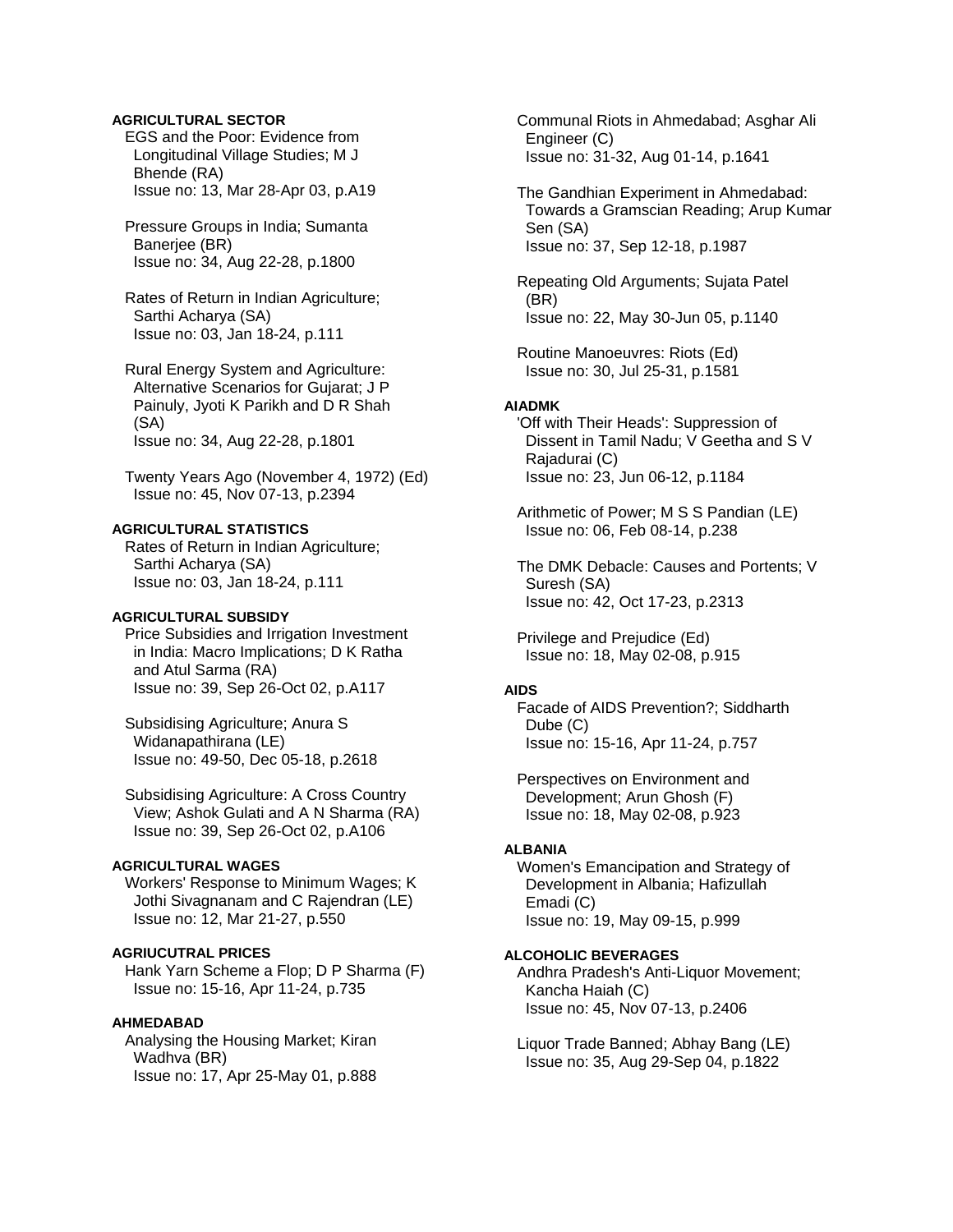**AGRICULTURAL SECTOR**

EGS and the Poor: Evidence from Longitudinal Village Studies; M J Bhende (RA)
Issue no: 13, Mar 28-Apr 03, p.A19

Pressure Groups in India; Sumanta Banerjee (BR)
Issue no: 34, Aug 22-28, p.1800

Rates of Return in Indian Agriculture; Sarthi Acharya (SA)
Issue no: 03, Jan 18-24, p.111

Rural Energy System and Agriculture: Alternative Scenarios for Gujarat; J P Painuly, Jyoti K Parikh and D R Shah (SA)
Issue no: 34, Aug 22-28, p.1801

Twenty Years Ago (November 4, 1972) (Ed)
Issue no: 45, Nov 07-13, p.2394

**AGRICULTURAL STATISTICS**

Rates of Return in Indian Agriculture; Sarthi Acharya (SA)
Issue no: 03, Jan 18-24, p.111

**AGRICULTURAL SUBSIDY**

Price Subsidies and Irrigation Investment in India: Macro Implications; D K Ratha and Atul Sarma (RA)
Issue no: 39, Sep 26-Oct 02, p.A117

Subsidising Agriculture; Anura S Widanapathirana (LE)
Issue no: 49-50, Dec 05-18, p.2618

Subsidising Agriculture: A Cross Country View; Ashok Gulati and A N Sharma (RA)
Issue no: 39, Sep 26-Oct 02, p.A106

**AGRICULTURAL WAGES**

Workers' Response to Minimum Wages; K Jothi Sivagnanam and C Rajendran (LE)
Issue no: 12, Mar 21-27, p.550

**AGRIUCUTRAL PRICES**

Hank Yarn Scheme a Flop; D P Sharma (F)
Issue no: 15-16, Apr 11-24, p.735

**AHMEDABAD**

Analysing the Housing Market; Kiran Wadhva (BR)
Issue no: 17, Apr 25-May 01, p.888

Communal Riots in Ahmedabad; Asghar Ali Engineer (C)
Issue no: 31-32, Aug 01-14, p.1641

The Gandhian Experiment in Ahmedabad: Towards a Gramscian Reading; Arup Kumar Sen (SA)
Issue no: 37, Sep 12-18, p.1987

Repeating Old Arguments; Sujata Patel (BR)
Issue no: 22, May 30-Jun 05, p.1140

Routine Manoeuvres: Riots (Ed)
Issue no: 30, Jul 25-31, p.1581

**AIADMK**

'Off with Their Heads': Suppression of Dissent in Tamil Nadu; V Geetha and S V Rajadurai (C)
Issue no: 23, Jun 06-12, p.1184

Arithmetic of Power; M S S Pandian (LE)
Issue no: 06, Feb 08-14, p.238

The DMK Debacle: Causes and Portents; V Suresh (SA)
Issue no: 42, Oct 17-23, p.2313

Privilege and Prejudice (Ed)
Issue no: 18, May 02-08, p.915

**AIDS**

Facade of AIDS Prevention?; Siddharth Dube (C)
Issue no: 15-16, Apr 11-24, p.757

Perspectives on Environment and Development; Arun Ghosh (F)
Issue no: 18, May 02-08, p.923

**ALBANIA**

Women's Emancipation and Strategy of Development in Albania; Hafizullah Emadi (C)
Issue no: 19, May 09-15, p.999

**ALCOHOLIC BEVERAGES**

Andhra Pradesh's Anti-Liquor Movement; Kancha Haiah (C)
Issue no: 45, Nov 07-13, p.2406

Liquor Trade Banned; Abhay Bang (LE)
Issue no: 35, Aug 29-Sep 04, p.1822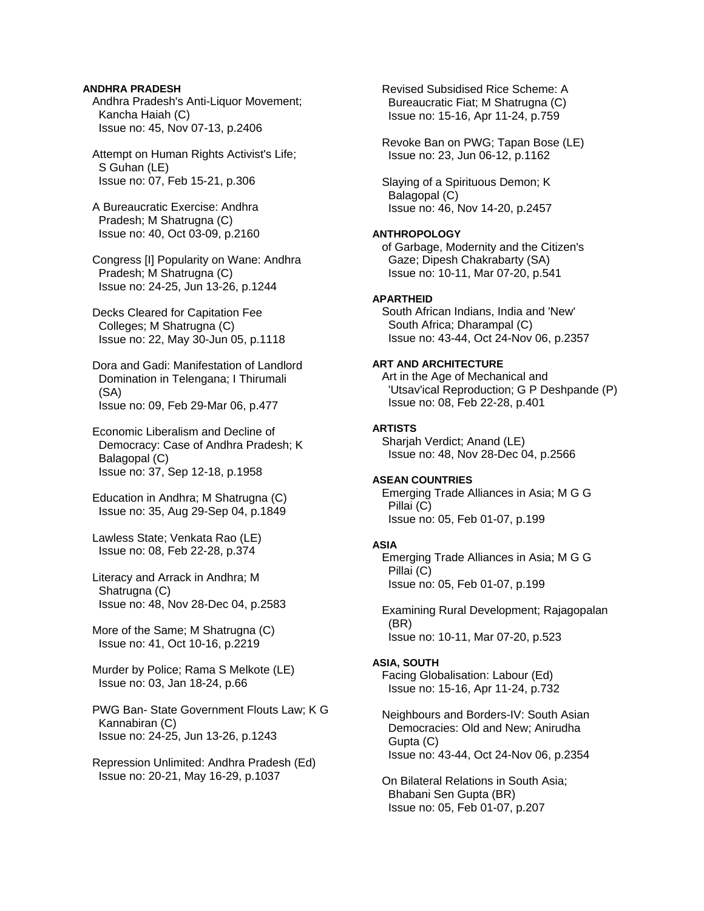**ANDHRA PRADESH**

Andhra Pradesh's Anti-Liquor Movement; Kancha Haiah (C)
Issue no: 45, Nov 07-13, p.2406

Attempt on Human Rights Activist's Life; S Guhan (LE)
Issue no: 07, Feb 15-21, p.306

A Bureaucratic Exercise: Andhra Pradesh; M Shatrugna (C)
Issue no: 40, Oct 03-09, p.2160

Congress [I] Popularity on Wane: Andhra Pradesh; M Shatrugna (C)
Issue no: 24-25, Jun 13-26, p.1244

Decks Cleared for Capitation Fee Colleges; M Shatrugna (C)
Issue no: 22, May 30-Jun 05, p.1118

Dora and Gadi: Manifestation of Landlord Domination in Telengana; I Thirumali (SA)
Issue no: 09, Feb 29-Mar 06, p.477

Economic Liberalism and Decline of Democracy: Case of Andhra Pradesh; K Balagopal (C)
Issue no: 37, Sep 12-18, p.1958

Education in Andhra; M Shatrugna (C)
Issue no: 35, Aug 29-Sep 04, p.1849

Lawless State; Venkata Rao (LE)
Issue no: 08, Feb 22-28, p.374

Literacy and Arrack in Andhra; M Shatrugna (C)
Issue no: 48, Nov 28-Dec 04, p.2583

More of the Same; M Shatrugna (C)
Issue no: 41, Oct 10-16, p.2219

Murder by Police; Rama S Melkote (LE)
Issue no: 03, Jan 18-24, p.66

PWG Ban- State Government Flouts Law; K G Kannabiran (C)
Issue no: 24-25, Jun 13-26, p.1243

Repression Unlimited: Andhra Pradesh (Ed)
Issue no: 20-21, May 16-29, p.1037

Revised Subsidised Rice Scheme: A Bureaucratic Fiat; M Shatrugna (C)
Issue no: 15-16, Apr 11-24, p.759

Revoke Ban on PWG; Tapan Bose (LE)
Issue no: 23, Jun 06-12, p.1162

Slaying of a Spirituous Demon; K Balagopal (C)
Issue no: 46, Nov 14-20, p.2457

**ANTHROPOLOGY**

of Garbage, Modernity and the Citizen's Gaze; Dipesh Chakrabarty (SA)
Issue no: 10-11, Mar 07-20, p.541

**APARTHEID**

South African Indians, India and 'New' South Africa; Dharampal (C)
Issue no: 43-44, Oct 24-Nov 06, p.2357

**ART AND ARCHITECTURE**

Art in the Age of Mechanical and 'Utsav'ical Reproduction; G P Deshpande (P)
Issue no: 08, Feb 22-28, p.401

**ARTISTS**

Sharjah Verdict; Anand (LE)
Issue no: 48, Nov 28-Dec 04, p.2566

**ASEAN COUNTRIES**

Emerging Trade Alliances in Asia; M G G Pillai (C)
Issue no: 05, Feb 01-07, p.199

**ASIA**

Emerging Trade Alliances in Asia; M G G Pillai (C)
Issue no: 05, Feb 01-07, p.199

Examining Rural Development; Rajagopalan (BR)
Issue no: 10-11, Mar 07-20, p.523

**ASIA, SOUTH**

Facing Globalisation: Labour (Ed)
Issue no: 15-16, Apr 11-24, p.732

Neighbours and Borders-IV: South Asian Democracies: Old and New; Anirudha Gupta (C)
Issue no: 43-44, Oct 24-Nov 06, p.2354

On Bilateral Relations in South Asia; Bhabani Sen Gupta (BR)
Issue no: 05, Feb 01-07, p.207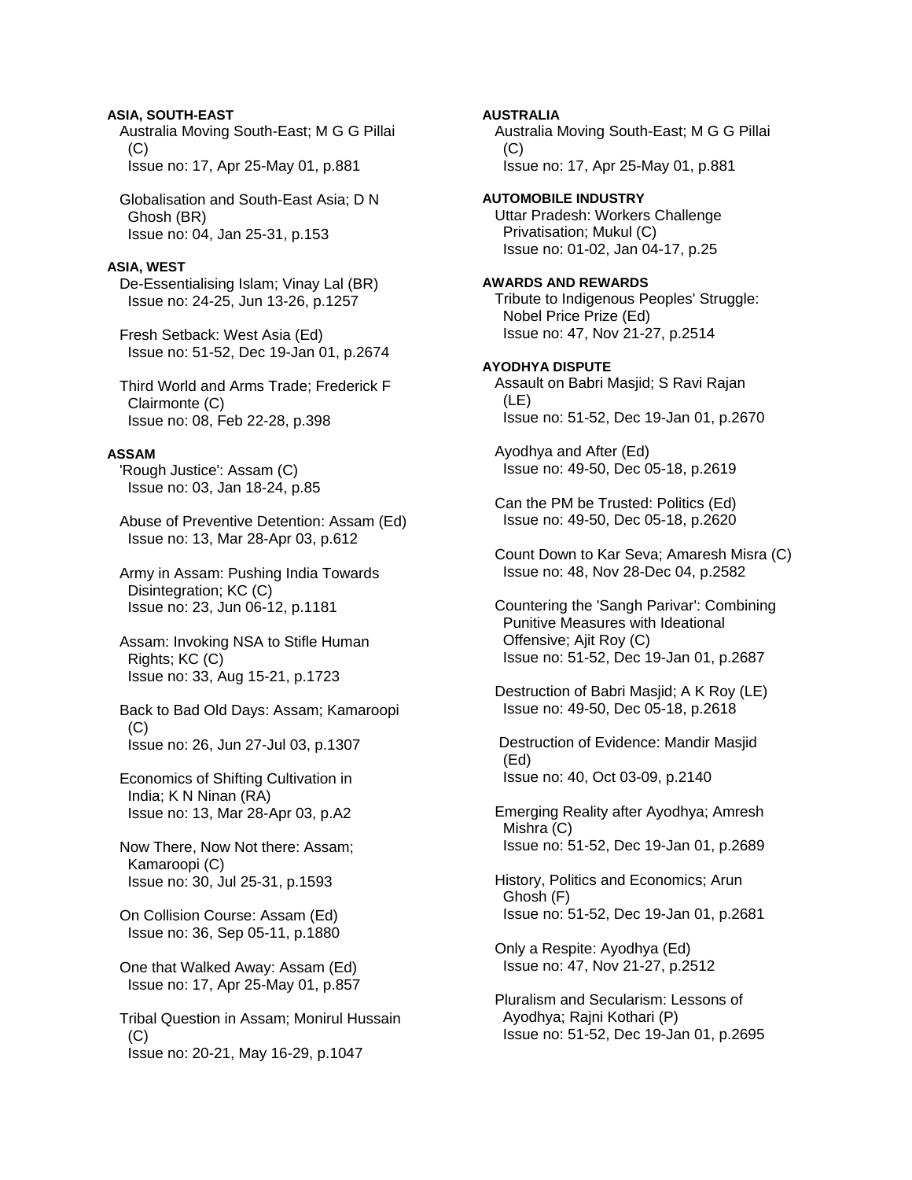**ASIA, SOUTH-EAST**

Australia Moving South-East; M G G Pillai (C)
Issue no: 17, Apr 25-May 01, p.881

Globalisation and South-East Asia; D N Ghosh (BR)
Issue no: 04, Jan 25-31, p.153

**ASIA, WEST**

De-Essentialising Islam; Vinay Lal (BR)
Issue no: 24-25, Jun 13-26, p.1257

Fresh Setback: West Asia (Ed)
Issue no: 51-52, Dec 19-Jan 01, p.2674

Third World and Arms Trade; Frederick F Clairmonte (C)
Issue no: 08, Feb 22-28, p.398

**ASSAM**

'Rough Justice': Assam (C)
Issue no: 03, Jan 18-24, p.85

Abuse of Preventive Detention: Assam (Ed)
Issue no: 13, Mar 28-Apr 03, p.612

Army in Assam: Pushing India Towards Disintegration; KC (C)
Issue no: 23, Jun 06-12, p.1181

Assam: Invoking NSA to Stifle Human Rights; KC (C)
Issue no: 33, Aug 15-21, p.1723

Back to Bad Old Days: Assam; Kamaroopi (C)
Issue no: 26, Jun 27-Jul 03, p.1307

Economics of Shifting Cultivation in India; K N Ninan (RA)
Issue no: 13, Mar 28-Apr 03, p.A2

Now There, Now Not there: Assam; Kamaroopi (C)
Issue no: 30, Jul 25-31, p.1593

On Collision Course: Assam (Ed)
Issue no: 36, Sep 05-11, p.1880

One that Walked Away: Assam (Ed)
Issue no: 17, Apr 25-May 01, p.857

Tribal Question in Assam; Monirul Hussain (C)
Issue no: 20-21, May 16-29, p.1047

**AUSTRALIA**

Australia Moving South-East; M G G Pillai (C)
Issue no: 17, Apr 25-May 01, p.881

**AUTOMOBILE INDUSTRY**

Uttar Pradesh: Workers Challenge Privatisation; Mukul (C)
Issue no: 01-02, Jan 04-17, p.25

**AWARDS AND REWARDS**

Tribute to Indigenous Peoples' Struggle: Nobel Price Prize (Ed)
Issue no: 47, Nov 21-27, p.2514

**AYODHYA DISPUTE**

Assault on Babri Masjid; S Ravi Rajan (LE)
Issue no: 51-52, Dec 19-Jan 01, p.2670

Ayodhya and After (Ed)
Issue no: 49-50, Dec 05-18, p.2619

Can the PM be Trusted: Politics (Ed)
Issue no: 49-50, Dec 05-18, p.2620

Count Down to Kar Seva; Amaresh Misra (C)
Issue no: 48, Nov 28-Dec 04, p.2582

Countering the 'Sangh Parivar': Combining Punitive Measures with Ideational Offensive; Ajit Roy (C)
Issue no: 51-52, Dec 19-Jan 01, p.2687

Destruction of Babri Masjid; A K Roy (LE)
Issue no: 49-50, Dec 05-18, p.2618

Destruction of Evidence: Mandir Masjid (Ed)
Issue no: 40, Oct 03-09, p.2140

Emerging Reality after Ayodhya; Amresh Mishra (C)
Issue no: 51-52, Dec 19-Jan 01, p.2689

History, Politics and Economics; Arun Ghosh (F)
Issue no: 51-52, Dec 19-Jan 01, p.2681

Only a Respite: Ayodhya (Ed)
Issue no: 47, Nov 21-27, p.2512

Pluralism and Secularism: Lessons of Ayodhya; Rajni Kothari (P)
Issue no: 51-52, Dec 19-Jan 01, p.2695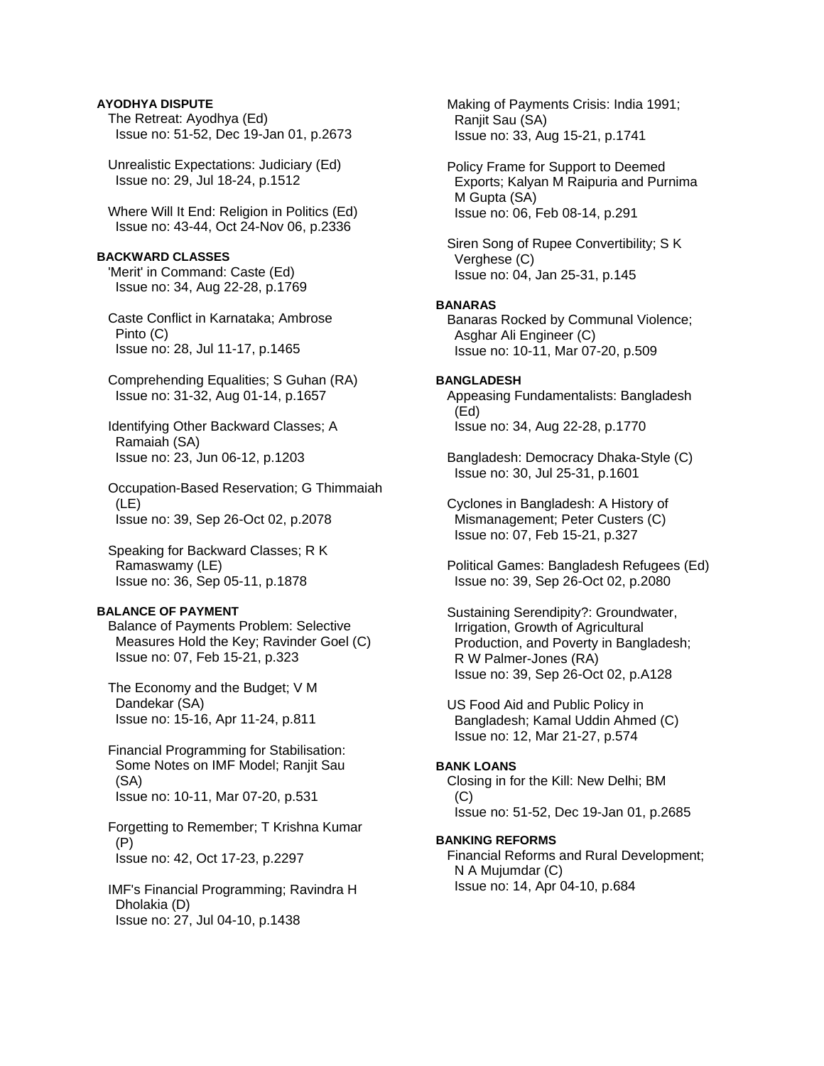**AYODHYA DISPUTE**

The Retreat: Ayodhya (Ed)
Issue no: 51-52, Dec 19-Jan 01, p.2673

Unrealistic Expectations: Judiciary (Ed)
Issue no: 29, Jul 18-24, p.1512

Where Will It End: Religion in Politics (Ed)
Issue no: 43-44, Oct 24-Nov 06, p.2336

**BACKWARD CLASSES**

'Merit' in Command: Caste (Ed)
Issue no: 34, Aug 22-28, p.1769

Caste Conflict in Karnataka; Ambrose Pinto (C)
Issue no: 28, Jul 11-17, p.1465

Comprehending Equalities; S Guhan (RA)
Issue no: 31-32, Aug 01-14, p.1657

Identifying Other Backward Classes; A Ramaiah (SA)
Issue no: 23, Jun 06-12, p.1203

Occupation-Based Reservation; G Thimmaiah (LE)
Issue no: 39, Sep 26-Oct 02, p.2078

Speaking for Backward Classes; R K Ramaswamy (LE)
Issue no: 36, Sep 05-11, p.1878

**BALANCE OF PAYMENT**

Balance of Payments Problem: Selective Measures Hold the Key; Ravinder Goel (C)
Issue no: 07, Feb 15-21, p.323

The Economy and the Budget; V M Dandekar (SA)
Issue no: 15-16, Apr 11-24, p.811

Financial Programming for Stabilisation: Some Notes on IMF Model; Ranjit Sau (SA)
Issue no: 10-11, Mar 07-20, p.531

Forgetting to Remember; T Krishna Kumar (P)
Issue no: 42, Oct 17-23, p.2297

IMF's Financial Programming; Ravindra H Dholakia (D)
Issue no: 27, Jul 04-10, p.1438

Making of Payments Crisis: India 1991; Ranjit Sau (SA)
Issue no: 33, Aug 15-21, p.1741

Policy Frame for Support to Deemed Exports; Kalyan M Raipuria and Purnima M Gupta (SA)
Issue no: 06, Feb 08-14, p.291

Siren Song of Rupee Convertibility; S K Verghese (C)
Issue no: 04, Jan 25-31, p.145

**BANARAS**

Banaras Rocked by Communal Violence; Asghar Ali Engineer (C)
Issue no: 10-11, Mar 07-20, p.509

**BANGLADESH**

Appeasing Fundamentalists: Bangladesh (Ed)
Issue no: 34, Aug 22-28, p.1770

Bangladesh: Democracy Dhaka-Style (C)
Issue no: 30, Jul 25-31, p.1601

Cyclones in Bangladesh: A History of Mismanagement; Peter Custers (C)
Issue no: 07, Feb 15-21, p.327

Political Games: Bangladesh Refugees (Ed)
Issue no: 39, Sep 26-Oct 02, p.2080

Sustaining Serendipity?: Groundwater, Irrigation, Growth of Agricultural Production, and Poverty in Bangladesh; R W Palmer-Jones (RA)
Issue no: 39, Sep 26-Oct 02, p.A128

US Food Aid and Public Policy in Bangladesh; Kamal Uddin Ahmed (C)
Issue no: 12, Mar 21-27, p.574

**BANK LOANS**

Closing in for the Kill: New Delhi; BM (C)
Issue no: 51-52, Dec 19-Jan 01, p.2685

**BANKING REFORMS**

Financial Reforms and Rural Development; N A Mujumdar (C)
Issue no: 14, Apr 04-10, p.684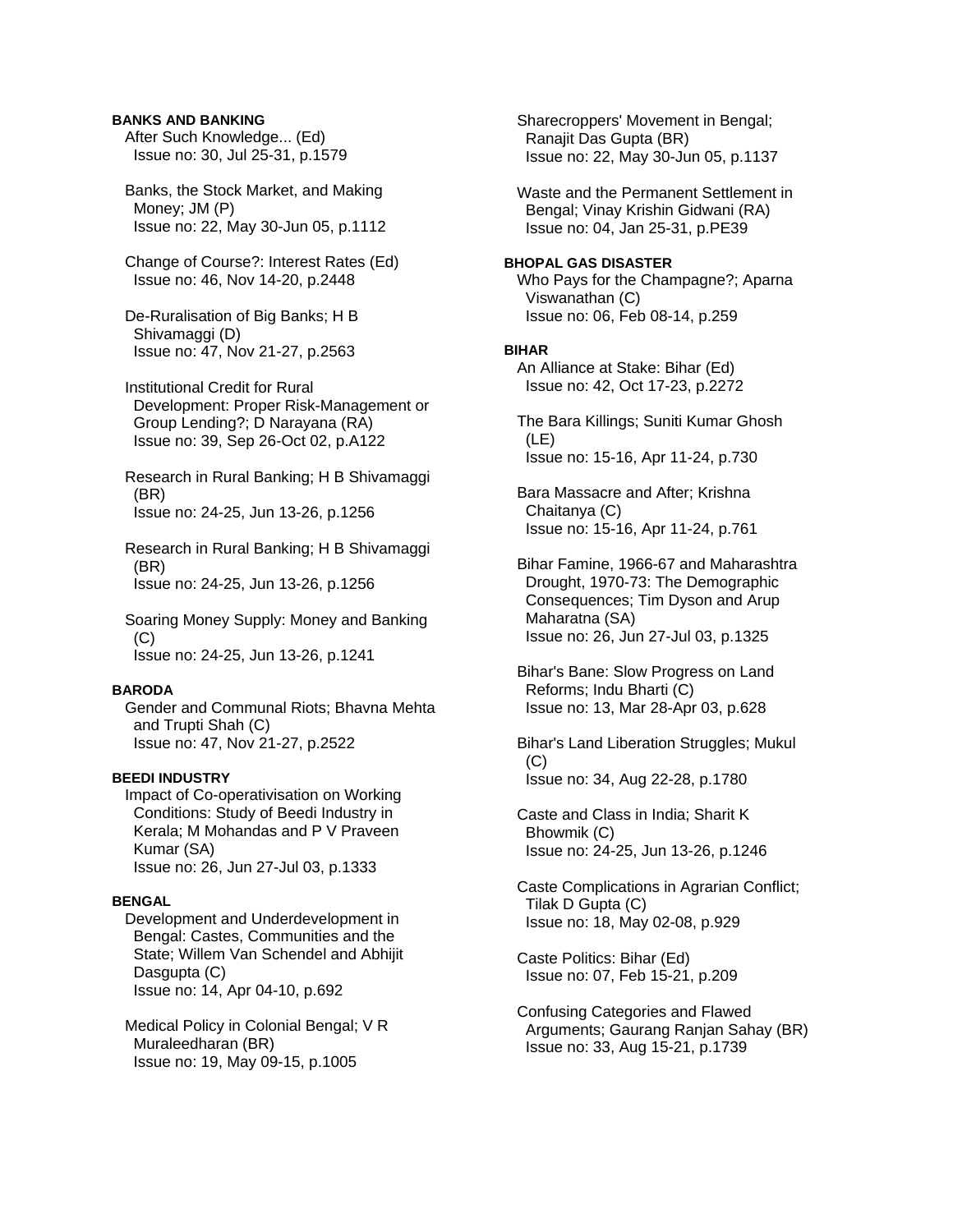**BANKS AND BANKING**

After Such Knowledge... (Ed)
Issue no: 30, Jul 25-31, p.1579

Banks, the Stock Market, and Making Money; JM (P)
Issue no: 22, May 30-Jun 05, p.1112

Change of Course?: Interest Rates (Ed)
Issue no: 46, Nov 14-20, p.2448

De-Ruralisation of Big Banks; H B Shivamaggi (D)
Issue no: 47, Nov 21-27, p.2563

Institutional Credit for Rural Development: Proper Risk-Management or Group Lending?; D Narayana (RA)
Issue no: 39, Sep 26-Oct 02, p.A122

Research in Rural Banking; H B Shivamaggi (BR)
Issue no: 24-25, Jun 13-26, p.1256

Research in Rural Banking; H B Shivamaggi (BR)
Issue no: 24-25, Jun 13-26, p.1256

Soaring Money Supply: Money and Banking (C)
Issue no: 24-25, Jun 13-26, p.1241

**BARODA**

Gender and Communal Riots; Bhavna Mehta and Trupti Shah (C)
Issue no: 47, Nov 21-27, p.2522

**BEEDI INDUSTRY**

Impact of Co-operativisation on Working Conditions: Study of Beedi Industry in Kerala; M Mohandas and P V Praveen Kumar (SA)
Issue no: 26, Jun 27-Jul 03, p.1333

**BENGAL**

Development and Underdevelopment in Bengal: Castes, Communities and the State; Willem Van Schendel and Abhijit Dasgupta (C)
Issue no: 14, Apr 04-10, p.692

Medical Policy in Colonial Bengal; V R Muraleedharan (BR)
Issue no: 19, May 09-15, p.1005

Sharecroppers' Movement in Bengal; Ranajit Das Gupta (BR)
Issue no: 22, May 30-Jun 05, p.1137

Waste and the Permanent Settlement in Bengal; Vinay Krishin Gidwani (RA)
Issue no: 04, Jan 25-31, p.PE39

**BHOPAL GAS DISASTER**

Who Pays for the Champagne?; Aparna Viswanathan (C)
Issue no: 06, Feb 08-14, p.259

**BIHAR**

An Alliance at Stake: Bihar (Ed)
Issue no: 42, Oct 17-23, p.2272

The Bara Killings; Suniti Kumar Ghosh (LE)
Issue no: 15-16, Apr 11-24, p.730

Bara Massacre and After; Krishna Chaitanya (C)
Issue no: 15-16, Apr 11-24, p.761

Bihar Famine, 1966-67 and Maharashtra Drought, 1970-73: The Demographic Consequences; Tim Dyson and Arup Maharatna (SA)
Issue no: 26, Jun 27-Jul 03, p.1325

Bihar's Bane: Slow Progress on Land Reforms; Indu Bharti (C)
Issue no: 13, Mar 28-Apr 03, p.628

Bihar's Land Liberation Struggles; Mukul (C)
Issue no: 34, Aug 22-28, p.1780

Caste and Class in India; Sharit K Bhowmik (C)
Issue no: 24-25, Jun 13-26, p.1246

Caste Complications in Agrarian Conflict; Tilak D Gupta (C)
Issue no: 18, May 02-08, p.929

Caste Politics: Bihar (Ed)
Issue no: 07, Feb 15-21, p.209

Confusing Categories and Flawed Arguments; Gaurang Ranjan Sahay (BR)
Issue no: 33, Aug 15-21, p.1739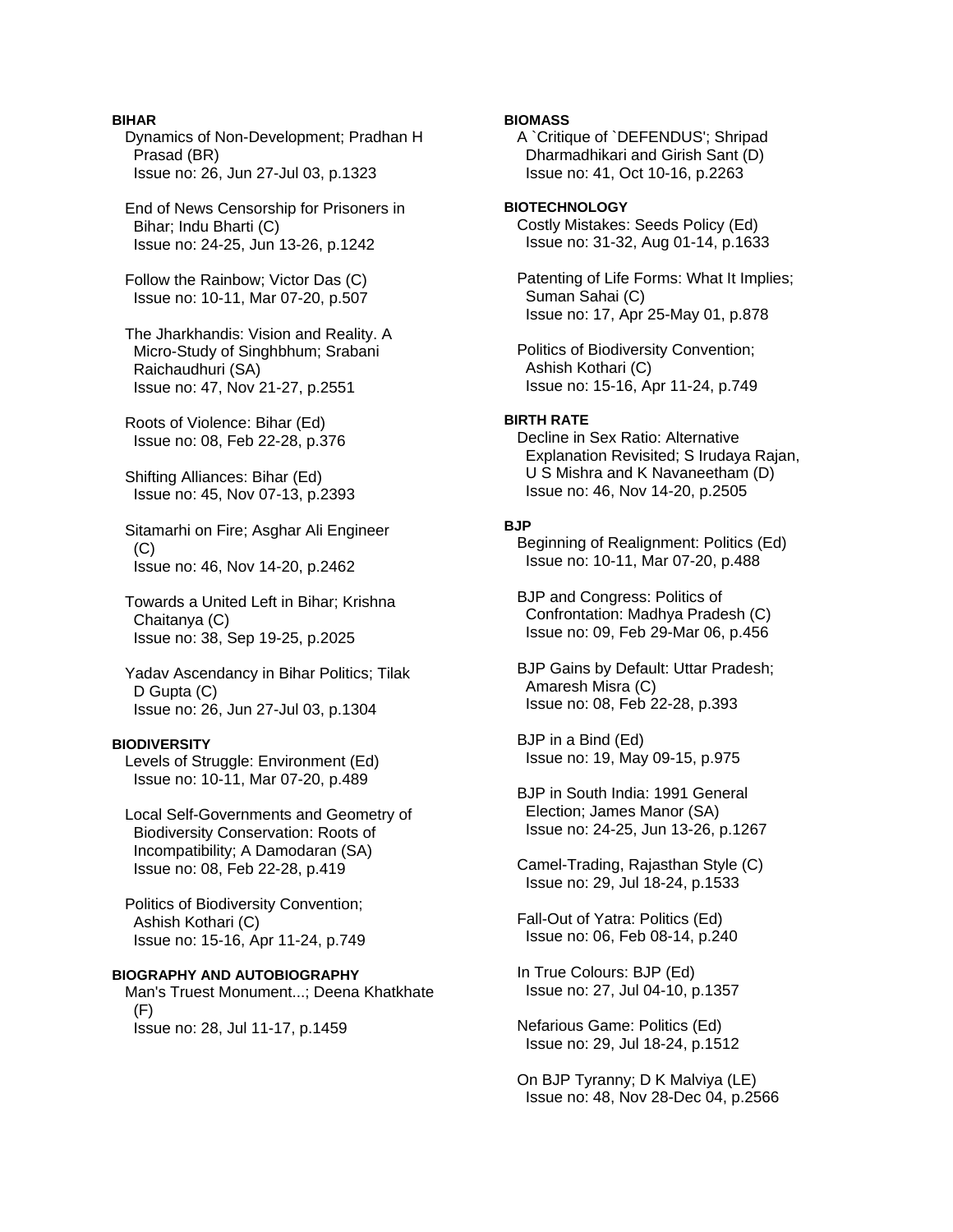**BIHAR**

Dynamics of Non-Development; Pradhan H Prasad (BR)
Issue no: 26, Jun 27-Jul 03, p.1323

End of News Censorship for Prisoners in Bihar; Indu Bharti (C)
Issue no: 24-25, Jun 13-26, p.1242

Follow the Rainbow; Victor Das (C)
Issue no: 10-11, Mar 07-20, p.507

The Jharkhandis: Vision and Reality. A Micro-Study of Singhbhum; Srabani Raichaudhuri (SA)
Issue no: 47, Nov 21-27, p.2551

Roots of Violence: Bihar (Ed)
Issue no: 08, Feb 22-28, p.376

Shifting Alliances: Bihar (Ed)
Issue no: 45, Nov 07-13, p.2393

Sitamarhi on Fire; Asghar Ali Engineer (C)
Issue no: 46, Nov 14-20, p.2462

Towards a United Left in Bihar; Krishna Chaitanya (C)
Issue no: 38, Sep 19-25, p.2025

Yadav Ascendancy in Bihar Politics; Tilak D Gupta (C)
Issue no: 26, Jun 27-Jul 03, p.1304

**BIODIVERSITY**

Levels of Struggle: Environment (Ed)
Issue no: 10-11, Mar 07-20, p.489

Local Self-Governments and Geometry of Biodiversity Conservation: Roots of Incompatibility; A Damodaran (SA)
Issue no: 08, Feb 22-28, p.419

Politics of Biodiversity Convention; Ashish Kothari (C)
Issue no: 15-16, Apr 11-24, p.749

**BIOGRAPHY AND AUTOBIOGRAPHY**

Man's Truest Monument...; Deena Khatkhate (F)
Issue no: 28, Jul 11-17, p.1459

**BIOMASS**

A `Critique of `DEFENDUS'; Shripad Dharmadhikari and Girish Sant (D)
Issue no: 41, Oct 10-16, p.2263

**BIOTECHNOLOGY**

Costly Mistakes: Seeds Policy (Ed)
Issue no: 31-32, Aug 01-14, p.1633

Patenting of Life Forms: What It Implies; Suman Sahai (C)
Issue no: 17, Apr 25-May 01, p.878

Politics of Biodiversity Convention; Ashish Kothari (C)
Issue no: 15-16, Apr 11-24, p.749

**BIRTH RATE**

Decline in Sex Ratio: Alternative Explanation Revisited; S Irudaya Rajan, U S Mishra and K Navaneetham (D)
Issue no: 46, Nov 14-20, p.2505

**BJP**

Beginning of Realignment: Politics (Ed)
Issue no: 10-11, Mar 07-20, p.488

BJP and Congress: Politics of Confrontation: Madhya Pradesh (C)
Issue no: 09, Feb 29-Mar 06, p.456

BJP Gains by Default: Uttar Pradesh; Amaresh Misra (C)
Issue no: 08, Feb 22-28, p.393

BJP in a Bind (Ed)
Issue no: 19, May 09-15, p.975

BJP in South India: 1991 General Election; James Manor (SA)
Issue no: 24-25, Jun 13-26, p.1267

Camel-Trading, Rajasthan Style (C)
Issue no: 29, Jul 18-24, p.1533

Fall-Out of Yatra: Politics (Ed)
Issue no: 06, Feb 08-14, p.240

In True Colours: BJP (Ed)
Issue no: 27, Jul 04-10, p.1357

Nefarious Game: Politics (Ed)
Issue no: 29, Jul 18-24, p.1512

On BJP Tyranny; D K Malviya (LE)
Issue no: 48, Nov 28-Dec 04, p.2566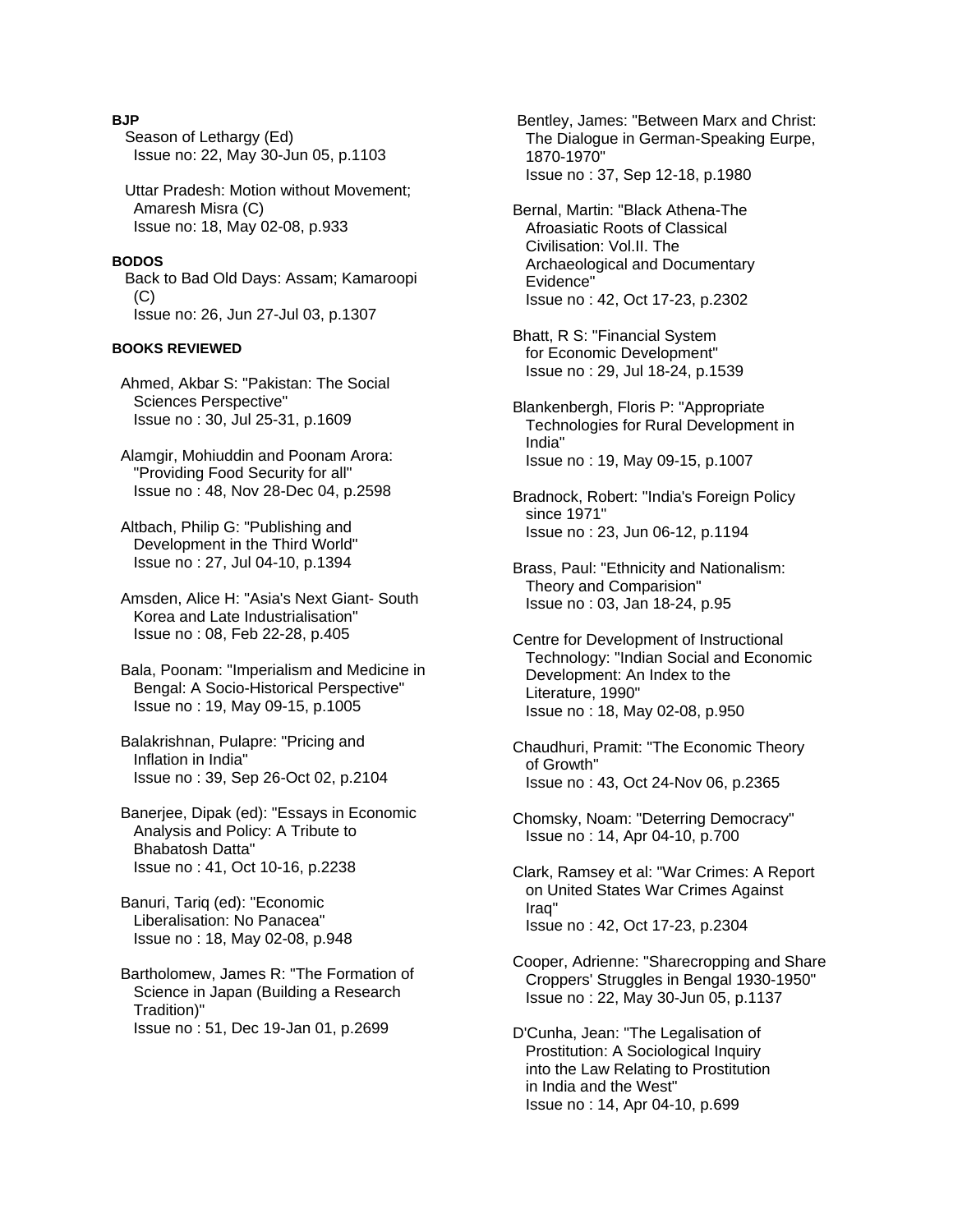**BJP**

Season of Lethargy (Ed)
Issue no: 22, May 30-Jun 05, p.1103

Uttar Pradesh: Motion without Movement; Amaresh Misra (C)
Issue no: 18, May 02-08, p.933

**BODOS**

Back to Bad Old Days: Assam; Kamaroopi (C)
Issue no: 26, Jun 27-Jul 03, p.1307

**BOOKS REVIEWED**

Ahmed, Akbar S: "Pakistan: The Social Sciences Perspective"
Issue no : 30, Jul 25-31, p.1609

Alamgir, Mohiuddin and Poonam Arora: "Providing Food Security for all"
Issue no : 48, Nov 28-Dec 04, p.2598

Altbach, Philip G: "Publishing and Development in the Third World"
Issue no : 27, Jul 04-10, p.1394

Amsden, Alice H: "Asia's Next Giant- South Korea and Late Industrialisation"
Issue no : 08, Feb 22-28, p.405

Bala, Poonam: "Imperialism and Medicine in Bengal: A Socio-Historical Perspective"
Issue no : 19, May 09-15, p.1005

Balakrishnan, Pulapre: "Pricing and Inflation in India"
Issue no : 39, Sep 26-Oct 02, p.2104

Banerjee, Dipak (ed): "Essays in Economic Analysis and Policy: A Tribute to Bhabatosh Datta"
Issue no : 41, Oct 10-16, p.2238

Banuri, Tariq (ed): "Economic Liberalisation: No Panacea"
Issue no : 18, May 02-08, p.948

Bartholomew, James R: "The Formation of Science in Japan (Building a Research Tradition)"
Issue no : 51, Dec 19-Jan 01, p.2699

Bentley, James: "Between Marx and Christ: The Dialogue in German-Speaking Eurpe, 1870-1970"
Issue no : 37, Sep 12-18, p.1980

Bernal, Martin: "Black Athena-The Afroasiatic Roots of Classical Civilisation: Vol.II. The Archaeological and Documentary Evidence"
Issue no : 42, Oct 17-23, p.2302

Bhatt, R S: "Financial System for Economic Development"
Issue no : 29, Jul 18-24, p.1539

Blankenbergh, Floris P: "Appropriate Technologies for Rural Development in India"
Issue no : 19, May 09-15, p.1007

Bradnock, Robert: "India's Foreign Policy since 1971"
Issue no : 23, Jun 06-12, p.1194

Brass, Paul: "Ethnicity and Nationalism: Theory and Comparision"
Issue no : 03, Jan 18-24, p.95

Centre for Development of Instructional Technology: "Indian Social and Economic Development: An Index to the Literature, 1990"
Issue no : 18, May 02-08, p.950

Chaudhuri, Pramit: "The Economic Theory of Growth"
Issue no : 43, Oct 24-Nov 06, p.2365

Chomsky, Noam: "Deterring Democracy"
Issue no : 14, Apr 04-10, p.700

Clark, Ramsey et al: "War Crimes: A Report on United States War Crimes Against Iraq"
Issue no : 42, Oct 17-23, p.2304

Cooper, Adrienne: "Sharecropping and Share Croppers' Struggles in Bengal 1930-1950"
Issue no : 22, May 30-Jun 05, p.1137

D'Cunha, Jean: "The Legalisation of Prostitution: A Sociological Inquiry into the Law Relating to Prostitution in India and the West"
Issue no : 14, Apr 04-10, p.699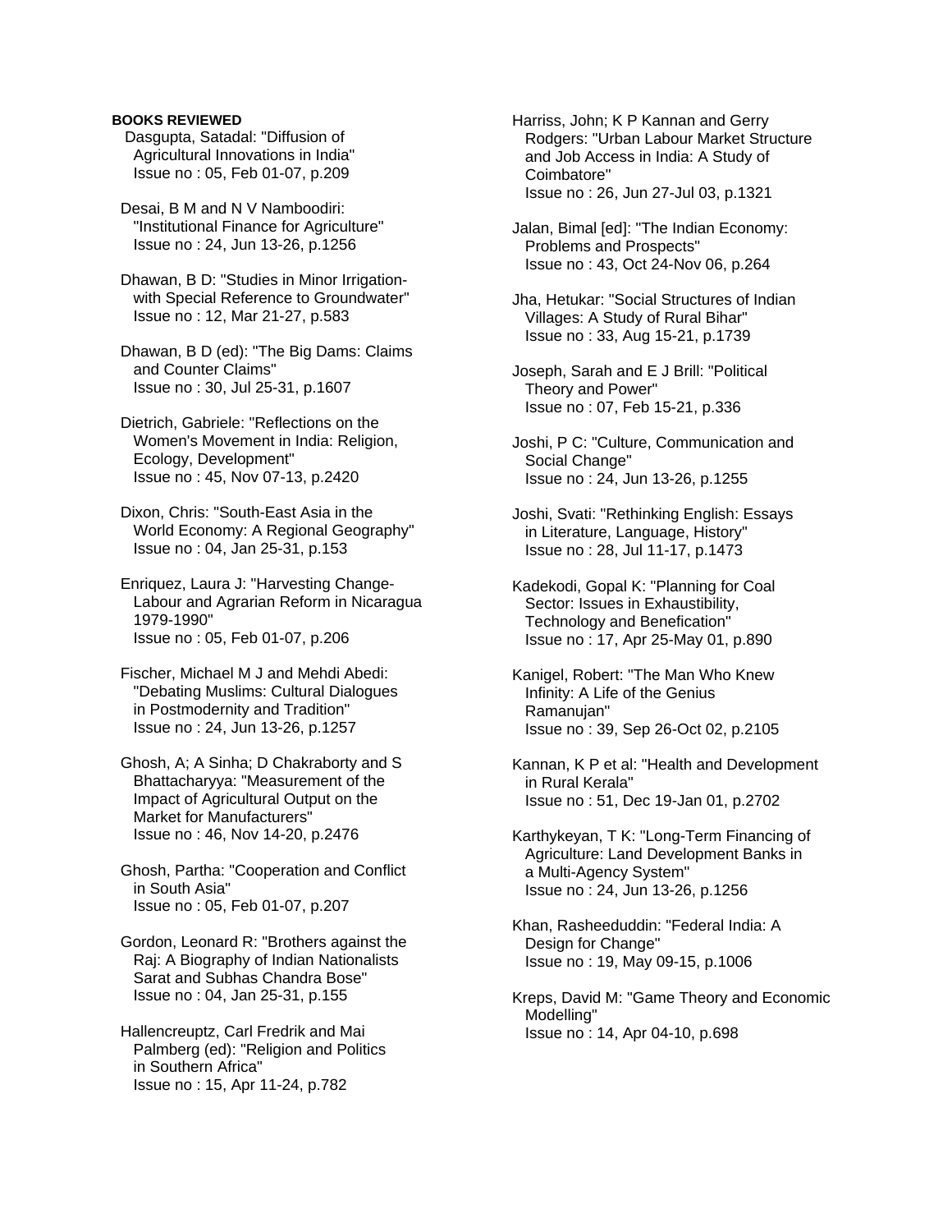**BOOKS REVIEWED**

Dasgupta, Satadal: "Diffusion of Agricultural Innovations in India"
Issue no : 05, Feb 01-07, p.209

Desai, B M and N V Namboodiri: "Institutional Finance for Agriculture"
Issue no : 24, Jun 13-26, p.1256

Dhawan, B D: "Studies in Minor Irrigation-with Special Reference to Groundwater"
Issue no : 12, Mar 21-27, p.583

Dhawan, B D (ed): "The Big Dams: Claims and Counter Claims"
Issue no : 30, Jul 25-31, p.1607

Dietrich, Gabriele: "Reflections on the Women's Movement in India: Religion, Ecology, Development"
Issue no : 45, Nov 07-13, p.2420

Dixon, Chris: "South-East Asia in the World Economy: A Regional Geography"
Issue no : 04, Jan 25-31, p.153

Enriquez, Laura J: "Harvesting Change-Labour and Agrarian Reform in Nicaragua 1979-1990"
Issue no : 05, Feb 01-07, p.206

Fischer, Michael M J and Mehdi Abedi: "Debating Muslims: Cultural Dialogues in Postmodernity and Tradition"
Issue no : 24, Jun 13-26, p.1257

Ghosh, A; A Sinha; D Chakraborty and S Bhattacharyya: "Measurement of the Impact of Agricultural Output on the Market for Manufacturers"
Issue no : 46, Nov 14-20, p.2476

Ghosh, Partha: "Cooperation and Conflict in South Asia"
Issue no : 05, Feb 01-07, p.207

Gordon, Leonard R: "Brothers against the Raj: A Biography of Indian Nationalists Sarat and Subhas Chandra Bose"
Issue no : 04, Jan 25-31, p.155

Hallencreuptz, Carl Fredrik and Mai Palmberg (ed): "Religion and Politics in Southern Africa"
Issue no : 15, Apr 11-24, p.782

Harriss, John; K P Kannan and Gerry Rodgers: "Urban Labour Market Structure and Job Access in India: A Study of Coimbatore"
Issue no : 26, Jun 27-Jul 03, p.1321

Jalan, Bimal [ed]: "The Indian Economy: Problems and Prospects"
Issue no : 43, Oct 24-Nov 06, p.264

Jha, Hetukar: "Social Structures of Indian Villages: A Study of Rural Bihar"
Issue no : 33, Aug 15-21, p.1739

Joseph, Sarah and E J Brill: "Political Theory and Power"
Issue no : 07, Feb 15-21, p.336

Joshi, P C: "Culture, Communication and Social Change"
Issue no : 24, Jun 13-26, p.1255

Joshi, Svati: "Rethinking English: Essays in Literature, Language, History"
Issue no : 28, Jul 11-17, p.1473

Kadekodi, Gopal K: "Planning for Coal Sector: Issues in Exhaustibility, Technology and Benefication"
Issue no : 17, Apr 25-May 01, p.890

Kanigel, Robert: "The Man Who Knew Infinity: A Life of the Genius Ramanujan"
Issue no : 39, Sep 26-Oct 02, p.2105

Kannan, K P et al: "Health and Development in Rural Kerala"
Issue no : 51, Dec 19-Jan 01, p.2702

Karthykeyan, T K: "Long-Term Financing of Agriculture: Land Development Banks in a Multi-Agency System"
Issue no : 24, Jun 13-26, p.1256

Khan, Rasheeduddin: "Federal India: A Design for Change"
Issue no : 19, May 09-15, p.1006

Kreps, David M: "Game Theory and Economic Modelling"
Issue no : 14, Apr 04-10, p.698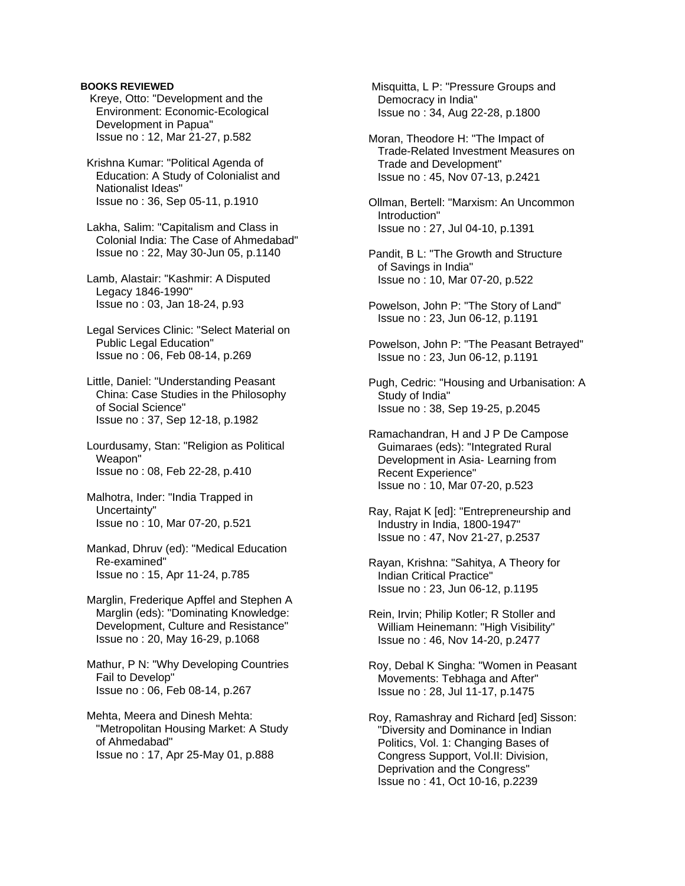**BOOKS REVIEWED**

Kreye, Otto: "Development and the Environment: Economic-Ecological Development in Papua"
Issue no : 12, Mar 21-27, p.582

Krishna Kumar: "Political Agenda of Education: A Study of Colonialist and Nationalist Ideas"
Issue no : 36, Sep 05-11, p.1910

Lakha, Salim: "Capitalism and Class in Colonial India: The Case of Ahmedabad"
Issue no : 22, May 30-Jun 05, p.1140

Lamb, Alastair: "Kashmir: A Disputed Legacy 1846-1990"
Issue no : 03, Jan 18-24, p.93

Legal Services Clinic: "Select Material on Public Legal Education"
Issue no : 06, Feb 08-14, p.269

Little, Daniel: "Understanding Peasant China: Case Studies in the Philosophy of Social Science"
Issue no : 37, Sep 12-18, p.1982

Lourdusamy, Stan: "Religion as Political Weapon"
Issue no : 08, Feb 22-28, p.410

Malhotra, Inder: "India Trapped in Uncertainty"
Issue no : 10, Mar 07-20, p.521

Mankad, Dhruv (ed): "Medical Education Re-examined"
Issue no : 15, Apr 11-24, p.785

Marglin, Frederique Apffel and Stephen A Marglin (eds): "Dominating Knowledge: Development, Culture and Resistance"
Issue no : 20, May 16-29, p.1068

Mathur, P N: "Why Developing Countries Fail to Develop"
Issue no : 06, Feb 08-14, p.267

Mehta, Meera and Dinesh Mehta: "Metropolitan Housing Market: A Study of Ahmedabad"
Issue no : 17, Apr 25-May 01, p.888

Misquitta, L P: "Pressure Groups and Democracy in India"
Issue no : 34, Aug 22-28, p.1800

Moran, Theodore H: "The Impact of Trade-Related Investment Measures on Trade and Development"
Issue no : 45, Nov 07-13, p.2421

Ollman, Bertell: "Marxism: An Uncommon Introduction"
Issue no : 27, Jul 04-10, p.1391

Pandit, B L: "The Growth and Structure of Savings in India"
Issue no : 10, Mar 07-20, p.522

Powelson, John P: "The Story of Land"
Issue no : 23, Jun 06-12, p.1191

Powelson, John P: "The Peasant Betrayed"
Issue no : 23, Jun 06-12, p.1191

Pugh, Cedric: "Housing and Urbanisation: A Study of India"
Issue no : 38, Sep 19-25, p.2045

Ramachandran, H and J P De Campose Guimaraes (eds): "Integrated Rural Development in Asia- Learning from Recent Experience"
Issue no : 10, Mar 07-20, p.523

Ray, Rajat K [ed]: "Entrepreneurship and Industry in India, 1800-1947"
Issue no : 47, Nov 21-27, p.2537

Rayan, Krishna: "Sahitya, A Theory for Indian Critical Practice"
Issue no : 23, Jun 06-12, p.1195

Rein, Irvin; Philip Kotler; R Stoller and William Heinemann: "High Visibility"
Issue no : 46, Nov 14-20, p.2477

Roy, Debal K Singha: "Women in Peasant Movements: Tebhaga and After"
Issue no : 28, Jul 11-17, p.1475

Roy, Ramashray and Richard [ed] Sisson: "Diversity and Dominance in Indian Politics, Vol. 1: Changing Bases of Congress Support, Vol.II: Division, Deprivation and the Congress"
Issue no : 41, Oct 10-16, p.2239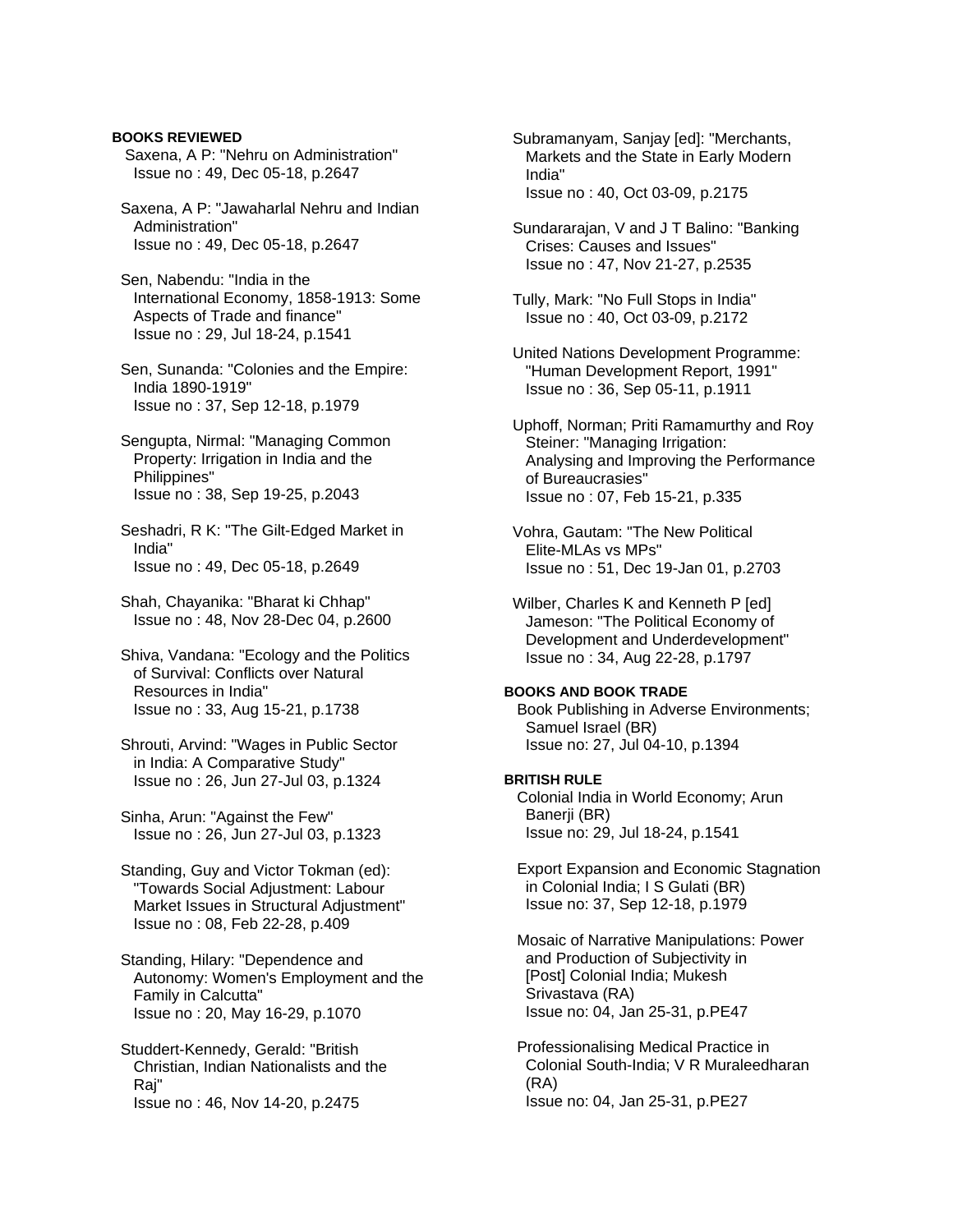**BOOKS REVIEWED**

Saxena, A P: "Nehru on Administration"
Issue no : 49, Dec 05-18, p.2647

Saxena, A P: "Jawaharlal Nehru and Indian Administration"
Issue no : 49, Dec 05-18, p.2647

Sen, Nabendu: "India in the International Economy, 1858-1913: Some Aspects of Trade and finance"
Issue no : 29, Jul 18-24, p.1541

Sen, Sunanda: "Colonies and the Empire: India 1890-1919"
Issue no : 37, Sep 12-18, p.1979

Sengupta, Nirmal: "Managing Common Property: Irrigation in India and the Philippines"
Issue no : 38, Sep 19-25, p.2043

Seshadri, R K: "The Gilt-Edged Market in India"
Issue no : 49, Dec 05-18, p.2649

Shah, Chayanika: "Bharat ki Chhap"
Issue no : 48, Nov 28-Dec 04, p.2600

Shiva, Vandana: "Ecology and the Politics of Survival: Conflicts over Natural Resources in India"
Issue no : 33, Aug 15-21, p.1738

Shrouti, Arvind: "Wages in Public Sector in India: A Comparative Study"
Issue no : 26, Jun 27-Jul 03, p.1324

Sinha, Arun: "Against the Few"
Issue no : 26, Jun 27-Jul 03, p.1323

Standing, Guy and Victor Tokman (ed): "Towards Social Adjustment: Labour Market Issues in Structural Adjustment"
Issue no : 08, Feb 22-28, p.409

Standing, Hilary: "Dependence and Autonomy: Women's Employment and the Family in Calcutta"
Issue no : 20, May 16-29, p.1070

Studdert-Kennedy, Gerald: "British Christian, Indian Nationalists and the Raj"
Issue no : 46, Nov 14-20, p.2475

Subramanyam, Sanjay [ed]: "Merchants, Markets and the State in Early Modern India"
Issue no : 40, Oct 03-09, p.2175

Sundararajan, V and J T Balino: "Banking Crises: Causes and Issues"
Issue no : 47, Nov 21-27, p.2535

Tully, Mark: "No Full Stops in India"
Issue no : 40, Oct 03-09, p.2172

United Nations Development Programme: "Human Development Report, 1991"
Issue no : 36, Sep 05-11, p.1911

Uphoff, Norman; Priti Ramamurthy and Roy Steiner: "Managing Irrigation: Analysing and Improving the Performance of Bureaucrasies"
Issue no : 07, Feb 15-21, p.335

Vohra, Gautam: "The New Political Elite-MLAs vs MPs"
Issue no : 51, Dec 19-Jan 01, p.2703

Wilber, Charles K and Kenneth P [ed] Jameson: "The Political Economy of Development and Underdevelopment"
Issue no : 34, Aug 22-28, p.1797

**BOOKS AND BOOK TRADE**

Book Publishing in Adverse Environments; Samuel Israel (BR)
Issue no: 27, Jul 04-10, p.1394

**BRITISH RULE**

Colonial India in World Economy; Arun Banerji (BR)
Issue no: 29, Jul 18-24, p.1541

Export Expansion and Economic Stagnation in Colonial India; I S Gulati (BR)
Issue no: 37, Sep 12-18, p.1979

Mosaic of Narrative Manipulations: Power and Production of Subjectivity in [Post] Colonial India; Mukesh Srivastava (RA)
Issue no: 04, Jan 25-31, p.PE47

Professionalising Medical Practice in Colonial South-India; V R Muraleedharan (RA)
Issue no: 04, Jan 25-31, p.PE27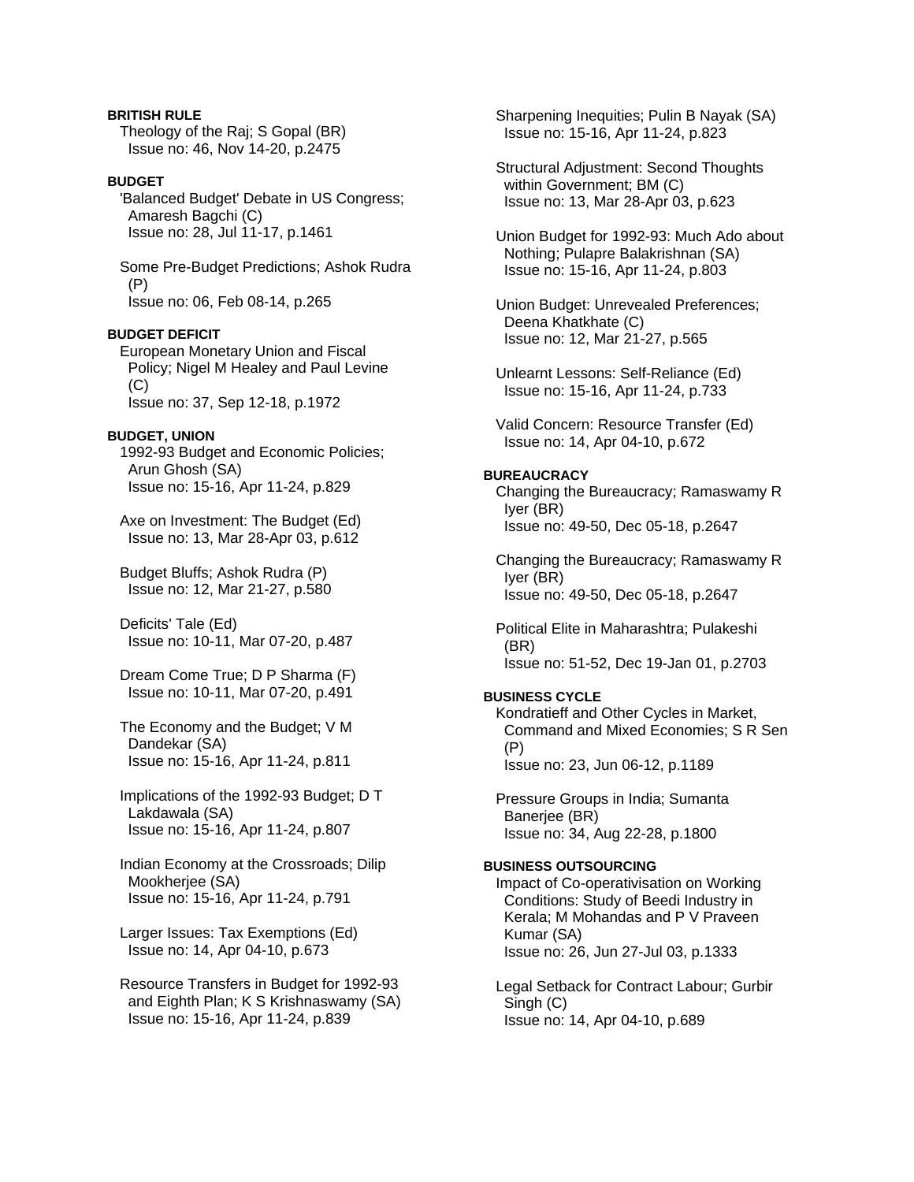**BRITISH RULE**

Theology of the Raj; S Gopal (BR)
Issue no: 46, Nov 14-20, p.2475

**BUDGET**

'Balanced Budget' Debate in US Congress; Amaresh Bagchi (C)
Issue no: 28, Jul 11-17, p.1461

Some Pre-Budget Predictions; Ashok Rudra (P)
Issue no: 06, Feb 08-14, p.265

**BUDGET DEFICIT**

European Monetary Union and Fiscal Policy; Nigel M Healey and Paul Levine (C)
Issue no: 37, Sep 12-18, p.1972

**BUDGET, UNION**

1992-93 Budget and Economic Policies; Arun Ghosh (SA)
Issue no: 15-16, Apr 11-24, p.829

Axe on Investment: The Budget (Ed)
Issue no: 13, Mar 28-Apr 03, p.612

Budget Bluffs; Ashok Rudra (P)
Issue no: 12, Mar 21-27, p.580

Deficits' Tale (Ed)
Issue no: 10-11, Mar 07-20, p.487

Dream Come True; D P Sharma (F)
Issue no: 10-11, Mar 07-20, p.491

The Economy and the Budget; V M Dandekar (SA)
Issue no: 15-16, Apr 11-24, p.811

Implications of the 1992-93 Budget; D T Lakdawala (SA)
Issue no: 15-16, Apr 11-24, p.807

Indian Economy at the Crossroads; Dilip Mookherjee (SA)
Issue no: 15-16, Apr 11-24, p.791

Larger Issues: Tax Exemptions (Ed)
Issue no: 14, Apr 04-10, p.673

Resource Transfers in Budget for 1992-93 and Eighth Plan; K S Krishnaswamy (SA)
Issue no: 15-16, Apr 11-24, p.839

Sharpening Inequities; Pulin B Nayak (SA)
Issue no: 15-16, Apr 11-24, p.823

Structural Adjustment: Second Thoughts within Government; BM (C)
Issue no: 13, Mar 28-Apr 03, p.623

Union Budget for 1992-93: Much Ado about Nothing; Pulapre Balakrishnan (SA)
Issue no: 15-16, Apr 11-24, p.803

Union Budget: Unrevealed Preferences; Deena Khatkhate (C)
Issue no: 12, Mar 21-27, p.565

Unlearnt Lessons: Self-Reliance (Ed)
Issue no: 15-16, Apr 11-24, p.733

Valid Concern: Resource Transfer (Ed)
Issue no: 14, Apr 04-10, p.672

**BUREAUCRACY**

Changing the Bureaucracy; Ramaswamy R Iyer (BR)
Issue no: 49-50, Dec 05-18, p.2647

Changing the Bureaucracy; Ramaswamy R Iyer (BR)
Issue no: 49-50, Dec 05-18, p.2647

Political Elite in Maharashtra; Pulakeshi (BR)
Issue no: 51-52, Dec 19-Jan 01, p.2703

**BUSINESS CYCLE**

Kondratieff and Other Cycles in Market, Command and Mixed Economies; S R Sen (P)
Issue no: 23, Jun 06-12, p.1189

Pressure Groups in India; Sumanta Banerjee (BR)
Issue no: 34, Aug 22-28, p.1800

**BUSINESS OUTSOURCING**

Impact of Co-operativisation on Working Conditions: Study of Beedi Industry in Kerala; M Mohandas and P V Praveen Kumar (SA)
Issue no: 26, Jun 27-Jul 03, p.1333

Legal Setback for Contract Labour; Gurbir Singh (C)
Issue no: 14, Apr 04-10, p.689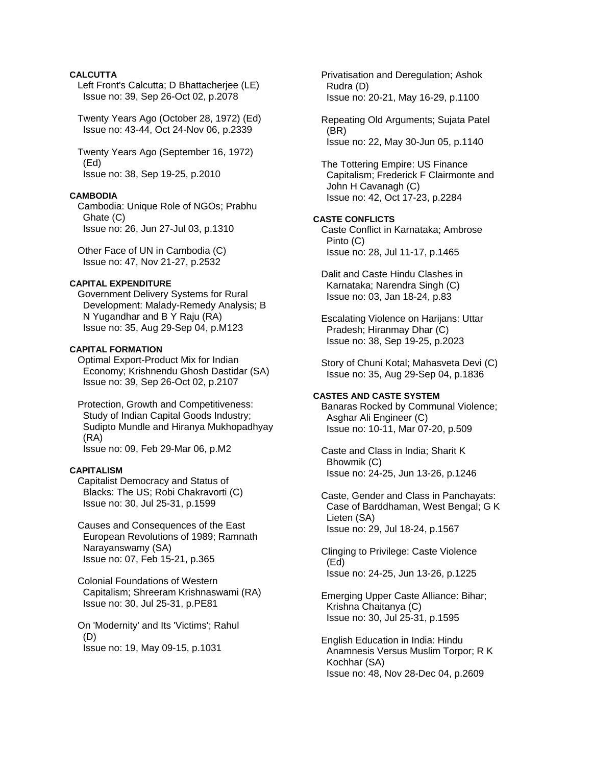**CALCUTTA**

Left Front's Calcutta; D Bhattacherjee (LE)
Issue no: 39, Sep 26-Oct 02, p.2078

Twenty Years Ago (October 28, 1972) (Ed)
Issue no: 43-44, Oct 24-Nov 06, p.2339

Twenty Years Ago (September 16, 1972) (Ed)
Issue no: 38, Sep 19-25, p.2010

**CAMBODIA**

Cambodia: Unique Role of NGOs; Prabhu Ghate (C)
Issue no: 26, Jun 27-Jul 03, p.1310

Other Face of UN in Cambodia (C)
Issue no: 47, Nov 21-27, p.2532

**CAPITAL EXPENDITURE**

Government Delivery Systems for Rural Development: Malady-Remedy Analysis; B N Yugandhar and B Y Raju (RA)
Issue no: 35, Aug 29-Sep 04, p.M123

**CAPITAL FORMATION**

Optimal Export-Product Mix for Indian Economy; Krishnendu Ghosh Dastidar (SA)
Issue no: 39, Sep 26-Oct 02, p.2107

Protection, Growth and Competitiveness: Study of Indian Capital Goods Industry; Sudipto Mundle and Hiranya Mukhopadhyay (RA)
Issue no: 09, Feb 29-Mar 06, p.M2

**CAPITALISM**

Capitalist Democracy and Status of Blacks: The US; Robi Chakravorti (C)
Issue no: 30, Jul 25-31, p.1599

Causes and Consequences of the East European Revolutions of 1989; Ramnath Narayanswamy (SA)
Issue no: 07, Feb 15-21, p.365

Colonial Foundations of Western Capitalism; Shreeram Krishnaswami (RA)
Issue no: 30, Jul 25-31, p.PE81

On 'Modernity' and Its 'Victims'; Rahul (D)
Issue no: 19, May 09-15, p.1031

Privatisation and Deregulation; Ashok Rudra (D)
Issue no: 20-21, May 16-29, p.1100

Repeating Old Arguments; Sujata Patel (BR)
Issue no: 22, May 30-Jun 05, p.1140

The Tottering Empire: US Finance Capitalism; Frederick F Clairmonte and John H Cavanagh (C)
Issue no: 42, Oct 17-23, p.2284

**CASTE CONFLICTS**

Caste Conflict in Karnataka; Ambrose Pinto (C)
Issue no: 28, Jul 11-17, p.1465

Dalit and Caste Hindu Clashes in Karnataka; Narendra Singh (C)
Issue no: 03, Jan 18-24, p.83

Escalating Violence on Harijans: Uttar Pradesh; Hiranmay Dhar (C)
Issue no: 38, Sep 19-25, p.2023

Story of Chuni Kotal; Mahasveta Devi (C)
Issue no: 35, Aug 29-Sep 04, p.1836

**CASTES AND CASTE SYSTEM**

Banaras Rocked by Communal Violence; Asghar Ali Engineer (C)
Issue no: 10-11, Mar 07-20, p.509

Caste and Class in India; Sharit K Bhowmik (C)
Issue no: 24-25, Jun 13-26, p.1246

Caste, Gender and Class in Panchayats: Case of Barddhaman, West Bengal; G K Lieten (SA)
Issue no: 29, Jul 18-24, p.1567

Clinging to Privilege: Caste Violence (Ed)
Issue no: 24-25, Jun 13-26, p.1225

Emerging Upper Caste Alliance: Bihar; Krishna Chaitanya (C)
Issue no: 30, Jul 25-31, p.1595

English Education in India: Hindu Anamnesis Versus Muslim Torpor; R K Kochhar (SA)
Issue no: 48, Nov 28-Dec 04, p.2609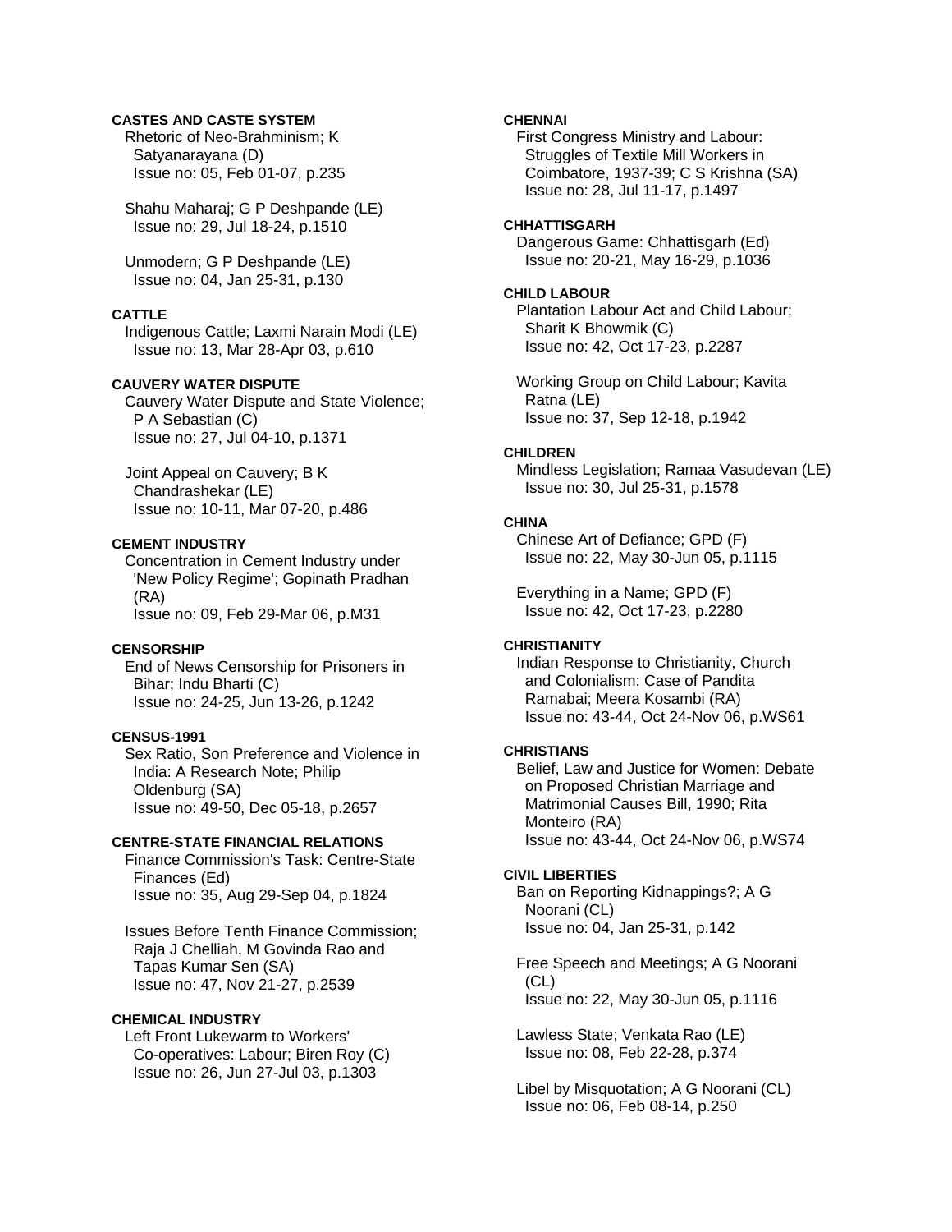**CASTES AND CASTE SYSTEM**

Rhetoric of Neo-Brahminism; K Satyanarayana (D)
Issue no: 05, Feb 01-07, p.235

Shahu Maharaj; G P Deshpande (LE)
Issue no: 29, Jul 18-24, p.1510

Unmodern; G P Deshpande (LE)
Issue no: 04, Jan 25-31, p.130

**CATTLE**

Indigenous Cattle; Laxmi Narain Modi (LE)
Issue no: 13, Mar 28-Apr 03, p.610

**CAUVERY WATER DISPUTE**

Cauvery Water Dispute and State Violence; P A Sebastian (C)
Issue no: 27, Jul 04-10, p.1371

Joint Appeal on Cauvery; B K Chandrashekar (LE)
Issue no: 10-11, Mar 07-20, p.486

**CEMENT INDUSTRY**

Concentration in Cement Industry under 'New Policy Regime'; Gopinath Pradhan (RA)
Issue no: 09, Feb 29-Mar 06, p.M31

**CENSORSHIP**

End of News Censorship for Prisoners in Bihar; Indu Bharti (C)
Issue no: 24-25, Jun 13-26, p.1242

**CENSUS-1991**

Sex Ratio, Son Preference and Violence in India: A Research Note; Philip Oldenburg (SA)
Issue no: 49-50, Dec 05-18, p.2657

**CENTRE-STATE FINANCIAL RELATIONS**

Finance Commission's Task: Centre-State Finances (Ed)
Issue no: 35, Aug 29-Sep 04, p.1824

Issues Before Tenth Finance Commission; Raja J Chelliah, M Govinda Rao and Tapas Kumar Sen (SA)
Issue no: 47, Nov 21-27, p.2539

**CHEMICAL INDUSTRY**

Left Front Lukewarm to Workers' Co-operatives: Labour; Biren Roy (C)
Issue no: 26, Jun 27-Jul 03, p.1303

**CHENNAI**

First Congress Ministry and Labour: Struggles of Textile Mill Workers in Coimbatore, 1937-39; C S Krishna (SA)
Issue no: 28, Jul 11-17, p.1497

**CHHATTISGARH**

Dangerous Game: Chhattisgarh (Ed)
Issue no: 20-21, May 16-29, p.1036

**CHILD LABOUR**

Plantation Labour Act and Child Labour; Sharit K Bhowmik (C)
Issue no: 42, Oct 17-23, p.2287

Working Group on Child Labour; Kavita Ratna (LE)
Issue no: 37, Sep 12-18, p.1942

**CHILDREN**

Mindless Legislation; Ramaa Vasudevan (LE)
Issue no: 30, Jul 25-31, p.1578

**CHINA**

Chinese Art of Defiance; GPD (F)
Issue no: 22, May 30-Jun 05, p.1115

Everything in a Name; GPD (F)
Issue no: 42, Oct 17-23, p.2280

**CHRISTIANITY**

Indian Response to Christianity, Church and Colonialism: Case of Pandita Ramabai; Meera Kosambi (RA)
Issue no: 43-44, Oct 24-Nov 06, p.WS61

**CHRISTIANS**

Belief, Law and Justice for Women: Debate on Proposed Christian Marriage and Matrimonial Causes Bill, 1990; Rita Monteiro (RA)
Issue no: 43-44, Oct 24-Nov 06, p.WS74

**CIVIL LIBERTIES**

Ban on Reporting Kidnappings?; A G Noorani (CL)
Issue no: 04, Jan 25-31, p.142

Free Speech and Meetings; A G Noorani (CL)
Issue no: 22, May 30-Jun 05, p.1116

Lawless State; Venkata Rao (LE)
Issue no: 08, Feb 22-28, p.374

Libel by Misquotation; A G Noorani (CL)
Issue no: 06, Feb 08-14, p.250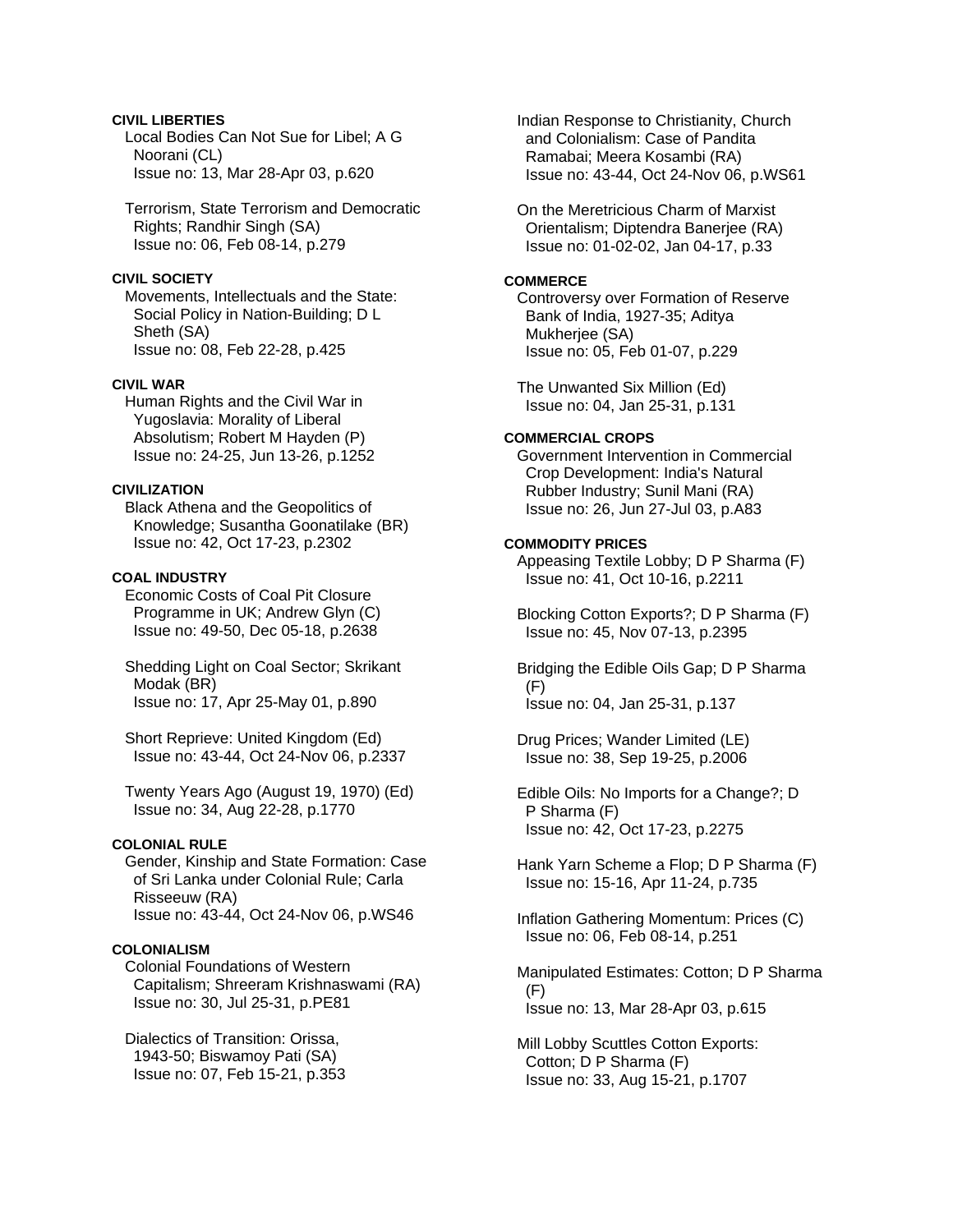**CIVIL LIBERTIES**

Local Bodies Can Not Sue for Libel; A G Noorani (CL)
Issue no: 13, Mar 28-Apr 03, p.620

Terrorism, State Terrorism and Democratic Rights; Randhir Singh (SA)
Issue no: 06, Feb 08-14, p.279

**CIVIL SOCIETY**

Movements, Intellectuals and the State: Social Policy in Nation-Building; D L Sheth (SA)
Issue no: 08, Feb 22-28, p.425

**CIVIL WAR**

Human Rights and the Civil War in Yugoslavia: Morality of Liberal Absolutism; Robert M Hayden (P)
Issue no: 24-25, Jun 13-26, p.1252

**CIVILIZATION**

Black Athena and the Geopolitics of Knowledge; Susantha Goonatilake (BR)
Issue no: 42, Oct 17-23, p.2302

**COAL INDUSTRY**

Economic Costs of Coal Pit Closure Programme in UK; Andrew Glyn (C)
Issue no: 49-50, Dec 05-18, p.2638

Shedding Light on Coal Sector; Skrikant Modak (BR)
Issue no: 17, Apr 25-May 01, p.890

Short Reprieve: United Kingdom (Ed)
Issue no: 43-44, Oct 24-Nov 06, p.2337

Twenty Years Ago (August 19, 1970) (Ed)
Issue no: 34, Aug 22-28, p.1770

**COLONIAL RULE**

Gender, Kinship and State Formation: Case of Sri Lanka under Colonial Rule; Carla Risseeuw (RA)
Issue no: 43-44, Oct 24-Nov 06, p.WS46

**COLONIALISM**

Colonial Foundations of Western Capitalism; Shreeram Krishnaswami (RA)
Issue no: 30, Jul 25-31, p.PE81

Dialectics of Transition: Orissa, 1943-50; Biswamoy Pati (SA)
Issue no: 07, Feb 15-21, p.353

Indian Response to Christianity, Church and Colonialism: Case of Pandita Ramabai; Meera Kosambi (RA)
Issue no: 43-44, Oct 24-Nov 06, p.WS61

On the Meretricious Charm of Marxist Orientalism; Diptendra Banerjee (RA)
Issue no: 01-02-02, Jan 04-17, p.33

**COMMERCE**

Controversy over Formation of Reserve Bank of India, 1927-35; Aditya Mukherjee (SA)
Issue no: 05, Feb 01-07, p.229

The Unwanted Six Million (Ed)
Issue no: 04, Jan 25-31, p.131

**COMMERCIAL CROPS**

Government Intervention in Commercial Crop Development: India's Natural Rubber Industry; Sunil Mani (RA)
Issue no: 26, Jun 27-Jul 03, p.A83

**COMMODITY PRICES**

Appeasing Textile Lobby; D P Sharma (F)
Issue no: 41, Oct 10-16, p.2211

Blocking Cotton Exports?; D P Sharma (F)
Issue no: 45, Nov 07-13, p.2395

Bridging the Edible Oils Gap; D P Sharma (F)
Issue no: 04, Jan 25-31, p.137

Drug Prices; Wander Limited (LE)
Issue no: 38, Sep 19-25, p.2006

Edible Oils: No Imports for a Change?; D P Sharma (F)
Issue no: 42, Oct 17-23, p.2275

Hank Yarn Scheme a Flop; D P Sharma (F)
Issue no: 15-16, Apr 11-24, p.735

Inflation Gathering Momentum: Prices (C)
Issue no: 06, Feb 08-14, p.251

Manipulated Estimates: Cotton; D P Sharma (F)
Issue no: 13, Mar 28-Apr 03, p.615

Mill Lobby Scuttles Cotton Exports: Cotton; D P Sharma (F)
Issue no: 33, Aug 15-21, p.1707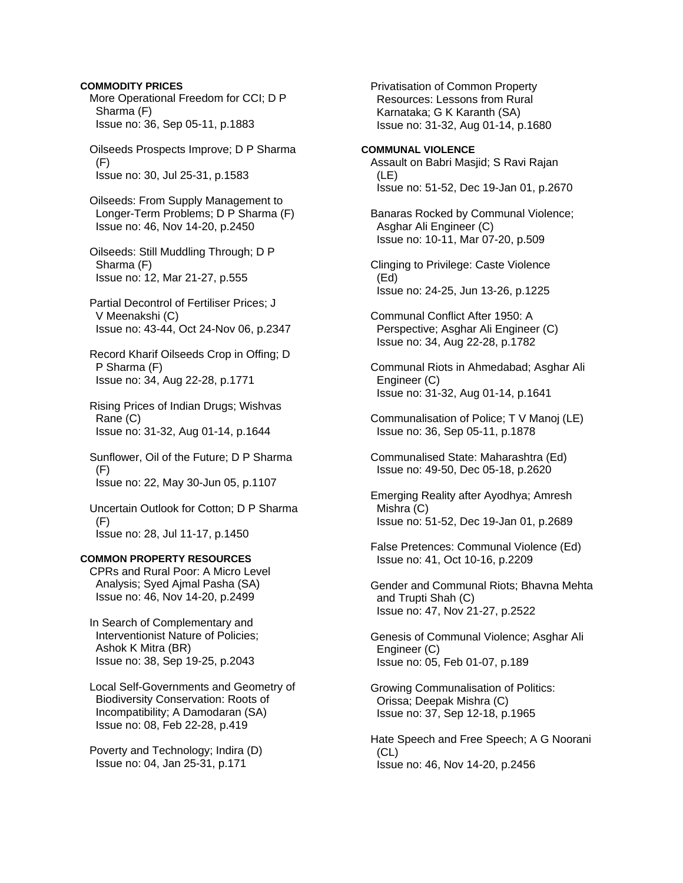**COMMODITY PRICES**

More Operational Freedom for CCI; D P Sharma (F)
Issue no: 36, Sep 05-11, p.1883

Oilseeds Prospects Improve; D P Sharma (F)
Issue no: 30, Jul 25-31, p.1583

Oilseeds: From Supply Management to Longer-Term Problems; D P Sharma (F)
Issue no: 46, Nov 14-20, p.2450

Oilseeds: Still Muddling Through; D P Sharma (F)
Issue no: 12, Mar 21-27, p.555

Partial Decontrol of Fertiliser Prices; J V Meenakshi (C)
Issue no: 43-44, Oct 24-Nov 06, p.2347

Record Kharif Oilseeds Crop in Offing; D P Sharma (F)
Issue no: 34, Aug 22-28, p.1771

Rising Prices of Indian Drugs; Wishvas Rane (C)
Issue no: 31-32, Aug 01-14, p.1644

Sunflower, Oil of the Future; D P Sharma (F)
Issue no: 22, May 30-Jun 05, p.1107

Uncertain Outlook for Cotton; D P Sharma (F)
Issue no: 28, Jul 11-17, p.1450

**COMMON PROPERTY RESOURCES**

CPRs and Rural Poor: A Micro Level Analysis; Syed Ajmal Pasha (SA)
Issue no: 46, Nov 14-20, p.2499

In Search of Complementary and Interventionist Nature of Policies; Ashok K Mitra (BR)
Issue no: 38, Sep 19-25, p.2043

Local Self-Governments and Geometry of Biodiversity Conservation: Roots of Incompatibility; A Damodaran (SA)
Issue no: 08, Feb 22-28, p.419

Poverty and Technology; Indira (D)
Issue no: 04, Jan 25-31, p.171

Privatisation of Common Property Resources: Lessons from Rural Karnataka; G K Karanth (SA)
Issue no: 31-32, Aug 01-14, p.1680

**COMMUNAL VIOLENCE**

Assault on Babri Masjid; S Ravi Rajan (LE)
Issue no: 51-52, Dec 19-Jan 01, p.2670

Banaras Rocked by Communal Violence; Asghar Ali Engineer (C)
Issue no: 10-11, Mar 07-20, p.509

Clinging to Privilege: Caste Violence (Ed)
Issue no: 24-25, Jun 13-26, p.1225

Communal Conflict After 1950: A Perspective; Asghar Ali Engineer (C)
Issue no: 34, Aug 22-28, p.1782

Communal Riots in Ahmedabad; Asghar Ali Engineer (C)
Issue no: 31-32, Aug 01-14, p.1641

Communalisation of Police; T V Manoj (LE)
Issue no: 36, Sep 05-11, p.1878

Communalised State: Maharashtra (Ed)
Issue no: 49-50, Dec 05-18, p.2620

Emerging Reality after Ayodhya; Amresh Mishra (C)
Issue no: 51-52, Dec 19-Jan 01, p.2689

False Pretences: Communal Violence (Ed)
Issue no: 41, Oct 10-16, p.2209

Gender and Communal Riots; Bhavna Mehta and Trupti Shah (C)
Issue no: 47, Nov 21-27, p.2522

Genesis of Communal Violence; Asghar Ali Engineer (C)
Issue no: 05, Feb 01-07, p.189

Growing Communalisation of Politics: Orissa; Deepak Mishra (C)
Issue no: 37, Sep 12-18, p.1965

Hate Speech and Free Speech; A G Noorani (CL)
Issue no: 46, Nov 14-20, p.2456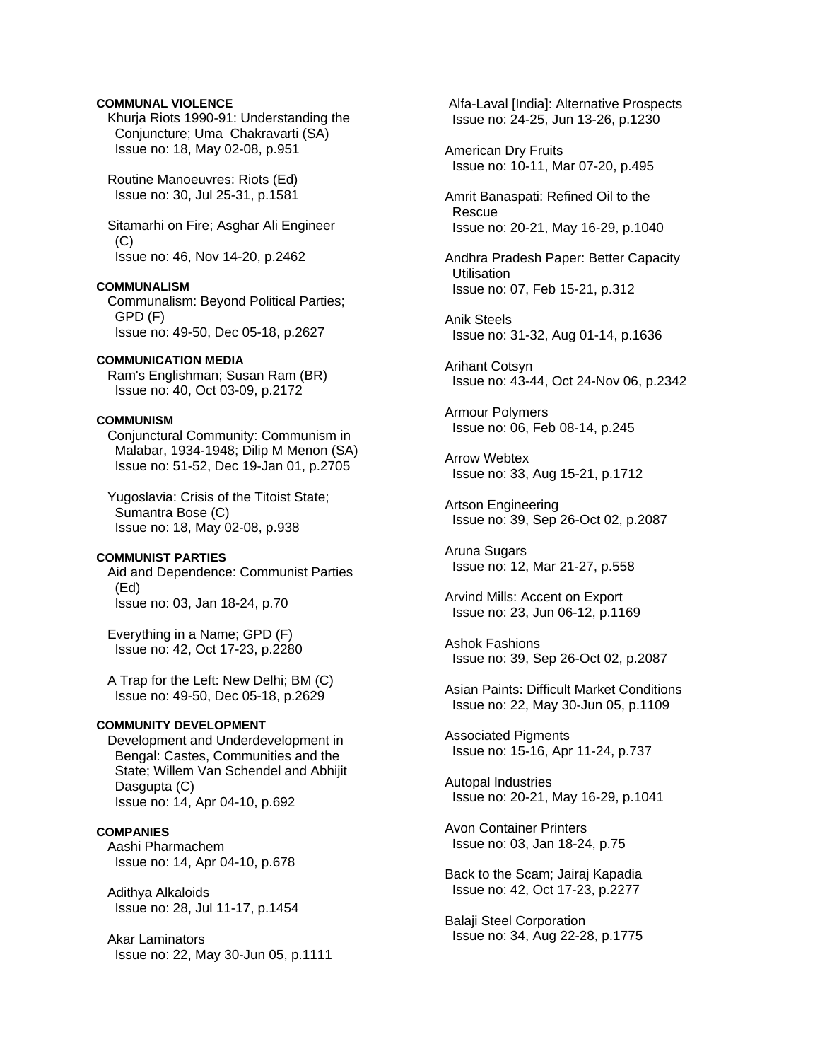**COMMUNAL VIOLENCE**

Khurja Riots 1990-91: Understanding the Conjuncture; Uma Chakravarti (SA)
Issue no: 18, May 02-08, p.951

Routine Manoeuvres: Riots (Ed)
Issue no: 30, Jul 25-31, p.1581

Sitamarhi on Fire; Asghar Ali Engineer (C)
Issue no: 46, Nov 14-20, p.2462

**COMMUNALISM**

Communalism: Beyond Political Parties; GPD (F)
Issue no: 49-50, Dec 05-18, p.2627

**COMMUNICATION MEDIA**

Ram's Englishman; Susan Ram (BR)
Issue no: 40, Oct 03-09, p.2172

**COMMUNISM**

Conjunctural Community: Communism in Malabar, 1934-1948; Dilip M Menon (SA)
Issue no: 51-52, Dec 19-Jan 01, p.2705

Yugoslavia: Crisis of the Titoist State; Sumantra Bose (C)
Issue no: 18, May 02-08, p.938

**COMMUNIST PARTIES**

Aid and Dependence: Communist Parties (Ed)
Issue no: 03, Jan 18-24, p.70

Everything in a Name; GPD (F)
Issue no: 42, Oct 17-23, p.2280

A Trap for the Left: New Delhi; BM (C)
Issue no: 49-50, Dec 05-18, p.2629

**COMMUNITY DEVELOPMENT**

Development and Underdevelopment in Bengal: Castes, Communities and the State; Willem Van Schendel and Abhijit Dasgupta (C)
Issue no: 14, Apr 04-10, p.692

**COMPANIES**

Aashi Pharmachem
Issue no: 14, Apr 04-10, p.678

Adithya Alkaloids
Issue no: 28, Jul 11-17, p.1454

Akar Laminators
Issue no: 22, May 30-Jun 05, p.1111

Alfa-Laval [India]: Alternative Prospects
Issue no: 24-25, Jun 13-26, p.1230

American Dry Fruits
Issue no: 10-11, Mar 07-20, p.495

Amrit Banaspati: Refined Oil to the Rescue
Issue no: 20-21, May 16-29, p.1040

Andhra Pradesh Paper: Better Capacity Utilisation
Issue no: 07, Feb 15-21, p.312

Anik Steels
Issue no: 31-32, Aug 01-14, p.1636

Arihant Cotsyn
Issue no: 43-44, Oct 24-Nov 06, p.2342

Armour Polymers
Issue no: 06, Feb 08-14, p.245

Arrow Webtex
Issue no: 33, Aug 15-21, p.1712

Artson Engineering
Issue no: 39, Sep 26-Oct 02, p.2087

Aruna Sugars
Issue no: 12, Mar 21-27, p.558

Arvind Mills: Accent on Export
Issue no: 23, Jun 06-12, p.1169

Ashok Fashions
Issue no: 39, Sep 26-Oct 02, p.2087

Asian Paints: Difficult Market Conditions
Issue no: 22, May 30-Jun 05, p.1109

Associated Pigments
Issue no: 15-16, Apr 11-24, p.737

Autopal Industries
Issue no: 20-21, May 16-29, p.1041

Avon Container Printers
Issue no: 03, Jan 18-24, p.75

Back to the Scam; Jairaj Kapadia
Issue no: 42, Oct 17-23, p.2277

Balaji Steel Corporation
Issue no: 34, Aug 22-28, p.1775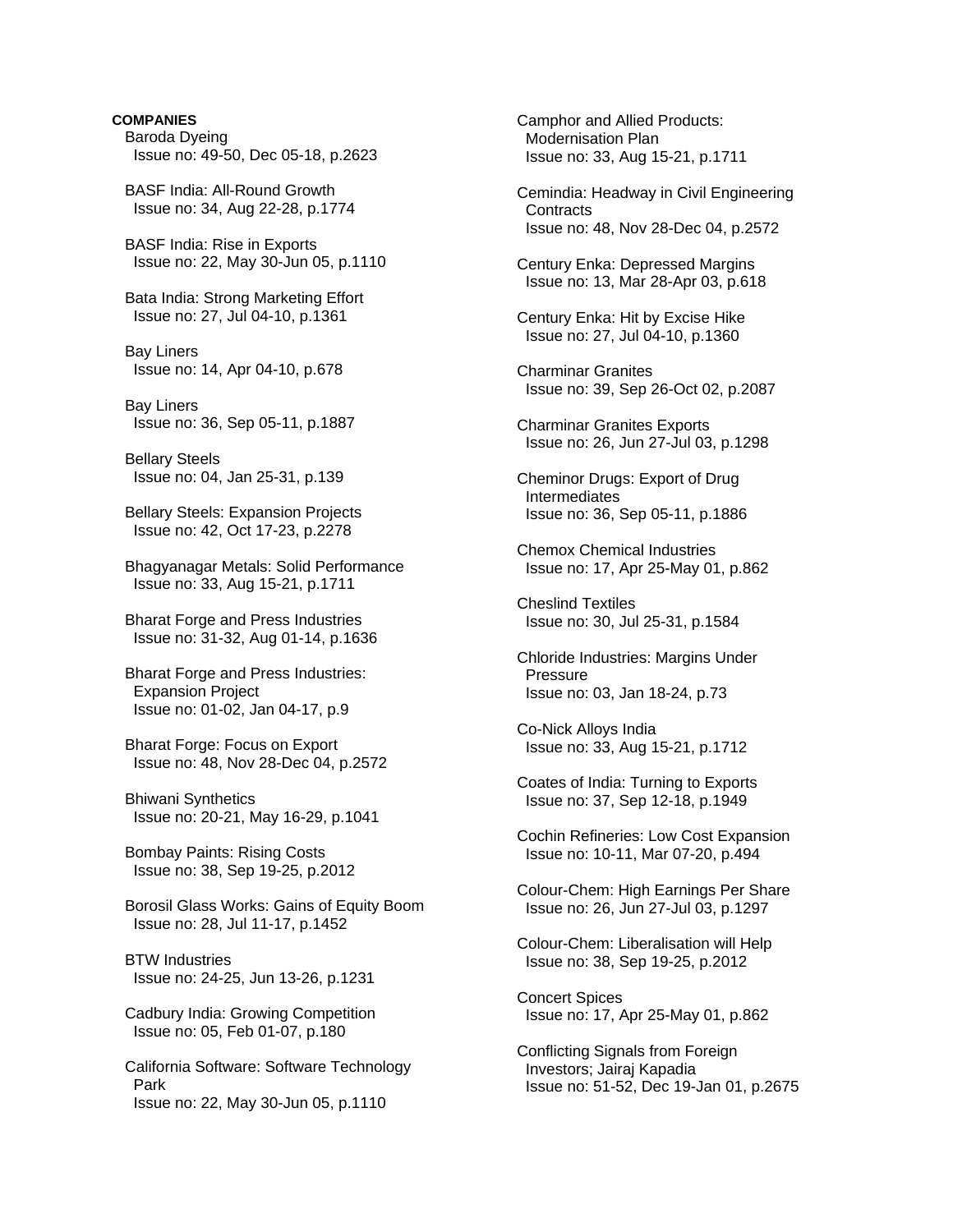**COMPANIES**

Baroda Dyeing
Issue no: 49-50, Dec 05-18, p.2623

BASF India: All-Round Growth
Issue no: 34, Aug 22-28, p.1774

BASF India: Rise in Exports
Issue no: 22, May 30-Jun 05, p.1110

Bata India: Strong Marketing Effort
Issue no: 27, Jul 04-10, p.1361

Bay Liners
Issue no: 14, Apr 04-10, p.678

Bay Liners
Issue no: 36, Sep 05-11, p.1887

Bellary Steels
Issue no: 04, Jan 25-31, p.139

Bellary Steels: Expansion Projects
Issue no: 42, Oct 17-23, p.2278

Bhagyanagar Metals: Solid Performance
Issue no: 33, Aug 15-21, p.1711

Bharat Forge and Press Industries
Issue no: 31-32, Aug 01-14, p.1636

Bharat Forge and Press Industries: Expansion Project
Issue no: 01-02, Jan 04-17, p.9

Bharat Forge: Focus on Export
Issue no: 48, Nov 28-Dec 04, p.2572

Bhiwani Synthetics
Issue no: 20-21, May 16-29, p.1041

Bombay Paints: Rising Costs
Issue no: 38, Sep 19-25, p.2012

Borosil Glass Works: Gains of Equity Boom
Issue no: 28, Jul 11-17, p.1452

BTW Industries
Issue no: 24-25, Jun 13-26, p.1231

Cadbury India: Growing Competition
Issue no: 05, Feb 01-07, p.180

California Software: Software Technology Park
Issue no: 22, May 30-Jun 05, p.1110

Camphor and Allied Products: Modernisation Plan
Issue no: 33, Aug 15-21, p.1711

Cemindia: Headway in Civil Engineering Contracts
Issue no: 48, Nov 28-Dec 04, p.2572

Century Enka: Depressed Margins
Issue no: 13, Mar 28-Apr 03, p.618

Century Enka: Hit by Excise Hike
Issue no: 27, Jul 04-10, p.1360

Charminar Granites
Issue no: 39, Sep 26-Oct 02, p.2087

Charminar Granites Exports
Issue no: 26, Jun 27-Jul 03, p.1298

Cheminor Drugs: Export of Drug Intermediates
Issue no: 36, Sep 05-11, p.1886

Chemox Chemical Industries
Issue no: 17, Apr 25-May 01, p.862

Cheslind Textiles
Issue no: 30, Jul 25-31, p.1584

Chloride Industries: Margins Under Pressure
Issue no: 03, Jan 18-24, p.73

Co-Nick Alloys India
Issue no: 33, Aug 15-21, p.1712

Coates of India: Turning to Exports
Issue no: 37, Sep 12-18, p.1949

Cochin Refineries: Low Cost Expansion
Issue no: 10-11, Mar 07-20, p.494

Colour-Chem: High Earnings Per Share
Issue no: 26, Jun 27-Jul 03, p.1297

Colour-Chem: Liberalisation will Help
Issue no: 38, Sep 19-25, p.2012

Concert Spices
Issue no: 17, Apr 25-May 01, p.862

Conflicting Signals from Foreign Investors; Jairaj Kapadia
Issue no: 51-52, Dec 19-Jan 01, p.2675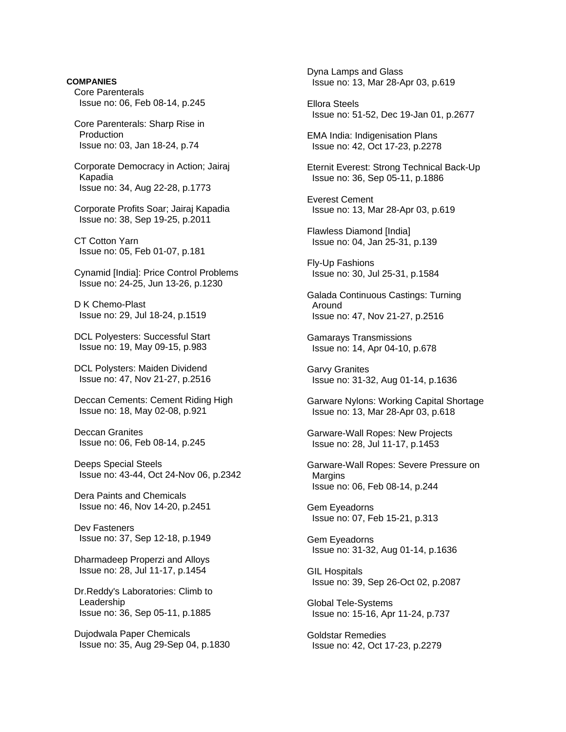**COMPANIES**

Core Parenterals
Issue no: 06, Feb 08-14, p.245

Core Parenterals: Sharp Rise in Production
Issue no: 03, Jan 18-24, p.74

Corporate Democracy in Action; Jairaj Kapadia
Issue no: 34, Aug 22-28, p.1773

Corporate Profits Soar; Jairaj Kapadia
Issue no: 38, Sep 19-25, p.2011

CT Cotton Yarn
Issue no: 05, Feb 01-07, p.181

Cynamid [India]: Price Control Problems
Issue no: 24-25, Jun 13-26, p.1230

D K Chemo-Plast
Issue no: 29, Jul 18-24, p.1519

DCL Polyesters: Successful Start
Issue no: 19, May 09-15, p.983

DCL Polysters: Maiden Dividend
Issue no: 47, Nov 21-27, p.2516

Deccan Cements: Cement Riding High
Issue no: 18, May 02-08, p.921

Deccan Granites
Issue no: 06, Feb 08-14, p.245

Deeps Special Steels
Issue no: 43-44, Oct 24-Nov 06, p.2342

Dera Paints and Chemicals
Issue no: 46, Nov 14-20, p.2451

Dev Fasteners
Issue no: 37, Sep 12-18, p.1949

Dharmadeep Properzi and Alloys
Issue no: 28, Jul 11-17, p.1454

Dr.Reddy's Laboratories: Climb to Leadership
Issue no: 36, Sep 05-11, p.1885

Dujodwala Paper Chemicals
Issue no: 35, Aug 29-Sep 04, p.1830

Dyna Lamps and Glass
Issue no: 13, Mar 28-Apr 03, p.619

Ellora Steels
Issue no: 51-52, Dec 19-Jan 01, p.2677

EMA India: Indigenisation Plans
Issue no: 42, Oct 17-23, p.2278

Eternit Everest: Strong Technical Back-Up
Issue no: 36, Sep 05-11, p.1886

Everest Cement
Issue no: 13, Mar 28-Apr 03, p.619

Flawless Diamond [India]
Issue no: 04, Jan 25-31, p.139

Fly-Up Fashions
Issue no: 30, Jul 25-31, p.1584

Galada Continuous Castings: Turning Around
Issue no: 47, Nov 21-27, p.2516

Gamarays Transmissions
Issue no: 14, Apr 04-10, p.678

Garvy Granites
Issue no: 31-32, Aug 01-14, p.1636

Garware Nylons: Working Capital Shortage
Issue no: 13, Mar 28-Apr 03, p.618

Garware-Wall Ropes: New Projects
Issue no: 28, Jul 11-17, p.1453

Garware-Wall Ropes: Severe Pressure on Margins
Issue no: 06, Feb 08-14, p.244

Gem Eyeadorns
Issue no: 07, Feb 15-21, p.313

Gem Eyeadorns
Issue no: 31-32, Aug 01-14, p.1636

GIL Hospitals
Issue no: 39, Sep 26-Oct 02, p.2087

Global Tele-Systems
Issue no: 15-16, Apr 11-24, p.737

Goldstar Remedies
Issue no: 42, Oct 17-23, p.2279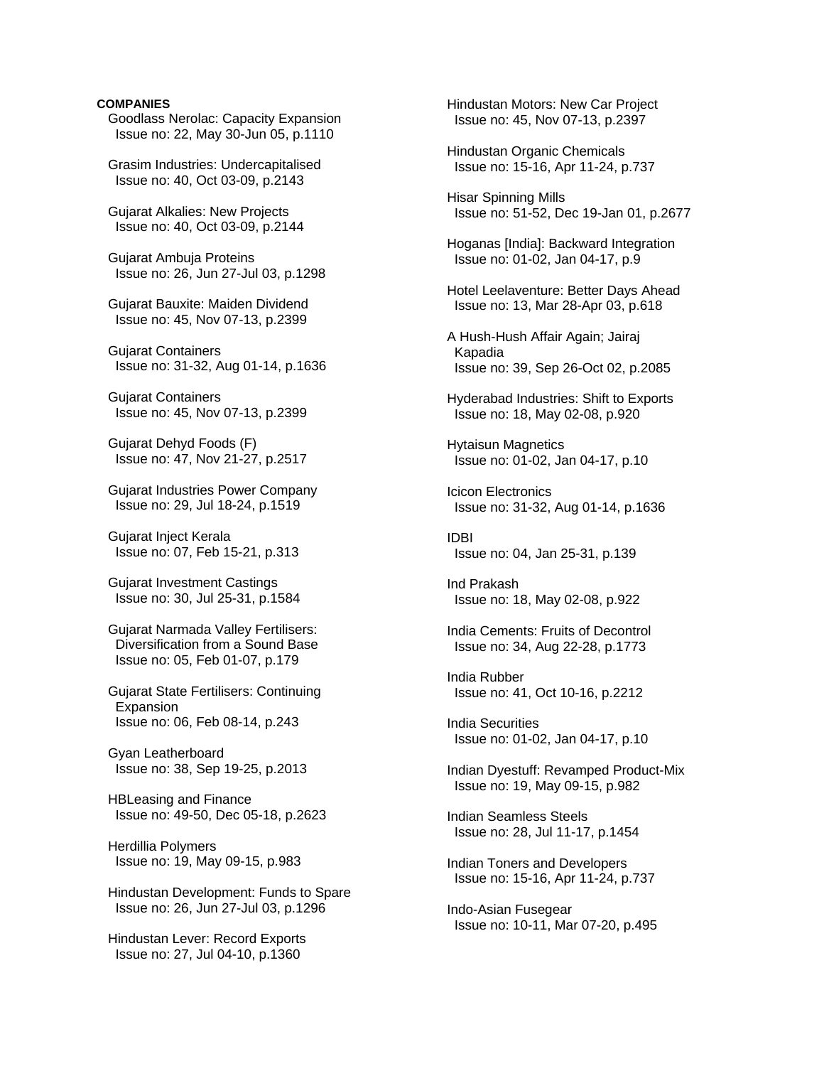**COMPANIES**

Goodlass Nerolac: Capacity Expansion
Issue no: 22, May 30-Jun 05, p.1110

Grasim Industries: Undercapitalised
Issue no: 40, Oct 03-09, p.2143

Gujarat Alkalies: New Projects
Issue no: 40, Oct 03-09, p.2144

Gujarat Ambuja Proteins
Issue no: 26, Jun 27-Jul 03, p.1298

Gujarat Bauxite: Maiden Dividend
Issue no: 45, Nov 07-13, p.2399

Gujarat Containers
Issue no: 31-32, Aug 01-14, p.1636

Gujarat Containers
Issue no: 45, Nov 07-13, p.2399

Gujarat Dehyd Foods (F)
Issue no: 47, Nov 21-27, p.2517

Gujarat Industries Power Company
Issue no: 29, Jul 18-24, p.1519

Gujarat Inject Kerala
Issue no: 07, Feb 15-21, p.313

Gujarat Investment Castings
Issue no: 30, Jul 25-31, p.1584

Gujarat Narmada Valley Fertilisers: Diversification from a Sound Base
Issue no: 05, Feb 01-07, p.179

Gujarat State Fertilisers: Continuing Expansion
Issue no: 06, Feb 08-14, p.243

Gyan Leatherboard
Issue no: 38, Sep 19-25, p.2013

HBLeasing and Finance
Issue no: 49-50, Dec 05-18, p.2623

Herdillia Polymers
Issue no: 19, May 09-15, p.983

Hindustan Development: Funds to Spare
Issue no: 26, Jun 27-Jul 03, p.1296

Hindustan Lever: Record Exports
Issue no: 27, Jul 04-10, p.1360

Hindustan Motors: New Car Project
Issue no: 45, Nov 07-13, p.2397

Hindustan Organic Chemicals
Issue no: 15-16, Apr 11-24, p.737

Hisar Spinning Mills
Issue no: 51-52, Dec 19-Jan 01, p.2677

Hoganas [India]: Backward Integration
Issue no: 01-02, Jan 04-17, p.9

Hotel Leelaventure: Better Days Ahead
Issue no: 13, Mar 28-Apr 03, p.618

A Hush-Hush Affair Again; Jairaj Kapadia
Issue no: 39, Sep 26-Oct 02, p.2085

Hyderabad Industries: Shift to Exports
Issue no: 18, May 02-08, p.920

Hytaisun Magnetics
Issue no: 01-02, Jan 04-17, p.10

Icicon Electronics
Issue no: 31-32, Aug 01-14, p.1636

IDBI
Issue no: 04, Jan 25-31, p.139

Ind Prakash
Issue no: 18, May 02-08, p.922

India Cements: Fruits of Decontrol
Issue no: 34, Aug 22-28, p.1773

India Rubber
Issue no: 41, Oct 10-16, p.2212

India Securities
Issue no: 01-02, Jan 04-17, p.10

Indian Dyestuff: Revamped Product-Mix
Issue no: 19, May 09-15, p.982

Indian Seamless Steels
Issue no: 28, Jul 11-17, p.1454

Indian Toners and Developers
Issue no: 15-16, Apr 11-24, p.737

Indo-Asian Fusegear
Issue no: 10-11, Mar 07-20, p.495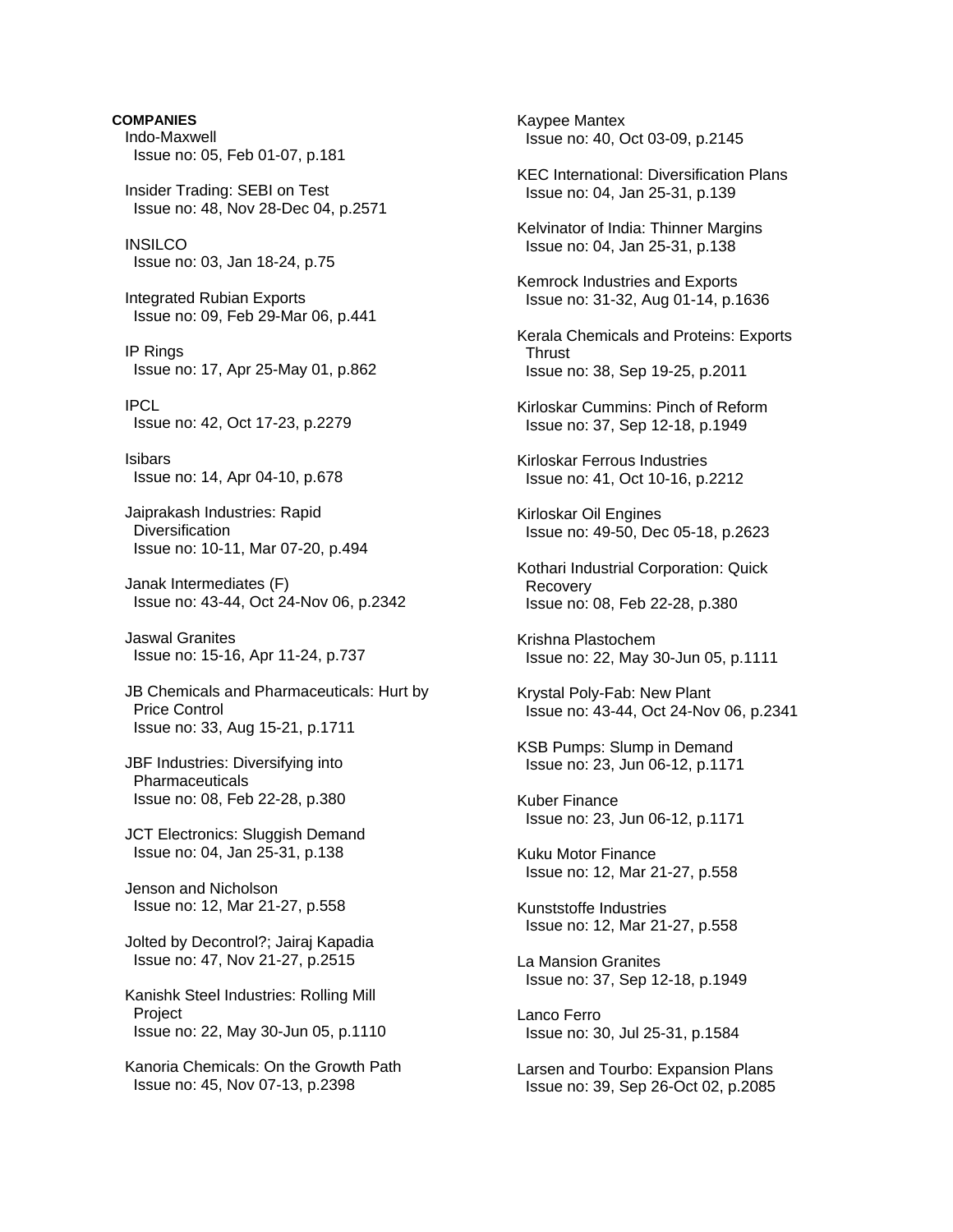**COMPANIES**

Indo-Maxwell
Issue no: 05, Feb 01-07, p.181

Insider Trading: SEBI on Test
Issue no: 48, Nov 28-Dec 04, p.2571

INSILCO
Issue no: 03, Jan 18-24, p.75

Integrated Rubian Exports
Issue no: 09, Feb 29-Mar 06, p.441

IP Rings
Issue no: 17, Apr 25-May 01, p.862

IPCL
Issue no: 42, Oct 17-23, p.2279

Isibars
Issue no: 14, Apr 04-10, p.678

Jaiprakash Industries: Rapid Diversification
Issue no: 10-11, Mar 07-20, p.494

Janak Intermediates (F)
Issue no: 43-44, Oct 24-Nov 06, p.2342

Jaswal Granites
Issue no: 15-16, Apr 11-24, p.737

JB Chemicals and Pharmaceuticals: Hurt by Price Control
Issue no: 33, Aug 15-21, p.1711

JBF Industries: Diversifying into Pharmaceuticals
Issue no: 08, Feb 22-28, p.380

JCT Electronics: Sluggish Demand
Issue no: 04, Jan 25-31, p.138

Jenson and Nicholson
Issue no: 12, Mar 21-27, p.558

Jolted by Decontrol?; Jairaj Kapadia
Issue no: 47, Nov 21-27, p.2515

Kanishk Steel Industries: Rolling Mill Project
Issue no: 22, May 30-Jun 05, p.1110

Kanoria Chemicals: On the Growth Path
Issue no: 45, Nov 07-13, p.2398

Kaypee Mantex
Issue no: 40, Oct 03-09, p.2145

KEC International: Diversification Plans
Issue no: 04, Jan 25-31, p.139

Kelvinator of India: Thinner Margins
Issue no: 04, Jan 25-31, p.138

Kemrock Industries and Exports
Issue no: 31-32, Aug 01-14, p.1636

Kerala Chemicals and Proteins: Exports Thrust
Issue no: 38, Sep 19-25, p.2011

Kirloskar Cummins: Pinch of Reform
Issue no: 37, Sep 12-18, p.1949

Kirloskar Ferrous Industries
Issue no: 41, Oct 10-16, p.2212

Kirloskar Oil Engines
Issue no: 49-50, Dec 05-18, p.2623

Kothari Industrial Corporation: Quick Recovery
Issue no: 08, Feb 22-28, p.380

Krishna Plastochem
Issue no: 22, May 30-Jun 05, p.1111

Krystal Poly-Fab: New Plant
Issue no: 43-44, Oct 24-Nov 06, p.2341

KSB Pumps: Slump in Demand
Issue no: 23, Jun 06-12, p.1171

Kuber Finance
Issue no: 23, Jun 06-12, p.1171

Kuku Motor Finance
Issue no: 12, Mar 21-27, p.558

Kunststoffe Industries
Issue no: 12, Mar 21-27, p.558

La Mansion Granites
Issue no: 37, Sep 12-18, p.1949

Lanco Ferro
Issue no: 30, Jul 25-31, p.1584

Larsen and Tourbo: Expansion Plans
Issue no: 39, Sep 26-Oct 02, p.2085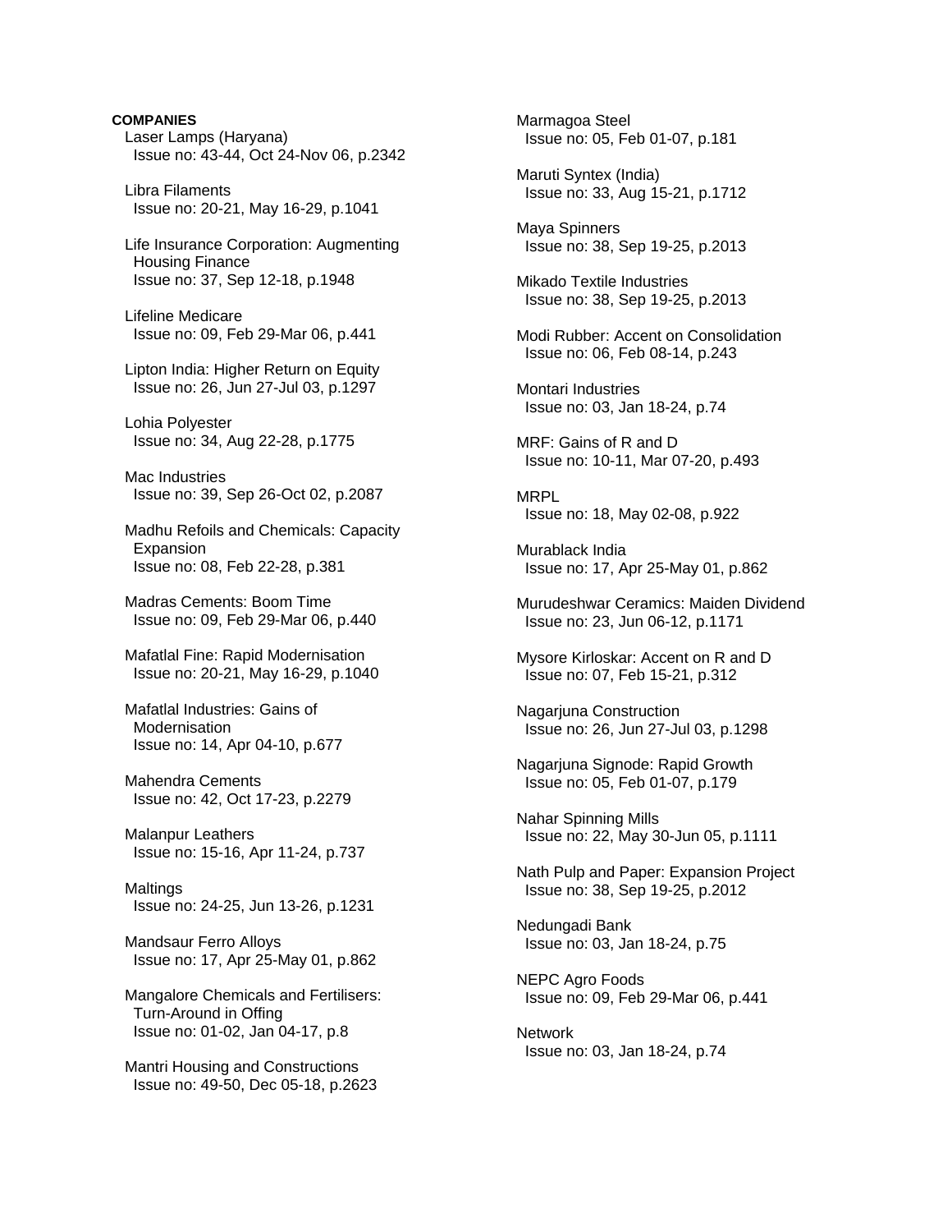**COMPANIES**

Laser Lamps (Haryana)
Issue no: 43-44, Oct 24-Nov 06, p.2342

Libra Filaments
Issue no: 20-21, May 16-29, p.1041

Life Insurance Corporation: Augmenting Housing Finance
Issue no: 37, Sep 12-18, p.1948

Lifeline Medicare
Issue no: 09, Feb 29-Mar 06, p.441

Lipton India: Higher Return on Equity
Issue no: 26, Jun 27-Jul 03, p.1297

Lohia Polyester
Issue no: 34, Aug 22-28, p.1775

Mac Industries
Issue no: 39, Sep 26-Oct 02, p.2087

Madhu Refoils and Chemicals: Capacity Expansion
Issue no: 08, Feb 22-28, p.381

Madras Cements: Boom Time
Issue no: 09, Feb 29-Mar 06, p.440

Mafatlal Fine: Rapid Modernisation
Issue no: 20-21, May 16-29, p.1040

Mafatlal Industries: Gains of Modernisation
Issue no: 14, Apr 04-10, p.677

Mahendra Cements
Issue no: 42, Oct 17-23, p.2279

Malanpur Leathers
Issue no: 15-16, Apr 11-24, p.737

Maltings
Issue no: 24-25, Jun 13-26, p.1231

Mandsaur Ferro Alloys
Issue no: 17, Apr 25-May 01, p.862

Mangalore Chemicals and Fertilisers: Turn-Around in Offing
Issue no: 01-02, Jan 04-17, p.8

Mantri Housing and Constructions
Issue no: 49-50, Dec 05-18, p.2623

Marmagoa Steel
Issue no: 05, Feb 01-07, p.181

Maruti Syntex (India)
Issue no: 33, Aug 15-21, p.1712

Maya Spinners
Issue no: 38, Sep 19-25, p.2013

Mikado Textile Industries
Issue no: 38, Sep 19-25, p.2013

Modi Rubber: Accent on Consolidation
Issue no: 06, Feb 08-14, p.243

Montari Industries
Issue no: 03, Jan 18-24, p.74

MRF: Gains of R and D
Issue no: 10-11, Mar 07-20, p.493

MRPL
Issue no: 18, May 02-08, p.922

Murablack India
Issue no: 17, Apr 25-May 01, p.862

Murudeshwar Ceramics: Maiden Dividend
Issue no: 23, Jun 06-12, p.1171

Mysore Kirloskar: Accent on R and D
Issue no: 07, Feb 15-21, p.312

Nagarjuna Construction
Issue no: 26, Jun 27-Jul 03, p.1298

Nagarjuna Signode: Rapid Growth
Issue no: 05, Feb 01-07, p.179

Nahar Spinning Mills
Issue no: 22, May 30-Jun 05, p.1111

Nath Pulp and Paper: Expansion Project
Issue no: 38, Sep 19-25, p.2012

Nedungadi Bank
Issue no: 03, Jan 18-24, p.75

NEPC Agro Foods
Issue no: 09, Feb 29-Mar 06, p.441

Network
Issue no: 03, Jan 18-24, p.74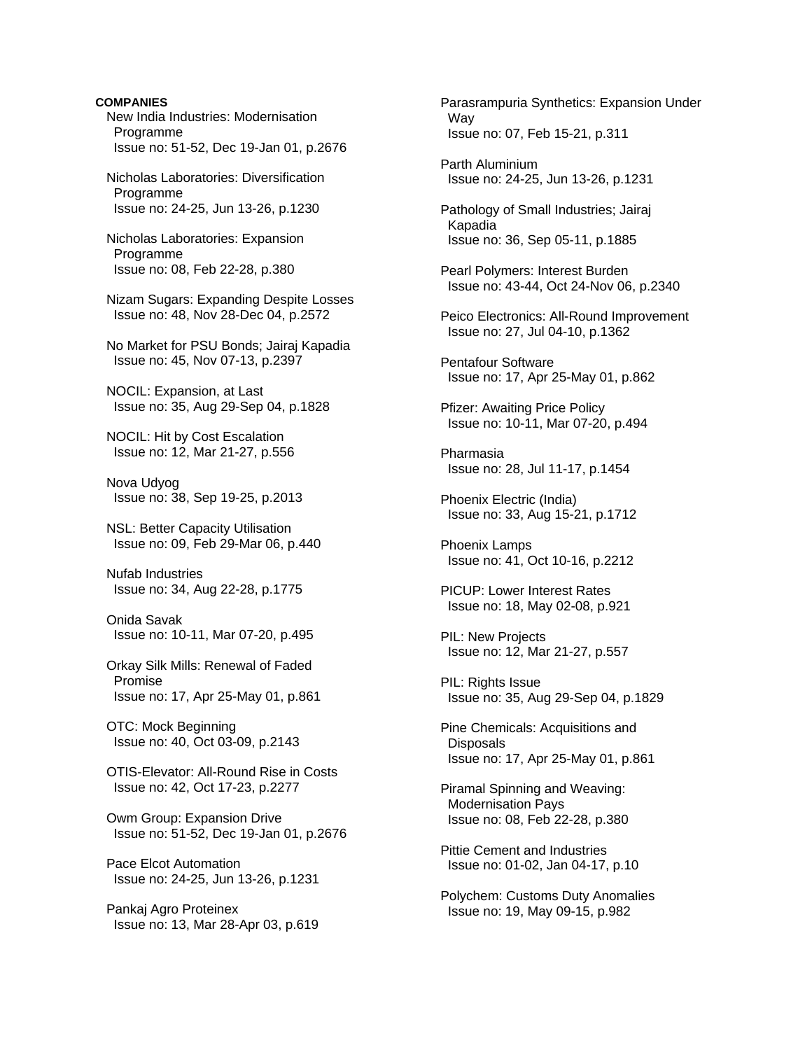**COMPANIES**

New India Industries: Modernisation Programme
Issue no: 51-52, Dec 19-Jan 01, p.2676

Nicholas Laboratories: Diversification Programme
Issue no: 24-25, Jun 13-26, p.1230

Nicholas Laboratories: Expansion Programme
Issue no: 08, Feb 22-28, p.380

Nizam Sugars: Expanding Despite Losses
Issue no: 48, Nov 28-Dec 04, p.2572

No Market for PSU Bonds; Jairaj Kapadia
Issue no: 45, Nov 07-13, p.2397

NOCIL: Expansion, at Last
Issue no: 35, Aug 29-Sep 04, p.1828

NOCIL: Hit by Cost Escalation
Issue no: 12, Mar 21-27, p.556

Nova Udyog
Issue no: 38, Sep 19-25, p.2013

NSL: Better Capacity Utilisation
Issue no: 09, Feb 29-Mar 06, p.440

Nufab Industries
Issue no: 34, Aug 22-28, p.1775

Onida Savak
Issue no: 10-11, Mar 07-20, p.495

Orkay Silk Mills: Renewal of Faded Promise
Issue no: 17, Apr 25-May 01, p.861

OTC: Mock Beginning
Issue no: 40, Oct 03-09, p.2143

OTIS-Elevator: All-Round Rise in Costs
Issue no: 42, Oct 17-23, p.2277

Owm Group: Expansion Drive
Issue no: 51-52, Dec 19-Jan 01, p.2676

Pace Elcot Automation
Issue no: 24-25, Jun 13-26, p.1231

Pankaj Agro Proteinex
Issue no: 13, Mar 28-Apr 03, p.619

Parasrampuria Synthetics: Expansion Under Way
Issue no: 07, Feb 15-21, p.311

Parth Aluminium
Issue no: 24-25, Jun 13-26, p.1231

Pathology of Small Industries; Jairaj Kapadia
Issue no: 36, Sep 05-11, p.1885

Pearl Polymers: Interest Burden
Issue no: 43-44, Oct 24-Nov 06, p.2340

Peico Electronics: All-Round Improvement
Issue no: 27, Jul 04-10, p.1362

Pentafour Software
Issue no: 17, Apr 25-May 01, p.862

Pfizer: Awaiting Price Policy
Issue no: 10-11, Mar 07-20, p.494

Pharmasia
Issue no: 28, Jul 11-17, p.1454

Phoenix Electric (India)
Issue no: 33, Aug 15-21, p.1712

Phoenix Lamps
Issue no: 41, Oct 10-16, p.2212

PICUP: Lower Interest Rates
Issue no: 18, May 02-08, p.921

PIL: New Projects
Issue no: 12, Mar 21-27, p.557

PIL: Rights Issue
Issue no: 35, Aug 29-Sep 04, p.1829

Pine Chemicals: Acquisitions and Disposals
Issue no: 17, Apr 25-May 01, p.861

Piramal Spinning and Weaving: Modernisation Pays
Issue no: 08, Feb 22-28, p.380

Pittie Cement and Industries
Issue no: 01-02, Jan 04-17, p.10

Polychem: Customs Duty Anomalies
Issue no: 19, May 09-15, p.982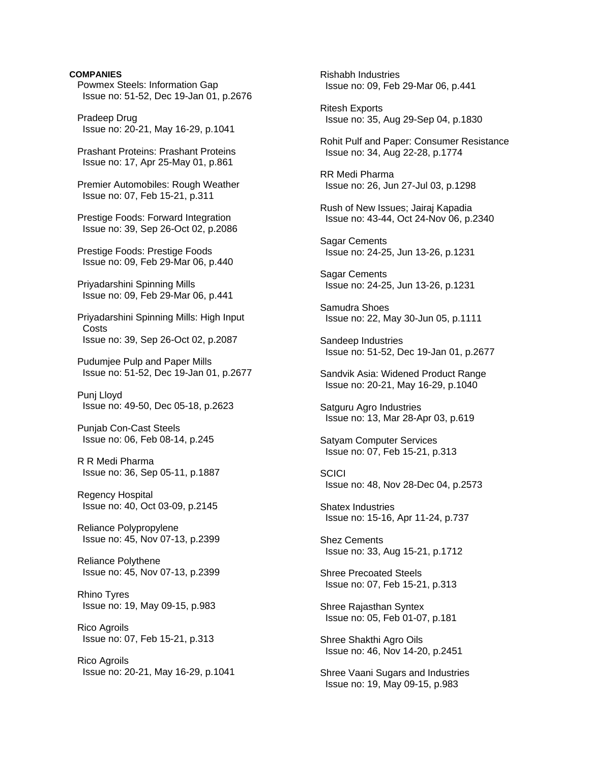**COMPANIES**

Powmex Steels: Information Gap
Issue no: 51-52, Dec 19-Jan 01, p.2676

Pradeep Drug
Issue no: 20-21, May 16-29, p.1041

Prashant Proteins: Prashant Proteins
Issue no: 17, Apr 25-May 01, p.861

Premier Automobiles: Rough Weather
Issue no: 07, Feb 15-21, p.311

Prestige Foods: Forward Integration
Issue no: 39, Sep 26-Oct 02, p.2086

Prestige Foods: Prestige Foods
Issue no: 09, Feb 29-Mar 06, p.440

Priyadarshini Spinning Mills
Issue no: 09, Feb 29-Mar 06, p.441

Priyadarshini Spinning Mills: High Input Costs
Issue no: 39, Sep 26-Oct 02, p.2087

Pudumjee Pulp and Paper Mills
Issue no: 51-52, Dec 19-Jan 01, p.2677

Punj Lloyd
Issue no: 49-50, Dec 05-18, p.2623

Punjab Con-Cast Steels
Issue no: 06, Feb 08-14, p.245

R R Medi Pharma
Issue no: 36, Sep 05-11, p.1887

Regency Hospital
Issue no: 40, Oct 03-09, p.2145

Reliance Polypropylene
Issue no: 45, Nov 07-13, p.2399

Reliance Polythene
Issue no: 45, Nov 07-13, p.2399

Rhino Tyres
Issue no: 19, May 09-15, p.983

Rico Agroils
Issue no: 07, Feb 15-21, p.313

Rico Agroils
Issue no: 20-21, May 16-29, p.1041

Rishabh Industries
Issue no: 09, Feb 29-Mar 06, p.441

Ritesh Exports
Issue no: 35, Aug 29-Sep 04, p.1830

Rohit Pulf and Paper: Consumer Resistance
Issue no: 34, Aug 22-28, p.1774

RR Medi Pharma
Issue no: 26, Jun 27-Jul 03, p.1298

Rush of New Issues; Jairaj Kapadia
Issue no: 43-44, Oct 24-Nov 06, p.2340

Sagar Cements
Issue no: 24-25, Jun 13-26, p.1231

Sagar Cements
Issue no: 24-25, Jun 13-26, p.1231

Samudra Shoes
Issue no: 22, May 30-Jun 05, p.1111

Sandeep Industries
Issue no: 51-52, Dec 19-Jan 01, p.2677

Sandvik Asia: Widened Product Range
Issue no: 20-21, May 16-29, p.1040

Satguru Agro Industries
Issue no: 13, Mar 28-Apr 03, p.619

Satyam Computer Services
Issue no: 07, Feb 15-21, p.313

SCICI
Issue no: 48, Nov 28-Dec 04, p.2573

Shatex Industries
Issue no: 15-16, Apr 11-24, p.737

Shez Cements
Issue no: 33, Aug 15-21, p.1712

Shree Precoated Steels
Issue no: 07, Feb 15-21, p.313

Shree Rajasthan Syntex
Issue no: 05, Feb 01-07, p.181

Shree Shakthi Agro Oils
Issue no: 46, Nov 14-20, p.2451

Shree Vaani Sugars and Industries
Issue no: 19, May 09-15, p.983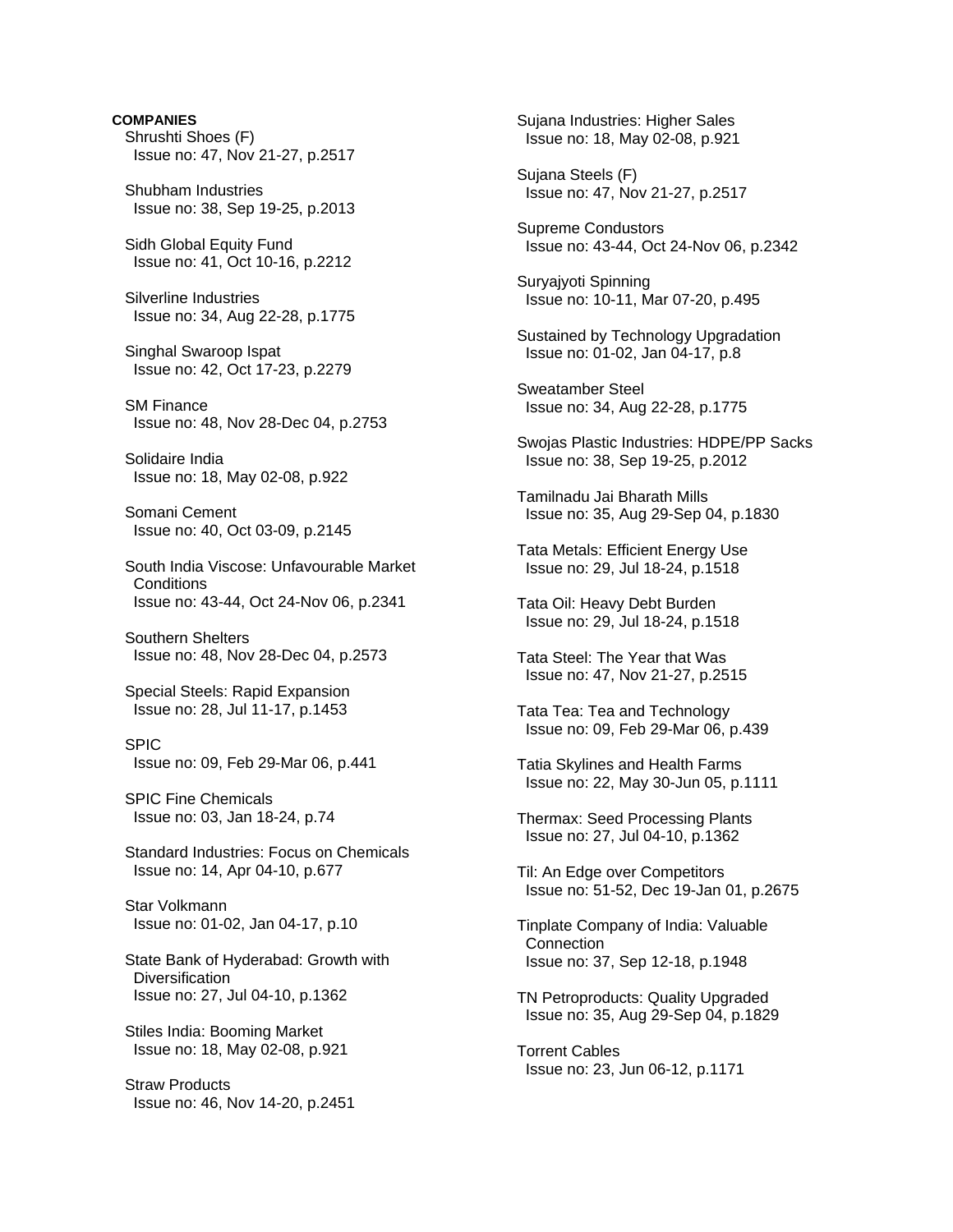**COMPANIES**

Shrushti Shoes (F)
Issue no: 47, Nov 21-27, p.2517

Shubham Industries
Issue no: 38, Sep 19-25, p.2013

Sidh Global Equity Fund
Issue no: 41, Oct 10-16, p.2212

Silverline Industries
Issue no: 34, Aug 22-28, p.1775

Singhal Swaroop Ispat
Issue no: 42, Oct 17-23, p.2279

SM Finance
Issue no: 48, Nov 28-Dec 04, p.2753

Solidaire India
Issue no: 18, May 02-08, p.922

Somani Cement
Issue no: 40, Oct 03-09, p.2145

South India Viscose: Unfavourable Market Conditions
Issue no: 43-44, Oct 24-Nov 06, p.2341

Southern Shelters
Issue no: 48, Nov 28-Dec 04, p.2573

Special Steels: Rapid Expansion
Issue no: 28, Jul 11-17, p.1453

SPIC
Issue no: 09, Feb 29-Mar 06, p.441

SPIC Fine Chemicals
Issue no: 03, Jan 18-24, p.74

Standard Industries: Focus on Chemicals
Issue no: 14, Apr 04-10, p.677

Star Volkmann
Issue no: 01-02, Jan 04-17, p.10

State Bank of Hyderabad: Growth with Diversification
Issue no: 27, Jul 04-10, p.1362

Stiles India: Booming Market
Issue no: 18, May 02-08, p.921

Straw Products
Issue no: 46, Nov 14-20, p.2451

Sujana Industries: Higher Sales
Issue no: 18, May 02-08, p.921

Sujana Steels (F)
Issue no: 47, Nov 21-27, p.2517

Supreme Condustors
Issue no: 43-44, Oct 24-Nov 06, p.2342

Suryajyoti Spinning
Issue no: 10-11, Mar 07-20, p.495

Sustained by Technology Upgradation
Issue no: 01-02, Jan 04-17, p.8

Sweatamber Steel
Issue no: 34, Aug 22-28, p.1775

Swojas Plastic Industries: HDPE/PP Sacks
Issue no: 38, Sep 19-25, p.2012

Tamilnadu Jai Bharath Mills
Issue no: 35, Aug 29-Sep 04, p.1830

Tata Metals: Efficient Energy Use
Issue no: 29, Jul 18-24, p.1518

Tata Oil: Heavy Debt Burden
Issue no: 29, Jul 18-24, p.1518

Tata Steel: The Year that Was
Issue no: 47, Nov 21-27, p.2515

Tata Tea: Tea and Technology
Issue no: 09, Feb 29-Mar 06, p.439

Tatia Skylines and Health Farms
Issue no: 22, May 30-Jun 05, p.1111

Thermax: Seed Processing Plants
Issue no: 27, Jul 04-10, p.1362

Til: An Edge over Competitors
Issue no: 51-52, Dec 19-Jan 01, p.2675

Tinplate Company of India: Valuable Connection
Issue no: 37, Sep 12-18, p.1948

TN Petroproducts: Quality Upgraded
Issue no: 35, Aug 29-Sep 04, p.1829

Torrent Cables
Issue no: 23, Jun 06-12, p.1171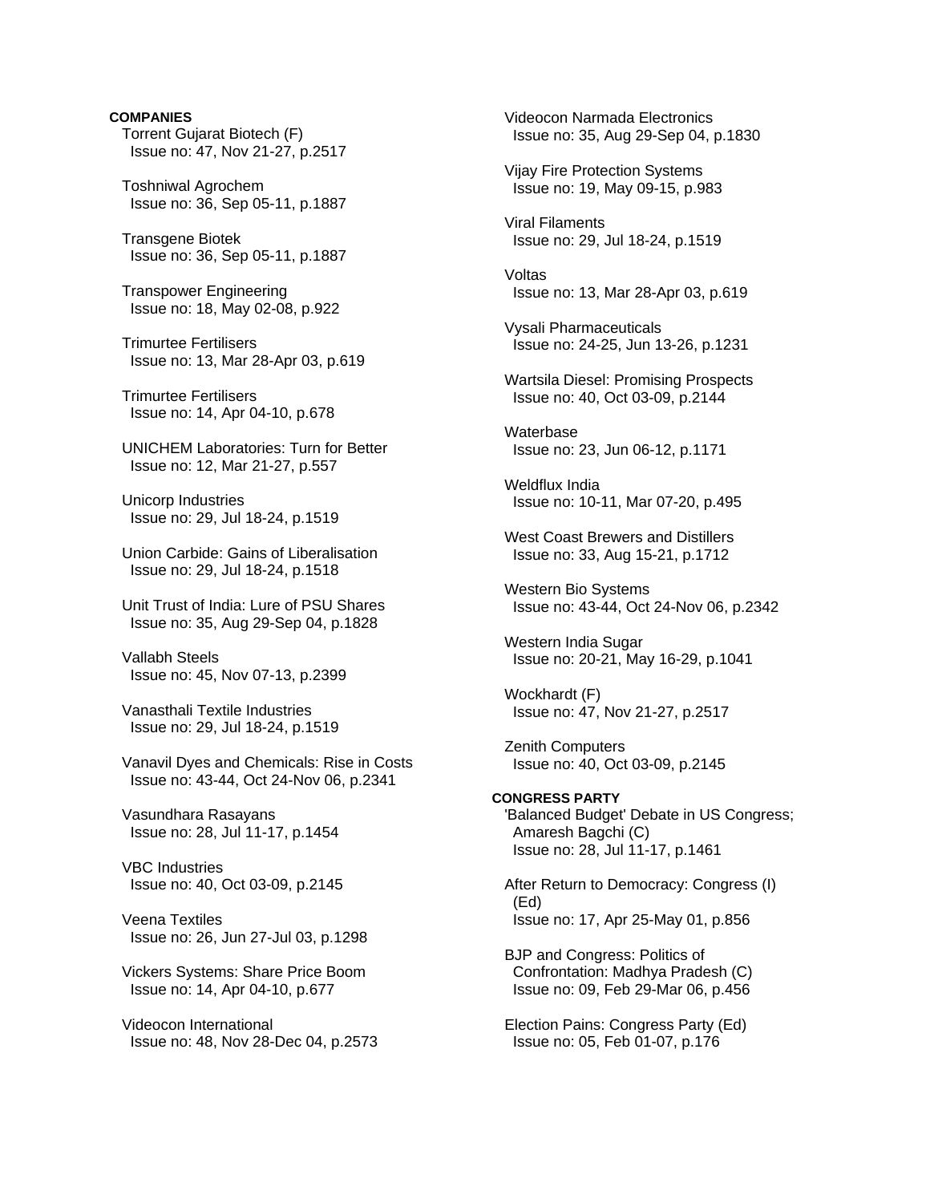**COMPANIES**

Torrent Gujarat Biotech (F)
Issue no: 47, Nov 21-27, p.2517

Toshniwal Agrochem
Issue no: 36, Sep 05-11, p.1887

Transgene Biotek
Issue no: 36, Sep 05-11, p.1887

Transpower Engineering
Issue no: 18, May 02-08, p.922

Trimurtee Fertilisers
Issue no: 13, Mar 28-Apr 03, p.619

Trimurtee Fertilisers
Issue no: 14, Apr 04-10, p.678

UNICHEM Laboratories: Turn for Better
Issue no: 12, Mar 21-27, p.557

Unicorp Industries
Issue no: 29, Jul 18-24, p.1519

Union Carbide: Gains of Liberalisation
Issue no: 29, Jul 18-24, p.1518

Unit Trust of India: Lure of PSU Shares
Issue no: 35, Aug 29-Sep 04, p.1828

Vallabh Steels
Issue no: 45, Nov 07-13, p.2399

Vanasthali Textile Industries
Issue no: 29, Jul 18-24, p.1519

Vanavil Dyes and Chemicals: Rise in Costs
Issue no: 43-44, Oct 24-Nov 06, p.2341

Vasundhara Rasayans
Issue no: 28, Jul 11-17, p.1454

VBC Industries
Issue no: 40, Oct 03-09, p.2145

Veena Textiles
Issue no: 26, Jun 27-Jul 03, p.1298

Vickers Systems: Share Price Boom
Issue no: 14, Apr 04-10, p.677

Videocon International
Issue no: 48, Nov 28-Dec 04, p.2573

Videocon Narmada Electronics
Issue no: 35, Aug 29-Sep 04, p.1830

Vijay Fire Protection Systems
Issue no: 19, May 09-15, p.983

Viral Filaments
Issue no: 29, Jul 18-24, p.1519

Voltas
Issue no: 13, Mar 28-Apr 03, p.619

Vysali Pharmaceuticals
Issue no: 24-25, Jun 13-26, p.1231

Wartsila Diesel: Promising Prospects
Issue no: 40, Oct 03-09, p.2144

Waterbase
Issue no: 23, Jun 06-12, p.1171

Weldflux India
Issue no: 10-11, Mar 07-20, p.495

West Coast Brewers and Distillers
Issue no: 33, Aug 15-21, p.1712

Western Bio Systems
Issue no: 43-44, Oct 24-Nov 06, p.2342

Western India Sugar
Issue no: 20-21, May 16-29, p.1041

Wockhardt (F)
Issue no: 47, Nov 21-27, p.2517

Zenith Computers
Issue no: 40, Oct 03-09, p.2145

**CONGRESS PARTY**

'Balanced Budget' Debate in US Congress; Amaresh Bagchi (C)
Issue no: 28, Jul 11-17, p.1461

After Return to Democracy: Congress (I) (Ed)
Issue no: 17, Apr 25-May 01, p.856

BJP and Congress: Politics of Confrontation: Madhya Pradesh (C)
Issue no: 09, Feb 29-Mar 06, p.456

Election Pains: Congress Party (Ed)
Issue no: 05, Feb 01-07, p.176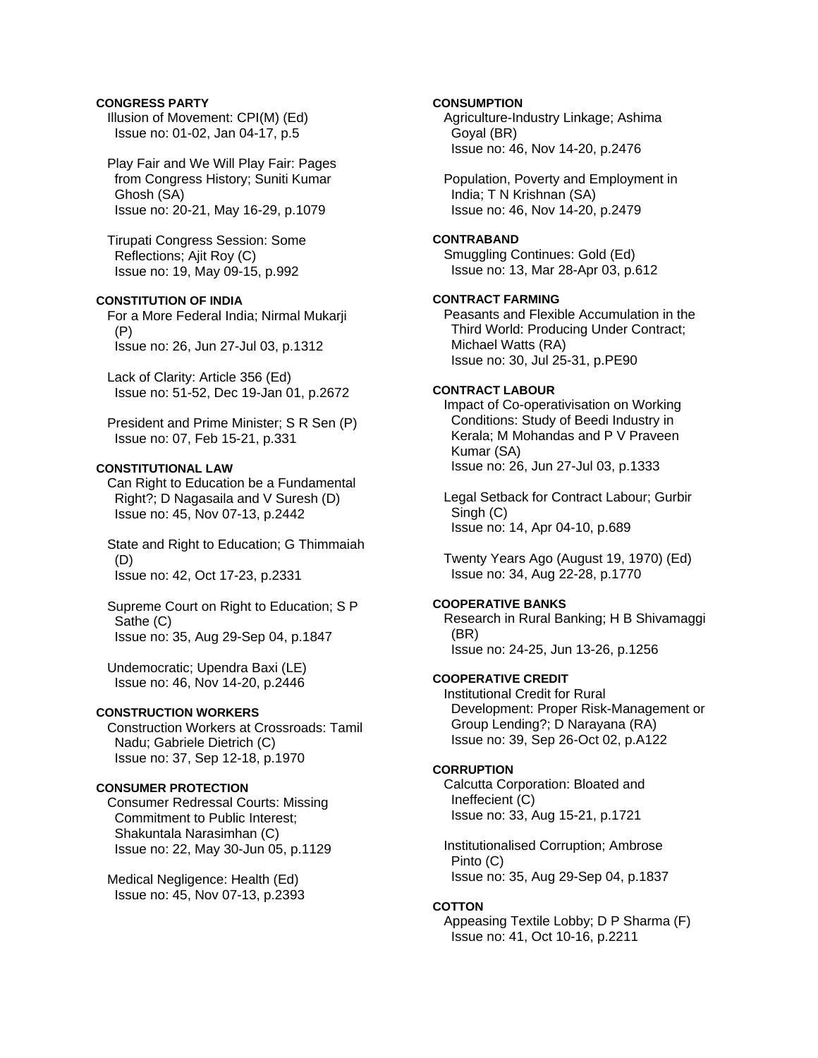**CONGRESS PARTY**

Illusion of Movement: CPI(M) (Ed)
Issue no: 01-02, Jan 04-17, p.5

Play Fair and We Will Play Fair: Pages from Congress History; Suniti Kumar Ghosh (SA)
Issue no: 20-21, May 16-29, p.1079

Tirupati Congress Session: Some Reflections; Ajit Roy (C)
Issue no: 19, May 09-15, p.992

**CONSTITUTION OF INDIA**

For a More Federal India; Nirmal Mukarji (P)
Issue no: 26, Jun 27-Jul 03, p.1312

Lack of Clarity: Article 356 (Ed)
Issue no: 51-52, Dec 19-Jan 01, p.2672

President and Prime Minister; S R Sen (P)
Issue no: 07, Feb 15-21, p.331

**CONSTITUTIONAL LAW**

Can Right to Education be a Fundamental Right?; D Nagasaila and V Suresh (D)
Issue no: 45, Nov 07-13, p.2442

State and Right to Education; G Thimmaiah (D)
Issue no: 42, Oct 17-23, p.2331

Supreme Court on Right to Education; S P Sathe (C)
Issue no: 35, Aug 29-Sep 04, p.1847

Undemocratic; Upendra Baxi (LE)
Issue no: 46, Nov 14-20, p.2446

**CONSTRUCTION WORKERS**

Construction Workers at Crossroads: Tamil Nadu; Gabriele Dietrich (C)
Issue no: 37, Sep 12-18, p.1970

**CONSUMER PROTECTION**

Consumer Redressal Courts: Missing Commitment to Public Interest; Shakuntala Narasimhan (C)
Issue no: 22, May 30-Jun 05, p.1129

Medical Negligence: Health (Ed)
Issue no: 45, Nov 07-13, p.2393

**CONSUMPTION**

Agriculture-Industry Linkage; Ashima Goyal (BR)
Issue no: 46, Nov 14-20, p.2476

Population, Poverty and Employment in India; T N Krishnan (SA)
Issue no: 46, Nov 14-20, p.2479

**CONTRABAND**

Smuggling Continues: Gold (Ed)
Issue no: 13, Mar 28-Apr 03, p.612

**CONTRACT FARMING**

Peasants and Flexible Accumulation in the Third World: Producing Under Contract; Michael Watts (RA)
Issue no: 30, Jul 25-31, p.PE90

**CONTRACT LABOUR**

Impact of Co-operativisation on Working Conditions: Study of Beedi Industry in Kerala; M Mohandas and P V Praveen Kumar (SA)
Issue no: 26, Jun 27-Jul 03, p.1333

Legal Setback for Contract Labour; Gurbir Singh (C)
Issue no: 14, Apr 04-10, p.689

Twenty Years Ago (August 19, 1970) (Ed)
Issue no: 34, Aug 22-28, p.1770

**COOPERATIVE BANKS**

Research in Rural Banking; H B Shivamaggi (BR)
Issue no: 24-25, Jun 13-26, p.1256

**COOPERATIVE CREDIT**

Institutional Credit for Rural Development: Proper Risk-Management or Group Lending?; D Narayana (RA)
Issue no: 39, Sep 26-Oct 02, p.A122

**CORRUPTION**

Calcutta Corporation: Bloated and Ineffecient (C)
Issue no: 33, Aug 15-21, p.1721

Institutionalised Corruption; Ambrose Pinto (C)
Issue no: 35, Aug 29-Sep 04, p.1837

**COTTON**

Appeasing Textile Lobby; D P Sharma (F)
Issue no: 41, Oct 10-16, p.2211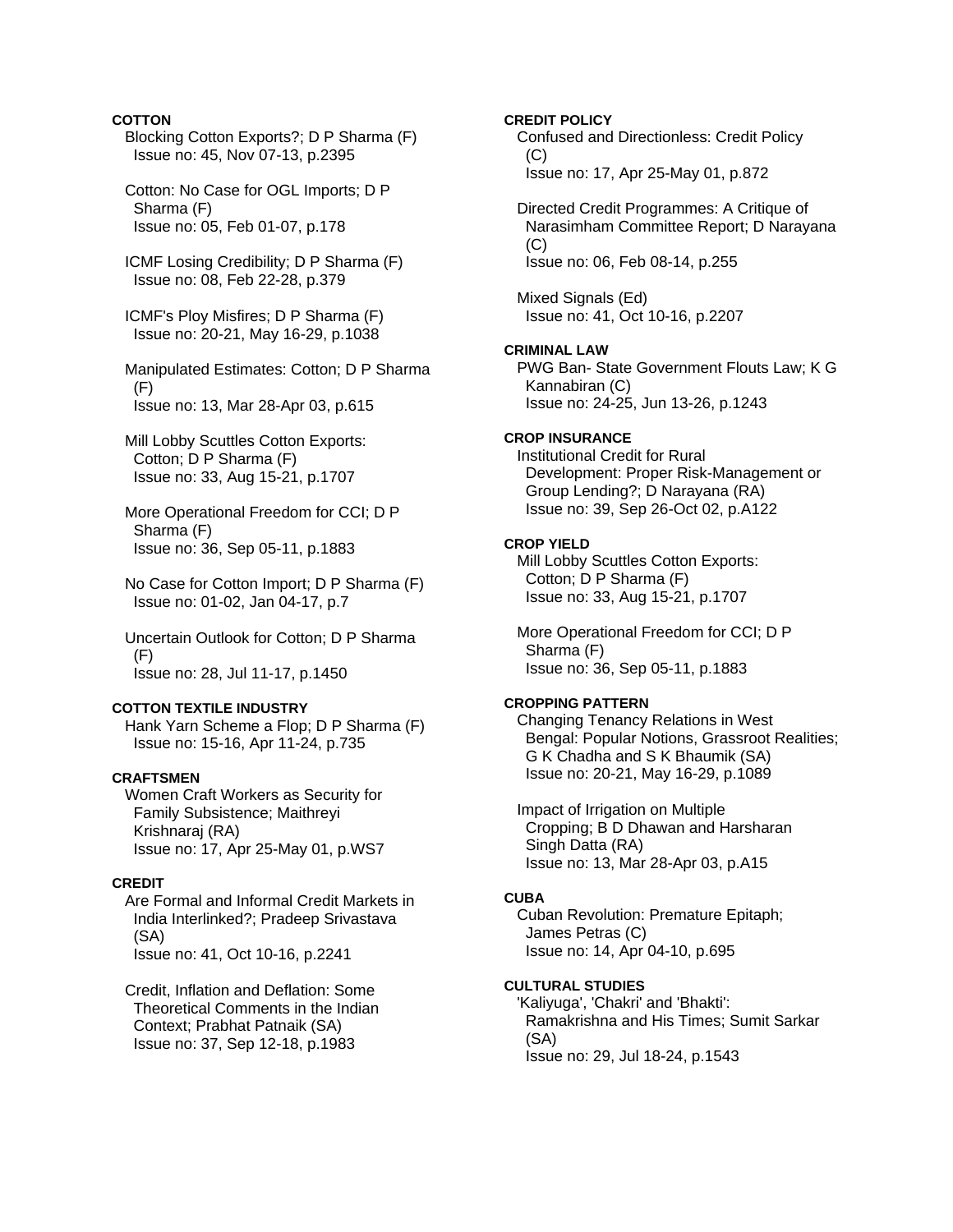**COTTON**

Blocking Cotton Exports?; D P Sharma (F)
Issue no: 45, Nov 07-13, p.2395

Cotton: No Case for OGL Imports; D P Sharma (F)
Issue no: 05, Feb 01-07, p.178

ICMF Losing Credibility; D P Sharma (F)
Issue no: 08, Feb 22-28, p.379

ICMF's Ploy Misfires; D P Sharma (F)
Issue no: 20-21, May 16-29, p.1038

Manipulated Estimates: Cotton; D P Sharma (F)
Issue no: 13, Mar 28-Apr 03, p.615

Mill Lobby Scuttles Cotton Exports: Cotton; D P Sharma (F)
Issue no: 33, Aug 15-21, p.1707

More Operational Freedom for CCI; D P Sharma (F)
Issue no: 36, Sep 05-11, p.1883

No Case for Cotton Import; D P Sharma (F)
Issue no: 01-02, Jan 04-17, p.7

Uncertain Outlook for Cotton; D P Sharma (F)
Issue no: 28, Jul 11-17, p.1450

**COTTON TEXTILE INDUSTRY**

Hank Yarn Scheme a Flop; D P Sharma (F)
Issue no: 15-16, Apr 11-24, p.735

**CRAFTSMEN**

Women Craft Workers as Security for Family Subsistence; Maithreyi Krishnaraj (RA)
Issue no: 17, Apr 25-May 01, p.WS7

**CREDIT**

Are Formal and Informal Credit Markets in India Interlinked?; Pradeep Srivastava (SA)
Issue no: 41, Oct 10-16, p.2241

Credit, Inflation and Deflation: Some Theoretical Comments in the Indian Context; Prabhat Patnaik (SA)
Issue no: 37, Sep 12-18, p.1983

**CREDIT POLICY**

Confused and Directionless: Credit Policy (C)
Issue no: 17, Apr 25-May 01, p.872

Directed Credit Programmes: A Critique of Narasimham Committee Report; D Narayana (C)
Issue no: 06, Feb 08-14, p.255

Mixed Signals (Ed)
Issue no: 41, Oct 10-16, p.2207

**CRIMINAL LAW**

PWG Ban- State Government Flouts Law; K G Kannabiran (C)
Issue no: 24-25, Jun 13-26, p.1243

**CROP INSURANCE**

Institutional Credit for Rural Development: Proper Risk-Management or Group Lending?; D Narayana (RA)
Issue no: 39, Sep 26-Oct 02, p.A122

**CROP YIELD**

Mill Lobby Scuttles Cotton Exports: Cotton; D P Sharma (F)
Issue no: 33, Aug 15-21, p.1707

More Operational Freedom for CCI; D P Sharma (F)
Issue no: 36, Sep 05-11, p.1883

**CROPPING PATTERN**

Changing Tenancy Relations in West Bengal: Popular Notions, Grassroot Realities; G K Chadha and S K Bhaumik (SA)
Issue no: 20-21, May 16-29, p.1089

Impact of Irrigation on Multiple Cropping; B D Dhawan and Harsharan Singh Datta (RA)
Issue no: 13, Mar 28-Apr 03, p.A15

**CUBA**

Cuban Revolution: Premature Epitaph; James Petras (C)
Issue no: 14, Apr 04-10, p.695

**CULTURAL STUDIES**

'Kaliyuga', 'Chakri' and 'Bhakti': Ramakrishna and His Times; Sumit Sarkar (SA)
Issue no: 29, Jul 18-24, p.1543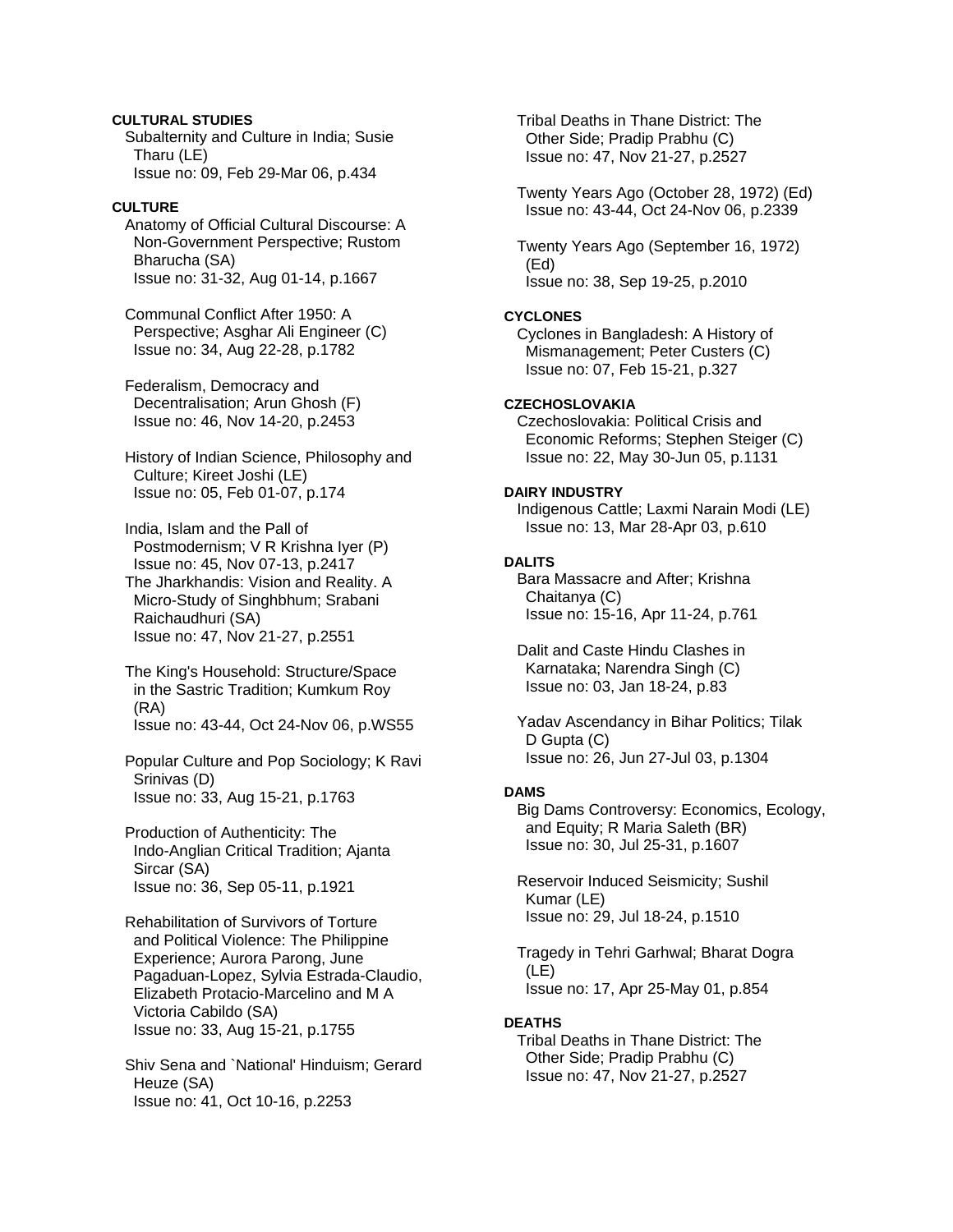**CULTURAL STUDIES**

Subalternity and Culture in India; Susie Tharu (LE)
Issue no: 09, Feb 29-Mar 06, p.434

**CULTURE**

Anatomy of Official Cultural Discourse: A Non-Government Perspective; Rustom Bharucha (SA)
Issue no: 31-32, Aug 01-14, p.1667

Communal Conflict After 1950: A Perspective; Asghar Ali Engineer (C)
Issue no: 34, Aug 22-28, p.1782

Federalism, Democracy and Decentralisation; Arun Ghosh (F)
Issue no: 46, Nov 14-20, p.2453

History of Indian Science, Philosophy and Culture; Kireet Joshi (LE)
Issue no: 05, Feb 01-07, p.174

India, Islam and the Pall of Postmodernism; V R Krishna Iyer (P)
Issue no: 45, Nov 07-13, p.2417

The Jharkhandis: Vision and Reality. A Micro-Study of Singhbhum; Srabani Raichaudhuri (SA)
Issue no: 47, Nov 21-27, p.2551

The King's Household: Structure/Space in the Sastric Tradition; Kumkum Roy (RA)
Issue no: 43-44, Oct 24-Nov 06, p.WS55

Popular Culture and Pop Sociology; K Ravi Srinivas (D)
Issue no: 33, Aug 15-21, p.1763

Production of Authenticity: The Indo-Anglian Critical Tradition; Ajanta Sircar (SA)
Issue no: 36, Sep 05-11, p.1921

Rehabilitation of Survivors of Torture and Political Violence: The Philippine Experience; Aurora Parong, June Pagaduan-Lopez, Sylvia Estrada-Claudio, Elizabeth Protacio-Marcelino and M A Victoria Cabildo (SA)
Issue no: 33, Aug 15-21, p.1755

Shiv Sena and `National' Hinduism; Gerard Heuze (SA)
Issue no: 41, Oct 10-16, p.2253

Tribal Deaths in Thane District: The Other Side; Pradip Prabhu (C)
Issue no: 47, Nov 21-27, p.2527

Twenty Years Ago (October 28, 1972) (Ed)
Issue no: 43-44, Oct 24-Nov 06, p.2339

Twenty Years Ago (September 16, 1972) (Ed)
Issue no: 38, Sep 19-25, p.2010

**CYCLONES**

Cyclones in Bangladesh: A History of Mismanagement; Peter Custers (C)
Issue no: 07, Feb 15-21, p.327

**CZECHOSLOVAKIA**

Czechoslovakia: Political Crisis and Economic Reforms; Stephen Steiger (C)
Issue no: 22, May 30-Jun 05, p.1131

**DAIRY INDUSTRY**

Indigenous Cattle; Laxmi Narain Modi (LE)
Issue no: 13, Mar 28-Apr 03, p.610

**DALITS**

Bara Massacre and After; Krishna Chaitanya (C)
Issue no: 15-16, Apr 11-24, p.761

Dalit and Caste Hindu Clashes in Karnataka; Narendra Singh (C)
Issue no: 03, Jan 18-24, p.83

Yadav Ascendancy in Bihar Politics; Tilak D Gupta (C)
Issue no: 26, Jun 27-Jul 03, p.1304

**DAMS**

Big Dams Controversy: Economics, Ecology, and Equity; R Maria Saleth (BR)
Issue no: 30, Jul 25-31, p.1607

Reservoir Induced Seismicity; Sushil Kumar (LE)
Issue no: 29, Jul 18-24, p.1510

Tragedy in Tehri Garhwal; Bharat Dogra (LE)
Issue no: 17, Apr 25-May 01, p.854

**DEATHS**

Tribal Deaths in Thane District: The Other Side; Pradip Prabhu (C)
Issue no: 47, Nov 21-27, p.2527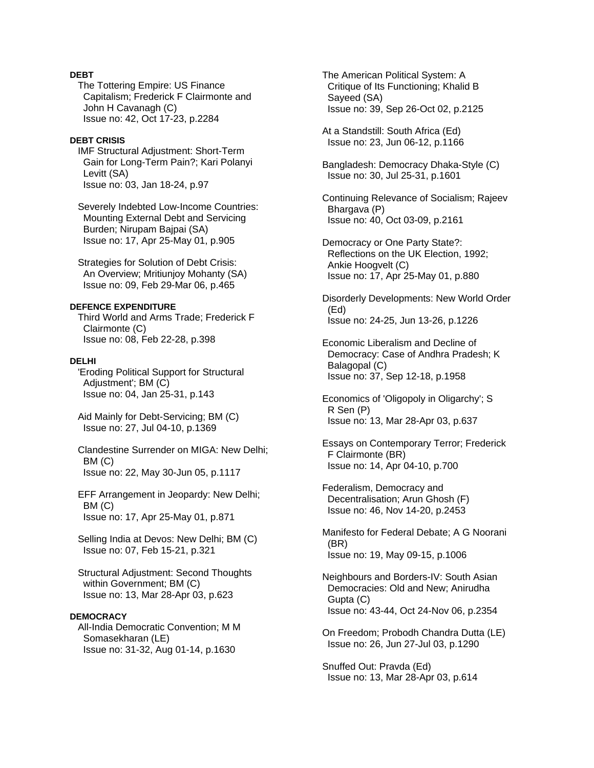**DEBT**

The Tottering Empire: US Finance Capitalism; Frederick F Clairmonte and John H Cavanagh (C)
Issue no: 42, Oct 17-23, p.2284

**DEBT CRISIS**

IMF Structural Adjustment: Short-Term Gain for Long-Term Pain?; Kari Polanyi Levitt (SA)
Issue no: 03, Jan 18-24, p.97

Severely Indebted Low-Income Countries: Mounting External Debt and Servicing Burden; Nirupam Bajpai (SA)
Issue no: 17, Apr 25-May 01, p.905

Strategies for Solution of Debt Crisis: An Overview; Mritiunjoy Mohanty (SA)
Issue no: 09, Feb 29-Mar 06, p.465

**DEFENCE EXPENDITURE**

Third World and Arms Trade; Frederick F Clairmonte (C)
Issue no: 08, Feb 22-28, p.398

**DELHI**

'Eroding Political Support for Structural Adjustment'; BM (C)
Issue no: 04, Jan 25-31, p.143

Aid Mainly for Debt-Servicing; BM (C)
Issue no: 27, Jul 04-10, p.1369

Clandestine Surrender on MIGA: New Delhi; BM (C)
Issue no: 22, May 30-Jun 05, p.1117

EFF Arrangement in Jeopardy: New Delhi; BM (C)
Issue no: 17, Apr 25-May 01, p.871

Selling India at Devos: New Delhi; BM (C)
Issue no: 07, Feb 15-21, p.321

Structural Adjustment: Second Thoughts within Government; BM (C)
Issue no: 13, Mar 28-Apr 03, p.623

**DEMOCRACY**

All-India Democratic Convention; M M Somasekharan (LE)
Issue no: 31-32, Aug 01-14, p.1630

The American Political System: A Critique of Its Functioning; Khalid B Sayeed (SA)
Issue no: 39, Sep 26-Oct 02, p.2125

At a Standstill: South Africa (Ed)
Issue no: 23, Jun 06-12, p.1166

Bangladesh: Democracy Dhaka-Style (C)
Issue no: 30, Jul 25-31, p.1601

Continuing Relevance of Socialism; Rajeev Bhargava (P)
Issue no: 40, Oct 03-09, p.2161

Democracy or One Party State?: Reflections on the UK Election, 1992; Ankie Hoogvelt (C)
Issue no: 17, Apr 25-May 01, p.880

Disorderly Developments: New World Order (Ed)
Issue no: 24-25, Jun 13-26, p.1226

Economic Liberalism and Decline of Democracy: Case of Andhra Pradesh; K Balagopal (C)
Issue no: 37, Sep 12-18, p.1958

Economics of 'Oligopoly in Oligarchy'; S R Sen (P)
Issue no: 13, Mar 28-Apr 03, p.637

Essays on Contemporary Terror; Frederick F Clairmonte (BR)
Issue no: 14, Apr 04-10, p.700

Federalism, Democracy and Decentralisation; Arun Ghosh (F)
Issue no: 46, Nov 14-20, p.2453

Manifesto for Federal Debate; A G Noorani (BR)
Issue no: 19, May 09-15, p.1006

Neighbours and Borders-IV: South Asian Democracies: Old and New; Anirudha Gupta (C)
Issue no: 43-44, Oct 24-Nov 06, p.2354

On Freedom; Probodh Chandra Dutta (LE)
Issue no: 26, Jun 27-Jul 03, p.1290

Snuffed Out: Pravda (Ed)
Issue no: 13, Mar 28-Apr 03, p.614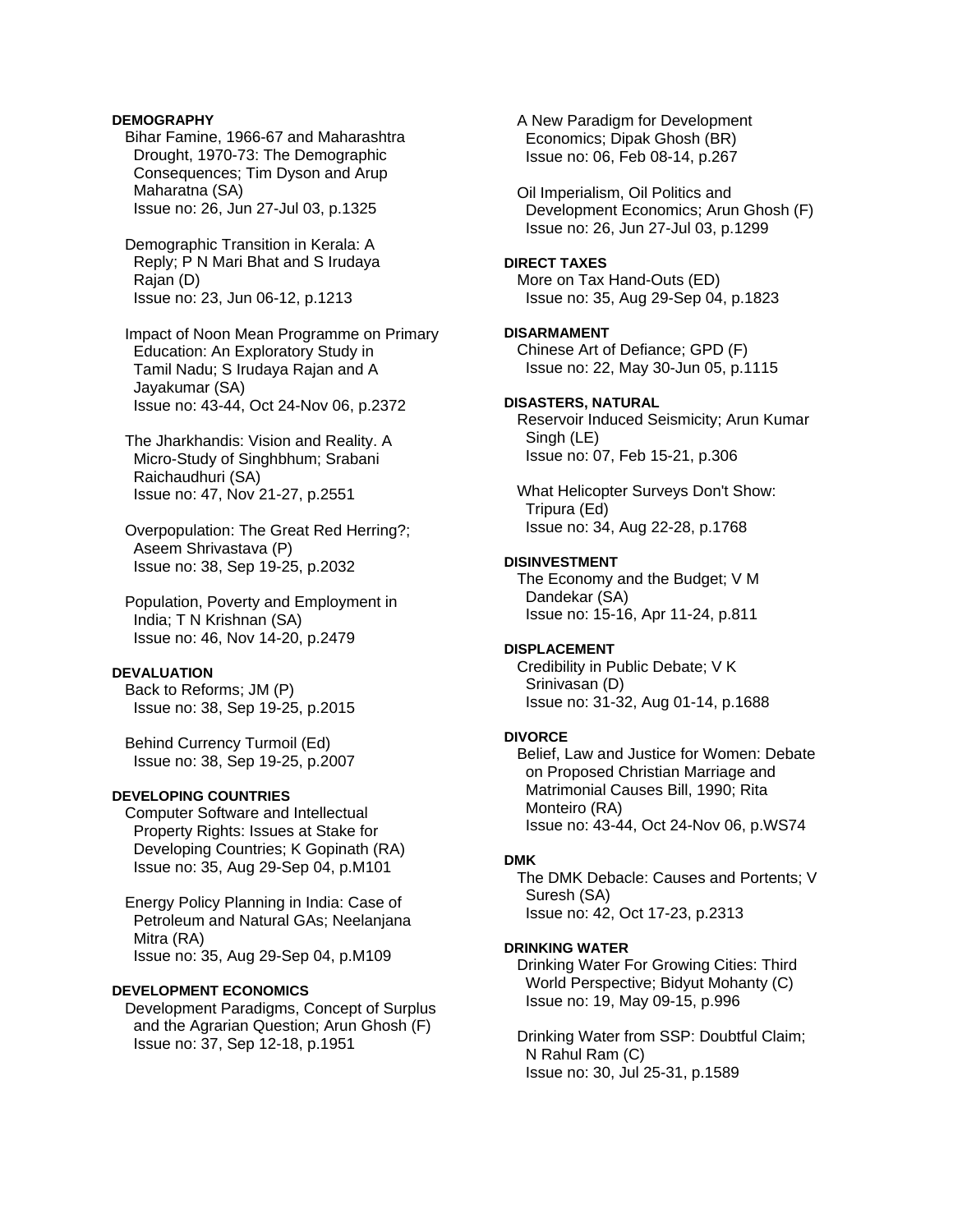**DEMOGRAPHY**

Bihar Famine, 1966-67 and Maharashtra Drought, 1970-73: The Demographic Consequences; Tim Dyson and Arup Maharatna (SA)
Issue no: 26, Jun 27-Jul 03, p.1325

Demographic Transition in Kerala: A Reply; P N Mari Bhat and S Irudaya Rajan (D)
Issue no: 23, Jun 06-12, p.1213

Impact of Noon Mean Programme on Primary Education: An Exploratory Study in Tamil Nadu; S Irudaya Rajan and A Jayakumar (SA)
Issue no: 43-44, Oct 24-Nov 06, p.2372

The Jharkhandis: Vision and Reality. A Micro-Study of Singhbhum; Srabani Raichaudhuri (SA)
Issue no: 47, Nov 21-27, p.2551

Overpopulation: The Great Red Herring?; Aseem Shrivastava (P)
Issue no: 38, Sep 19-25, p.2032

Population, Poverty and Employment in India; T N Krishnan (SA)
Issue no: 46, Nov 14-20, p.2479

**DEVALUATION**

Back to Reforms; JM (P)
Issue no: 38, Sep 19-25, p.2015

Behind Currency Turmoil (Ed)
Issue no: 38, Sep 19-25, p.2007

**DEVELOPING COUNTRIES**

Computer Software and Intellectual Property Rights: Issues at Stake for Developing Countries; K Gopinath (RA)
Issue no: 35, Aug 29-Sep 04, p.M101

Energy Policy Planning in India: Case of Petroleum and Natural GAs; Neelanjana Mitra (RA)
Issue no: 35, Aug 29-Sep 04, p.M109

**DEVELOPMENT ECONOMICS**

Development Paradigms, Concept of Surplus and the Agrarian Question; Arun Ghosh (F)
Issue no: 37, Sep 12-18, p.1951

A New Paradigm for Development Economics; Dipak Ghosh (BR)
Issue no: 06, Feb 08-14, p.267

Oil Imperialism, Oil Politics and Development Economics; Arun Ghosh (F)
Issue no: 26, Jun 27-Jul 03, p.1299

**DIRECT TAXES**

More on Tax Hand-Outs (ED)
Issue no: 35, Aug 29-Sep 04, p.1823

**DISARMAMENT**

Chinese Art of Defiance; GPD (F)
Issue no: 22, May 30-Jun 05, p.1115

**DISASTERS, NATURAL**

Reservoir Induced Seismicity; Arun Kumar Singh (LE)
Issue no: 07, Feb 15-21, p.306

What Helicopter Surveys Don't Show: Tripura (Ed)
Issue no: 34, Aug 22-28, p.1768

**DISINVESTMENT**

The Economy and the Budget; V M Dandekar (SA)
Issue no: 15-16, Apr 11-24, p.811

**DISPLACEMENT**

Credibility in Public Debate; V K Srinivasan (D)
Issue no: 31-32, Aug 01-14, p.1688

**DIVORCE**

Belief, Law and Justice for Women: Debate on Proposed Christian Marriage and Matrimonial Causes Bill, 1990; Rita Monteiro (RA)
Issue no: 43-44, Oct 24-Nov 06, p.WS74

**DMK**

The DMK Debacle: Causes and Portents; V Suresh (SA)
Issue no: 42, Oct 17-23, p.2313

**DRINKING WATER**

Drinking Water For Growing Cities: Third World Perspective; Bidyut Mohanty (C)
Issue no: 19, May 09-15, p.996

Drinking Water from SSP: Doubtful Claim; N Rahul Ram (C)
Issue no: 30, Jul 25-31, p.1589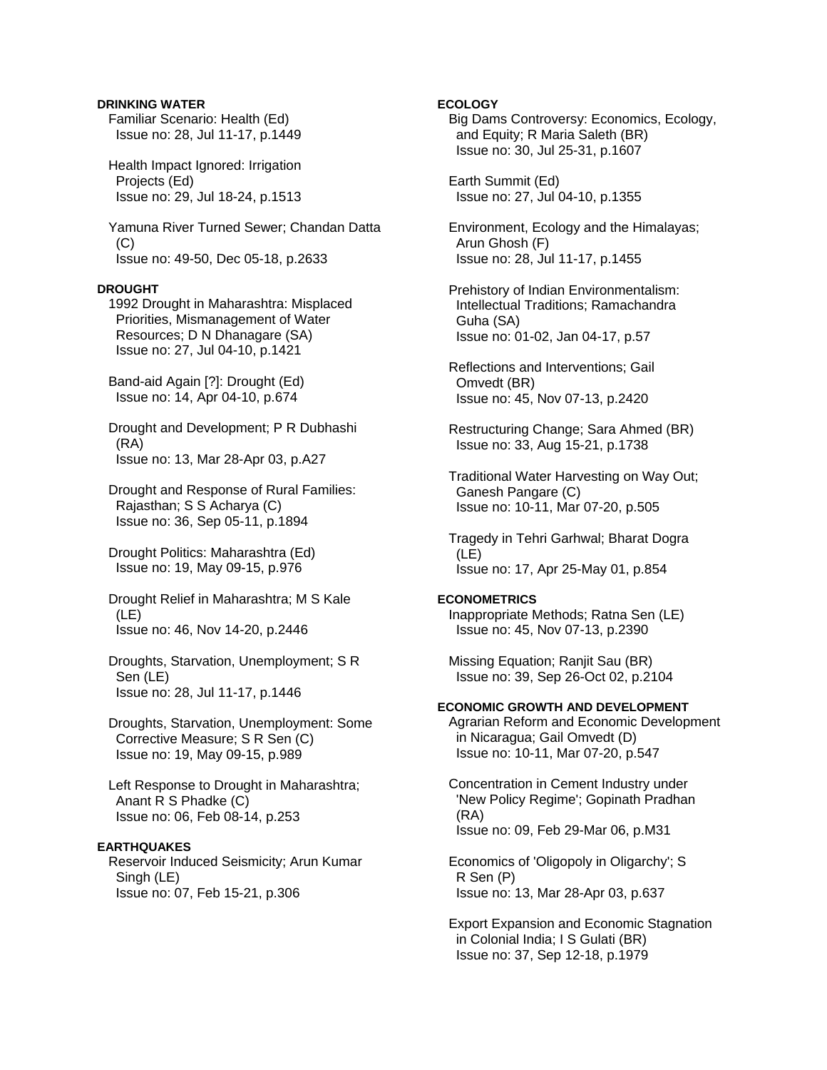**DRINKING WATER**

Familiar Scenario: Health (Ed)
Issue no: 28, Jul 11-17, p.1449

Health Impact Ignored: Irrigation Projects (Ed)
Issue no: 29, Jul 18-24, p.1513

Yamuna River Turned Sewer; Chandan Datta (C)
Issue no: 49-50, Dec 05-18, p.2633

**DROUGHT**

1992 Drought in Maharashtra: Misplaced Priorities, Mismanagement of Water Resources; D N Dhanagare (SA)
Issue no: 27, Jul 04-10, p.1421

Band-aid Again [?]: Drought (Ed)
Issue no: 14, Apr 04-10, p.674

Drought and Development; P R Dubhashi (RA)
Issue no: 13, Mar 28-Apr 03, p.A27

Drought and Response of Rural Families: Rajasthan; S S Acharya (C)
Issue no: 36, Sep 05-11, p.1894

Drought Politics: Maharashtra (Ed)
Issue no: 19, May 09-15, p.976

Drought Relief in Maharashtra; M S Kale (LE)
Issue no: 46, Nov 14-20, p.2446

Droughts, Starvation, Unemployment; S R Sen (LE)
Issue no: 28, Jul 11-17, p.1446

Droughts, Starvation, Unemployment: Some Corrective Measure; S R Sen (C)
Issue no: 19, May 09-15, p.989

Left Response to Drought in Maharashtra; Anant R S Phadke (C)
Issue no: 06, Feb 08-14, p.253

**EARTHQUAKES**

Reservoir Induced Seismicity; Arun Kumar Singh (LE)
Issue no: 07, Feb 15-21, p.306

**ECOLOGY**

Big Dams Controversy: Economics, Ecology, and Equity; R Maria Saleth (BR)
Issue no: 30, Jul 25-31, p.1607

Earth Summit (Ed)
Issue no: 27, Jul 04-10, p.1355

Environment, Ecology and the Himalayas; Arun Ghosh (F)
Issue no: 28, Jul 11-17, p.1455

Prehistory of Indian Environmentalism: Intellectual Traditions; Ramachandra Guha (SA)
Issue no: 01-02, Jan 04-17, p.57

Reflections and Interventions; Gail Omvedt (BR)
Issue no: 45, Nov 07-13, p.2420

Restructuring Change; Sara Ahmed (BR)
Issue no: 33, Aug 15-21, p.1738

Traditional Water Harvesting on Way Out; Ganesh Pangare (C)
Issue no: 10-11, Mar 07-20, p.505

Tragedy in Tehri Garhwal; Bharat Dogra (LE)
Issue no: 17, Apr 25-May 01, p.854

**ECONOMETRICS**

Inappropriate Methods; Ratna Sen (LE)
Issue no: 45, Nov 07-13, p.2390

Missing Equation; Ranjit Sau (BR)
Issue no: 39, Sep 26-Oct 02, p.2104

**ECONOMIC GROWTH AND DEVELOPMENT**

Agrarian Reform and Economic Development in Nicaragua; Gail Omvedt (D)
Issue no: 10-11, Mar 07-20, p.547

Concentration in Cement Industry under 'New Policy Regime'; Gopinath Pradhan (RA)
Issue no: 09, Feb 29-Mar 06, p.M31

Economics of 'Oligopoly in Oligarchy'; S R Sen (P)
Issue no: 13, Mar 28-Apr 03, p.637

Export Expansion and Economic Stagnation in Colonial India; I S Gulati (BR)
Issue no: 37, Sep 12-18, p.1979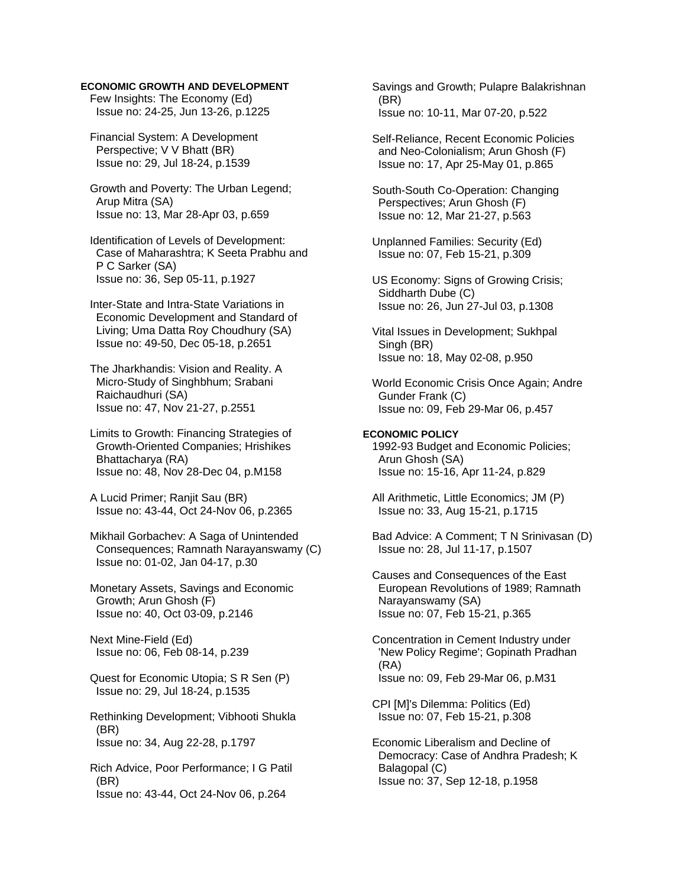**ECONOMIC GROWTH AND DEVELOPMENT**

Few Insights: The Economy (Ed)
Issue no: 24-25, Jun 13-26, p.1225

Financial System: A Development Perspective; V V Bhatt (BR)
Issue no: 29, Jul 18-24, p.1539

Growth and Poverty: The Urban Legend; Arup Mitra (SA)
Issue no: 13, Mar 28-Apr 03, p.659

Identification of Levels of Development: Case of Maharashtra; K Seeta Prabhu and P C Sarker (SA)
Issue no: 36, Sep 05-11, p.1927

Inter-State and Intra-State Variations in Economic Development and Standard of Living; Uma Datta Roy Choudhury (SA)
Issue no: 49-50, Dec 05-18, p.2651

The Jharkhandis: Vision and Reality. A Micro-Study of Singhbhum; Srabani Raichaudhuri (SA)
Issue no: 47, Nov 21-27, p.2551

Limits to Growth: Financing Strategies of Growth-Oriented Companies; Hrishikes Bhattacharya (RA)
Issue no: 48, Nov 28-Dec 04, p.M158

A Lucid Primer; Ranjit Sau (BR)
Issue no: 43-44, Oct 24-Nov 06, p.2365

Mikhail Gorbachev: A Saga of Unintended Consequences; Ramnath Narayanswamy (C)
Issue no: 01-02, Jan 04-17, p.30

Monetary Assets, Savings and Economic Growth; Arun Ghosh (F)
Issue no: 40, Oct 03-09, p.2146

Next Mine-Field (Ed)
Issue no: 06, Feb 08-14, p.239

Quest for Economic Utopia; S R Sen (P)
Issue no: 29, Jul 18-24, p.1535

Rethinking Development; Vibhooti Shukla (BR)
Issue no: 34, Aug 22-28, p.1797

Rich Advice, Poor Performance; I G Patil (BR)
Issue no: 43-44, Oct 24-Nov 06, p.264

Savings and Growth; Pulapre Balakrishnan (BR)
Issue no: 10-11, Mar 07-20, p.522

Self-Reliance, Recent Economic Policies and Neo-Colonialism; Arun Ghosh (F)
Issue no: 17, Apr 25-May 01, p.865

South-South Co-Operation: Changing Perspectives; Arun Ghosh (F)
Issue no: 12, Mar 21-27, p.563

Unplanned Families: Security (Ed)
Issue no: 07, Feb 15-21, p.309

US Economy: Signs of Growing Crisis; Siddharth Dube (C)
Issue no: 26, Jun 27-Jul 03, p.1308

Vital Issues in Development; Sukhpal Singh (BR)
Issue no: 18, May 02-08, p.950

World Economic Crisis Once Again; Andre Gunder Frank (C)
Issue no: 09, Feb 29-Mar 06, p.457

**ECONOMIC POLICY**

1992-93 Budget and Economic Policies; Arun Ghosh (SA)
Issue no: 15-16, Apr 11-24, p.829

All Arithmetic, Little Economics; JM (P)
Issue no: 33, Aug 15-21, p.1715

Bad Advice: A Comment; T N Srinivasan (D)
Issue no: 28, Jul 11-17, p.1507

Causes and Consequences of the East European Revolutions of 1989; Ramnath Narayanswamy (SA)
Issue no: 07, Feb 15-21, p.365

Concentration in Cement Industry under 'New Policy Regime'; Gopinath Pradhan (RA)
Issue no: 09, Feb 29-Mar 06, p.M31

CPI [M]'s Dilemma: Politics (Ed)
Issue no: 07, Feb 15-21, p.308

Economic Liberalism and Decline of Democracy: Case of Andhra Pradesh; K Balagopal (C)
Issue no: 37, Sep 12-18, p.1958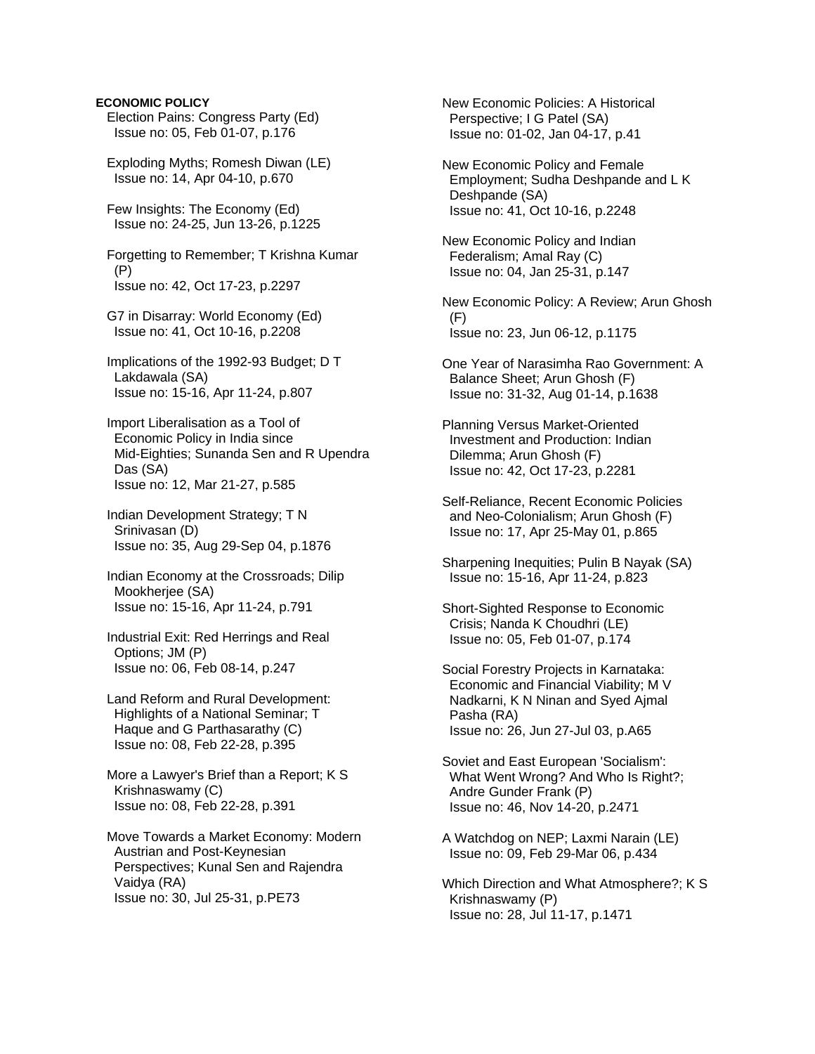**ECONOMIC POLICY**

Election Pains: Congress Party (Ed)
Issue no: 05, Feb 01-07, p.176

Exploding Myths; Romesh Diwan (LE)
Issue no: 14, Apr 04-10, p.670

Few Insights: The Economy (Ed)
Issue no: 24-25, Jun 13-26, p.1225

Forgetting to Remember; T Krishna Kumar (P)
Issue no: 42, Oct 17-23, p.2297

G7 in Disarray: World Economy (Ed)
Issue no: 41, Oct 10-16, p.2208

Implications of the 1992-93 Budget; D T Lakdawala (SA)
Issue no: 15-16, Apr 11-24, p.807

Import Liberalisation as a Tool of Economic Policy in India since Mid-Eighties; Sunanda Sen and R Upendra Das (SA)
Issue no: 12, Mar 21-27, p.585

Indian Development Strategy; T N Srinivasan (D)
Issue no: 35, Aug 29-Sep 04, p.1876

Indian Economy at the Crossroads; Dilip Mookherjee (SA)
Issue no: 15-16, Apr 11-24, p.791

Industrial Exit: Red Herrings and Real Options; JM (P)
Issue no: 06, Feb 08-14, p.247

Land Reform and Rural Development: Highlights of a National Seminar; T Haque and G Parthasarathy (C)
Issue no: 08, Feb 22-28, p.395

More a Lawyer's Brief than a Report; K S Krishnaswamy (C)
Issue no: 08, Feb 22-28, p.391

Move Towards a Market Economy: Modern Austrian and Post-Keynesian Perspectives; Kunal Sen and Rajendra Vaidya (RA)
Issue no: 30, Jul 25-31, p.PE73

New Economic Policies: A Historical Perspective; I G Patel (SA)
Issue no: 01-02, Jan 04-17, p.41

New Economic Policy and Female Employment; Sudha Deshpande and L K Deshpande (SA)
Issue no: 41, Oct 10-16, p.2248

New Economic Policy and Indian Federalism; Amal Ray (C)
Issue no: 04, Jan 25-31, p.147

New Economic Policy: A Review; Arun Ghosh (F)
Issue no: 23, Jun 06-12, p.1175

One Year of Narasimha Rao Government: A Balance Sheet; Arun Ghosh (F)
Issue no: 31-32, Aug 01-14, p.1638

Planning Versus Market-Oriented Investment and Production: Indian Dilemma; Arun Ghosh (F)
Issue no: 42, Oct 17-23, p.2281

Self-Reliance, Recent Economic Policies and Neo-Colonialism; Arun Ghosh (F)
Issue no: 17, Apr 25-May 01, p.865

Sharpening Inequities; Pulin B Nayak (SA)
Issue no: 15-16, Apr 11-24, p.823

Short-Sighted Response to Economic Crisis; Nanda K Choudhri (LE)
Issue no: 05, Feb 01-07, p.174

Social Forestry Projects in Karnataka: Economic and Financial Viability; M V Nadkarni, K N Ninan and Syed Ajmal Pasha (RA)
Issue no: 26, Jun 27-Jul 03, p.A65

Soviet and East European 'Socialism': What Went Wrong? And Who Is Right?; Andre Gunder Frank (P)
Issue no: 46, Nov 14-20, p.2471

A Watchdog on NEP; Laxmi Narain (LE)
Issue no: 09, Feb 29-Mar 06, p.434

Which Direction and What Atmosphere?; K S Krishnaswamy (P)
Issue no: 28, Jul 11-17, p.1471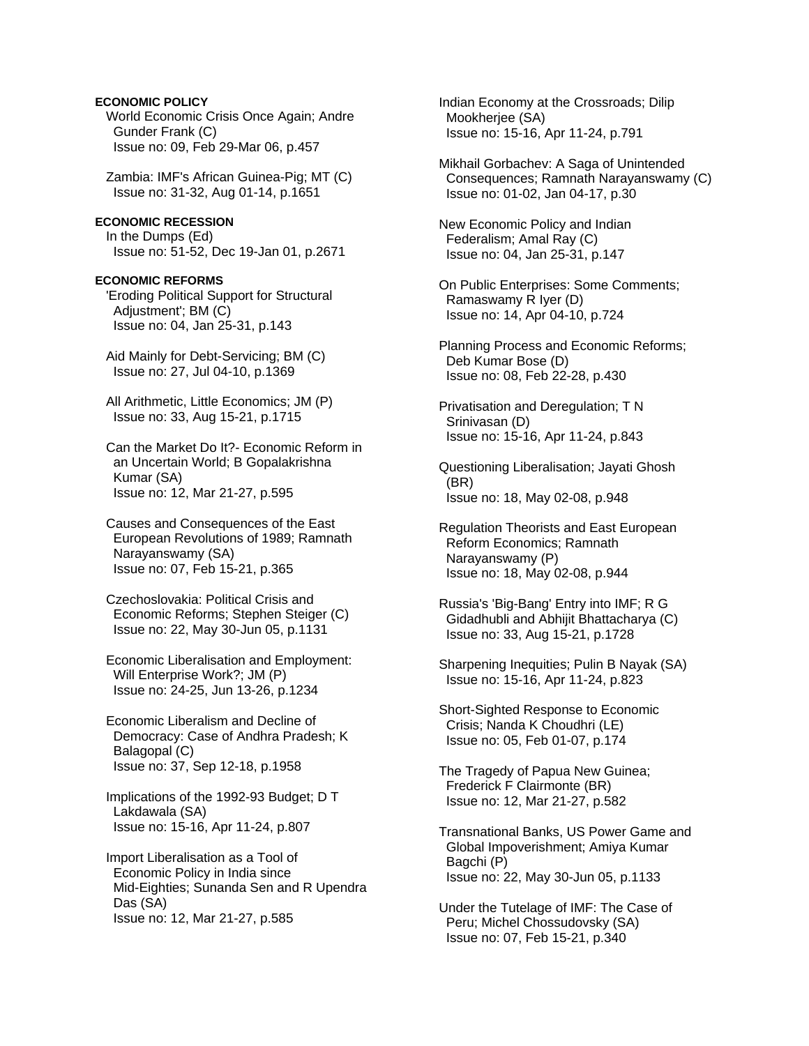**ECONOMIC POLICY**

World Economic Crisis Once Again; Andre Gunder Frank (C)
Issue no: 09, Feb 29-Mar 06, p.457

Zambia: IMF's African Guinea-Pig; MT (C)
Issue no: 31-32, Aug 01-14, p.1651

**ECONOMIC RECESSION**

In the Dumps (Ed)
Issue no: 51-52, Dec 19-Jan 01, p.2671

**ECONOMIC REFORMS**

'Eroding Political Support for Structural Adjustment'; BM (C)
Issue no: 04, Jan 25-31, p.143

Aid Mainly for Debt-Servicing; BM (C)
Issue no: 27, Jul 04-10, p.1369

All Arithmetic, Little Economics; JM (P)
Issue no: 33, Aug 15-21, p.1715

Can the Market Do It?- Economic Reform in an Uncertain World; B Gopalakrishna Kumar (SA)
Issue no: 12, Mar 21-27, p.595

Causes and Consequences of the East European Revolutions of 1989; Ramnath Narayanswamy (SA)
Issue no: 07, Feb 15-21, p.365

Czechoslovakia: Political Crisis and Economic Reforms; Stephen Steiger (C)
Issue no: 22, May 30-Jun 05, p.1131

Economic Liberalisation and Employment: Will Enterprise Work?; JM (P)
Issue no: 24-25, Jun 13-26, p.1234

Economic Liberalism and Decline of Democracy: Case of Andhra Pradesh; K Balagopal (C)
Issue no: 37, Sep 12-18, p.1958

Implications of the 1992-93 Budget; D T Lakdawala (SA)
Issue no: 15-16, Apr 11-24, p.807

Import Liberalisation as a Tool of Economic Policy in India since Mid-Eighties; Sunanda Sen and R Upendra Das (SA)
Issue no: 12, Mar 21-27, p.585

Indian Economy at the Crossroads; Dilip Mookherjee (SA)
Issue no: 15-16, Apr 11-24, p.791

Mikhail Gorbachev: A Saga of Unintended Consequences; Ramnath Narayanswamy (C)
Issue no: 01-02, Jan 04-17, p.30

New Economic Policy and Indian Federalism; Amal Ray (C)
Issue no: 04, Jan 25-31, p.147

On Public Enterprises: Some Comments; Ramaswamy R Iyer (D)
Issue no: 14, Apr 04-10, p.724

Planning Process and Economic Reforms; Deb Kumar Bose (D)
Issue no: 08, Feb 22-28, p.430

Privatisation and Deregulation; T N Srinivasan (D)
Issue no: 15-16, Apr 11-24, p.843

Questioning Liberalisation; Jayati Ghosh (BR)
Issue no: 18, May 02-08, p.948

Regulation Theorists and East European Reform Economics; Ramnath Narayanswamy (P)
Issue no: 18, May 02-08, p.944

Russia's 'Big-Bang' Entry into IMF; R G Gidadhubli and Abhijit Bhattacharya (C)
Issue no: 33, Aug 15-21, p.1728

Sharpening Inequities; Pulin B Nayak (SA)
Issue no: 15-16, Apr 11-24, p.823

Short-Sighted Response to Economic Crisis; Nanda K Choudhri (LE)
Issue no: 05, Feb 01-07, p.174

The Tragedy of Papua New Guinea; Frederick F Clairmonte (BR)
Issue no: 12, Mar 21-27, p.582

Transnational Banks, US Power Game and Global Impoverishment; Amiya Kumar Bagchi (P)
Issue no: 22, May 30-Jun 05, p.1133

Under the Tutelage of IMF: The Case of Peru; Michel Chossudovsky (SA)
Issue no: 07, Feb 15-21, p.340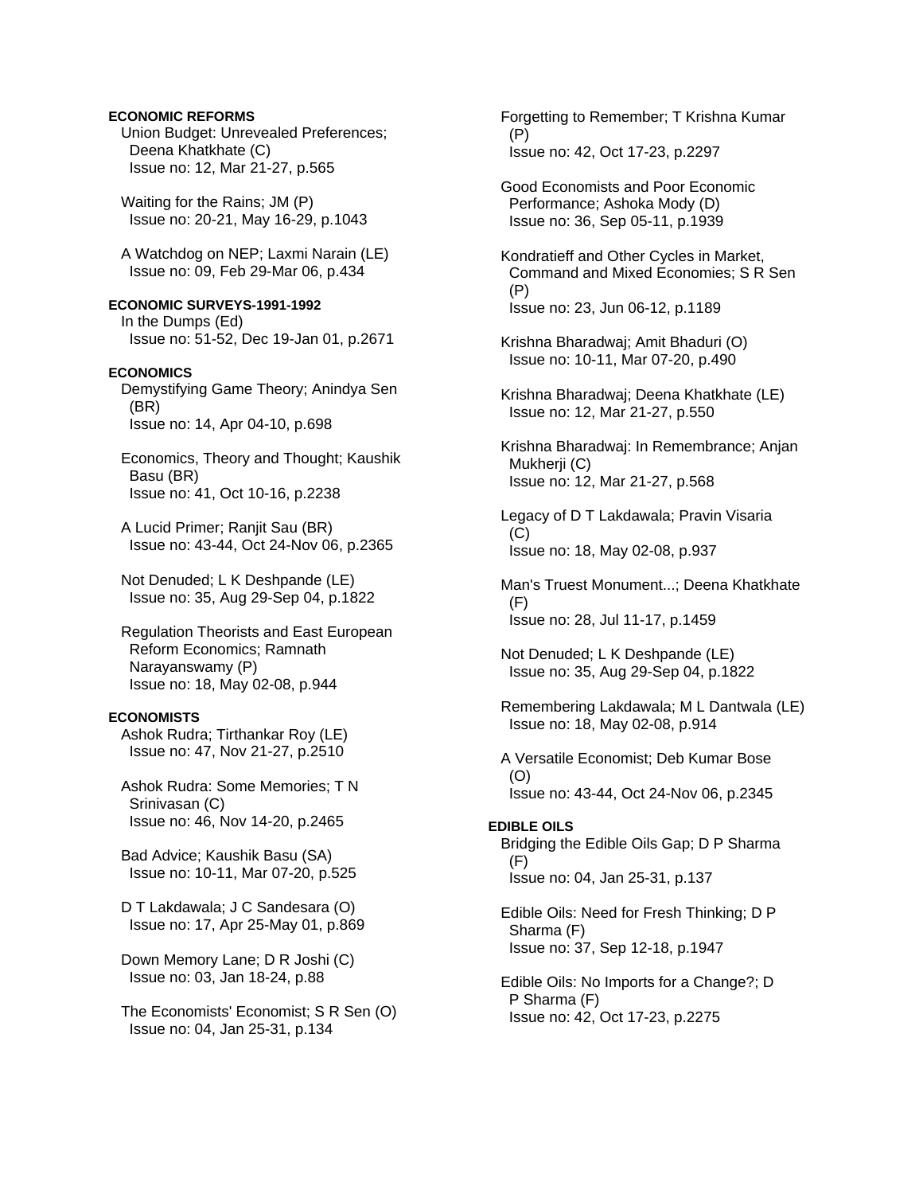**ECONOMIC REFORMS**

Union Budget: Unrevealed Preferences; Deena Khatkhate (C)
Issue no: 12, Mar 21-27, p.565

Waiting for the Rains; JM (P)
Issue no: 20-21, May 16-29, p.1043

A Watchdog on NEP; Laxmi Narain (LE)
Issue no: 09, Feb 29-Mar 06, p.434

**ECONOMIC SURVEYS-1991-1992**

In the Dumps (Ed)
Issue no: 51-52, Dec 19-Jan 01, p.2671

**ECONOMICS**

Demystifying Game Theory; Anindya Sen (BR)
Issue no: 14, Apr 04-10, p.698

Economics, Theory and Thought; Kaushik Basu (BR)
Issue no: 41, Oct 10-16, p.2238

A Lucid Primer; Ranjit Sau (BR)
Issue no: 43-44, Oct 24-Nov 06, p.2365

Not Denuded; L K Deshpande (LE)
Issue no: 35, Aug 29-Sep 04, p.1822

Regulation Theorists and East European Reform Economics; Ramnath Narayanswamy (P)
Issue no: 18, May 02-08, p.944

**ECONOMISTS**

Ashok Rudra; Tirthankar Roy (LE)
Issue no: 47, Nov 21-27, p.2510

Ashok Rudra: Some Memories; T N Srinivasan (C)
Issue no: 46, Nov 14-20, p.2465

Bad Advice; Kaushik Basu (SA)
Issue no: 10-11, Mar 07-20, p.525

D T Lakdawala; J C Sandesara (O)
Issue no: 17, Apr 25-May 01, p.869

Down Memory Lane; D R Joshi (C)
Issue no: 03, Jan 18-24, p.88

The Economists' Economist; S R Sen (O)
Issue no: 04, Jan 25-31, p.134

Forgetting to Remember; T Krishna Kumar (P)
Issue no: 42, Oct 17-23, p.2297

Good Economists and Poor Economic Performance; Ashoka Mody (D)
Issue no: 36, Sep 05-11, p.1939

Kondratieff and Other Cycles in Market, Command and Mixed Economies; S R Sen (P)
Issue no: 23, Jun 06-12, p.1189

Krishna Bharadwaj; Amit Bhaduri (O)
Issue no: 10-11, Mar 07-20, p.490

Krishna Bharadwaj; Deena Khatkhate (LE)
Issue no: 12, Mar 21-27, p.550

Krishna Bharadwaj: In Remembrance; Anjan Mukherji (C)
Issue no: 12, Mar 21-27, p.568

Legacy of D T Lakdawala; Pravin Visaria (C)
Issue no: 18, May 02-08, p.937

Man's Truest Monument...; Deena Khatkhate (F)
Issue no: 28, Jul 11-17, p.1459

Not Denuded; L K Deshpande (LE)
Issue no: 35, Aug 29-Sep 04, p.1822

Remembering Lakdawala; M L Dantwala (LE)
Issue no: 18, May 02-08, p.914

A Versatile Economist; Deb Kumar Bose (O)
Issue no: 43-44, Oct 24-Nov 06, p.2345

**EDIBLE OILS**

Bridging the Edible Oils Gap; D P Sharma (F)
Issue no: 04, Jan 25-31, p.137

Edible Oils: Need for Fresh Thinking; D P Sharma (F)
Issue no: 37, Sep 12-18, p.1947

Edible Oils: No Imports for a Change?; D P Sharma (F)
Issue no: 42, Oct 17-23, p.2275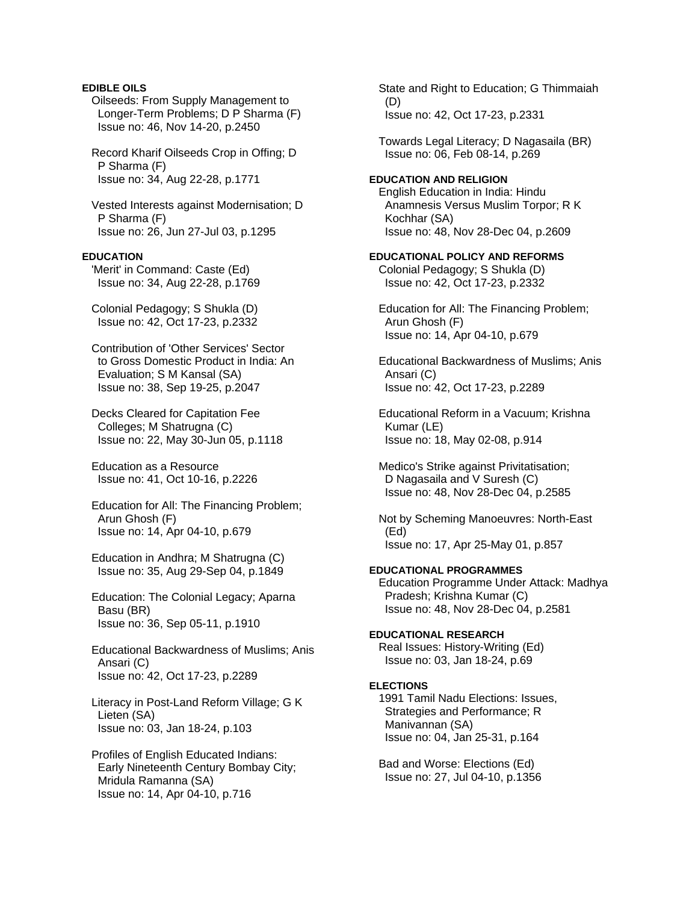**EDIBLE OILS**

Oilseeds: From Supply Management to Longer-Term Problems; D P Sharma (F)
Issue no: 46, Nov 14-20, p.2450

Record Kharif Oilseeds Crop in Offing; D P Sharma (F)
Issue no: 34, Aug 22-28, p.1771

Vested Interests against Modernisation; D P Sharma (F)
Issue no: 26, Jun 27-Jul 03, p.1295

**EDUCATION**

'Merit' in Command: Caste (Ed)
Issue no: 34, Aug 22-28, p.1769

Colonial Pedagogy; S Shukla (D)
Issue no: 42, Oct 17-23, p.2332

Contribution of 'Other Services' Sector to Gross Domestic Product in India: An Evaluation; S M Kansal (SA)
Issue no: 38, Sep 19-25, p.2047

Decks Cleared for Capitation Fee Colleges; M Shatrugna (C)
Issue no: 22, May 30-Jun 05, p.1118

Education as a Resource
Issue no: 41, Oct 10-16, p.2226

Education for All: The Financing Problem; Arun Ghosh (F)
Issue no: 14, Apr 04-10, p.679

Education in Andhra; M Shatrugna (C)
Issue no: 35, Aug 29-Sep 04, p.1849

Education: The Colonial Legacy; Aparna Basu (BR)
Issue no: 36, Sep 05-11, p.1910

Educational Backwardness of Muslims; Anis Ansari (C)
Issue no: 42, Oct 17-23, p.2289

Literacy in Post-Land Reform Village; G K Lieten (SA)
Issue no: 03, Jan 18-24, p.103

Profiles of English Educated Indians: Early Nineteenth Century Bombay City; Mridula Ramanna (SA)
Issue no: 14, Apr 04-10, p.716

State and Right to Education; G Thimmaiah (D)
Issue no: 42, Oct 17-23, p.2331

Towards Legal Literacy; D Nagasaila (BR)
Issue no: 06, Feb 08-14, p.269

**EDUCATION AND RELIGION**

English Education in India: Hindu Anamnesis Versus Muslim Torpor; R K Kochhar (SA)
Issue no: 48, Nov 28-Dec 04, p.2609

**EDUCATIONAL POLICY AND REFORMS**

Colonial Pedagogy; S Shukla (D)
Issue no: 42, Oct 17-23, p.2332

Education for All: The Financing Problem; Arun Ghosh (F)
Issue no: 14, Apr 04-10, p.679

Educational Backwardness of Muslims; Anis Ansari (C)
Issue no: 42, Oct 17-23, p.2289

Educational Reform in a Vacuum; Krishna Kumar (LE)
Issue no: 18, May 02-08, p.914

Medico's Strike against Privitisation; D Nagasaila and V Suresh (C)
Issue no: 48, Nov 28-Dec 04, p.2585

Not by Scheming Manoeuvres: North-East (Ed)
Issue no: 17, Apr 25-May 01, p.857

**EDUCATIONAL PROGRAMMES**

Education Programme Under Attack: Madhya Pradesh; Krishna Kumar (C)
Issue no: 48, Nov 28-Dec 04, p.2581

**EDUCATIONAL RESEARCH**

Real Issues: History-Writing (Ed)
Issue no: 03, Jan 18-24, p.69

**ELECTIONS**

1991 Tamil Nadu Elections: Issues, Strategies and Performance; R Manivannan (SA)
Issue no: 04, Jan 25-31, p.164

Bad and Worse: Elections (Ed)
Issue no: 27, Jul 04-10, p.1356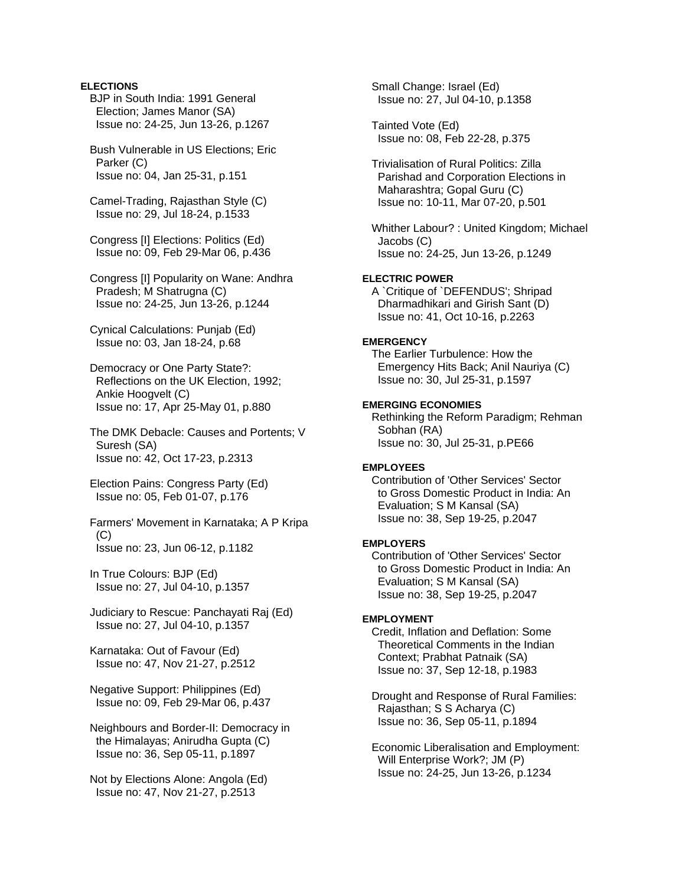**ELECTIONS**

BJP in South India: 1991 General Election; James Manor (SA)
Issue no: 24-25, Jun 13-26, p.1267

Bush Vulnerable in US Elections; Eric Parker (C)
Issue no: 04, Jan 25-31, p.151

Camel-Trading, Rajasthan Style (C)
Issue no: 29, Jul 18-24, p.1533

Congress [I] Elections: Politics (Ed)
Issue no: 09, Feb 29-Mar 06, p.436

Congress [I] Popularity on Wane: Andhra Pradesh; M Shatrugna (C)
Issue no: 24-25, Jun 13-26, p.1244

Cynical Calculations: Punjab (Ed)
Issue no: 03, Jan 18-24, p.68

Democracy or One Party State?: Reflections on the UK Election, 1992; Ankie Hoogvelt (C)
Issue no: 17, Apr 25-May 01, p.880

The DMK Debacle: Causes and Portents; V Suresh (SA)
Issue no: 42, Oct 17-23, p.2313

Election Pains: Congress Party (Ed)
Issue no: 05, Feb 01-07, p.176

Farmers' Movement in Karnataka; A P Kripa (C)
Issue no: 23, Jun 06-12, p.1182

In True Colours: BJP (Ed)
Issue no: 27, Jul 04-10, p.1357

Judiciary to Rescue: Panchayati Raj (Ed)
Issue no: 27, Jul 04-10, p.1357

Karnataka: Out of Favour (Ed)
Issue no: 47, Nov 21-27, p.2512

Negative Support: Philippines (Ed)
Issue no: 09, Feb 29-Mar 06, p.437

Neighbours and Border-II: Democracy in the Himalayas; Anirudha Gupta (C)
Issue no: 36, Sep 05-11, p.1897

Not by Elections Alone: Angola (Ed)
Issue no: 47, Nov 21-27, p.2513

Small Change: Israel (Ed)
Issue no: 27, Jul 04-10, p.1358

Tainted Vote (Ed)
Issue no: 08, Feb 22-28, p.375

Trivialisation of Rural Politics: Zilla Parishad and Corporation Elections in Maharashtra; Gopal Guru (C)
Issue no: 10-11, Mar 07-20, p.501

Whither Labour? : United Kingdom; Michael Jacobs (C)
Issue no: 24-25, Jun 13-26, p.1249

**ELECTRIC POWER**

A `Critique of `DEFENDUS'; Shripad Dharmadhikari and Girish Sant (D)
Issue no: 41, Oct 10-16, p.2263

**EMERGENCY**

The Earlier Turbulence: How the Emergency Hits Back; Anil Nauriya (C)
Issue no: 30, Jul 25-31, p.1597

**EMERGING ECONOMIES**

Rethinking the Reform Paradigm; Rehman Sobhan (RA)
Issue no: 30, Jul 25-31, p.PE66

**EMPLOYEES**

Contribution of 'Other Services' Sector to Gross Domestic Product in India: An Evaluation; S M Kansal (SA)
Issue no: 38, Sep 19-25, p.2047

**EMPLOYERS**

Contribution of 'Other Services' Sector to Gross Domestic Product in India: An Evaluation; S M Kansal (SA)
Issue no: 38, Sep 19-25, p.2047

**EMPLOYMENT**

Credit, Inflation and Deflation: Some Theoretical Comments in the Indian Context; Prabhat Patnaik (SA)
Issue no: 37, Sep 12-18, p.1983

Drought and Response of Rural Families: Rajasthan; S S Acharya (C)
Issue no: 36, Sep 05-11, p.1894

Economic Liberalisation and Employment: Will Enterprise Work?; JM (P)
Issue no: 24-25, Jun 13-26, p.1234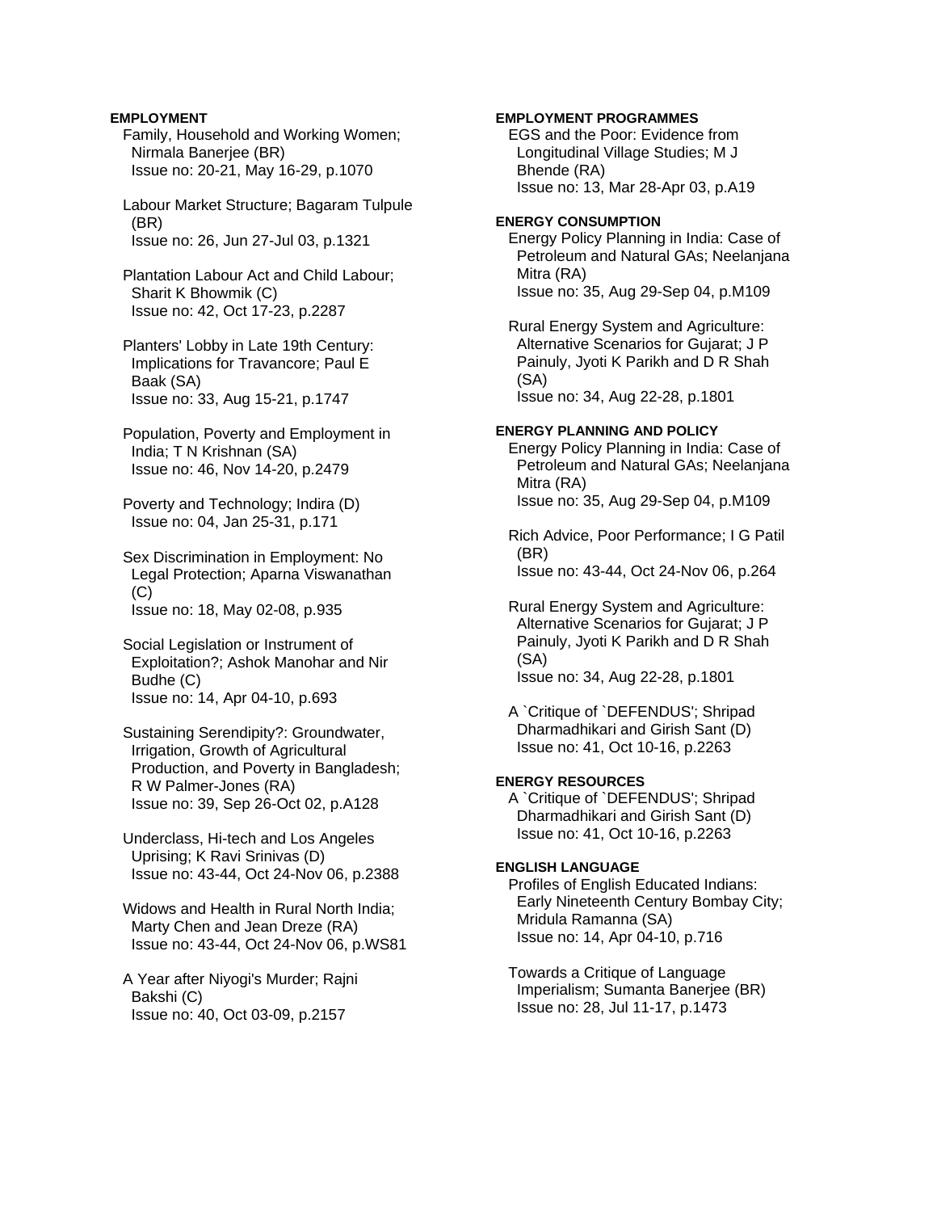**EMPLOYMENT**

Family, Household and Working Women; Nirmala Banerjee (BR)
Issue no: 20-21, May 16-29, p.1070

Labour Market Structure; Bagaram Tulpule (BR)
Issue no: 26, Jun 27-Jul 03, p.1321

Plantation Labour Act and Child Labour; Sharit K Bhowmik (C)
Issue no: 42, Oct 17-23, p.2287

Planters' Lobby in Late 19th Century: Implications for Travancore; Paul E Baak (SA)
Issue no: 33, Aug 15-21, p.1747

Population, Poverty and Employment in India; T N Krishnan (SA)
Issue no: 46, Nov 14-20, p.2479

Poverty and Technology; Indira (D)
Issue no: 04, Jan 25-31, p.171

Sex Discrimination in Employment: No Legal Protection; Aparna Viswanathan (C)
Issue no: 18, May 02-08, p.935

Social Legislation or Instrument of Exploitation?; Ashok Manohar and Nir Budhe (C)
Issue no: 14, Apr 04-10, p.693

Sustaining Serendipity?: Groundwater, Irrigation, Growth of Agricultural Production, and Poverty in Bangladesh; R W Palmer-Jones (RA)
Issue no: 39, Sep 26-Oct 02, p.A128

Underclass, Hi-tech and Los Angeles Uprising; K Ravi Srinivas (D)
Issue no: 43-44, Oct 24-Nov 06, p.2388

Widows and Health in Rural North India; Marty Chen and Jean Dreze (RA)
Issue no: 43-44, Oct 24-Nov 06, p.WS81

A Year after Niyogi's Murder; Rajni Bakshi (C)
Issue no: 40, Oct 03-09, p.2157

**EMPLOYMENT PROGRAMMES**

EGS and the Poor: Evidence from Longitudinal Village Studies; M J Bhende (RA)
Issue no: 13, Mar 28-Apr 03, p.A19

**ENERGY CONSUMPTION**

Energy Policy Planning in India: Case of Petroleum and Natural GAs; Neelanjana Mitra (RA)
Issue no: 35, Aug 29-Sep 04, p.M109

Rural Energy System and Agriculture: Alternative Scenarios for Gujarat; J P Painuly, Jyoti K Parikh and D R Shah (SA)
Issue no: 34, Aug 22-28, p.1801

**ENERGY PLANNING AND POLICY**

Energy Policy Planning in India: Case of Petroleum and Natural GAs; Neelanjana Mitra (RA)
Issue no: 35, Aug 29-Sep 04, p.M109

Rich Advice, Poor Performance; I G Patil (BR)
Issue no: 43-44, Oct 24-Nov 06, p.264

Rural Energy System and Agriculture: Alternative Scenarios for Gujarat; J P Painuly, Jyoti K Parikh and D R Shah (SA)
Issue no: 34, Aug 22-28, p.1801

A `Critique of `DEFENDUS'; Shripad Dharmadhikari and Girish Sant (D)
Issue no: 41, Oct 10-16, p.2263

**ENERGY RESOURCES**

A `Critique of `DEFENDUS'; Shripad Dharmadhikari and Girish Sant (D)
Issue no: 41, Oct 10-16, p.2263

**ENGLISH LANGUAGE**

Profiles of English Educated Indians: Early Nineteenth Century Bombay City; Mridula Ramanna (SA)
Issue no: 14, Apr 04-10, p.716

Towards a Critique of Language Imperialism; Sumanta Banerjee (BR)
Issue no: 28, Jul 11-17, p.1473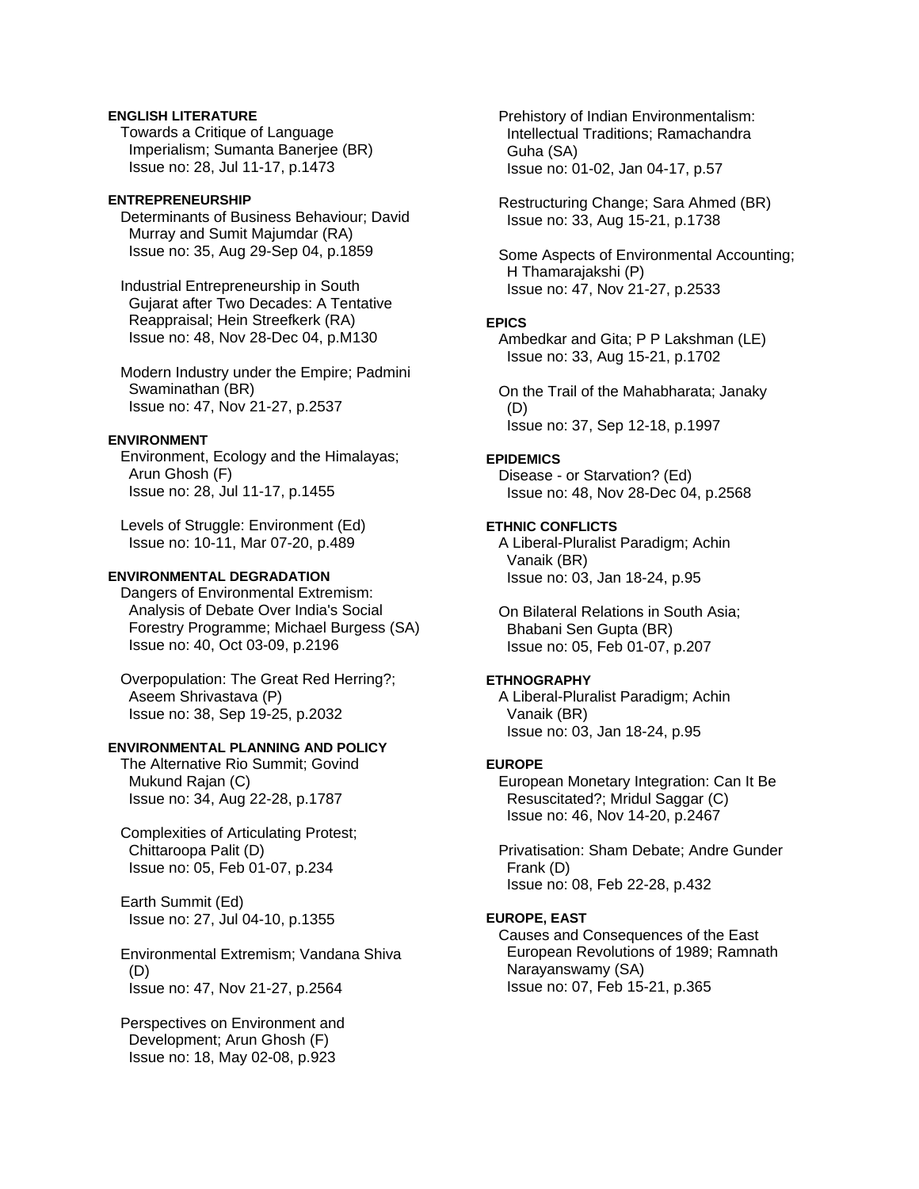**ENGLISH LITERATURE**

Towards a Critique of Language Imperialism; Sumanta Banerjee (BR)
Issue no: 28, Jul 11-17, p.1473

**ENTREPRENEURSHIP**

Determinants of Business Behaviour; David Murray and Sumit Majumdar (RA)
Issue no: 35, Aug 29-Sep 04, p.1859

Industrial Entrepreneurship in South Gujarat after Two Decades: A Tentative Reappraisal; Hein Streefkerk (RA)
Issue no: 48, Nov 28-Dec 04, p.M130

Modern Industry under the Empire; Padmini Swaminathan (BR)
Issue no: 47, Nov 21-27, p.2537

**ENVIRONMENT**

Environment, Ecology and the Himalayas; Arun Ghosh (F)
Issue no: 28, Jul 11-17, p.1455

Levels of Struggle: Environment (Ed)
Issue no: 10-11, Mar 07-20, p.489

**ENVIRONMENTAL DEGRADATION**

Dangers of Environmental Extremism: Analysis of Debate Over India's Social Forestry Programme; Michael Burgess (SA)
Issue no: 40, Oct 03-09, p.2196

Overpopulation: The Great Red Herring?; Aseem Shrivastava (P)
Issue no: 38, Sep 19-25, p.2032

**ENVIRONMENTAL PLANNING AND POLICY**

The Alternative Rio Summit; Govind Mukund Rajan (C)
Issue no: 34, Aug 22-28, p.1787

Complexities of Articulating Protest; Chittaroopa Palit (D)
Issue no: 05, Feb 01-07, p.234

Earth Summit (Ed)
Issue no: 27, Jul 04-10, p.1355

Environmental Extremism; Vandana Shiva (D)
Issue no: 47, Nov 21-27, p.2564

Perspectives on Environment and Development; Arun Ghosh (F)
Issue no: 18, May 02-08, p.923

Prehistory of Indian Environmentalism: Intellectual Traditions; Ramachandra Guha (SA)
Issue no: 01-02, Jan 04-17, p.57

Restructuring Change; Sara Ahmed (BR)
Issue no: 33, Aug 15-21, p.1738

Some Aspects of Environmental Accounting; H Thamarajakshi (P)
Issue no: 47, Nov 21-27, p.2533

**EPICS**

Ambedkar and Gita; P P Lakshman (LE)
Issue no: 33, Aug 15-21, p.1702

On the Trail of the Mahabharata; Janaky (D)
Issue no: 37, Sep 12-18, p.1997

**EPIDEMICS**

Disease - or Starvation? (Ed)
Issue no: 48, Nov 28-Dec 04, p.2568

**ETHNIC CONFLICTS**

A Liberal-Pluralist Paradigm; Achin Vanaik (BR)
Issue no: 03, Jan 18-24, p.95

On Bilateral Relations in South Asia; Bhabani Sen Gupta (BR)
Issue no: 05, Feb 01-07, p.207

**ETHNOGRAPHY**

A Liberal-Pluralist Paradigm; Achin Vanaik (BR)
Issue no: 03, Jan 18-24, p.95

**EUROPE**

European Monetary Integration: Can It Be Resuscitated?; Mridul Saggar (C)
Issue no: 46, Nov 14-20, p.2467

Privatisation: Sham Debate; Andre Gunder Frank (D)
Issue no: 08, Feb 22-28, p.432

**EUROPE, EAST**

Causes and Consequences of the East European Revolutions of 1989; Ramnath Narayanswamy (SA)
Issue no: 07, Feb 15-21, p.365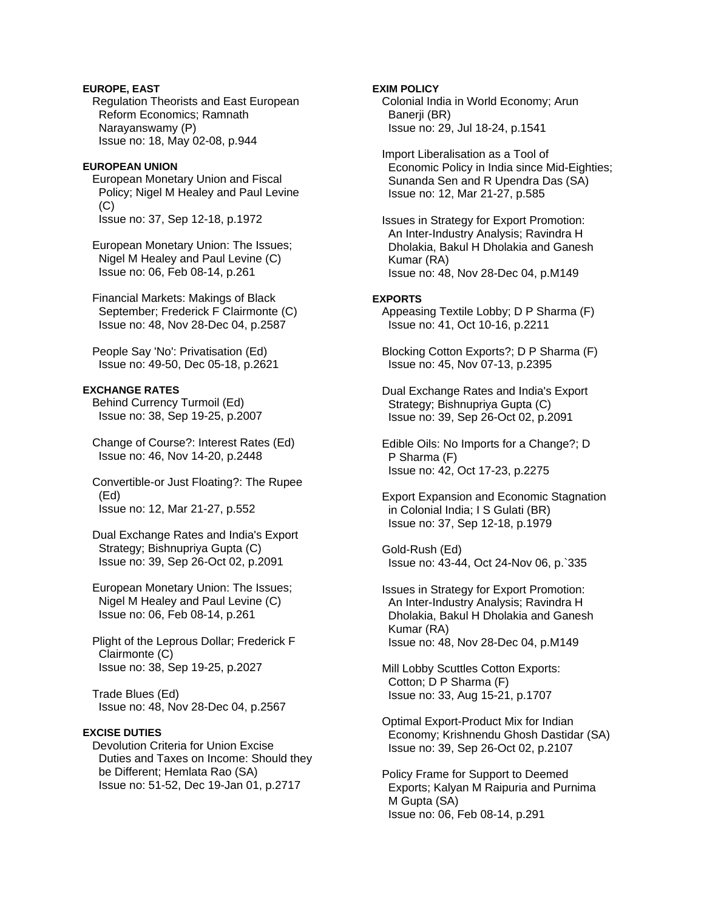**EUROPE, EAST**

Regulation Theorists and East European Reform Economics; Ramnath Narayanswamy (P)
Issue no: 18, May 02-08, p.944

**EUROPEAN UNION**

European Monetary Union and Fiscal Policy; Nigel M Healey and Paul Levine (C)
Issue no: 37, Sep 12-18, p.1972

European Monetary Union: The Issues; Nigel M Healey and Paul Levine (C)
Issue no: 06, Feb 08-14, p.261

Financial Markets: Makings of Black September; Frederick F Clairmonte (C)
Issue no: 48, Nov 28-Dec 04, p.2587

People Say 'No': Privatisation (Ed)
Issue no: 49-50, Dec 05-18, p.2621

**EXCHANGE RATES**

Behind Currency Turmoil (Ed)
Issue no: 38, Sep 19-25, p.2007

Change of Course?: Interest Rates (Ed)
Issue no: 46, Nov 14-20, p.2448

Convertible-or Just Floating?: The Rupee (Ed)
Issue no: 12, Mar 21-27, p.552

Dual Exchange Rates and India's Export Strategy; Bishnupriya Gupta (C)
Issue no: 39, Sep 26-Oct 02, p.2091

European Monetary Union: The Issues; Nigel M Healey and Paul Levine (C)
Issue no: 06, Feb 08-14, p.261

Plight of the Leprous Dollar; Frederick F Clairmonte (C)
Issue no: 38, Sep 19-25, p.2027

Trade Blues (Ed)
Issue no: 48, Nov 28-Dec 04, p.2567

**EXCISE DUTIES**

Devolution Criteria for Union Excise Duties and Taxes on Income: Should they be Different; Hemlata Rao (SA)
Issue no: 51-52, Dec 19-Jan 01, p.2717

**EXIM POLICY**

Colonial India in World Economy; Arun Banerji (BR)
Issue no: 29, Jul 18-24, p.1541

Import Liberalisation as a Tool of Economic Policy in India since Mid-Eighties; Sunanda Sen and R Upendra Das (SA)
Issue no: 12, Mar 21-27, p.585

Issues in Strategy for Export Promotion: An Inter-Industry Analysis; Ravindra H Dholakia, Bakul H Dholakia and Ganesh Kumar (RA)
Issue no: 48, Nov 28-Dec 04, p.M149

**EXPORTS**

Appeasing Textile Lobby; D P Sharma (F)
Issue no: 41, Oct 10-16, p.2211

Blocking Cotton Exports?; D P Sharma (F)
Issue no: 45, Nov 07-13, p.2395

Dual Exchange Rates and India's Export Strategy; Bishnupriya Gupta (C)
Issue no: 39, Sep 26-Oct 02, p.2091

Edible Oils: No Imports for a Change?; D P Sharma (F)
Issue no: 42, Oct 17-23, p.2275

Export Expansion and Economic Stagnation in Colonial India; I S Gulati (BR)
Issue no: 37, Sep 12-18, p.1979

Gold-Rush (Ed)
Issue no: 43-44, Oct 24-Nov 06, p.`335

Issues in Strategy for Export Promotion: An Inter-Industry Analysis; Ravindra H Dholakia, Bakul H Dholakia and Ganesh Kumar (RA)
Issue no: 48, Nov 28-Dec 04, p.M149

Mill Lobby Scuttles Cotton Exports: Cotton; D P Sharma (F)
Issue no: 33, Aug 15-21, p.1707

Optimal Export-Product Mix for Indian Economy; Krishnendu Ghosh Dastidar (SA)
Issue no: 39, Sep 26-Oct 02, p.2107

Policy Frame for Support to Deemed Exports; Kalyan M Raipuria and Purnima M Gupta (SA)
Issue no: 06, Feb 08-14, p.291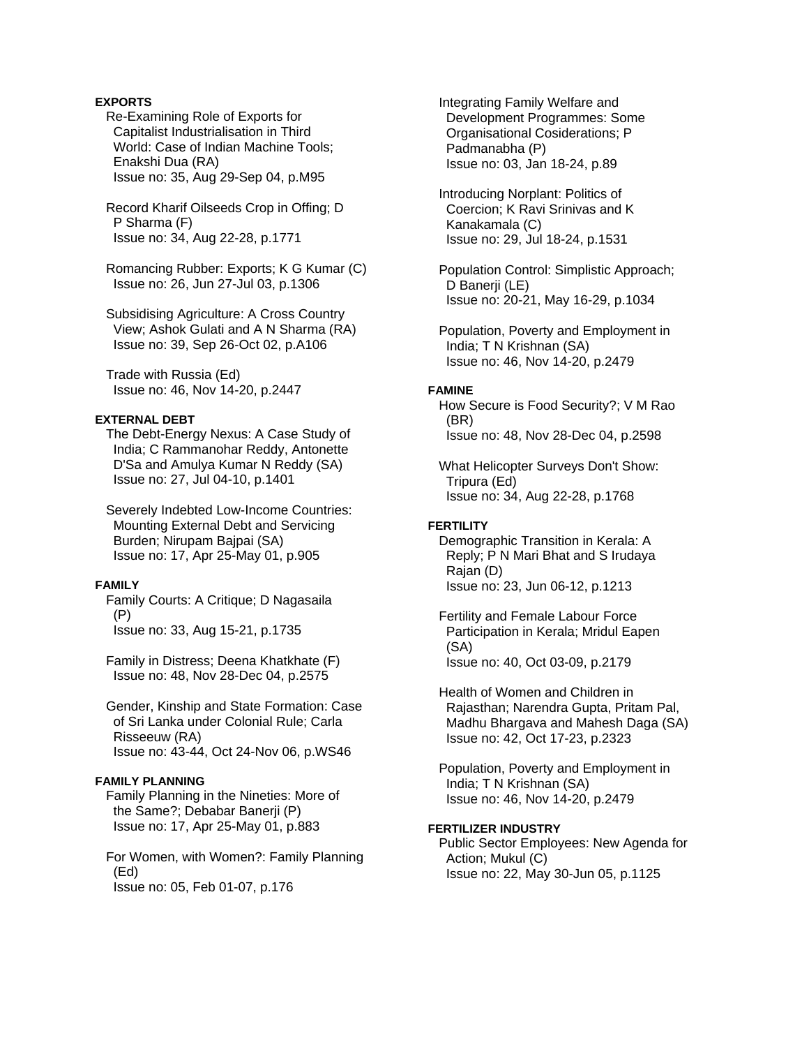**EXPORTS**

Re-Examining Role of Exports for Capitalist Industrialisation in Third World: Case of Indian Machine Tools; Enakshi Dua (RA)
Issue no: 35, Aug 29-Sep 04, p.M95

Record Kharif Oilseeds Crop in Offing; D P Sharma (F)
Issue no: 34, Aug 22-28, p.1771

Romancing Rubber: Exports; K G Kumar (C)
Issue no: 26, Jun 27-Jul 03, p.1306

Subsidising Agriculture: A Cross Country View; Ashok Gulati and A N Sharma (RA)
Issue no: 39, Sep 26-Oct 02, p.A106

Trade with Russia (Ed)
Issue no: 46, Nov 14-20, p.2447

**EXTERNAL DEBT**

The Debt-Energy Nexus: A Case Study of India; C Rammanohar Reddy, Antonette D'Sa and Amulya Kumar N Reddy (SA)
Issue no: 27, Jul 04-10, p.1401

Severely Indebted Low-Income Countries: Mounting External Debt and Servicing Burden; Nirupam Bajpai (SA)
Issue no: 17, Apr 25-May 01, p.905

**FAMILY**

Family Courts: A Critique; D Nagasaila (P)
Issue no: 33, Aug 15-21, p.1735

Family in Distress; Deena Khatkhate (F)
Issue no: 48, Nov 28-Dec 04, p.2575

Gender, Kinship and State Formation: Case of Sri Lanka under Colonial Rule; Carla Risseeuw (RA)
Issue no: 43-44, Oct 24-Nov 06, p.WS46

**FAMILY PLANNING**

Family Planning in the Nineties: More of the Same?; Debabar Banerji (P)
Issue no: 17, Apr 25-May 01, p.883

For Women, with Women?: Family Planning (Ed)
Issue no: 05, Feb 01-07, p.176

Integrating Family Welfare and Development Programmes: Some Organisational Cosiderations; P Padmanabha (P)
Issue no: 03, Jan 18-24, p.89

Introducing Norplant: Politics of Coercion; K Ravi Srinivas and K Kanakamala (C)
Issue no: 29, Jul 18-24, p.1531

Population Control: Simplistic Approach; D Banerji (LE)
Issue no: 20-21, May 16-29, p.1034

Population, Poverty and Employment in India; T N Krishnan (SA)
Issue no: 46, Nov 14-20, p.2479

**FAMINE**

How Secure is Food Security?; V M Rao (BR)
Issue no: 48, Nov 28-Dec 04, p.2598

What Helicopter Surveys Don't Show: Tripura (Ed)
Issue no: 34, Aug 22-28, p.1768

**FERTILITY**

Demographic Transition in Kerala: A Reply; P N Mari Bhat and S Irudaya Rajan (D)
Issue no: 23, Jun 06-12, p.1213

Fertility and Female Labour Force Participation in Kerala; Mridul Eapen (SA)
Issue no: 40, Oct 03-09, p.2179

Health of Women and Children in Rajasthan; Narendra Gupta, Pritam Pal, Madhu Bhargava and Mahesh Daga (SA)
Issue no: 42, Oct 17-23, p.2323

Population, Poverty and Employment in India; T N Krishnan (SA)
Issue no: 46, Nov 14-20, p.2479

**FERTILIZER INDUSTRY**

Public Sector Employees: New Agenda for Action; Mukul (C)
Issue no: 22, May 30-Jun 05, p.1125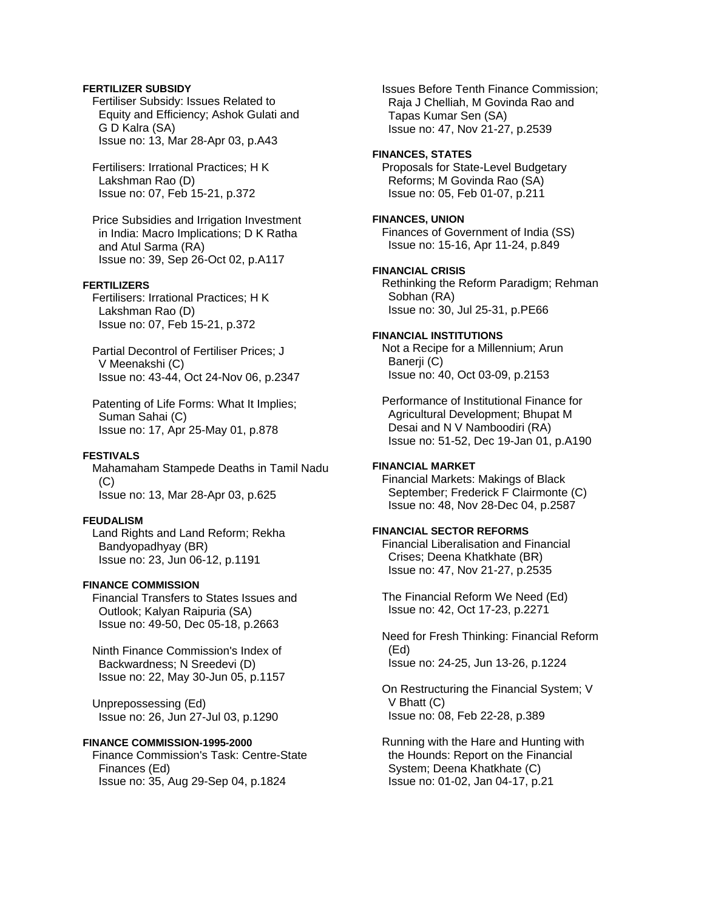**FERTILIZER SUBSIDY**

Fertiliser Subsidy: Issues Related to Equity and Efficiency; Ashok Gulati and G D Kalra (SA)
Issue no: 13, Mar 28-Apr 03, p.A43

Fertilisers: Irrational Practices; H K Lakshman Rao (D)
Issue no: 07, Feb 15-21, p.372

Price Subsidies and Irrigation Investment in India: Macro Implications; D K Ratha and Atul Sarma (RA)
Issue no: 39, Sep 26-Oct 02, p.A117

**FERTILIZERS**

Fertilisers: Irrational Practices; H K Lakshman Rao (D)
Issue no: 07, Feb 15-21, p.372

Partial Decontrol of Fertiliser Prices; J V Meenakshi (C)
Issue no: 43-44, Oct 24-Nov 06, p.2347

Patenting of Life Forms: What It Implies; Suman Sahai (C)
Issue no: 17, Apr 25-May 01, p.878

**FESTIVALS**

Mahamaham Stampede Deaths in Tamil Nadu (C)
Issue no: 13, Mar 28-Apr 03, p.625

**FEUDALISM**

Land Rights and Land Reform; Rekha Bandyopadhyay (BR)
Issue no: 23, Jun 06-12, p.1191

**FINANCE COMMISSION**

Financial Transfers to States Issues and Outlook; Kalyan Raipuria (SA)
Issue no: 49-50, Dec 05-18, p.2663

Ninth Finance Commission's Index of Backwardness; N Sreedevi (D)
Issue no: 22, May 30-Jun 05, p.1157

Unprepossessing (Ed)
Issue no: 26, Jun 27-Jul 03, p.1290

**FINANCE COMMISSION-1995-2000**

Finance Commission's Task: Centre-State Finances (Ed)
Issue no: 35, Aug 29-Sep 04, p.1824

Issues Before Tenth Finance Commission; Raja J Chelliah, M Govinda Rao and Tapas Kumar Sen (SA)
Issue no: 47, Nov 21-27, p.2539

**FINANCES, STATES**

Proposals for State-Level Budgetary Reforms; M Govinda Rao (SA)
Issue no: 05, Feb 01-07, p.211

**FINANCES, UNION**

Finances of Government of India (SS)
Issue no: 15-16, Apr 11-24, p.849

**FINANCIAL CRISIS**

Rethinking the Reform Paradigm; Rehman Sobhan (RA)
Issue no: 30, Jul 25-31, p.PE66

**FINANCIAL INSTITUTIONS**

Not a Recipe for a Millennium; Arun Banerji (C)
Issue no: 40, Oct 03-09, p.2153

Performance of Institutional Finance for Agricultural Development; Bhupat M Desai and N V Namboodiri (RA)
Issue no: 51-52, Dec 19-Jan 01, p.A190

**FINANCIAL MARKET**

Financial Markets: Makings of Black September; Frederick F Clairmonte (C)
Issue no: 48, Nov 28-Dec 04, p.2587

**FINANCIAL SECTOR REFORMS**

Financial Liberalisation and Financial Crises; Deena Khatkhate (BR)
Issue no: 47, Nov 21-27, p.2535

The Financial Reform We Need (Ed)
Issue no: 42, Oct 17-23, p.2271

Need for Fresh Thinking: Financial Reform (Ed)
Issue no: 24-25, Jun 13-26, p.1224

On Restructuring the Financial System; V V Bhatt (C)
Issue no: 08, Feb 22-28, p.389

Running with the Hare and Hunting with the Hounds: Report on the Financial System; Deena Khatkhate (C)
Issue no: 01-02, Jan 04-17, p.21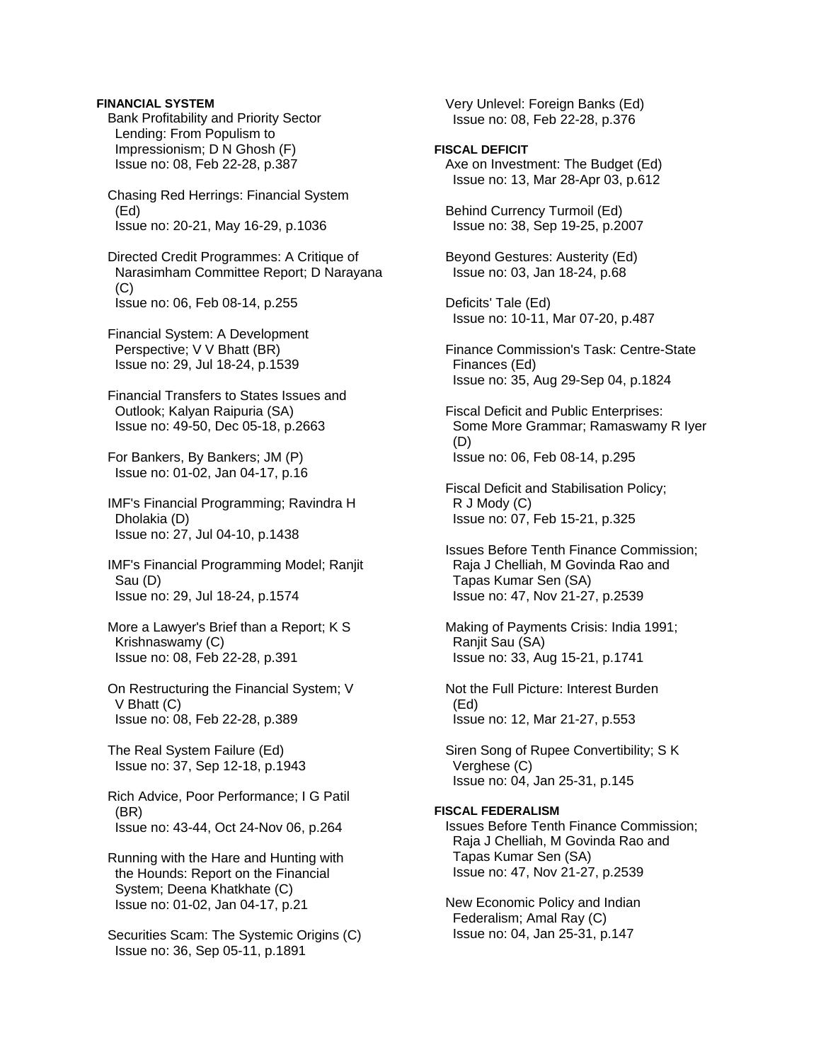**FINANCIAL SYSTEM**

Bank Profitability and Priority Sector Lending: From Populism to Impressionism; D N Ghosh (F)
Issue no: 08, Feb 22-28, p.387

Chasing Red Herrings: Financial System (Ed)
Issue no: 20-21, May 16-29, p.1036

Directed Credit Programmes: A Critique of Narasimham Committee Report; D Narayana (C)
Issue no: 06, Feb 08-14, p.255

Financial System: A Development Perspective; V V Bhatt (BR)
Issue no: 29, Jul 18-24, p.1539

Financial Transfers to States Issues and Outlook; Kalyan Raipuria (SA)
Issue no: 49-50, Dec 05-18, p.2663

For Bankers, By Bankers; JM (P)
Issue no: 01-02, Jan 04-17, p.16

IMF's Financial Programming; Ravindra H Dholakia (D)
Issue no: 27, Jul 04-10, p.1438

IMF's Financial Programming Model; Ranjit Sau (D)
Issue no: 29, Jul 18-24, p.1574

More a Lawyer's Brief than a Report; K S Krishnaswamy (C)
Issue no: 08, Feb 22-28, p.391

On Restructuring the Financial System; V V Bhatt (C)
Issue no: 08, Feb 22-28, p.389

The Real System Failure (Ed)
Issue no: 37, Sep 12-18, p.1943

Rich Advice, Poor Performance; I G Patil (BR)
Issue no: 43-44, Oct 24-Nov 06, p.264

Running with the Hare and Hunting with the Hounds: Report on the Financial System; Deena Khatkhate (C)
Issue no: 01-02, Jan 04-17, p.21

Securities Scam: The Systemic Origins (C)
Issue no: 36, Sep 05-11, p.1891

Very Unlevel: Foreign Banks (Ed)
Issue no: 08, Feb 22-28, p.376

**FISCAL DEFICIT**

Axe on Investment: The Budget (Ed)
Issue no: 13, Mar 28-Apr 03, p.612

Behind Currency Turmoil (Ed)
Issue no: 38, Sep 19-25, p.2007

Beyond Gestures: Austerity (Ed)
Issue no: 03, Jan 18-24, p.68

Deficits' Tale (Ed)
Issue no: 10-11, Mar 07-20, p.487

Finance Commission's Task: Centre-State Finances (Ed)
Issue no: 35, Aug 29-Sep 04, p.1824

Fiscal Deficit and Public Enterprises: Some More Grammar; Ramaswamy R Iyer (D)
Issue no: 06, Feb 08-14, p.295

Fiscal Deficit and Stabilisation Policy; R J Mody (C)
Issue no: 07, Feb 15-21, p.325

Issues Before Tenth Finance Commission; Raja J Chelliah, M Govinda Rao and Tapas Kumar Sen (SA)
Issue no: 47, Nov 21-27, p.2539

Making of Payments Crisis: India 1991; Ranjit Sau (SA)
Issue no: 33, Aug 15-21, p.1741

Not the Full Picture: Interest Burden (Ed)
Issue no: 12, Mar 21-27, p.553

Siren Song of Rupee Convertibility; S K Verghese (C)
Issue no: 04, Jan 25-31, p.145

**FISCAL FEDERALISM**

Issues Before Tenth Finance Commission; Raja J Chelliah, M Govinda Rao and Tapas Kumar Sen (SA)
Issue no: 47, Nov 21-27, p.2539

New Economic Policy and Indian Federalism; Amal Ray (C)
Issue no: 04, Jan 25-31, p.147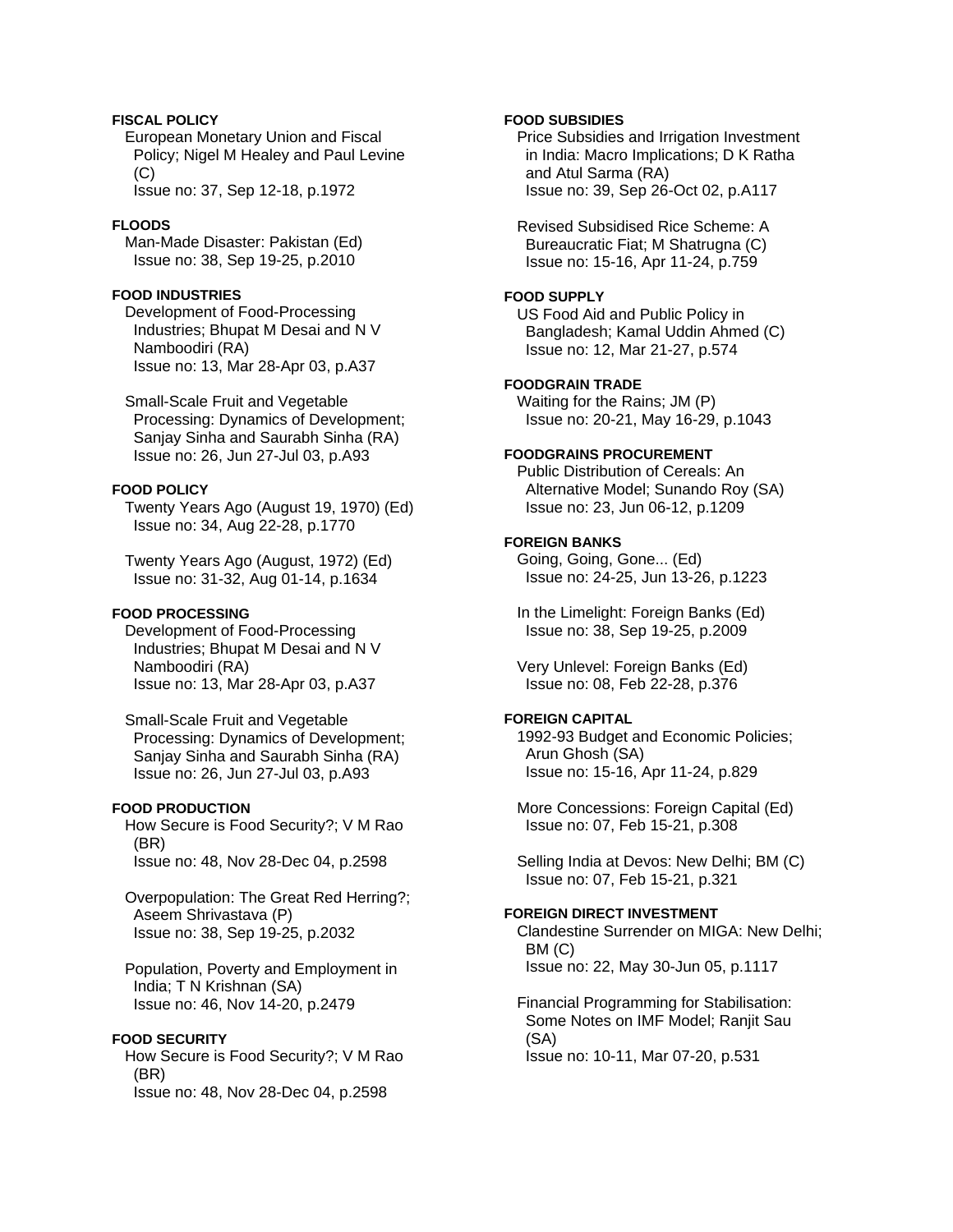**FISCAL POLICY**

European Monetary Union and Fiscal Policy; Nigel M Healey and Paul Levine (C)
Issue no: 37, Sep 12-18, p.1972

**FLOODS**

Man-Made Disaster: Pakistan (Ed)
Issue no: 38, Sep 19-25, p.2010

**FOOD INDUSTRIES**

Development of Food-Processing Industries; Bhupat M Desai and N V Namboodiri (RA)
Issue no: 13, Mar 28-Apr 03, p.A37

Small-Scale Fruit and Vegetable Processing: Dynamics of Development; Sanjay Sinha and Saurabh Sinha (RA)
Issue no: 26, Jun 27-Jul 03, p.A93

**FOOD POLICY**

Twenty Years Ago (August 19, 1970) (Ed)
Issue no: 34, Aug 22-28, p.1770

Twenty Years Ago (August, 1972) (Ed)
Issue no: 31-32, Aug 01-14, p.1634

**FOOD PROCESSING**

Development of Food-Processing Industries; Bhupat M Desai and N V Namboodiri (RA)
Issue no: 13, Mar 28-Apr 03, p.A37

Small-Scale Fruit and Vegetable Processing: Dynamics of Development; Sanjay Sinha and Saurabh Sinha (RA)
Issue no: 26, Jun 27-Jul 03, p.A93

**FOOD PRODUCTION**

How Secure is Food Security?; V M Rao (BR)
Issue no: 48, Nov 28-Dec 04, p.2598

Overpopulation: The Great Red Herring?; Aseem Shrivastava (P)
Issue no: 38, Sep 19-25, p.2032

Population, Poverty and Employment in India; T N Krishnan (SA)
Issue no: 46, Nov 14-20, p.2479

**FOOD SECURITY**

How Secure is Food Security?; V M Rao (BR)
Issue no: 48, Nov 28-Dec 04, p.2598

**FOOD SUBSIDIES**

Price Subsidies and Irrigation Investment in India: Macro Implications; D K Ratha and Atul Sarma (RA)
Issue no: 39, Sep 26-Oct 02, p.A117

Revised Subsidised Rice Scheme: A Bureaucratic Fiat; M Shatrugna (C)
Issue no: 15-16, Apr 11-24, p.759

**FOOD SUPPLY**

US Food Aid and Public Policy in Bangladesh; Kamal Uddin Ahmed (C)
Issue no: 12, Mar 21-27, p.574

**FOODGRAIN TRADE**

Waiting for the Rains; JM (P)
Issue no: 20-21, May 16-29, p.1043

**FOODGRAINS PROCUREMENT**

Public Distribution of Cereals: An Alternative Model; Sunando Roy (SA)
Issue no: 23, Jun 06-12, p.1209

**FOREIGN BANKS**

Going, Going, Gone... (Ed)
Issue no: 24-25, Jun 13-26, p.1223

In the Limelight: Foreign Banks (Ed)
Issue no: 38, Sep 19-25, p.2009

Very Unlevel: Foreign Banks (Ed)
Issue no: 08, Feb 22-28, p.376

**FOREIGN CAPITAL**

1992-93 Budget and Economic Policies; Arun Ghosh (SA)
Issue no: 15-16, Apr 11-24, p.829

More Concessions: Foreign Capital (Ed)
Issue no: 07, Feb 15-21, p.308

Selling India at Devos: New Delhi; BM (C)
Issue no: 07, Feb 15-21, p.321

**FOREIGN DIRECT INVESTMENT**

Clandestine Surrender on MIGA: New Delhi; BM (C)
Issue no: 22, May 30-Jun 05, p.1117

Financial Programming for Stabilisation: Some Notes on IMF Model; Ranjit Sau (SA)
Issue no: 10-11, Mar 07-20, p.531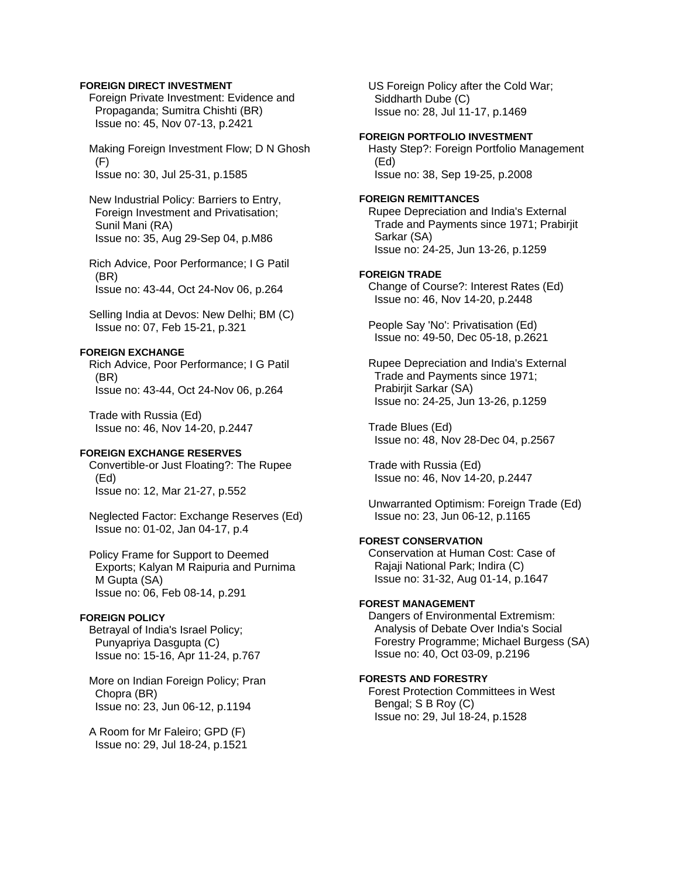**FOREIGN DIRECT INVESTMENT**

Foreign Private Investment: Evidence and Propaganda; Sumitra Chishti (BR)
Issue no: 45, Nov 07-13, p.2421

Making Foreign Investment Flow; D N Ghosh (F)
Issue no: 30, Jul 25-31, p.1585

New Industrial Policy: Barriers to Entry, Foreign Investment and Privatisation; Sunil Mani (RA)
Issue no: 35, Aug 29-Sep 04, p.M86

Rich Advice, Poor Performance; I G Patil (BR)
Issue no: 43-44, Oct 24-Nov 06, p.264

Selling India at Devos: New Delhi; BM (C)
Issue no: 07, Feb 15-21, p.321

**FOREIGN EXCHANGE**

Rich Advice, Poor Performance; I G Patil (BR)
Issue no: 43-44, Oct 24-Nov 06, p.264

Trade with Russia (Ed)
Issue no: 46, Nov 14-20, p.2447

**FOREIGN EXCHANGE RESERVES**

Convertible-or Just Floating?: The Rupee (Ed)
Issue no: 12, Mar 21-27, p.552

Neglected Factor: Exchange Reserves (Ed)
Issue no: 01-02, Jan 04-17, p.4

Policy Frame for Support to Deemed Exports; Kalyan M Raipuria and Purnima M Gupta (SA)
Issue no: 06, Feb 08-14, p.291

**FOREIGN POLICY**

Betrayal of India's Israel Policy; Punyapriya Dasgupta (C)
Issue no: 15-16, Apr 11-24, p.767

More on Indian Foreign Policy; Pran Chopra (BR)
Issue no: 23, Jun 06-12, p.1194

A Room for Mr Faleiro; GPD (F)
Issue no: 29, Jul 18-24, p.1521

US Foreign Policy after the Cold War; Siddharth Dube (C)
Issue no: 28, Jul 11-17, p.1469

**FOREIGN PORTFOLIO INVESTMENT**

Hasty Step?: Foreign Portfolio Management (Ed)
Issue no: 38, Sep 19-25, p.2008

**FOREIGN REMITTANCES**

Rupee Depreciation and India's External Trade and Payments since 1971; Prabirjit Sarkar (SA)
Issue no: 24-25, Jun 13-26, p.1259

**FOREIGN TRADE**

Change of Course?: Interest Rates (Ed)
Issue no: 46, Nov 14-20, p.2448

People Say 'No': Privatisation (Ed)
Issue no: 49-50, Dec 05-18, p.2621

Rupee Depreciation and India's External Trade and Payments since 1971; Prabirjit Sarkar (SA)
Issue no: 24-25, Jun 13-26, p.1259

Trade Blues (Ed)
Issue no: 48, Nov 28-Dec 04, p.2567

Trade with Russia (Ed)
Issue no: 46, Nov 14-20, p.2447

Unwarranted Optimism: Foreign Trade (Ed)
Issue no: 23, Jun 06-12, p.1165

**FOREST CONSERVATION**

Conservation at Human Cost: Case of Rajaji National Park; Indira (C)
Issue no: 31-32, Aug 01-14, p.1647

**FOREST MANAGEMENT**

Dangers of Environmental Extremism: Analysis of Debate Over India's Social Forestry Programme; Michael Burgess (SA)
Issue no: 40, Oct 03-09, p.2196

**FORESTS AND FORESTRY**

Forest Protection Committees in West Bengal; S B Roy (C)
Issue no: 29, Jul 18-24, p.1528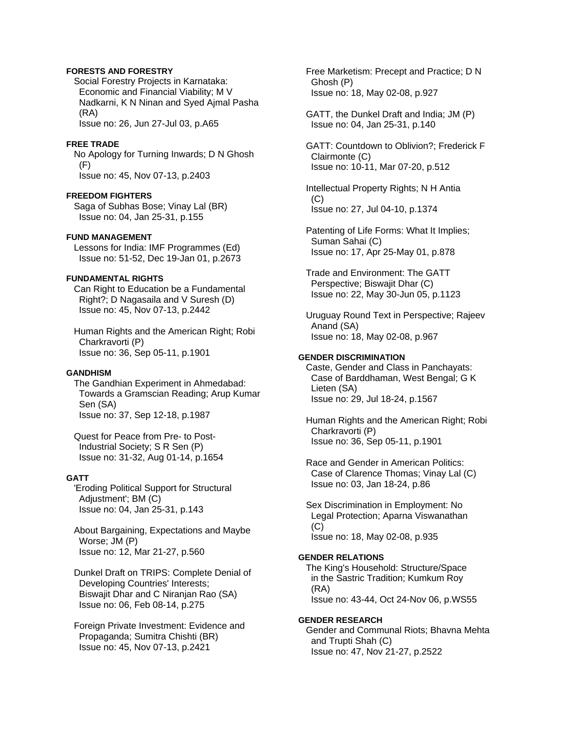**FORESTS AND FORESTRY**

Social Forestry Projects in Karnataka: Economic and Financial Viability; M V Nadkarni, K N Ninan and Syed Ajmal Pasha (RA)
Issue no: 26, Jun 27-Jul 03, p.A65

**FREE TRADE**

No Apology for Turning Inwards; D N Ghosh (F)
Issue no: 45, Nov 07-13, p.2403

**FREEDOM FIGHTERS**

Saga of Subhas Bose; Vinay Lal (BR)
Issue no: 04, Jan 25-31, p.155

**FUND MANAGEMENT**

Lessons for India: IMF Programmes (Ed)
Issue no: 51-52, Dec 19-Jan 01, p.2673

**FUNDAMENTAL RIGHTS**

Can Right to Education be a Fundamental Right?; D Nagasaila and V Suresh (D)
Issue no: 45, Nov 07-13, p.2442

Human Rights and the American Right; Robi Charkravorti (P)
Issue no: 36, Sep 05-11, p.1901

**GANDHISM**

The Gandhian Experiment in Ahmedabad: Towards a Gramscian Reading; Arup Kumar Sen (SA)
Issue no: 37, Sep 12-18, p.1987

Quest for Peace from Pre- to Post-Industrial Society; S R Sen (P)
Issue no: 31-32, Aug 01-14, p.1654

**GATT**

'Eroding Political Support for Structural Adjustment'; BM (C)
Issue no: 04, Jan 25-31, p.143

About Bargaining, Expectations and Maybe Worse; JM (P)
Issue no: 12, Mar 21-27, p.560

Dunkel Draft on TRIPS: Complete Denial of Developing Countries' Interests; Biswajit Dhar and C Niranjan Rao (SA)
Issue no: 06, Feb 08-14, p.275

Foreign Private Investment: Evidence and Propaganda; Sumitra Chishti (BR)
Issue no: 45, Nov 07-13, p.2421

Free Marketism: Precept and Practice; D N Ghosh (P)
Issue no: 18, May 02-08, p.927

GATT, the Dunkel Draft and India; JM (P)
Issue no: 04, Jan 25-31, p.140

GATT: Countdown to Oblivion?; Frederick F Clairmonte (C)
Issue no: 10-11, Mar 07-20, p.512

Intellectual Property Rights; N H Antia (C)
Issue no: 27, Jul 04-10, p.1374

Patenting of Life Forms: What It Implies; Suman Sahai (C)
Issue no: 17, Apr 25-May 01, p.878

Trade and Environment: The GATT Perspective; Biswajit Dhar (C)
Issue no: 22, May 30-Jun 05, p.1123

Uruguay Round Text in Perspective; Rajeev Anand (SA)
Issue no: 18, May 02-08, p.967

**GENDER DISCRIMINATION**

Caste, Gender and Class in Panchayats: Case of Barddhaman, West Bengal; G K Lieten (SA)
Issue no: 29, Jul 18-24, p.1567

Human Rights and the American Right; Robi Charkravorti (P)
Issue no: 36, Sep 05-11, p.1901

Race and Gender in American Politics: Case of Clarence Thomas; Vinay Lal (C)
Issue no: 03, Jan 18-24, p.86

Sex Discrimination in Employment: No Legal Protection; Aparna Viswanathan (C)
Issue no: 18, May 02-08, p.935

**GENDER RELATIONS**

The King's Household: Structure/Space in the Sastric Tradition; Kumkum Roy (RA)
Issue no: 43-44, Oct 24-Nov 06, p.WS55

**GENDER RESEARCH**

Gender and Communal Riots; Bhavna Mehta and Trupti Shah (C)
Issue no: 47, Nov 21-27, p.2522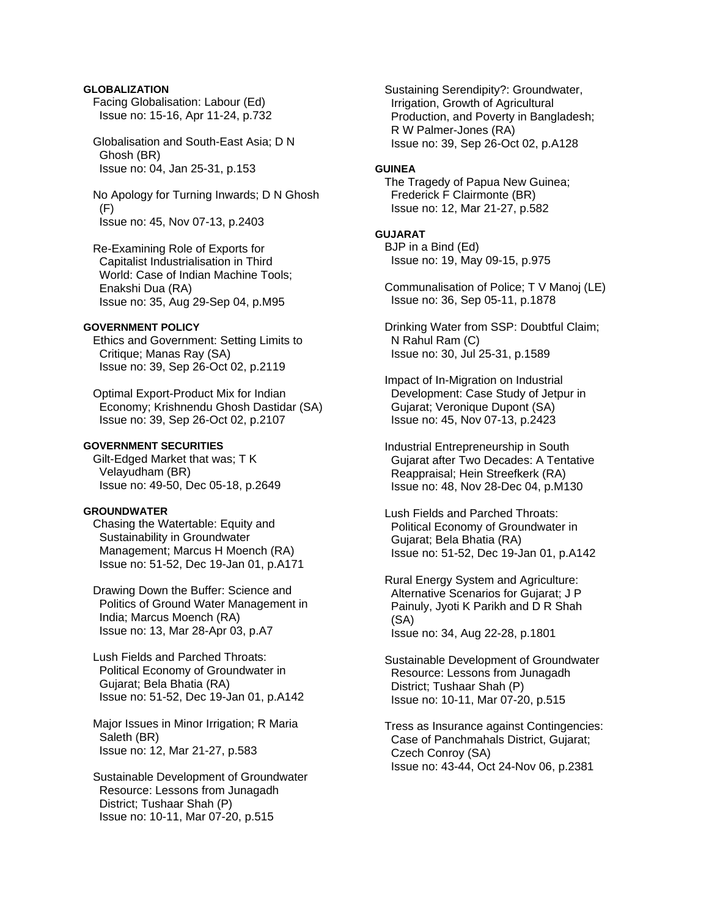**GLOBALIZATION**

Facing Globalisation: Labour (Ed)
Issue no: 15-16, Apr 11-24, p.732

Globalisation and South-East Asia; D N Ghosh (BR)
Issue no: 04, Jan 25-31, p.153

No Apology for Turning Inwards; D N Ghosh (F)
Issue no: 45, Nov 07-13, p.2403

Re-Examining Role of Exports for Capitalist Industrialisation in Third World: Case of Indian Machine Tools; Enakshi Dua (RA)
Issue no: 35, Aug 29-Sep 04, p.M95

**GOVERNMENT POLICY**

Ethics and Government: Setting Limits to Critique; Manas Ray (SA)
Issue no: 39, Sep 26-Oct 02, p.2119

Optimal Export-Product Mix for Indian Economy; Krishnendu Ghosh Dastidar (SA)
Issue no: 39, Sep 26-Oct 02, p.2107

**GOVERNMENT SECURITIES**

Gilt-Edged Market that was; T K Velayudham (BR)
Issue no: 49-50, Dec 05-18, p.2649

**GROUNDWATER**

Chasing the Watertable: Equity and Sustainability in Groundwater Management; Marcus H Moench (RA)
Issue no: 51-52, Dec 19-Jan 01, p.A171

Drawing Down the Buffer: Science and Politics of Ground Water Management in India; Marcus Moench (RA)
Issue no: 13, Mar 28-Apr 03, p.A7

Lush Fields and Parched Throats: Political Economy of Groundwater in Gujarat; Bela Bhatia (RA)
Issue no: 51-52, Dec 19-Jan 01, p.A142

Major Issues in Minor Irrigation; R Maria Saleth (BR)
Issue no: 12, Mar 21-27, p.583

Sustainable Development of Groundwater Resource: Lessons from Junagadh District; Tushaar Shah (P)
Issue no: 10-11, Mar 07-20, p.515

Sustaining Serendipity?: Groundwater, Irrigation, Growth of Agricultural Production, and Poverty in Bangladesh; R W Palmer-Jones (RA)
Issue no: 39, Sep 26-Oct 02, p.A128

**GUINEA**

The Tragedy of Papua New Guinea; Frederick F Clairmonte (BR)
Issue no: 12, Mar 21-27, p.582

**GUJARAT**

BJP in a Bind (Ed)
Issue no: 19, May 09-15, p.975

Communalisation of Police; T V Manoj (LE)
Issue no: 36, Sep 05-11, p.1878

Drinking Water from SSP: Doubtful Claim; N Rahul Ram (C)
Issue no: 30, Jul 25-31, p.1589

Impact of In-Migration on Industrial Development: Case Study of Jetpur in Gujarat; Veronique Dupont (SA)
Issue no: 45, Nov 07-13, p.2423

Industrial Entrepreneurship in South Gujarat after Two Decades: A Tentative Reappraisal; Hein Streefkerk (RA)
Issue no: 48, Nov 28-Dec 04, p.M130

Lush Fields and Parched Throats: Political Economy of Groundwater in Gujarat; Bela Bhatia (RA)
Issue no: 51-52, Dec 19-Jan 01, p.A142

Rural Energy System and Agriculture: Alternative Scenarios for Gujarat; J P Painuly, Jyoti K Parikh and D R Shah (SA)
Issue no: 34, Aug 22-28, p.1801

Sustainable Development of Groundwater Resource: Lessons from Junagadh District; Tushaar Shah (P)
Issue no: 10-11, Mar 07-20, p.515

Tress as Insurance against Contingencies: Case of Panchmahals District, Gujarat; Czech Conroy (SA)
Issue no: 43-44, Oct 24-Nov 06, p.2381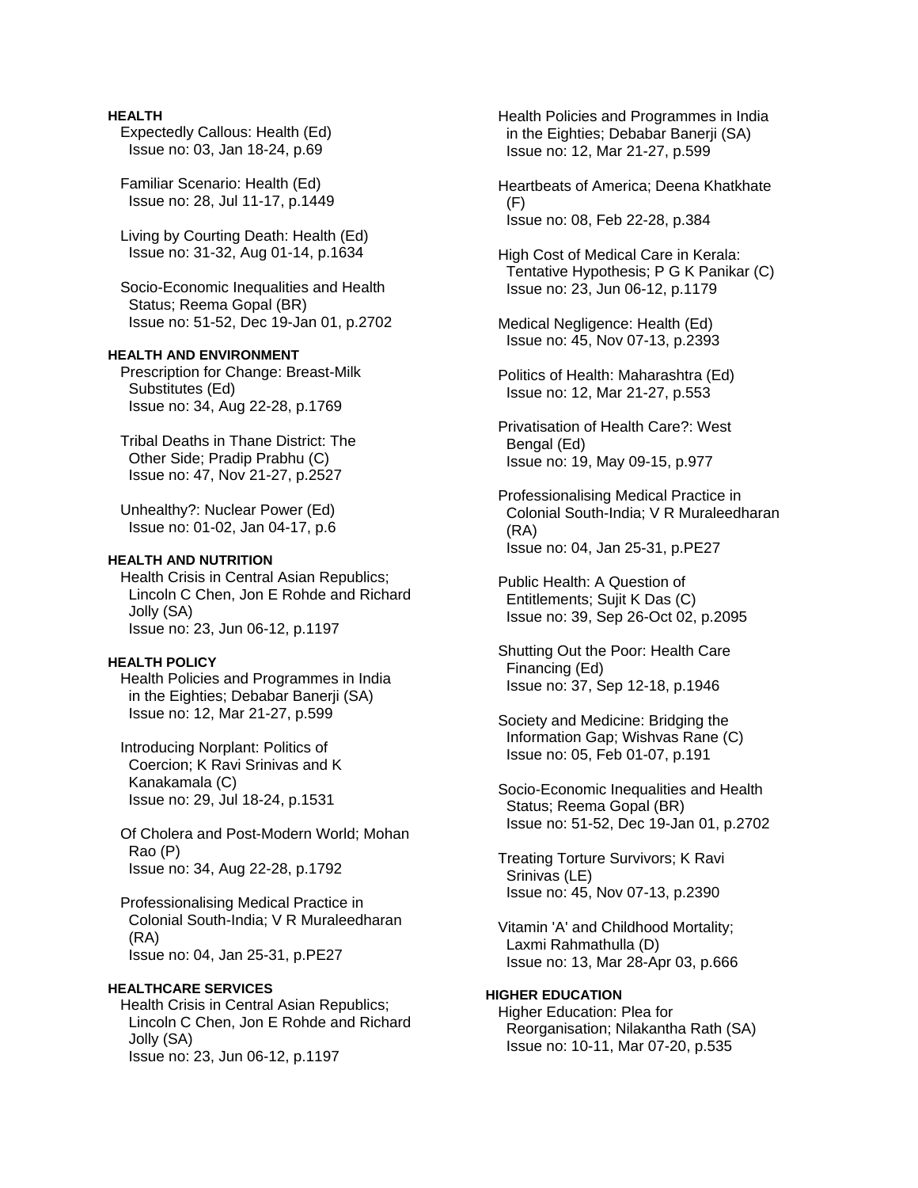**HEALTH**

Expectedly Callous: Health (Ed)
Issue no: 03, Jan 18-24, p.69

Familiar Scenario: Health (Ed)
Issue no: 28, Jul 11-17, p.1449

Living by Courting Death: Health (Ed)
Issue no: 31-32, Aug 01-14, p.1634

Socio-Economic Inequalities and Health Status; Reema Gopal (BR)
Issue no: 51-52, Dec 19-Jan 01, p.2702

**HEALTH AND ENVIRONMENT**

Prescription for Change: Breast-Milk Substitutes (Ed)
Issue no: 34, Aug 22-28, p.1769

Tribal Deaths in Thane District: The Other Side; Pradip Prabhu (C)
Issue no: 47, Nov 21-27, p.2527

Unhealthy?: Nuclear Power (Ed)
Issue no: 01-02, Jan 04-17, p.6

**HEALTH AND NUTRITION**

Health Crisis in Central Asian Republics; Lincoln C Chen, Jon E Rohde and Richard Jolly (SA)
Issue no: 23, Jun 06-12, p.1197

**HEALTH POLICY**

Health Policies and Programmes in India in the Eighties; Debabar Banerji (SA)
Issue no: 12, Mar 21-27, p.599

Introducing Norplant: Politics of Coercion; K Ravi Srinivas and K Kanakamala (C)
Issue no: 29, Jul 18-24, p.1531

Of Cholera and Post-Modern World; Mohan Rao (P)
Issue no: 34, Aug 22-28, p.1792

Professionalising Medical Practice in Colonial South-India; V R Muraleedharan (RA)
Issue no: 04, Jan 25-31, p.PE27

**HEALTHCARE SERVICES**

Health Crisis in Central Asian Republics; Lincoln C Chen, Jon E Rohde and Richard Jolly (SA)
Issue no: 23, Jun 06-12, p.1197

Health Policies and Programmes in India in the Eighties; Debabar Banerji (SA)
Issue no: 12, Mar 21-27, p.599

Heartbeats of America; Deena Khatkhate (F)
Issue no: 08, Feb 22-28, p.384

High Cost of Medical Care in Kerala: Tentative Hypothesis; P G K Panikar (C)
Issue no: 23, Jun 06-12, p.1179

Medical Negligence: Health (Ed)
Issue no: 45, Nov 07-13, p.2393

Politics of Health: Maharashtra (Ed)
Issue no: 12, Mar 21-27, p.553

Privatisation of Health Care?: West Bengal (Ed)
Issue no: 19, May 09-15, p.977

Professionalising Medical Practice in Colonial South-India; V R Muraleedharan (RA)
Issue no: 04, Jan 25-31, p.PE27

Public Health: A Question of Entitlements; Sujit K Das (C)
Issue no: 39, Sep 26-Oct 02, p.2095

Shutting Out the Poor: Health Care Financing (Ed)
Issue no: 37, Sep 12-18, p.1946

Society and Medicine: Bridging the Information Gap; Wishvas Rane (C)
Issue no: 05, Feb 01-07, p.191

Socio-Economic Inequalities and Health Status; Reema Gopal (BR)
Issue no: 51-52, Dec 19-Jan 01, p.2702

Treating Torture Survivors; K Ravi Srinivas (LE)
Issue no: 45, Nov 07-13, p.2390

Vitamin 'A' and Childhood Mortality; Laxmi Rahmathulla (D)
Issue no: 13, Mar 28-Apr 03, p.666

**HIGHER EDUCATION**

Higher Education: Plea for Reorganisation; Nilakantha Rath (SA)
Issue no: 10-11, Mar 07-20, p.535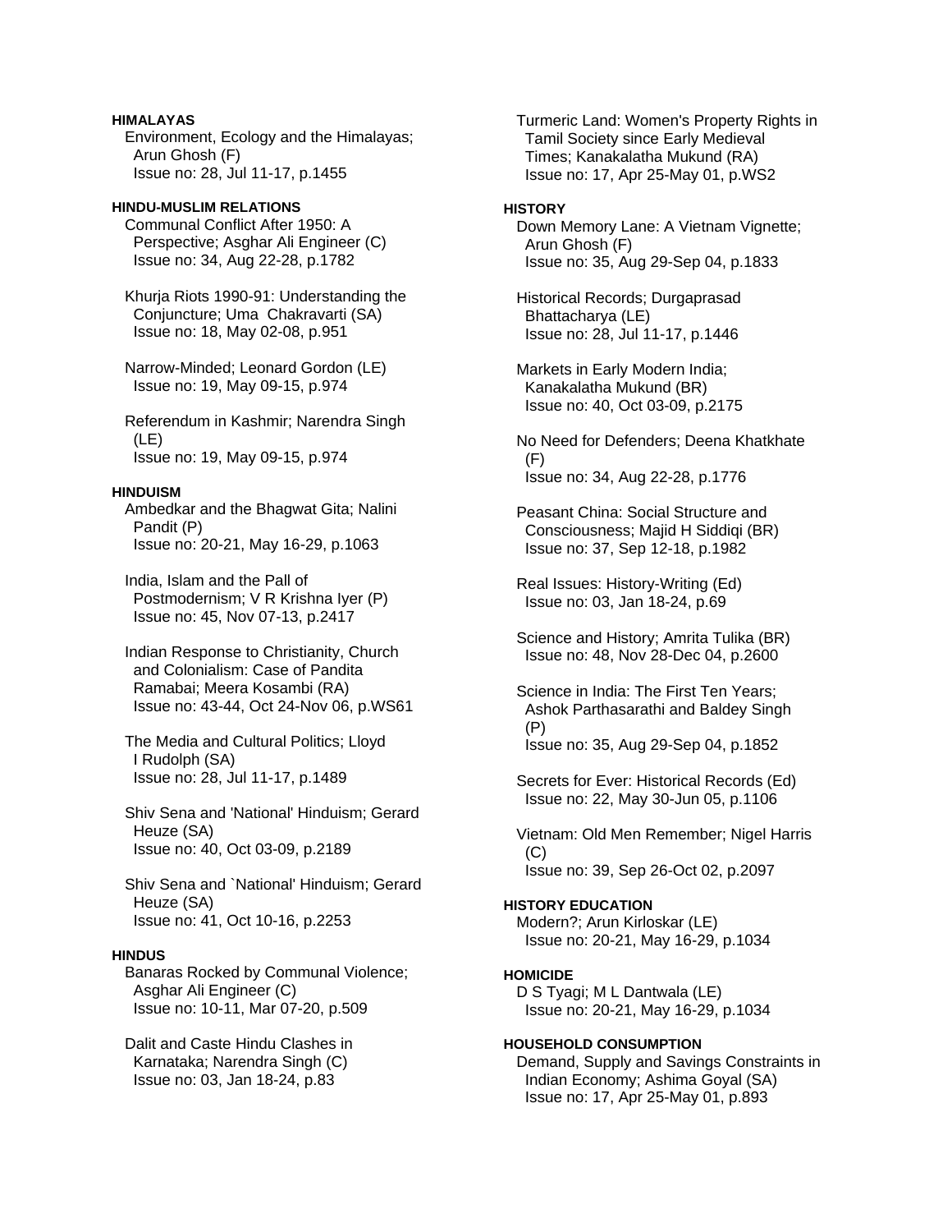**HIMALAYAS**

Environment, Ecology and the Himalayas; Arun Ghosh (F)
Issue no: 28, Jul 11-17, p.1455

**HINDU-MUSLIM RELATIONS**

Communal Conflict After 1950: A Perspective; Asghar Ali Engineer (C)
Issue no: 34, Aug 22-28, p.1782

Khurja Riots 1990-91: Understanding the Conjuncture; Uma Chakravarti (SA)
Issue no: 18, May 02-08, p.951

Narrow-Minded; Leonard Gordon (LE)
Issue no: 19, May 09-15, p.974

Referendum in Kashmir; Narendra Singh (LE)
Issue no: 19, May 09-15, p.974

**HINDUISM**

Ambedkar and the Bhagwat Gita; Nalini Pandit (P)
Issue no: 20-21, May 16-29, p.1063

India, Islam and the Pall of Postmodernism; V R Krishna Iyer (P)
Issue no: 45, Nov 07-13, p.2417

Indian Response to Christianity, Church and Colonialism: Case of Pandita Ramabai; Meera Kosambi (RA)
Issue no: 43-44, Oct 24-Nov 06, p.WS61

The Media and Cultural Politics; Lloyd I Rudolph (SA)
Issue no: 28, Jul 11-17, p.1489

Shiv Sena and 'National' Hinduism; Gerard Heuze (SA)
Issue no: 40, Oct 03-09, p.2189

Shiv Sena and `National' Hinduism; Gerard Heuze (SA)
Issue no: 41, Oct 10-16, p.2253

**HINDUS**

Banaras Rocked by Communal Violence; Asghar Ali Engineer (C)
Issue no: 10-11, Mar 07-20, p.509

Dalit and Caste Hindu Clashes in Karnataka; Narendra Singh (C)
Issue no: 03, Jan 18-24, p.83

Turmeric Land: Women's Property Rights in Tamil Society since Early Medieval Times; Kanakalatha Mukund (RA)
Issue no: 17, Apr 25-May 01, p.WS2

**HISTORY**

Down Memory Lane: A Vietnam Vignette; Arun Ghosh (F)
Issue no: 35, Aug 29-Sep 04, p.1833

Historical Records; Durgaprasad Bhattacharya (LE)
Issue no: 28, Jul 11-17, p.1446

Markets in Early Modern India; Kanakalatha Mukund (BR)
Issue no: 40, Oct 03-09, p.2175

No Need for Defenders; Deena Khatkhate (F)
Issue no: 34, Aug 22-28, p.1776

Peasant China: Social Structure and Consciousness; Majid H Siddiqi (BR)
Issue no: 37, Sep 12-18, p.1982

Real Issues: History-Writing (Ed)
Issue no: 03, Jan 18-24, p.69

Science and History; Amrita Tulika (BR)
Issue no: 48, Nov 28-Dec 04, p.2600

Science in India: The First Ten Years; Ashok Parthasarathi and Baldey Singh (P)
Issue no: 35, Aug 29-Sep 04, p.1852

Secrets for Ever: Historical Records (Ed)
Issue no: 22, May 30-Jun 05, p.1106

Vietnam: Old Men Remember; Nigel Harris (C)
Issue no: 39, Sep 26-Oct 02, p.2097

**HISTORY EDUCATION**

Modern?; Arun Kirloskar (LE)
Issue no: 20-21, May 16-29, p.1034

**HOMICIDE**

D S Tyagi; M L Dantwala (LE)
Issue no: 20-21, May 16-29, p.1034

**HOUSEHOLD CONSUMPTION**

Demand, Supply and Savings Constraints in Indian Economy; Ashima Goyal (SA)
Issue no: 17, Apr 25-May 01, p.893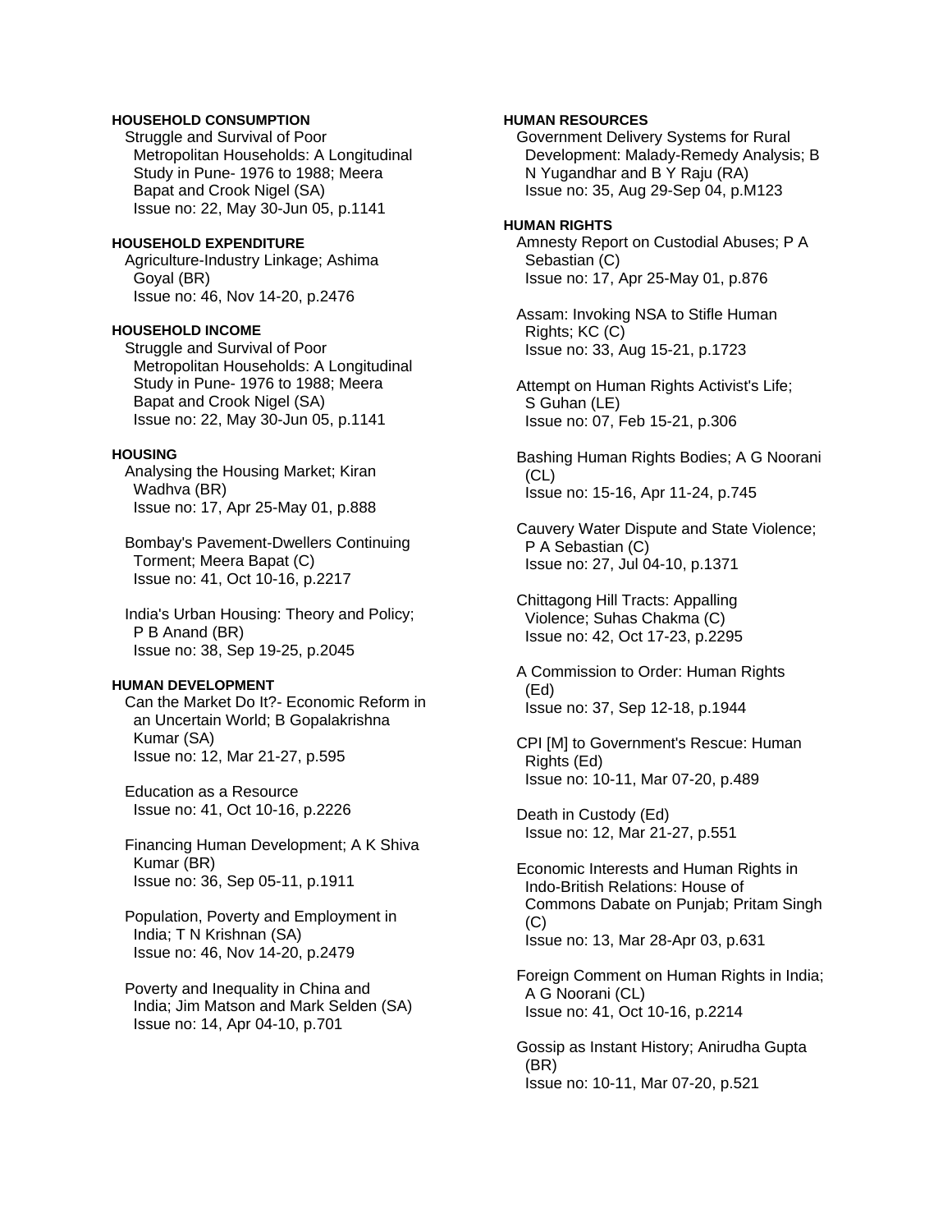**HOUSEHOLD CONSUMPTION**

Struggle and Survival of Poor Metropolitan Households: A Longitudinal Study in Pune- 1976 to 1988; Meera Bapat and Crook Nigel (SA)
Issue no: 22, May 30-Jun 05, p.1141

**HOUSEHOLD EXPENDITURE**

Agriculture-Industry Linkage; Ashima Goyal (BR)
Issue no: 46, Nov 14-20, p.2476

**HOUSEHOLD INCOME**

Struggle and Survival of Poor Metropolitan Households: A Longitudinal Study in Pune- 1976 to 1988; Meera Bapat and Crook Nigel (SA)
Issue no: 22, May 30-Jun 05, p.1141

**HOUSING**

Analysing the Housing Market; Kiran Wadhva (BR)
Issue no: 17, Apr 25-May 01, p.888

Bombay's Pavement-Dwellers Continuing Torment; Meera Bapat (C)
Issue no: 41, Oct 10-16, p.2217

India's Urban Housing: Theory and Policy; P B Anand (BR)
Issue no: 38, Sep 19-25, p.2045

**HUMAN DEVELOPMENT**

Can the Market Do It?- Economic Reform in an Uncertain World; B Gopalakrishna Kumar (SA)
Issue no: 12, Mar 21-27, p.595

Education as a Resource
Issue no: 41, Oct 10-16, p.2226

Financing Human Development; A K Shiva Kumar (BR)
Issue no: 36, Sep 05-11, p.1911

Population, Poverty and Employment in India; T N Krishnan (SA)
Issue no: 46, Nov 14-20, p.2479

Poverty and Inequality in China and India; Jim Matson and Mark Selden (SA)
Issue no: 14, Apr 04-10, p.701

**HUMAN RESOURCES**

Government Delivery Systems for Rural Development: Malady-Remedy Analysis; B N Yugandhar and B Y Raju (RA)
Issue no: 35, Aug 29-Sep 04, p.M123

**HUMAN RIGHTS**

Amnesty Report on Custodial Abuses; P A Sebastian (C)
Issue no: 17, Apr 25-May 01, p.876

Assam: Invoking NSA to Stifle Human Rights; KC (C)
Issue no: 33, Aug 15-21, p.1723

Attempt on Human Rights Activist's Life; S Guhan (LE)
Issue no: 07, Feb 15-21, p.306

Bashing Human Rights Bodies; A G Noorani (CL)
Issue no: 15-16, Apr 11-24, p.745

Cauvery Water Dispute and State Violence; P A Sebastian (C)
Issue no: 27, Jul 04-10, p.1371

Chittagong Hill Tracts: Appalling Violence; Suhas Chakma (C)
Issue no: 42, Oct 17-23, p.2295

A Commission to Order: Human Rights (Ed)
Issue no: 37, Sep 12-18, p.1944

CPI [M] to Government's Rescue: Human Rights (Ed)
Issue no: 10-11, Mar 07-20, p.489

Death in Custody (Ed)
Issue no: 12, Mar 21-27, p.551

Economic Interests and Human Rights in Indo-British Relations: House of Commons Dabate on Punjab; Pritam Singh (C)
Issue no: 13, Mar 28-Apr 03, p.631

Foreign Comment on Human Rights in India; A G Noorani (CL)
Issue no: 41, Oct 10-16, p.2214

Gossip as Instant History; Anirudha Gupta (BR)
Issue no: 10-11, Mar 07-20, p.521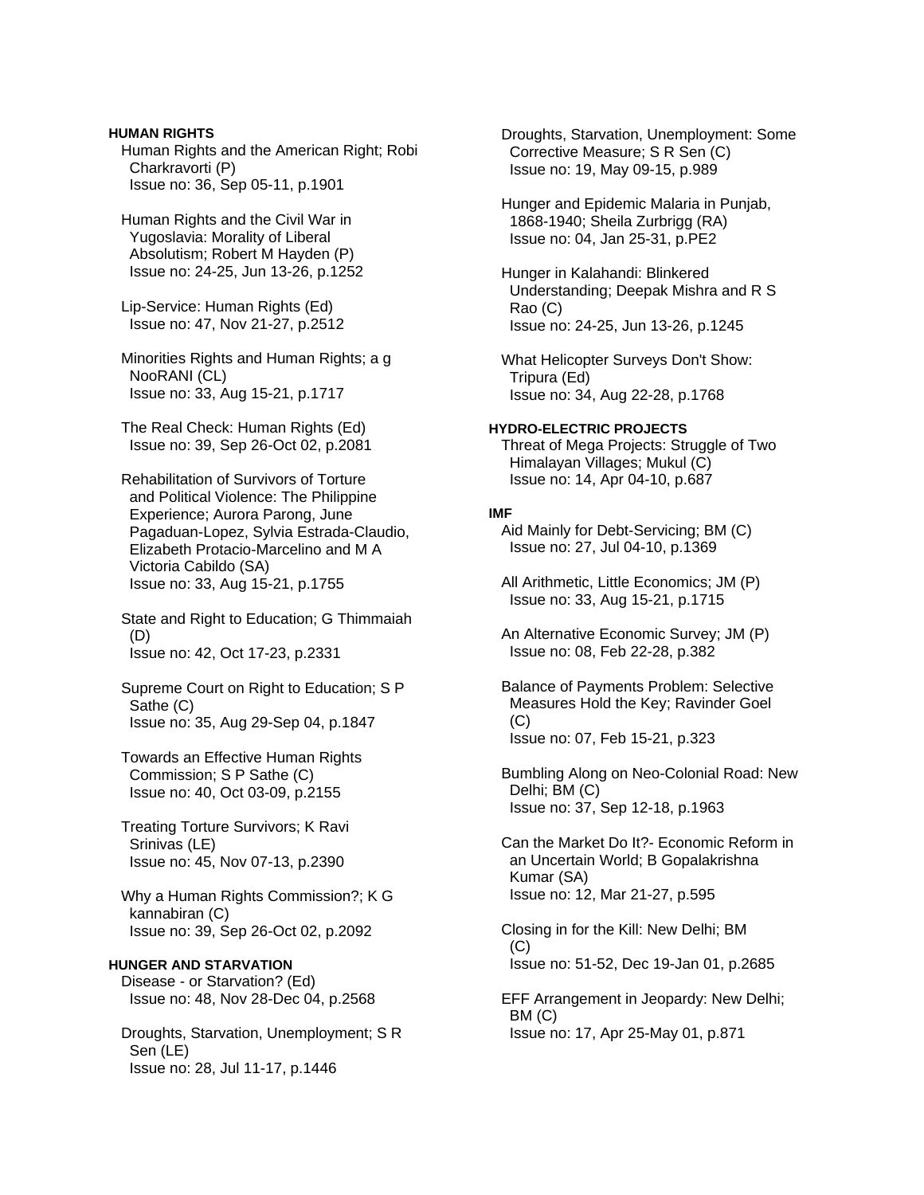**HUMAN RIGHTS**

Human Rights and the American Right; Robi Charkravorti (P)
Issue no: 36, Sep 05-11, p.1901

Human Rights and the Civil War in Yugoslavia: Morality of Liberal Absolutism; Robert M Hayden (P)
Issue no: 24-25, Jun 13-26, p.1252

Lip-Service: Human Rights (Ed)
Issue no: 47, Nov 21-27, p.2512

Minorities Rights and Human Rights; a g NooRANI (CL)
Issue no: 33, Aug 15-21, p.1717

The Real Check: Human Rights (Ed)
Issue no: 39, Sep 26-Oct 02, p.2081

Rehabilitation of Survivors of Torture and Political Violence: The Philippine Experience; Aurora Parong, June Pagaduan-Lopez, Sylvia Estrada-Claudio, Elizabeth Protacio-Marcelino and M A Victoria Cabildo (SA)
Issue no: 33, Aug 15-21, p.1755

State and Right to Education; G Thimmaiah (D)
Issue no: 42, Oct 17-23, p.2331

Supreme Court on Right to Education; S P Sathe (C)
Issue no: 35, Aug 29-Sep 04, p.1847

Towards an Effective Human Rights Commission; S P Sathe (C)
Issue no: 40, Oct 03-09, p.2155

Treating Torture Survivors; K Ravi Srinivas (LE)
Issue no: 45, Nov 07-13, p.2390

Why a Human Rights Commission?; K G kannabiran (C)
Issue no: 39, Sep 26-Oct 02, p.2092

**HUNGER AND STARVATION**

Disease - or Starvation? (Ed)
Issue no: 48, Nov 28-Dec 04, p.2568

Droughts, Starvation, Unemployment; S R Sen (LE)
Issue no: 28, Jul 11-17, p.1446

Droughts, Starvation, Unemployment: Some Corrective Measure; S R Sen (C)
Issue no: 19, May 09-15, p.989

Hunger and Epidemic Malaria in Punjab, 1868-1940; Sheila Zurbrigg (RA)
Issue no: 04, Jan 25-31, p.PE2

Hunger in Kalahandi: Blinkered Understanding; Deepak Mishra and R S Rao (C)
Issue no: 24-25, Jun 13-26, p.1245

What Helicopter Surveys Don't Show: Tripura (Ed)
Issue no: 34, Aug 22-28, p.1768

**HYDRO-ELECTRIC PROJECTS**

Threat of Mega Projects: Struggle of Two Himalayan Villages; Mukul (C)
Issue no: 14, Apr 04-10, p.687

**IMF**

Aid Mainly for Debt-Servicing; BM (C)
Issue no: 27, Jul 04-10, p.1369

All Arithmetic, Little Economics; JM (P)
Issue no: 33, Aug 15-21, p.1715

An Alternative Economic Survey; JM (P)
Issue no: 08, Feb 22-28, p.382

Balance of Payments Problem: Selective Measures Hold the Key; Ravinder Goel (C)
Issue no: 07, Feb 15-21, p.323

Bumbling Along on Neo-Colonial Road: New Delhi; BM (C)
Issue no: 37, Sep 12-18, p.1963

Can the Market Do It?- Economic Reform in an Uncertain World; B Gopalakrishna Kumar (SA)
Issue no: 12, Mar 21-27, p.595

Closing in for the Kill: New Delhi; BM (C)
Issue no: 51-52, Dec 19-Jan 01, p.2685

EFF Arrangement in Jeopardy: New Delhi; BM (C)
Issue no: 17, Apr 25-May 01, p.871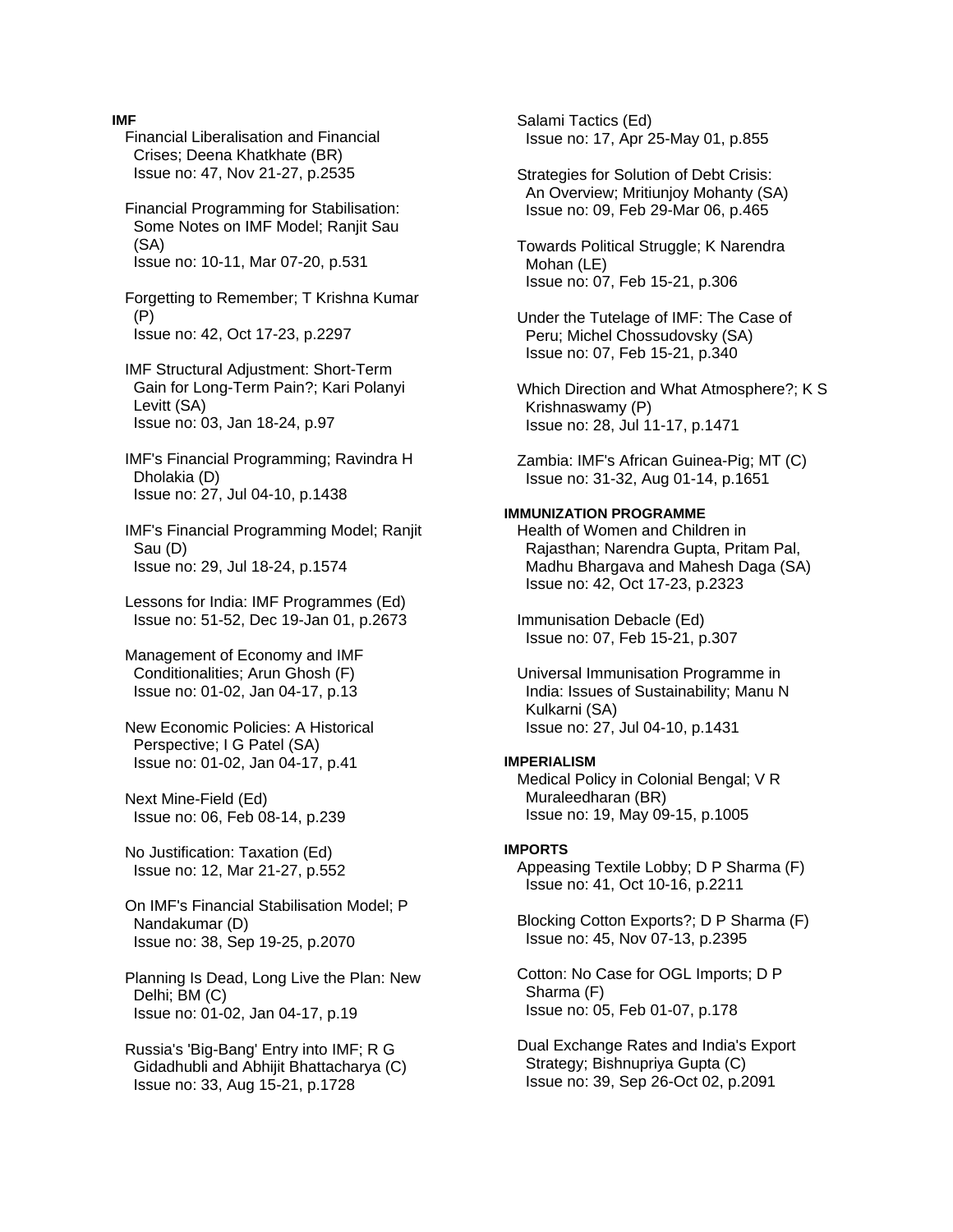**IMF**

Financial Liberalisation and Financial Crises; Deena Khatkhate (BR)
Issue no: 47, Nov 21-27, p.2535

Financial Programming for Stabilisation: Some Notes on IMF Model; Ranjit Sau (SA)
Issue no: 10-11, Mar 07-20, p.531

Forgetting to Remember; T Krishna Kumar (P)
Issue no: 42, Oct 17-23, p.2297

IMF Structural Adjustment: Short-Term Gain for Long-Term Pain?; Kari Polanyi Levitt (SA)
Issue no: 03, Jan 18-24, p.97

IMF's Financial Programming; Ravindra H Dholakia (D)
Issue no: 27, Jul 04-10, p.1438

IMF's Financial Programming Model; Ranjit Sau (D)
Issue no: 29, Jul 18-24, p.1574

Lessons for India: IMF Programmes (Ed)
Issue no: 51-52, Dec 19-Jan 01, p.2673

Management of Economy and IMF Conditionalities; Arun Ghosh (F)
Issue no: 01-02, Jan 04-17, p.13

New Economic Policies: A Historical Perspective; I G Patel (SA)
Issue no: 01-02, Jan 04-17, p.41

Next Mine-Field (Ed)
Issue no: 06, Feb 08-14, p.239

No Justification: Taxation (Ed)
Issue no: 12, Mar 21-27, p.552

On IMF's Financial Stabilisation Model; P Nandakumar (D)
Issue no: 38, Sep 19-25, p.2070

Planning Is Dead, Long Live the Plan: New Delhi; BM (C)
Issue no: 01-02, Jan 04-17, p.19

Russia's 'Big-Bang' Entry into IMF; R G Gidadhubli and Abhijit Bhattacharya (C)
Issue no: 33, Aug 15-21, p.1728

Salami Tactics (Ed)
Issue no: 17, Apr 25-May 01, p.855

Strategies for Solution of Debt Crisis: An Overview; Mritiunjoy Mohanty (SA)
Issue no: 09, Feb 29-Mar 06, p.465

Towards Political Struggle; K Narendra Mohan (LE)
Issue no: 07, Feb 15-21, p.306

Under the Tutelage of IMF: The Case of Peru; Michel Chossudovsky (SA)
Issue no: 07, Feb 15-21, p.340

Which Direction and What Atmosphere?; K S Krishnaswamy (P)
Issue no: 28, Jul 11-17, p.1471

Zambia: IMF's African Guinea-Pig; MT (C)
Issue no: 31-32, Aug 01-14, p.1651

**IMMUNIZATION PROGRAMME**

Health of Women and Children in Rajasthan; Narendra Gupta, Pritam Pal, Madhu Bhargava and Mahesh Daga (SA)
Issue no: 42, Oct 17-23, p.2323

Immunisation Debacle (Ed)
Issue no: 07, Feb 15-21, p.307

Universal Immunisation Programme in India: Issues of Sustainability; Manu N Kulkarni (SA)
Issue no: 27, Jul 04-10, p.1431

**IMPERIALISM**

Medical Policy in Colonial Bengal; V R Muraleedharan (BR)
Issue no: 19, May 09-15, p.1005

**IMPORTS**

Appeasing Textile Lobby; D P Sharma (F)
Issue no: 41, Oct 10-16, p.2211

Blocking Cotton Exports?; D P Sharma (F)
Issue no: 45, Nov 07-13, p.2395

Cotton: No Case for OGL Imports; D P Sharma (F)
Issue no: 05, Feb 01-07, p.178

Dual Exchange Rates and India's Export Strategy; Bishnupriya Gupta (C)
Issue no: 39, Sep 26-Oct 02, p.2091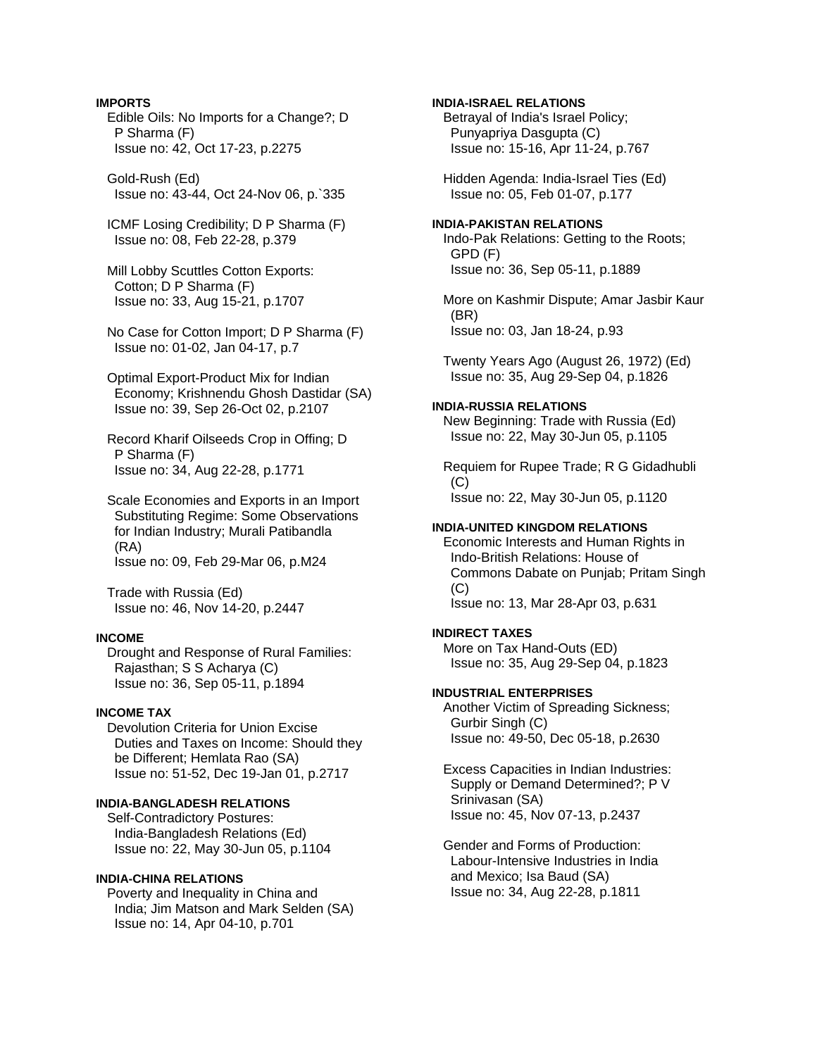**IMPORTS**

Edible Oils: No Imports for a Change?; D P Sharma (F)
Issue no: 42, Oct 17-23, p.2275

Gold-Rush (Ed)
Issue no: 43-44, Oct 24-Nov 06, p.`335

ICMF Losing Credibility; D P Sharma (F)
Issue no: 08, Feb 22-28, p.379

Mill Lobby Scuttles Cotton Exports: Cotton; D P Sharma (F)
Issue no: 33, Aug 15-21, p.1707

No Case for Cotton Import; D P Sharma (F)
Issue no: 01-02, Jan 04-17, p.7

Optimal Export-Product Mix for Indian Economy; Krishnendu Ghosh Dastidar (SA)
Issue no: 39, Sep 26-Oct 02, p.2107

Record Kharif Oilseeds Crop in Offing; D P Sharma (F)
Issue no: 34, Aug 22-28, p.1771

Scale Economies and Exports in an Import Substituting Regime: Some Observations for Indian Industry; Murali Patibandla (RA)
Issue no: 09, Feb 29-Mar 06, p.M24

Trade with Russia (Ed)
Issue no: 46, Nov 14-20, p.2447

**INCOME**

Drought and Response of Rural Families: Rajasthan; S S Acharya (C)
Issue no: 36, Sep 05-11, p.1894

**INCOME TAX**

Devolution Criteria for Union Excise Duties and Taxes on Income: Should they be Different; Hemlata Rao (SA)
Issue no: 51-52, Dec 19-Jan 01, p.2717

**INDIA-BANGLADESH RELATIONS**

Self-Contradictory Postures: India-Bangladesh Relations (Ed)
Issue no: 22, May 30-Jun 05, p.1104

**INDIA-CHINA RELATIONS**

Poverty and Inequality in China and India; Jim Matson and Mark Selden (SA)
Issue no: 14, Apr 04-10, p.701

**INDIA-ISRAEL RELATIONS**

Betrayal of India's Israel Policy; Punyapriya Dasgupta (C)
Issue no: 15-16, Apr 11-24, p.767

Hidden Agenda: India-Israel Ties (Ed)
Issue no: 05, Feb 01-07, p.177

**INDIA-PAKISTAN RELATIONS**

Indo-Pak Relations: Getting to the Roots; GPD (F)
Issue no: 36, Sep 05-11, p.1889

More on Kashmir Dispute; Amar Jasbir Kaur (BR)
Issue no: 03, Jan 18-24, p.93

Twenty Years Ago (August 26, 1972) (Ed)
Issue no: 35, Aug 29-Sep 04, p.1826

**INDIA-RUSSIA RELATIONS**

New Beginning: Trade with Russia (Ed)
Issue no: 22, May 30-Jun 05, p.1105

Requiem for Rupee Trade; R G Gidadhubli (C)
Issue no: 22, May 30-Jun 05, p.1120

**INDIA-UNITED KINGDOM RELATIONS**

Economic Interests and Human Rights in Indo-British Relations: House of Commons Dabate on Punjab; Pritam Singh (C)
Issue no: 13, Mar 28-Apr 03, p.631

**INDIRECT TAXES**

More on Tax Hand-Outs (ED)
Issue no: 35, Aug 29-Sep 04, p.1823

**INDUSTRIAL ENTERPRISES**

Another Victim of Spreading Sickness; Gurbir Singh (C)
Issue no: 49-50, Dec 05-18, p.2630

Excess Capacities in Indian Industries: Supply or Demand Determined?; P V Srinivasan (SA)
Issue no: 45, Nov 07-13, p.2437

Gender and Forms of Production: Labour-Intensive Industries in India and Mexico; Isa Baud (SA)
Issue no: 34, Aug 22-28, p.1811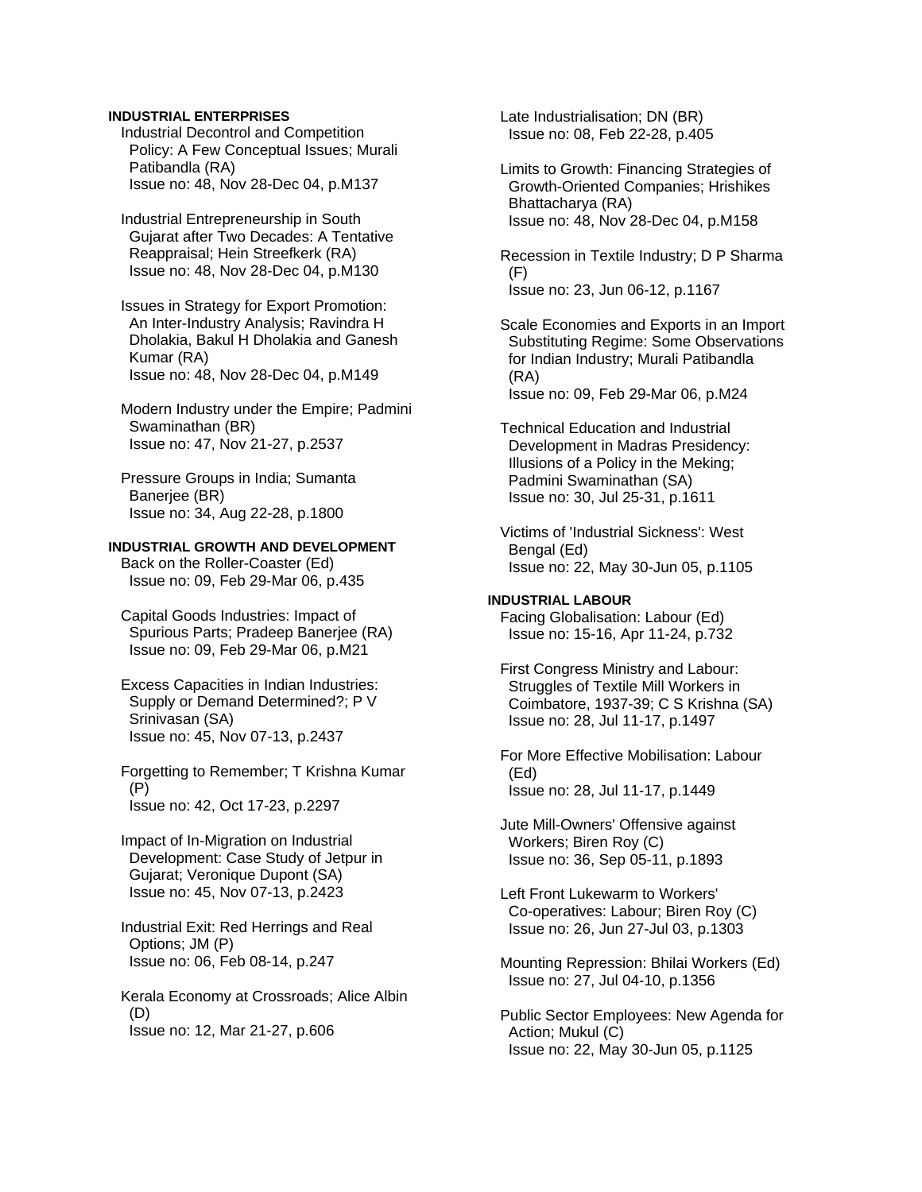**INDUSTRIAL ENTERPRISES**

Industrial Decontrol and Competition Policy: A Few Conceptual Issues; Murali Patibandla (RA)
Issue no: 48, Nov 28-Dec 04, p.M137

Industrial Entrepreneurship in South Gujarat after Two Decades: A Tentative Reappraisal; Hein Streefkerk (RA)
Issue no: 48, Nov 28-Dec 04, p.M130

Issues in Strategy for Export Promotion: An Inter-Industry Analysis; Ravindra H Dholakia, Bakul H Dholakia and Ganesh Kumar (RA)
Issue no: 48, Nov 28-Dec 04, p.M149

Modern Industry under the Empire; Padmini Swaminathan (BR)
Issue no: 47, Nov 21-27, p.2537

Pressure Groups in India; Sumanta Banerjee (BR)
Issue no: 34, Aug 22-28, p.1800

**INDUSTRIAL GROWTH AND DEVELOPMENT**

Back on the Roller-Coaster (Ed)
Issue no: 09, Feb 29-Mar 06, p.435

Capital Goods Industries: Impact of Spurious Parts; Pradeep Banerjee (RA)
Issue no: 09, Feb 29-Mar 06, p.M21

Excess Capacities in Indian Industries: Supply or Demand Determined?; P V Srinivasan (SA)
Issue no: 45, Nov 07-13, p.2437

Forgetting to Remember; T Krishna Kumar (P)
Issue no: 42, Oct 17-23, p.2297

Impact of In-Migration on Industrial Development: Case Study of Jetpur in Gujarat; Veronique Dupont (SA)
Issue no: 45, Nov 07-13, p.2423

Industrial Exit: Red Herrings and Real Options; JM (P)
Issue no: 06, Feb 08-14, p.247

Kerala Economy at Crossroads; Alice Albin (D)
Issue no: 12, Mar 21-27, p.606

Late Industrialisation; DN (BR)
Issue no: 08, Feb 22-28, p.405

Limits to Growth: Financing Strategies of Growth-Oriented Companies; Hrishikes Bhattacharya (RA)
Issue no: 48, Nov 28-Dec 04, p.M158

Recession in Textile Industry; D P Sharma (F)
Issue no: 23, Jun 06-12, p.1167

Scale Economies and Exports in an Import Substituting Regime: Some Observations for Indian Industry; Murali Patibandla (RA)
Issue no: 09, Feb 29-Mar 06, p.M24

Technical Education and Industrial Development in Madras Presidency: Illusions of a Policy in the Meking; Padmini Swaminathan (SA)
Issue no: 30, Jul 25-31, p.1611

Victims of 'Industrial Sickness': West Bengal (Ed)
Issue no: 22, May 30-Jun 05, p.1105

**INDUSTRIAL LABOUR**

Facing Globalisation: Labour (Ed)
Issue no: 15-16, Apr 11-24, p.732

First Congress Ministry and Labour: Struggles of Textile Mill Workers in Coimbatore, 1937-39; C S Krishna (SA)
Issue no: 28, Jul 11-17, p.1497

For More Effective Mobilisation: Labour (Ed)
Issue no: 28, Jul 11-17, p.1449

Jute Mill-Owners' Offensive against Workers; Biren Roy (C)
Issue no: 36, Sep 05-11, p.1893

Left Front Lukewarm to Workers' Co-operatives: Labour; Biren Roy (C)
Issue no: 26, Jun 27-Jul 03, p.1303

Mounting Repression: Bhilai Workers (Ed)
Issue no: 27, Jul 04-10, p.1356

Public Sector Employees: New Agenda for Action; Mukul (C)
Issue no: 22, May 30-Jun 05, p.1125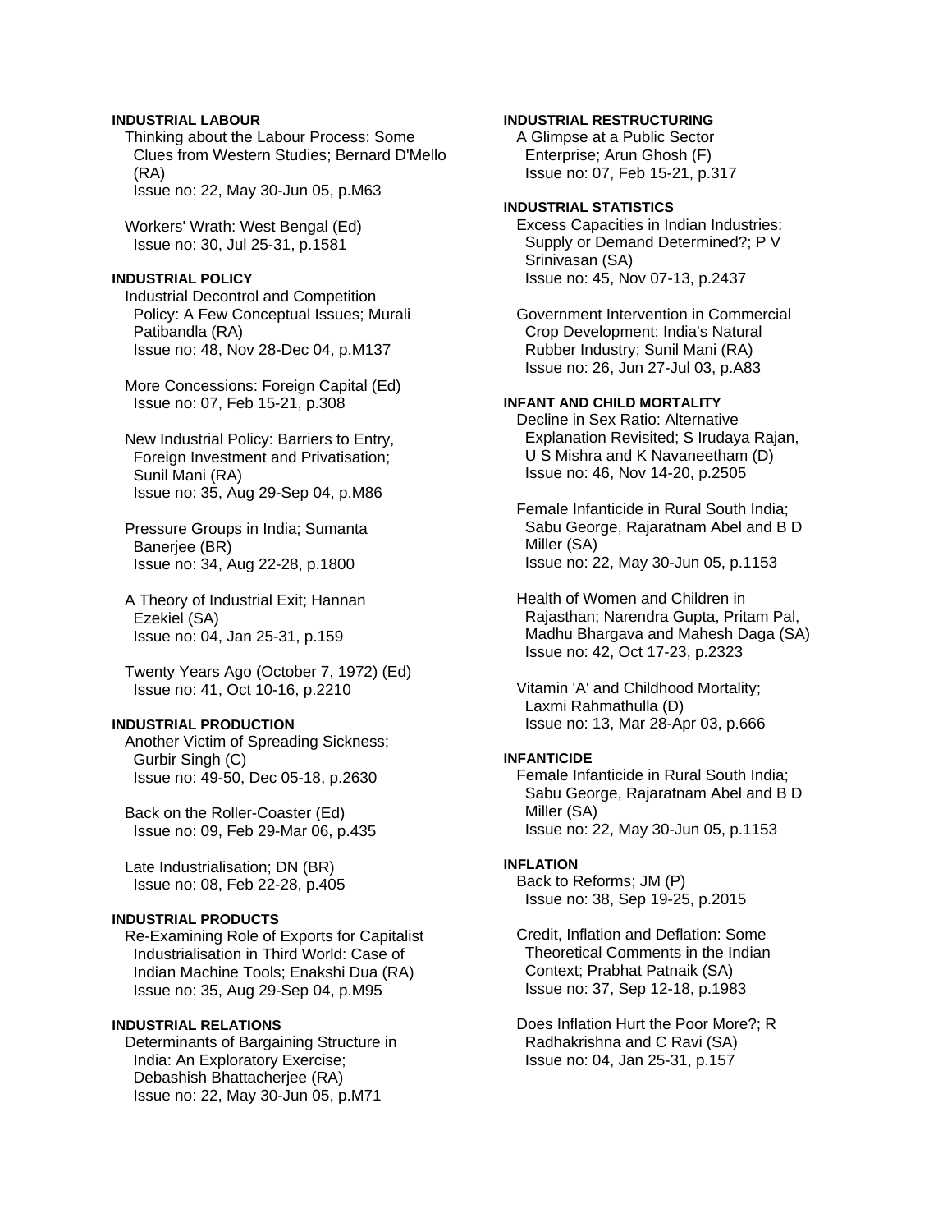**INDUSTRIAL LABOUR**

Thinking about the Labour Process: Some Clues from Western Studies; Bernard D'Mello (RA)
Issue no: 22, May 30-Jun 05, p.M63

Workers' Wrath: West Bengal (Ed)
Issue no: 30, Jul 25-31, p.1581

**INDUSTRIAL POLICY**

Industrial Decontrol and Competition Policy: A Few Conceptual Issues; Murali Patibandla (RA)
Issue no: 48, Nov 28-Dec 04, p.M137

More Concessions: Foreign Capital (Ed)
Issue no: 07, Feb 15-21, p.308

New Industrial Policy: Barriers to Entry, Foreign Investment and Privatisation; Sunil Mani (RA)
Issue no: 35, Aug 29-Sep 04, p.M86

Pressure Groups in India; Sumanta Banerjee (BR)
Issue no: 34, Aug 22-28, p.1800

A Theory of Industrial Exit; Hannan Ezekiel (SA)
Issue no: 04, Jan 25-31, p.159

Twenty Years Ago (October 7, 1972) (Ed)
Issue no: 41, Oct 10-16, p.2210

**INDUSTRIAL PRODUCTION**

Another Victim of Spreading Sickness; Gurbir Singh (C)
Issue no: 49-50, Dec 05-18, p.2630

Back on the Roller-Coaster (Ed)
Issue no: 09, Feb 29-Mar 06, p.435

Late Industrialisation; DN (BR)
Issue no: 08, Feb 22-28, p.405

**INDUSTRIAL PRODUCTS**

Re-Examining Role of Exports for Capitalist Industrialisation in Third World: Case of Indian Machine Tools; Enakshi Dua (RA)
Issue no: 35, Aug 29-Sep 04, p.M95

**INDUSTRIAL RELATIONS**

Determinants of Bargaining Structure in India: An Exploratory Exercise; Debashish Bhattacherjee (RA)
Issue no: 22, May 30-Jun 05, p.M71

**INDUSTRIAL RESTRUCTURING**

A Glimpse at a Public Sector Enterprise; Arun Ghosh (F)
Issue no: 07, Feb 15-21, p.317

**INDUSTRIAL STATISTICS**

Excess Capacities in Indian Industries: Supply or Demand Determined?; P V Srinivasan (SA)
Issue no: 45, Nov 07-13, p.2437

Government Intervention in Commercial Crop Development: India's Natural Rubber Industry; Sunil Mani (RA)
Issue no: 26, Jun 27-Jul 03, p.A83

**INFANT AND CHILD MORTALITY**

Decline in Sex Ratio: Alternative Explanation Revisited; S Irudaya Rajan, U S Mishra and K Navaneetham (D)
Issue no: 46, Nov 14-20, p.2505

Female Infanticide in Rural South India; Sabu George, Rajaratnam Abel and B D Miller (SA)
Issue no: 22, May 30-Jun 05, p.1153

Health of Women and Children in Rajasthan; Narendra Gupta, Pritam Pal, Madhu Bhargava and Mahesh Daga (SA)
Issue no: 42, Oct 17-23, p.2323

Vitamin 'A' and Childhood Mortality; Laxmi Rahmathulla (D)
Issue no: 13, Mar 28-Apr 03, p.666

**INFANTICIDE**

Female Infanticide in Rural South India; Sabu George, Rajaratnam Abel and B D Miller (SA)
Issue no: 22, May 30-Jun 05, p.1153

**INFLATION**

Back to Reforms; JM (P)
Issue no: 38, Sep 19-25, p.2015

Credit, Inflation and Deflation: Some Theoretical Comments in the Indian Context; Prabhat Patnaik (SA)
Issue no: 37, Sep 12-18, p.1983

Does Inflation Hurt the Poor More?; R Radhakrishna and C Ravi (SA)
Issue no: 04, Jan 25-31, p.157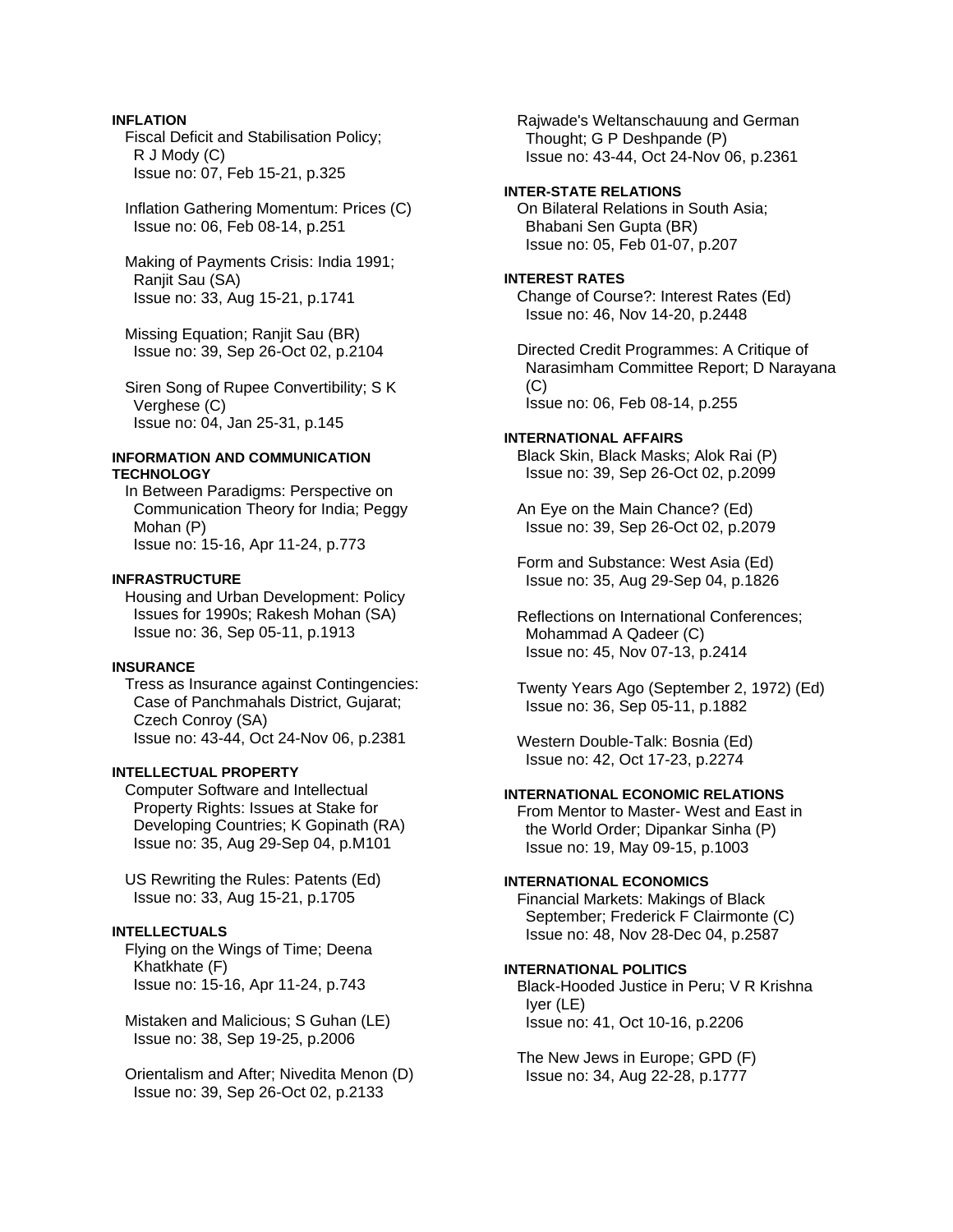**INFLATION**

Fiscal Deficit and Stabilisation Policy; R J Mody (C)
Issue no: 07, Feb 15-21, p.325

Inflation Gathering Momentum: Prices (C)
Issue no: 06, Feb 08-14, p.251

Making of Payments Crisis: India 1991; Ranjit Sau (SA)
Issue no: 33, Aug 15-21, p.1741

Missing Equation; Ranjit Sau (BR)
Issue no: 39, Sep 26-Oct 02, p.2104

Siren Song of Rupee Convertibility; S K Verghese (C)
Issue no: 04, Jan 25-31, p.145

**INFORMATION AND COMMUNICATION TECHNOLOGY**

In Between Paradigms: Perspective on Communication Theory for India; Peggy Mohan (P)
Issue no: 15-16, Apr 11-24, p.773

**INFRASTRUCTURE**

Housing and Urban Development: Policy Issues for 1990s; Rakesh Mohan (SA)
Issue no: 36, Sep 05-11, p.1913

**INSURANCE**

Tress as Insurance against Contingencies: Case of Panchmahals District, Gujarat; Czech Conroy (SA)
Issue no: 43-44, Oct 24-Nov 06, p.2381

**INTELLECTUAL PROPERTY**

Computer Software and Intellectual Property Rights: Issues at Stake for Developing Countries; K Gopinath (RA)
Issue no: 35, Aug 29-Sep 04, p.M101

US Rewriting the Rules: Patents (Ed)
Issue no: 33, Aug 15-21, p.1705

**INTELLECTUALS**

Flying on the Wings of Time; Deena Khatkhate (F)
Issue no: 15-16, Apr 11-24, p.743

Mistaken and Malicious; S Guhan (LE)
Issue no: 38, Sep 19-25, p.2006

Orientalism and After; Nivedita Menon (D)
Issue no: 39, Sep 26-Oct 02, p.2133

Rajwade's Weltanschauung and German Thought; G P Deshpande (P)
Issue no: 43-44, Oct 24-Nov 06, p.2361

**INTER-STATE RELATIONS**

On Bilateral Relations in South Asia; Bhabani Sen Gupta (BR)
Issue no: 05, Feb 01-07, p.207

**INTEREST RATES**

Change of Course?: Interest Rates (Ed)
Issue no: 46, Nov 14-20, p.2448

Directed Credit Programmes: A Critique of Narasimham Committee Report; D Narayana (C)
Issue no: 06, Feb 08-14, p.255

**INTERNATIONAL AFFAIRS**

Black Skin, Black Masks; Alok Rai (P)
Issue no: 39, Sep 26-Oct 02, p.2099

An Eye on the Main Chance? (Ed)
Issue no: 39, Sep 26-Oct 02, p.2079

Form and Substance: West Asia (Ed)
Issue no: 35, Aug 29-Sep 04, p.1826

Reflections on International Conferences; Mohammad A Qadeer (C)
Issue no: 45, Nov 07-13, p.2414

Twenty Years Ago (September 2, 1972) (Ed)
Issue no: 36, Sep 05-11, p.1882

Western Double-Talk: Bosnia (Ed)
Issue no: 42, Oct 17-23, p.2274

**INTERNATIONAL ECONOMIC RELATIONS**

From Mentor to Master- West and East in the World Order; Dipankar Sinha (P)
Issue no: 19, May 09-15, p.1003

**INTERNATIONAL ECONOMICS**

Financial Markets: Makings of Black September; Frederick F Clairmonte (C)
Issue no: 48, Nov 28-Dec 04, p.2587

**INTERNATIONAL POLITICS**

Black-Hooded Justice in Peru; V R Krishna Iyer (LE)
Issue no: 41, Oct 10-16, p.2206

The New Jews in Europe; GPD (F)
Issue no: 34, Aug 22-28, p.1777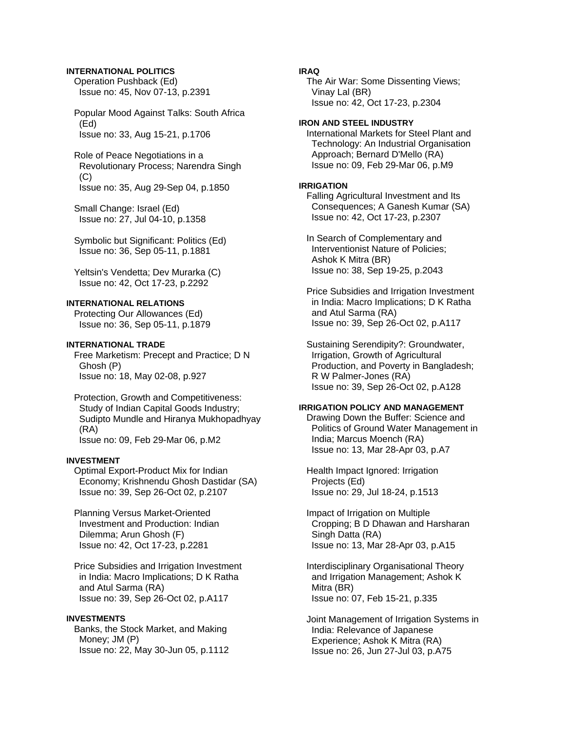**INTERNATIONAL POLITICS**

Operation Pushback (Ed)
Issue no: 45, Nov 07-13, p.2391

Popular Mood Against Talks: South Africa (Ed)
Issue no: 33, Aug 15-21, p.1706

Role of Peace Negotiations in a Revolutionary Process; Narendra Singh (C)
Issue no: 35, Aug 29-Sep 04, p.1850

Small Change: Israel (Ed)
Issue no: 27, Jul 04-10, p.1358

Symbolic but Significant: Politics (Ed)
Issue no: 36, Sep 05-11, p.1881

Yeltsin's Vendetta; Dev Murarka (C)
Issue no: 42, Oct 17-23, p.2292

**INTERNATIONAL RELATIONS**

Protecting Our Allowances (Ed)
Issue no: 36, Sep 05-11, p.1879

**INTERNATIONAL TRADE**

Free Marketism: Precept and Practice; D N Ghosh (P)
Issue no: 18, May 02-08, p.927

Protection, Growth and Competitiveness: Study of Indian Capital Goods Industry; Sudipto Mundle and Hiranya Mukhopadhyay (RA)
Issue no: 09, Feb 29-Mar 06, p.M2

**INVESTMENT**

Optimal Export-Product Mix for Indian Economy; Krishnendu Ghosh Dastidar (SA)
Issue no: 39, Sep 26-Oct 02, p.2107

Planning Versus Market-Oriented Investment and Production: Indian Dilemma; Arun Ghosh (F)
Issue no: 42, Oct 17-23, p.2281

Price Subsidies and Irrigation Investment in India: Macro Implications; D K Ratha and Atul Sarma (RA)
Issue no: 39, Sep 26-Oct 02, p.A117

**INVESTMENTS**

Banks, the Stock Market, and Making Money; JM (P)
Issue no: 22, May 30-Jun 05, p.1112

**IRAQ**

The Air War: Some Dissenting Views; Vinay Lal (BR)
Issue no: 42, Oct 17-23, p.2304

**IRON AND STEEL INDUSTRY**

International Markets for Steel Plant and Technology: An Industrial Organisation Approach; Bernard D'Mello (RA)
Issue no: 09, Feb 29-Mar 06, p.M9

**IRRIGATION**

Falling Agricultural Investment and Its Consequences; A Ganesh Kumar (SA)
Issue no: 42, Oct 17-23, p.2307

In Search of Complementary and Interventionist Nature of Policies; Ashok K Mitra (BR)
Issue no: 38, Sep 19-25, p.2043

Price Subsidies and Irrigation Investment in India: Macro Implications; D K Ratha and Atul Sarma (RA)
Issue no: 39, Sep 26-Oct 02, p.A117

Sustaining Serendipity?: Groundwater, Irrigation, Growth of Agricultural Production, and Poverty in Bangladesh; R W Palmer-Jones (RA)
Issue no: 39, Sep 26-Oct 02, p.A128

**IRRIGATION POLICY AND MANAGEMENT**

Drawing Down the Buffer: Science and Politics of Ground Water Management in India; Marcus Moench (RA)
Issue no: 13, Mar 28-Apr 03, p.A7

Health Impact Ignored: Irrigation Projects (Ed)
Issue no: 29, Jul 18-24, p.1513

Impact of Irrigation on Multiple Cropping; B D Dhawan and Harsharan Singh Datta (RA)
Issue no: 13, Mar 28-Apr 03, p.A15

Interdisciplinary Organisational Theory and Irrigation Management; Ashok K Mitra (BR)
Issue no: 07, Feb 15-21, p.335

Joint Management of Irrigation Systems in India: Relevance of Japanese Experience; Ashok K Mitra (RA)
Issue no: 26, Jun 27-Jul 03, p.A75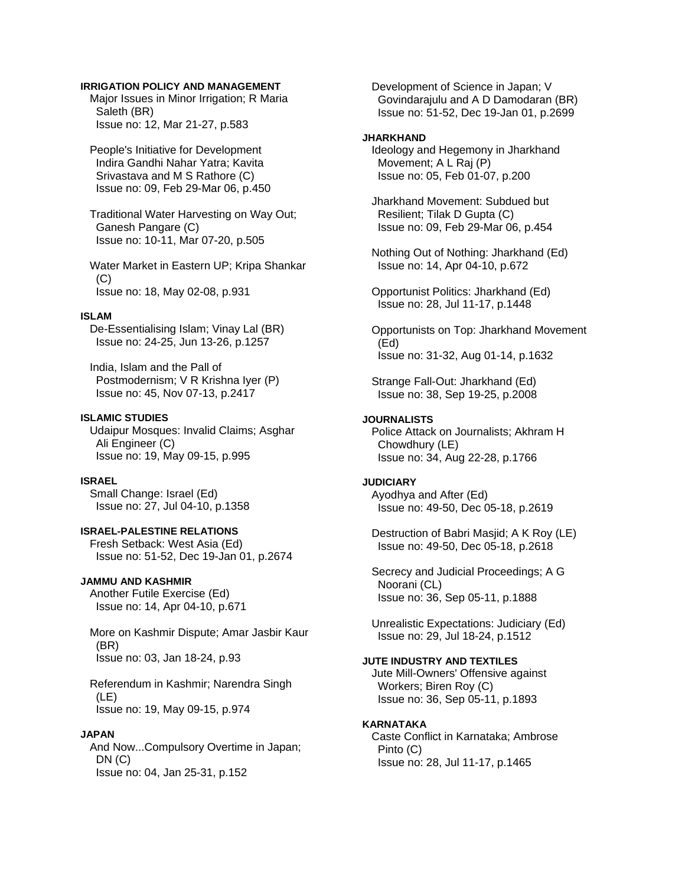**IRRIGATION POLICY AND MANAGEMENT**

Major Issues in Minor Irrigation; R Maria Saleth (BR)
Issue no: 12, Mar 21-27, p.583

People's Initiative for Development Indira Gandhi Nahar Yatra; Kavita Srivastava and M S Rathore (C)
Issue no: 09, Feb 29-Mar 06, p.450

Traditional Water Harvesting on Way Out; Ganesh Pangare (C)
Issue no: 10-11, Mar 07-20, p.505

Water Market in Eastern UP; Kripa Shankar (C)
Issue no: 18, May 02-08, p.931

**ISLAM**

De-Essentialising Islam; Vinay Lal (BR)
Issue no: 24-25, Jun 13-26, p.1257

India, Islam and the Pall of Postmodernism; V R Krishna Iyer (P)
Issue no: 45, Nov 07-13, p.2417

**ISLAMIC STUDIES**

Udaipur Mosques: Invalid Claims; Asghar Ali Engineer (C)
Issue no: 19, May 09-15, p.995

**ISRAEL**

Small Change: Israel (Ed)
Issue no: 27, Jul 04-10, p.1358

**ISRAEL-PALESTINE RELATIONS**

Fresh Setback: West Asia (Ed)
Issue no: 51-52, Dec 19-Jan 01, p.2674

**JAMMU AND KASHMIR**

Another Futile Exercise (Ed)
Issue no: 14, Apr 04-10, p.671

More on Kashmir Dispute; Amar Jasbir Kaur (BR)
Issue no: 03, Jan 18-24, p.93

Referendum in Kashmir; Narendra Singh (LE)
Issue no: 19, May 09-15, p.974

**JAPAN**

And Now...Compulsory Overtime in Japan; DN (C)
Issue no: 04, Jan 25-31, p.152

Development of Science in Japan; V Govindarajulu and A D Damodaran (BR)
Issue no: 51-52, Dec 19-Jan 01, p.2699

**JHARKHAND**

Ideology and Hegemony in Jharkhand Movement; A L Raj (P)
Issue no: 05, Feb 01-07, p.200

Jharkhand Movement: Subdued but Resilient; Tilak D Gupta (C)
Issue no: 09, Feb 29-Mar 06, p.454

Nothing Out of Nothing: Jharkhand (Ed)
Issue no: 14, Apr 04-10, p.672

Opportunist Politics: Jharkhand (Ed)
Issue no: 28, Jul 11-17, p.1448

Opportunists on Top: Jharkhand Movement (Ed)
Issue no: 31-32, Aug 01-14, p.1632

Strange Fall-Out: Jharkhand (Ed)
Issue no: 38, Sep 19-25, p.2008

**JOURNALISTS**

Police Attack on Journalists; Akhram H Chowdhury (LE)
Issue no: 34, Aug 22-28, p.1766

**JUDICIARY**

Ayodhya and After (Ed)
Issue no: 49-50, Dec 05-18, p.2619

Destruction of Babri Masjid; A K Roy (LE)
Issue no: 49-50, Dec 05-18, p.2618

Secrecy and Judicial Proceedings; A G Noorani (CL)
Issue no: 36, Sep 05-11, p.1888

Unrealistic Expectations: Judiciary (Ed)
Issue no: 29, Jul 18-24, p.1512

**JUTE INDUSTRY AND TEXTILES**

Jute Mill-Owners' Offensive against Workers; Biren Roy (C)
Issue no: 36, Sep 05-11, p.1893

**KARNATAKA**

Caste Conflict in Karnataka; Ambrose Pinto (C)
Issue no: 28, Jul 11-17, p.1465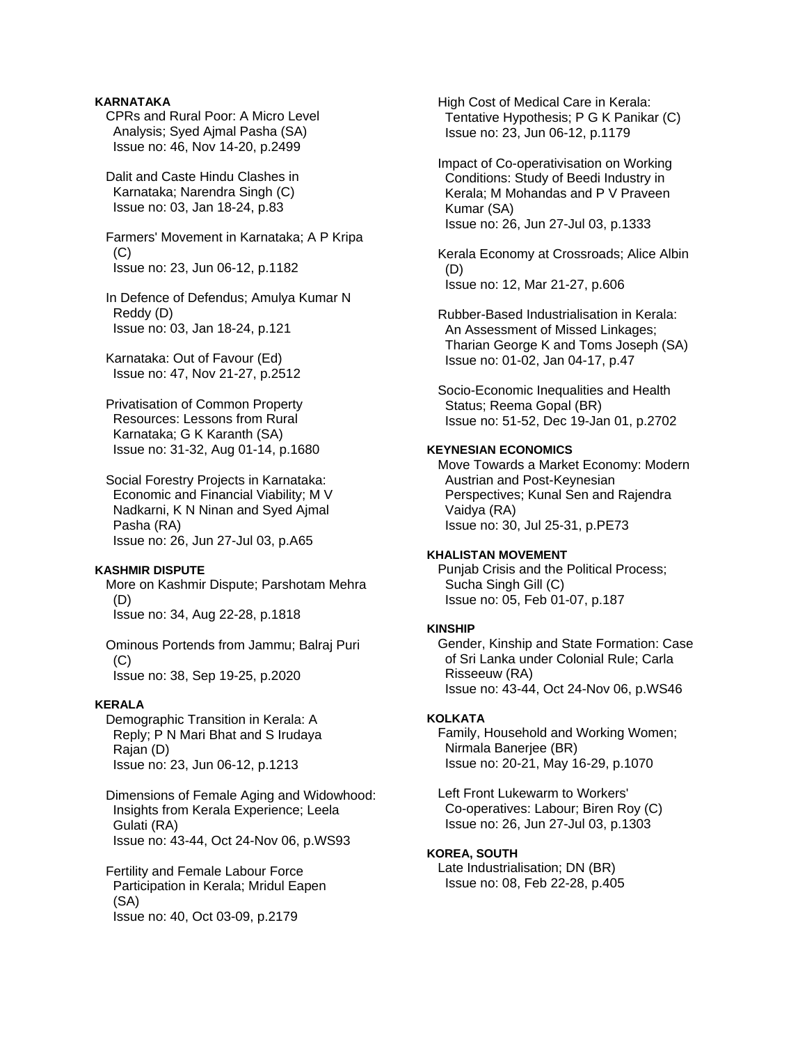**KARNATAKA**

CPRs and Rural Poor: A Micro Level Analysis; Syed Ajmal Pasha (SA)
Issue no: 46, Nov 14-20, p.2499

Dalit and Caste Hindu Clashes in Karnataka; Narendra Singh (C)
Issue no: 03, Jan 18-24, p.83

Farmers' Movement in Karnataka; A P Kripa (C)
Issue no: 23, Jun 06-12, p.1182

In Defence of Defendus; Amulya Kumar N Reddy (D)
Issue no: 03, Jan 18-24, p.121

Karnataka: Out of Favour (Ed)
Issue no: 47, Nov 21-27, p.2512

Privatisation of Common Property Resources: Lessons from Rural Karnataka; G K Karanth (SA)
Issue no: 31-32, Aug 01-14, p.1680

Social Forestry Projects in Karnataka: Economic and Financial Viability; M V Nadkarni, K N Ninan and Syed Ajmal Pasha (RA)
Issue no: 26, Jun 27-Jul 03, p.A65

**KASHMIR DISPUTE**

More on Kashmir Dispute; Parshotam Mehra (D)
Issue no: 34, Aug 22-28, p.1818

Ominous Portends from Jammu; Balraj Puri (C)
Issue no: 38, Sep 19-25, p.2020

**KERALA**

Demographic Transition in Kerala: A Reply; P N Mari Bhat and S Irudaya Rajan (D)
Issue no: 23, Jun 06-12, p.1213

Dimensions of Female Aging and Widowhood: Insights from Kerala Experience; Leela Gulati (RA)
Issue no: 43-44, Oct 24-Nov 06, p.WS93

Fertility and Female Labour Force Participation in Kerala; Mridul Eapen (SA)
Issue no: 40, Oct 03-09, p.2179

High Cost of Medical Care in Kerala: Tentative Hypothesis; P G K Panikar (C)
Issue no: 23, Jun 06-12, p.1179

Impact of Co-operativisation on Working Conditions: Study of Beedi Industry in Kerala; M Mohandas and P V Praveen Kumar (SA)
Issue no: 26, Jun 27-Jul 03, p.1333

Kerala Economy at Crossroads; Alice Albin (D)
Issue no: 12, Mar 21-27, p.606

Rubber-Based Industrialisation in Kerala: An Assessment of Missed Linkages; Tharian George K and Toms Joseph (SA)
Issue no: 01-02, Jan 04-17, p.47

Socio-Economic Inequalities and Health Status; Reema Gopal (BR)
Issue no: 51-52, Dec 19-Jan 01, p.2702

**KEYNESIAN ECONOMICS**

Move Towards a Market Economy: Modern Austrian and Post-Keynesian Perspectives; Kunal Sen and Rajendra Vaidya (RA)
Issue no: 30, Jul 25-31, p.PE73

**KHALISTAN MOVEMENT**

Punjab Crisis and the Political Process; Sucha Singh Gill (C)
Issue no: 05, Feb 01-07, p.187

**KINSHIP**

Gender, Kinship and State Formation: Case of Sri Lanka under Colonial Rule; Carla Risseeuw (RA)
Issue no: 43-44, Oct 24-Nov 06, p.WS46

**KOLKATA**

Family, Household and Working Women; Nirmala Banerjee (BR)
Issue no: 20-21, May 16-29, p.1070

Left Front Lukewarm to Workers' Co-operatives: Labour; Biren Roy (C)
Issue no: 26, Jun 27-Jul 03, p.1303

**KOREA, SOUTH**

Late Industrialisation; DN (BR)
Issue no: 08, Feb 22-28, p.405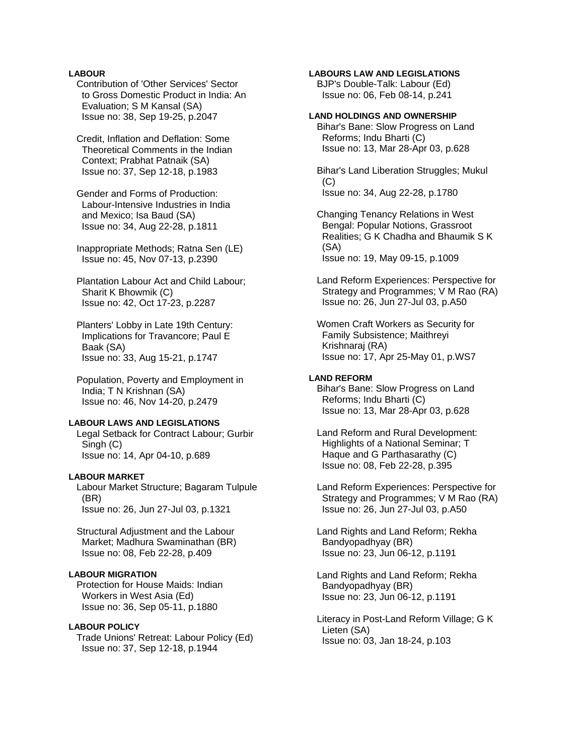**LABOUR**

Contribution of 'Other Services' Sector to Gross Domestic Product in India: An Evaluation; S M Kansal (SA)
Issue no: 38, Sep 19-25, p.2047

Credit, Inflation and Deflation: Some Theoretical Comments in the Indian Context; Prabhat Patnaik (SA)
Issue no: 37, Sep 12-18, p.1983

Gender and Forms of Production: Labour-Intensive Industries in India and Mexico; Isa Baud (SA)
Issue no: 34, Aug 22-28, p.1811

Inappropriate Methods; Ratna Sen (LE)
Issue no: 45, Nov 07-13, p.2390

Plantation Labour Act and Child Labour; Sharit K Bhowmik (C)
Issue no: 42, Oct 17-23, p.2287

Planters' Lobby in Late 19th Century: Implications for Travancore; Paul E Baak (SA)
Issue no: 33, Aug 15-21, p.1747

Population, Poverty and Employment in India; T N Krishnan (SA)
Issue no: 46, Nov 14-20, p.2479

**LABOUR LAWS AND LEGISLATIONS**

Legal Setback for Contract Labour; Gurbir Singh (C)
Issue no: 14, Apr 04-10, p.689

**LABOUR MARKET**

Labour Market Structure; Bagaram Tulpule (BR)
Issue no: 26, Jun 27-Jul 03, p.1321

Structural Adjustment and the Labour Market; Madhura Swaminathan (BR)
Issue no: 08, Feb 22-28, p.409

**LABOUR MIGRATION**

Protection for House Maids: Indian Workers in West Asia (Ed)
Issue no: 36, Sep 05-11, p.1880

**LABOUR POLICY**

Trade Unions' Retreat: Labour Policy (Ed)
Issue no: 37, Sep 12-18, p.1944

**LABOURS LAW AND LEGISLATIONS**

BJP's Double-Talk: Labour (Ed)
Issue no: 06, Feb 08-14, p.241

**LAND HOLDINGS AND OWNERSHIP**

Bihar's Bane: Slow Progress on Land Reforms; Indu Bharti (C)
Issue no: 13, Mar 28-Apr 03, p.628

Bihar's Land Liberation Struggles; Mukul (C)
Issue no: 34, Aug 22-28, p.1780

Changing Tenancy Relations in West Bengal: Popular Notions, Grassroot Realities; G K Chadha and Bhaumik S K (SA)
Issue no: 19, May 09-15, p.1009

Land Reform Experiences: Perspective for Strategy and Programmes; V M Rao (RA)
Issue no: 26, Jun 27-Jul 03, p.A50

Women Craft Workers as Security for Family Subsistence; Maithreyi Krishnaraj (RA)
Issue no: 17, Apr 25-May 01, p.WS7

**LAND REFORM**

Bihar's Bane: Slow Progress on Land Reforms; Indu Bharti (C)
Issue no: 13, Mar 28-Apr 03, p.628

Land Reform and Rural Development: Highlights of a National Seminar; T Haque and G Parthasarathy (C)
Issue no: 08, Feb 22-28, p.395

Land Reform Experiences: Perspective for Strategy and Programmes; V M Rao (RA)
Issue no: 26, Jun 27-Jul 03, p.A50

Land Rights and Land Reform; Rekha Bandyopadhyay (BR)
Issue no: 23, Jun 06-12, p.1191

Land Rights and Land Reform; Rekha Bandyopadhyay (BR)
Issue no: 23, Jun 06-12, p.1191

Literacy in Post-Land Reform Village; G K Lieten (SA)
Issue no: 03, Jan 18-24, p.103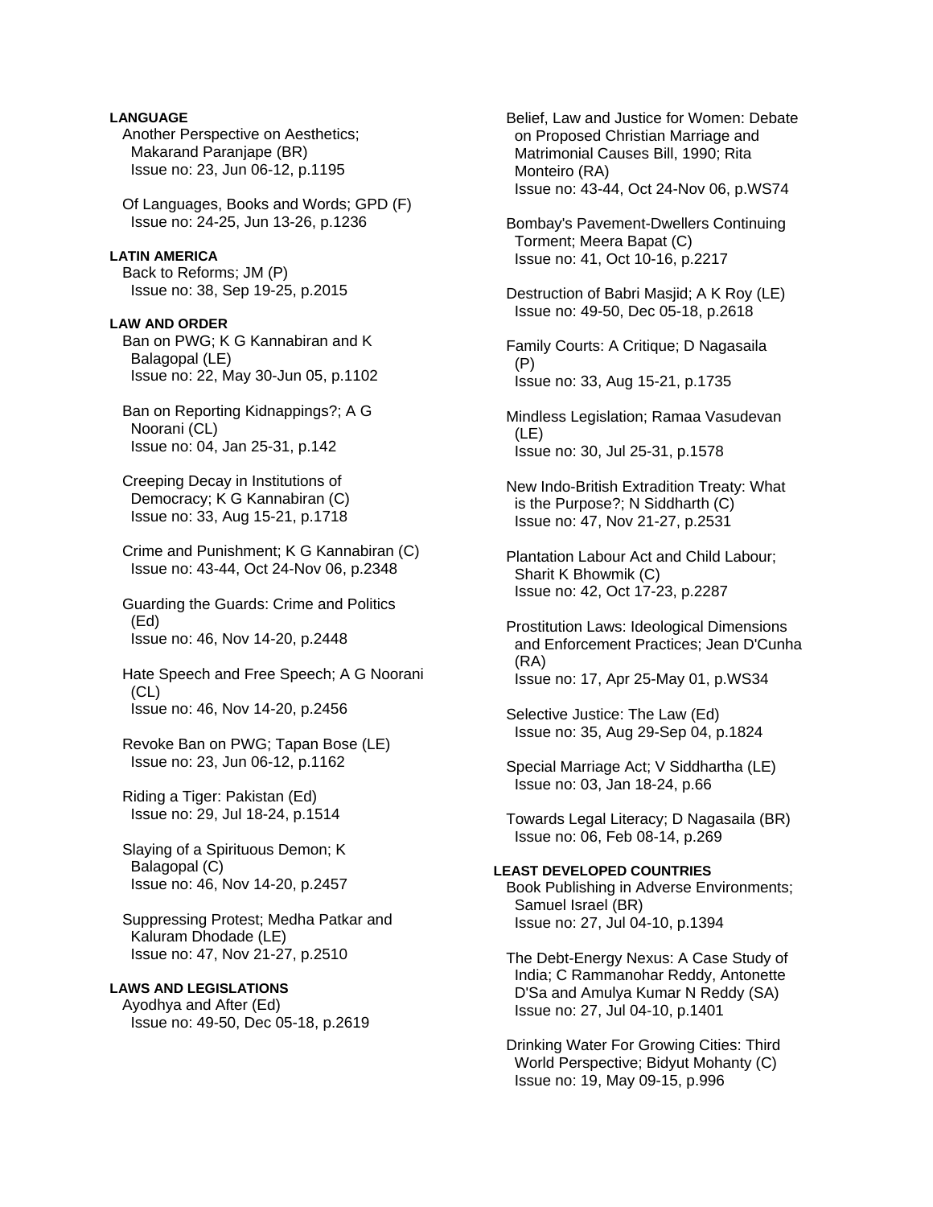**LANGUAGE**

Another Perspective on Aesthetics; Makarand Paranjape (BR)
Issue no: 23, Jun 06-12, p.1195

Of Languages, Books and Words; GPD (F)
Issue no: 24-25, Jun 13-26, p.1236

**LATIN AMERICA**

Back to Reforms; JM (P)
Issue no: 38, Sep 19-25, p.2015

**LAW AND ORDER**

Ban on PWG; K G Kannabiran and K Balagopal (LE)
Issue no: 22, May 30-Jun 05, p.1102

Ban on Reporting Kidnappings?; A G Noorani (CL)
Issue no: 04, Jan 25-31, p.142

Creeping Decay in Institutions of Democracy; K G Kannabiran (C)
Issue no: 33, Aug 15-21, p.1718

Crime and Punishment; K G Kannabiran (C)
Issue no: 43-44, Oct 24-Nov 06, p.2348

Guarding the Guards: Crime and Politics (Ed)
Issue no: 46, Nov 14-20, p.2448

Hate Speech and Free Speech; A G Noorani (CL)
Issue no: 46, Nov 14-20, p.2456

Revoke Ban on PWG; Tapan Bose (LE)
Issue no: 23, Jun 06-12, p.1162

Riding a Tiger: Pakistan (Ed)
Issue no: 29, Jul 18-24, p.1514

Slaying of a Spirituous Demon; K Balagopal (C)
Issue no: 46, Nov 14-20, p.2457

Suppressing Protest; Medha Patkar and Kaluram Dhodade (LE)
Issue no: 47, Nov 21-27, p.2510

**LAWS AND LEGISLATIONS**

Ayodhya and After (Ed)
Issue no: 49-50, Dec 05-18, p.2619

Belief, Law and Justice for Women: Debate on Proposed Christian Marriage and Matrimonial Causes Bill, 1990; Rita Monteiro (RA)
Issue no: 43-44, Oct 24-Nov 06, p.WS74

Bombay's Pavement-Dwellers Continuing Torment; Meera Bapat (C)
Issue no: 41, Oct 10-16, p.2217

Destruction of Babri Masjid; A K Roy (LE)
Issue no: 49-50, Dec 05-18, p.2618

Family Courts: A Critique; D Nagasaila (P)
Issue no: 33, Aug 15-21, p.1735

Mindless Legislation; Ramaa Vasudevan (LE)
Issue no: 30, Jul 25-31, p.1578

New Indo-British Extradition Treaty: What is the Purpose?; N Siddharth (C)
Issue no: 47, Nov 21-27, p.2531

Plantation Labour Act and Child Labour; Sharit K Bhowmik (C)
Issue no: 42, Oct 17-23, p.2287

Prostitution Laws: Ideological Dimensions and Enforcement Practices; Jean D'Cunha (RA)
Issue no: 17, Apr 25-May 01, p.WS34

Selective Justice: The Law (Ed)
Issue no: 35, Aug 29-Sep 04, p.1824

Special Marriage Act; V Siddhartha (LE)
Issue no: 03, Jan 18-24, p.66

Towards Legal Literacy; D Nagasaila (BR)
Issue no: 06, Feb 08-14, p.269

**LEAST DEVELOPED COUNTRIES**

Book Publishing in Adverse Environments; Samuel Israel (BR)
Issue no: 27, Jul 04-10, p.1394

The Debt-Energy Nexus: A Case Study of India; C Rammanohar Reddy, Antonette D'Sa and Amulya Kumar N Reddy (SA)
Issue no: 27, Jul 04-10, p.1401

Drinking Water For Growing Cities: Third World Perspective; Bidyut Mohanty (C)
Issue no: 19, May 09-15, p.996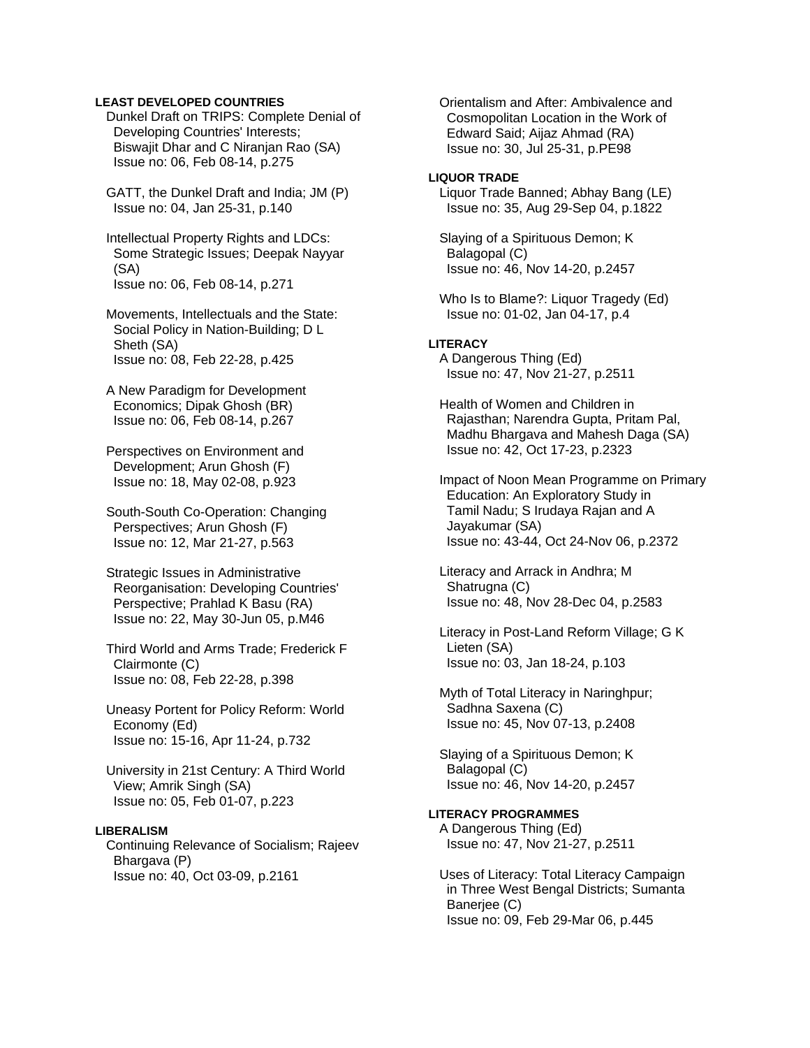**LEAST DEVELOPED COUNTRIES**

Dunkel Draft on TRIPS: Complete Denial of Developing Countries' Interests; Biswajit Dhar and C Niranjan Rao (SA)
Issue no: 06, Feb 08-14, p.275

GATT, the Dunkel Draft and India; JM (P)
Issue no: 04, Jan 25-31, p.140

Intellectual Property Rights and LDCs: Some Strategic Issues; Deepak Nayyar (SA)
Issue no: 06, Feb 08-14, p.271

Movements, Intellectuals and the State: Social Policy in Nation-Building; D L Sheth (SA)
Issue no: 08, Feb 22-28, p.425

A New Paradigm for Development Economics; Dipak Ghosh (BR)
Issue no: 06, Feb 08-14, p.267

Perspectives on Environment and Development; Arun Ghosh (F)
Issue no: 18, May 02-08, p.923

South-South Co-Operation: Changing Perspectives; Arun Ghosh (F)
Issue no: 12, Mar 21-27, p.563

Strategic Issues in Administrative Reorganisation: Developing Countries' Perspective; Prahlad K Basu (RA)
Issue no: 22, May 30-Jun 05, p.M46

Third World and Arms Trade; Frederick F Clairmonte (C)
Issue no: 08, Feb 22-28, p.398

Uneasy Portent for Policy Reform: World Economy (Ed)
Issue no: 15-16, Apr 11-24, p.732

University in 21st Century: A Third World View; Amrik Singh (SA)
Issue no: 05, Feb 01-07, p.223

**LIBERALISM**

Continuing Relevance of Socialism; Rajeev Bhargava (P)
Issue no: 40, Oct 03-09, p.2161

Orientalism and After: Ambivalence and Cosmopolitan Location in the Work of Edward Said; Aijaz Ahmad (RA)
Issue no: 30, Jul 25-31, p.PE98

**LIQUOR TRADE**

Liquor Trade Banned; Abhay Bang (LE)
Issue no: 35, Aug 29-Sep 04, p.1822

Slaying of a Spirituous Demon; K Balagopal (C)
Issue no: 46, Nov 14-20, p.2457

Who Is to Blame?: Liquor Tragedy (Ed)
Issue no: 01-02, Jan 04-17, p.4

**LITERACY**

A Dangerous Thing (Ed)
Issue no: 47, Nov 21-27, p.2511

Health of Women and Children in Rajasthan; Narendra Gupta, Pritam Pal, Madhu Bhargava and Mahesh Daga (SA)
Issue no: 42, Oct 17-23, p.2323

Impact of Noon Mean Programme on Primary Education: An Exploratory Study in Tamil Nadu; S Irudaya Rajan and A Jayakumar (SA)
Issue no: 43-44, Oct 24-Nov 06, p.2372

Literacy and Arrack in Andhra; M Shatrugna (C)
Issue no: 48, Nov 28-Dec 04, p.2583

Literacy in Post-Land Reform Village; G K Lieten (SA)
Issue no: 03, Jan 18-24, p.103

Myth of Total Literacy in Naringhpur; Sadhna Saxena (C)
Issue no: 45, Nov 07-13, p.2408

Slaying of a Spirituous Demon; K Balagopal (C)
Issue no: 46, Nov 14-20, p.2457

**LITERACY PROGRAMMES**

A Dangerous Thing (Ed)
Issue no: 47, Nov 21-27, p.2511

Uses of Literacy: Total Literacy Campaign in Three West Bengal Districts; Sumanta Banerjee (C)
Issue no: 09, Feb 29-Mar 06, p.445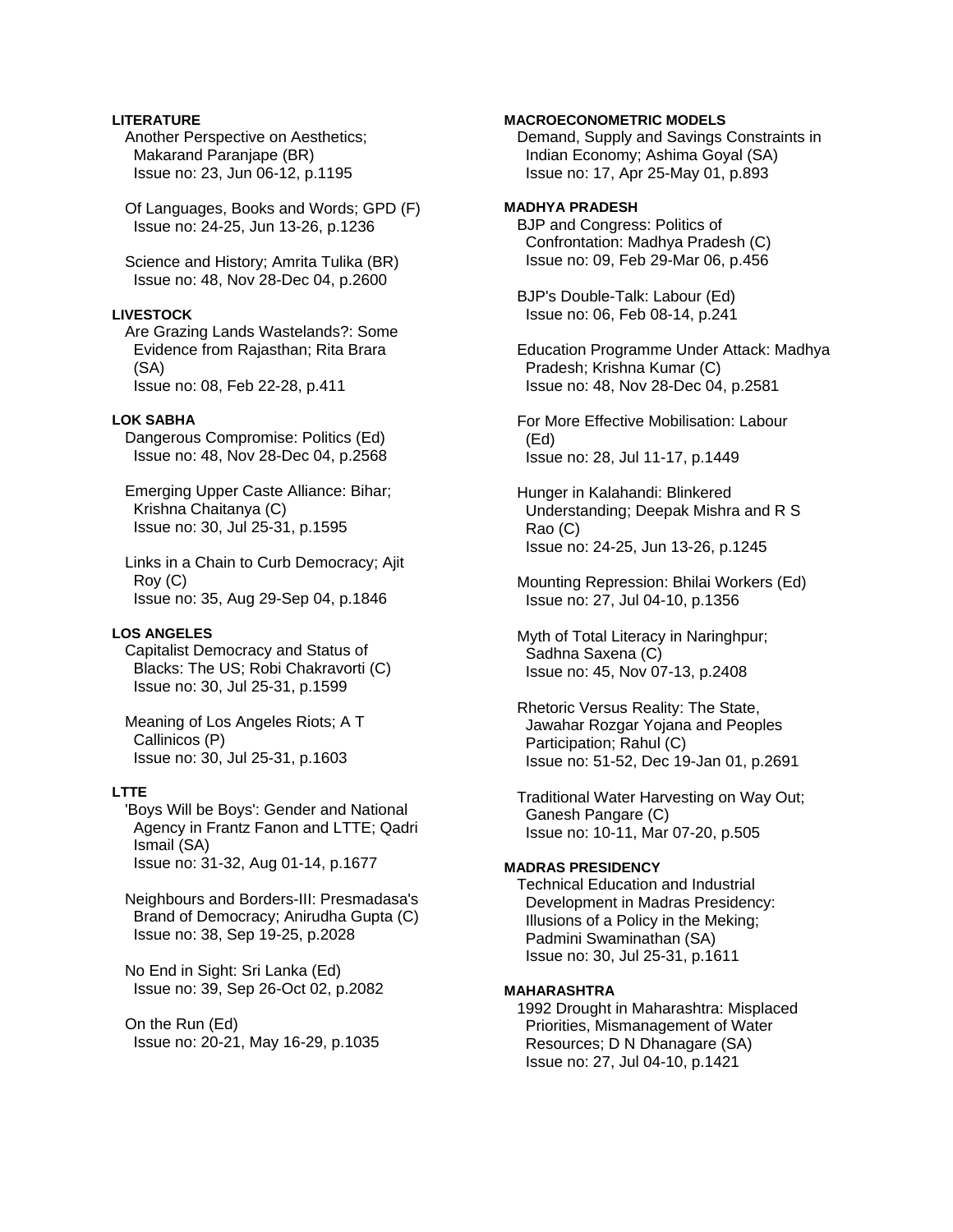**LITERATURE**

Another Perspective on Aesthetics; Makarand Paranjape (BR)
Issue no: 23, Jun 06-12, p.1195

Of Languages, Books and Words; GPD (F)
Issue no: 24-25, Jun 13-26, p.1236

Science and History; Amrita Tulika (BR)
Issue no: 48, Nov 28-Dec 04, p.2600

**LIVESTOCK**

Are Grazing Lands Wastelands?: Some Evidence from Rajasthan; Rita Brara (SA)
Issue no: 08, Feb 22-28, p.411

**LOK SABHA**

Dangerous Compromise: Politics (Ed)
Issue no: 48, Nov 28-Dec 04, p.2568

Emerging Upper Caste Alliance: Bihar; Krishna Chaitanya (C)
Issue no: 30, Jul 25-31, p.1595

Links in a Chain to Curb Democracy; Ajit Roy (C)
Issue no: 35, Aug 29-Sep 04, p.1846

**LOS ANGELES**

Capitalist Democracy and Status of Blacks: The US; Robi Chakravorti (C)
Issue no: 30, Jul 25-31, p.1599

Meaning of Los Angeles Riots; A T Callinicos (P)
Issue no: 30, Jul 25-31, p.1603

**LTTE**

'Boys Will be Boys': Gender and National Agency in Frantz Fanon and LTTE; Qadri Ismail (SA)
Issue no: 31-32, Aug 01-14, p.1677

Neighbours and Borders-III: Presmadasa's Brand of Democracy; Anirudha Gupta (C)
Issue no: 38, Sep 19-25, p.2028

No End in Sight: Sri Lanka (Ed)
Issue no: 39, Sep 26-Oct 02, p.2082

On the Run (Ed)
Issue no: 20-21, May 16-29, p.1035

**MACROECONOMETRIC MODELS**

Demand, Supply and Savings Constraints in Indian Economy; Ashima Goyal (SA)
Issue no: 17, Apr 25-May 01, p.893

**MADHYA PRADESH**

BJP and Congress: Politics of Confrontation: Madhya Pradesh (C)
Issue no: 09, Feb 29-Mar 06, p.456

BJP's Double-Talk: Labour (Ed)
Issue no: 06, Feb 08-14, p.241

Education Programme Under Attack: Madhya Pradesh; Krishna Kumar (C)
Issue no: 48, Nov 28-Dec 04, p.2581

For More Effective Mobilisation: Labour (Ed)
Issue no: 28, Jul 11-17, p.1449

Hunger in Kalahandi: Blinkered Understanding; Deepak Mishra and R S Rao (C)
Issue no: 24-25, Jun 13-26, p.1245

Mounting Repression: Bhilai Workers (Ed)
Issue no: 27, Jul 04-10, p.1356

Myth of Total Literacy in Naringhpur; Sadhna Saxena (C)
Issue no: 45, Nov 07-13, p.2408

Rhetoric Versus Reality: The State, Jawahar Rozgar Yojana and Peoples Participation; Rahul (C)
Issue no: 51-52, Dec 19-Jan 01, p.2691

Traditional Water Harvesting on Way Out; Ganesh Pangare (C)
Issue no: 10-11, Mar 07-20, p.505

**MADRAS PRESIDENCY**

Technical Education and Industrial Development in Madras Presidency: Illusions of a Policy in the Meking; Padmini Swaminathan (SA)
Issue no: 30, Jul 25-31, p.1611

**MAHARASHTRA**

1992 Drought in Maharashtra: Misplaced Priorities, Mismanagement of Water Resources; D N Dhanagare (SA)
Issue no: 27, Jul 04-10, p.1421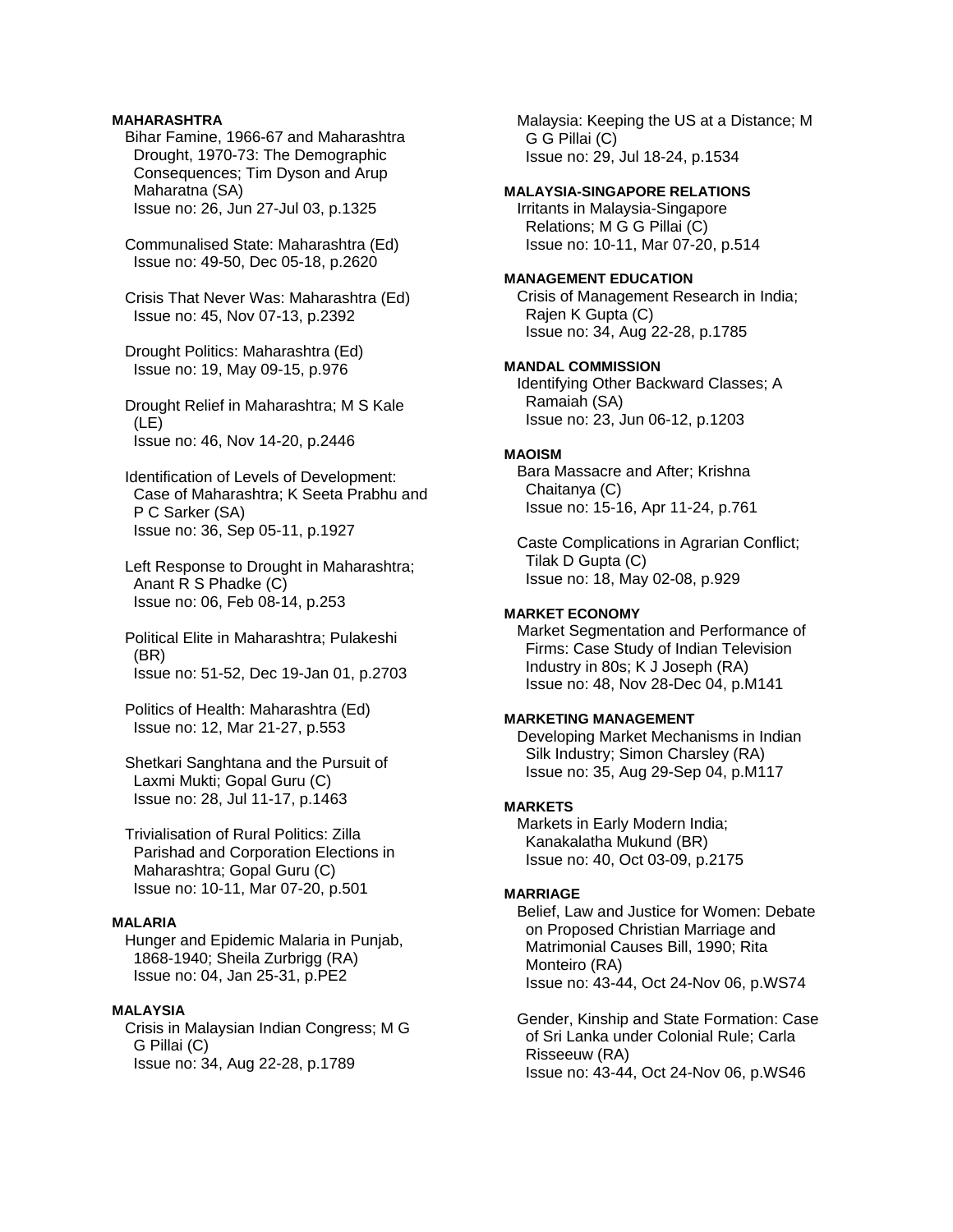**MAHARASHTRA**

Bihar Famine, 1966-67 and Maharashtra Drought, 1970-73: The Demographic Consequences; Tim Dyson and Arup Maharatna (SA)
Issue no: 26, Jun 27-Jul 03, p.1325

Communalised State: Maharashtra (Ed)
Issue no: 49-50, Dec 05-18, p.2620

Crisis That Never Was: Maharashtra (Ed)
Issue no: 45, Nov 07-13, p.2392

Drought Politics: Maharashtra (Ed)
Issue no: 19, May 09-15, p.976

Drought Relief in Maharashtra; M S Kale (LE)
Issue no: 46, Nov 14-20, p.2446

Identification of Levels of Development: Case of Maharashtra; K Seeta Prabhu and P C Sarker (SA)
Issue no: 36, Sep 05-11, p.1927

Left Response to Drought in Maharashtra; Anant R S Phadke (C)
Issue no: 06, Feb 08-14, p.253

Political Elite in Maharashtra; Pulakeshi (BR)
Issue no: 51-52, Dec 19-Jan 01, p.2703

Politics of Health: Maharashtra (Ed)
Issue no: 12, Mar 21-27, p.553

Shetkari Sanghtana and the Pursuit of Laxmi Mukti; Gopal Guru (C)
Issue no: 28, Jul 11-17, p.1463

Trivialisation of Rural Politics: Zilla Parishad and Corporation Elections in Maharashtra; Gopal Guru (C)
Issue no: 10-11, Mar 07-20, p.501

**MALARIA**

Hunger and Epidemic Malaria in Punjab, 1868-1940; Sheila Zurbrigg (RA)
Issue no: 04, Jan 25-31, p.PE2

**MALAYSIA**

Crisis in Malaysian Indian Congress; M G G Pillai (C)
Issue no: 34, Aug 22-28, p.1789

Malaysia: Keeping the US at a Distance; M G G Pillai (C)
Issue no: 29, Jul 18-24, p.1534

**MALAYSIA-SINGAPORE RELATIONS**

Irritants in Malaysia-Singapore Relations; M G G Pillai (C)
Issue no: 10-11, Mar 07-20, p.514

**MANAGEMENT EDUCATION**

Crisis of Management Research in India; Rajen K Gupta (C)
Issue no: 34, Aug 22-28, p.1785

**MANDAL COMMISSION**

Identifying Other Backward Classes; A Ramaiah (SA)
Issue no: 23, Jun 06-12, p.1203

**MAOISM**

Bara Massacre and After; Krishna Chaitanya (C)
Issue no: 15-16, Apr 11-24, p.761

Caste Complications in Agrarian Conflict; Tilak D Gupta (C)
Issue no: 18, May 02-08, p.929

**MARKET ECONOMY**

Market Segmentation and Performance of Firms: Case Study of Indian Television Industry in 80s; K J Joseph (RA)
Issue no: 48, Nov 28-Dec 04, p.M141

**MARKETING MANAGEMENT**

Developing Market Mechanisms in Indian Silk Industry; Simon Charsley (RA)
Issue no: 35, Aug 29-Sep 04, p.M117

**MARKETS**

Markets in Early Modern India; Kanakalatha Mukund (BR)
Issue no: 40, Oct 03-09, p.2175

**MARRIAGE**

Belief, Law and Justice for Women: Debate on Proposed Christian Marriage and Matrimonial Causes Bill, 1990; Rita Monteiro (RA)
Issue no: 43-44, Oct 24-Nov 06, p.WS74

Gender, Kinship and State Formation: Case of Sri Lanka under Colonial Rule; Carla Risseeuw (RA)
Issue no: 43-44, Oct 24-Nov 06, p.WS46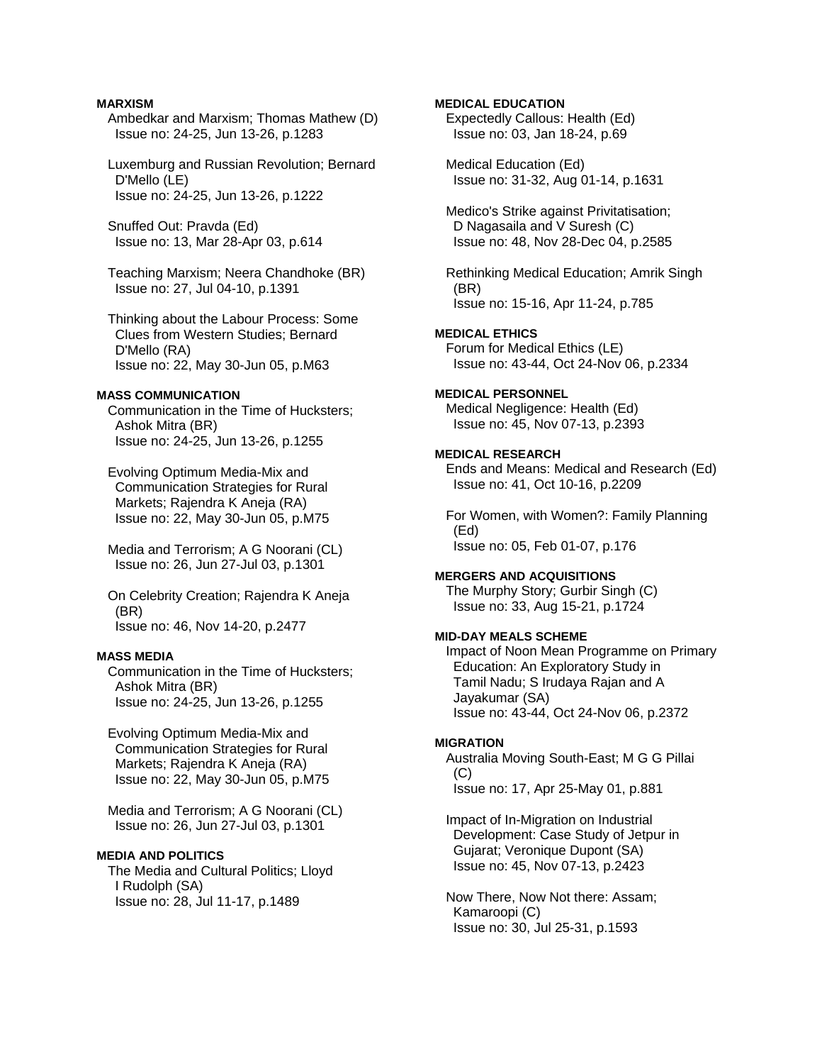**MARXISM**

Ambedkar and Marxism; Thomas Mathew (D)
Issue no: 24-25, Jun 13-26, p.1283

Luxemburg and Russian Revolution; Bernard D'Mello (LE)
Issue no: 24-25, Jun 13-26, p.1222

Snuffed Out: Pravda (Ed)
Issue no: 13, Mar 28-Apr 03, p.614

Teaching Marxism; Neera Chandhoke (BR)
Issue no: 27, Jul 04-10, p.1391

Thinking about the Labour Process: Some Clues from Western Studies; Bernard D'Mello (RA)
Issue no: 22, May 30-Jun 05, p.M63

**MASS COMMUNICATION**

Communication in the Time of Hucksters; Ashok Mitra (BR)
Issue no: 24-25, Jun 13-26, p.1255

Evolving Optimum Media-Mix and Communication Strategies for Rural Markets; Rajendra K Aneja (RA)
Issue no: 22, May 30-Jun 05, p.M75

Media and Terrorism; A G Noorani (CL)
Issue no: 26, Jun 27-Jul 03, p.1301

On Celebrity Creation; Rajendra K Aneja (BR)
Issue no: 46, Nov 14-20, p.2477

**MASS MEDIA**

Communication in the Time of Hucksters; Ashok Mitra (BR)
Issue no: 24-25, Jun 13-26, p.1255

Evolving Optimum Media-Mix and Communication Strategies for Rural Markets; Rajendra K Aneja (RA)
Issue no: 22, May 30-Jun 05, p.M75

Media and Terrorism; A G Noorani (CL)
Issue no: 26, Jun 27-Jul 03, p.1301

**MEDIA AND POLITICS**

The Media and Cultural Politics; Lloyd I Rudolph (SA)
Issue no: 28, Jul 11-17, p.1489

**MEDICAL EDUCATION**

Expectedly Callous: Health (Ed)
Issue no: 03, Jan 18-24, p.69

Medical Education (Ed)
Issue no: 31-32, Aug 01-14, p.1631

Medico's Strike against Privitatisation; D Nagasaila and V Suresh (C)
Issue no: 48, Nov 28-Dec 04, p.2585

Rethinking Medical Education; Amrik Singh (BR)
Issue no: 15-16, Apr 11-24, p.785

**MEDICAL ETHICS**

Forum for Medical Ethics (LE)
Issue no: 43-44, Oct 24-Nov 06, p.2334

**MEDICAL PERSONNEL**

Medical Negligence: Health (Ed)
Issue no: 45, Nov 07-13, p.2393

**MEDICAL RESEARCH**

Ends and Means: Medical and Research (Ed)
Issue no: 41, Oct 10-16, p.2209

For Women, with Women?: Family Planning (Ed)
Issue no: 05, Feb 01-07, p.176

**MERGERS AND ACQUISITIONS**

The Murphy Story; Gurbir Singh (C)
Issue no: 33, Aug 15-21, p.1724

**MID-DAY MEALS SCHEME**

Impact of Noon Mean Programme on Primary Education: An Exploratory Study in Tamil Nadu; S Irudaya Rajan and A Jayakumar (SA)
Issue no: 43-44, Oct 24-Nov 06, p.2372

**MIGRATION**

Australia Moving South-East; M G G Pillai (C)
Issue no: 17, Apr 25-May 01, p.881

Impact of In-Migration on Industrial Development: Case Study of Jetpur in Gujarat; Veronique Dupont (SA)
Issue no: 45, Nov 07-13, p.2423

Now There, Now Not there: Assam; Kamaroopi (C)
Issue no: 30, Jul 25-31, p.1593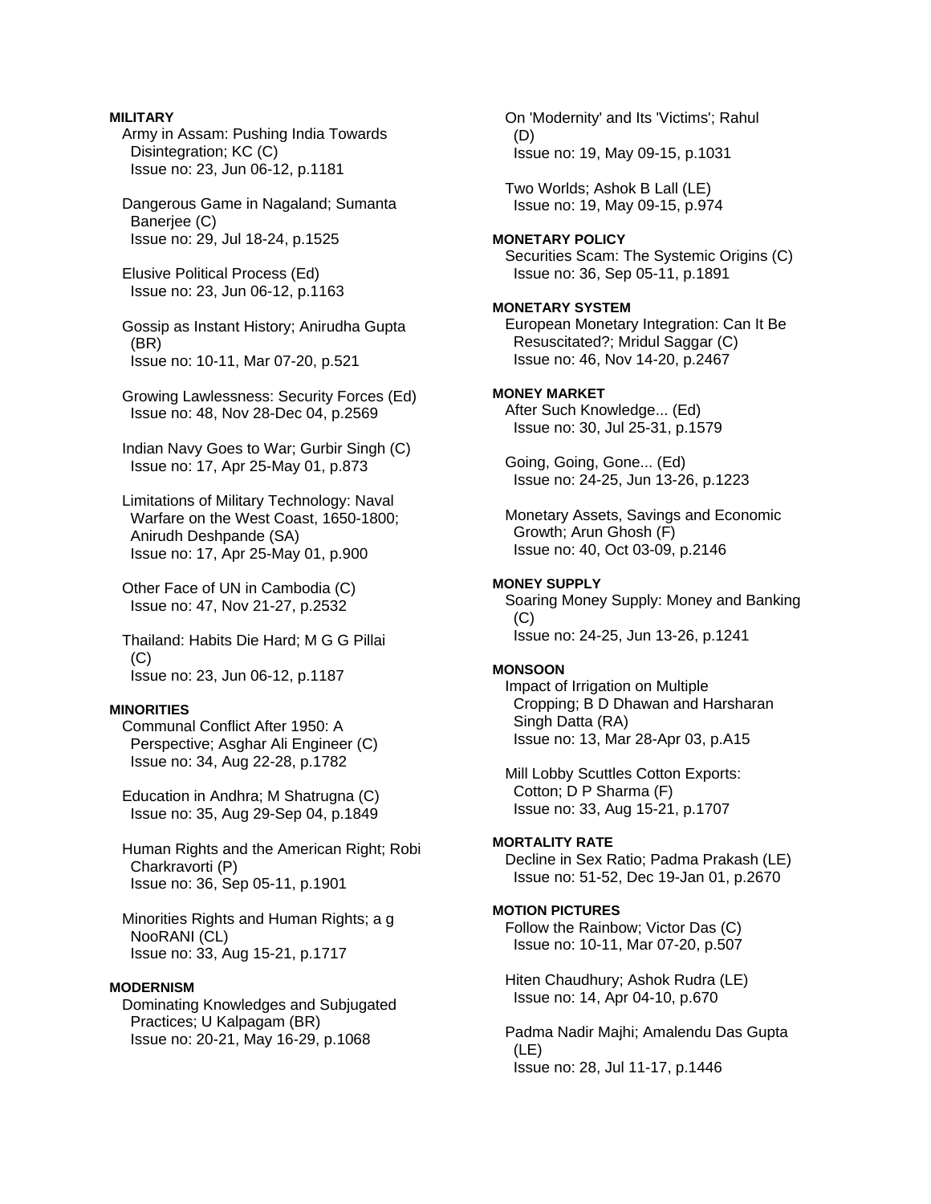**MILITARY**

Army in Assam: Pushing India Towards Disintegration; KC (C)
Issue no: 23, Jun 06-12, p.1181

Dangerous Game in Nagaland; Sumanta Banerjee (C)
Issue no: 29, Jul 18-24, p.1525

Elusive Political Process (Ed)
Issue no: 23, Jun 06-12, p.1163

Gossip as Instant History; Anirudha Gupta (BR)
Issue no: 10-11, Mar 07-20, p.521

Growing Lawlessness: Security Forces (Ed)
Issue no: 48, Nov 28-Dec 04, p.2569

Indian Navy Goes to War; Gurbir Singh (C)
Issue no: 17, Apr 25-May 01, p.873

Limitations of Military Technology: Naval Warfare on the West Coast, 1650-1800; Anirudh Deshpande (SA)
Issue no: 17, Apr 25-May 01, p.900

Other Face of UN in Cambodia (C)
Issue no: 47, Nov 21-27, p.2532

Thailand: Habits Die Hard; M G G Pillai (C)
Issue no: 23, Jun 06-12, p.1187

**MINORITIES**

Communal Conflict After 1950: A Perspective; Asghar Ali Engineer (C)
Issue no: 34, Aug 22-28, p.1782

Education in Andhra; M Shatrugna (C)
Issue no: 35, Aug 29-Sep 04, p.1849

Human Rights and the American Right; Robi Charkravorti (P)
Issue no: 36, Sep 05-11, p.1901

Minorities Rights and Human Rights; a g NooRANI (CL)
Issue no: 33, Aug 15-21, p.1717

**MODERNISM**

Dominating Knowledges and Subjugated Practices; U Kalpagam (BR)
Issue no: 20-21, May 16-29, p.1068

On 'Modernity' and Its 'Victims'; Rahul (D)
Issue no: 19, May 09-15, p.1031

Two Worlds; Ashok B Lall (LE)
Issue no: 19, May 09-15, p.974

**MONETARY POLICY**

Securities Scam: The Systemic Origins (C)
Issue no: 36, Sep 05-11, p.1891

**MONETARY SYSTEM**

European Monetary Integration: Can It Be Resuscitated?; Mridul Saggar (C)
Issue no: 46, Nov 14-20, p.2467

**MONEY MARKET**

After Such Knowledge... (Ed)
Issue no: 30, Jul 25-31, p.1579

Going, Going, Gone... (Ed)
Issue no: 24-25, Jun 13-26, p.1223

Monetary Assets, Savings and Economic Growth; Arun Ghosh (F)
Issue no: 40, Oct 03-09, p.2146

**MONEY SUPPLY**

Soaring Money Supply: Money and Banking (C)
Issue no: 24-25, Jun 13-26, p.1241

**MONSOON**

Impact of Irrigation on Multiple Cropping; B D Dhawan and Harsharan Singh Datta (RA)
Issue no: 13, Mar 28-Apr 03, p.A15

Mill Lobby Scuttles Cotton Exports: Cotton; D P Sharma (F)
Issue no: 33, Aug 15-21, p.1707

**MORTALITY RATE**

Decline in Sex Ratio; Padma Prakash (LE)
Issue no: 51-52, Dec 19-Jan 01, p.2670

**MOTION PICTURES**

Follow the Rainbow; Victor Das (C)
Issue no: 10-11, Mar 07-20, p.507

Hiten Chaudhury; Ashok Rudra (LE)
Issue no: 14, Apr 04-10, p.670

Padma Nadir Majhi; Amalendu Das Gupta (LE)
Issue no: 28, Jul 11-17, p.1446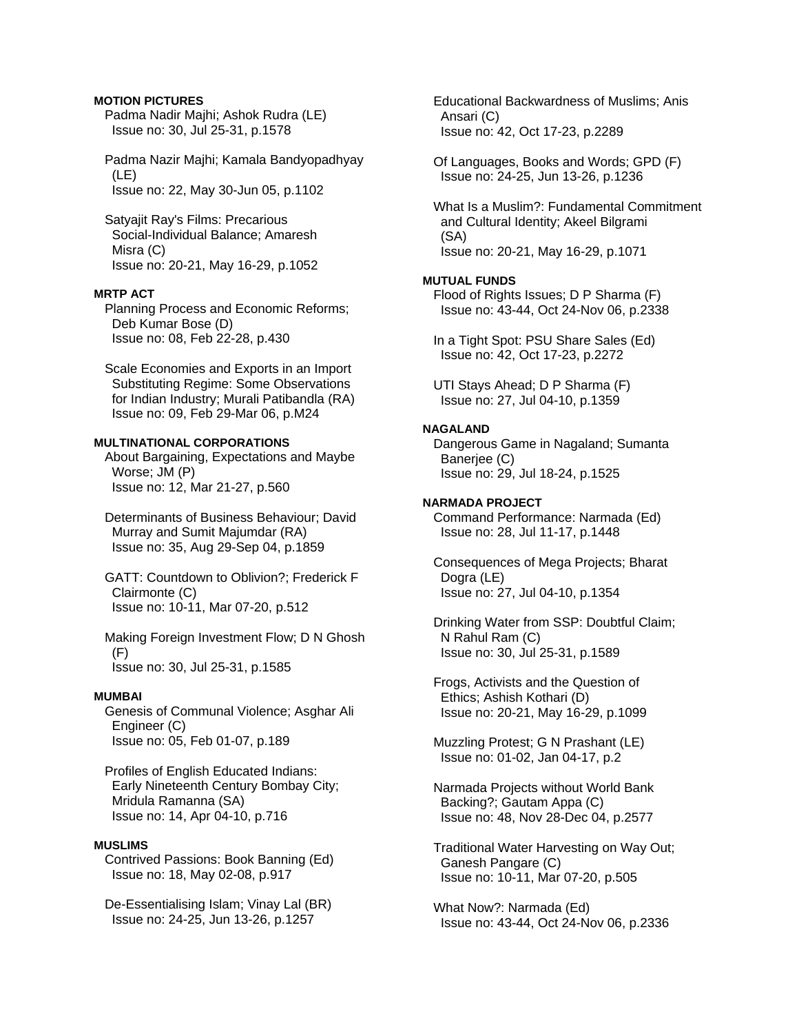#### MOTION PICTURES

Padma Nadir Majhi; Ashok Rudra (LE)
Issue no: 30, Jul 25-31, p.1578

Padma Nazir Majhi; Kamala Bandyopadhyay (LE)
Issue no: 22, May 30-Jun 05, p.1102

Satyajit Ray's Films: Precarious Social-Individual Balance; Amaresh Misra (C)
Issue no: 20-21, May 16-29, p.1052

#### MRTP ACT

Planning Process and Economic Reforms; Deb Kumar Bose (D)
Issue no: 08, Feb 22-28, p.430

Scale Economies and Exports in an Import Substituting Regime: Some Observations for Indian Industry; Murali Patibandla (RA)
Issue no: 09, Feb 29-Mar 06, p.M24

#### MULTINATIONAL CORPORATIONS

About Bargaining, Expectations and Maybe Worse; JM (P)
Issue no: 12, Mar 21-27, p.560

Determinants of Business Behaviour; David Murray and Sumit Majumdar (RA)
Issue no: 35, Aug 29-Sep 04, p.1859

GATT: Countdown to Oblivion?; Frederick F Clairmonte (C)
Issue no: 10-11, Mar 07-20, p.512

Making Foreign Investment Flow; D N Ghosh (F)
Issue no: 30, Jul 25-31, p.1585

#### MUMBAI

Genesis of Communal Violence; Asghar Ali Engineer (C)
Issue no: 05, Feb 01-07, p.189

Profiles of English Educated Indians: Early Nineteenth Century Bombay City; Mridula Ramanna (SA)
Issue no: 14, Apr 04-10, p.716

#### MUSLIMS

Contrived Passions: Book Banning (Ed)
Issue no: 18, May 02-08, p.917

De-Essentialising Islam; Vinay Lal (BR)
Issue no: 24-25, Jun 13-26, p.1257

Educational Backwardness of Muslims; Anis Ansari (C)
Issue no: 42, Oct 17-23, p.2289

Of Languages, Books and Words; GPD (F)
Issue no: 24-25, Jun 13-26, p.1236

What Is a Muslim?: Fundamental Commitment and Cultural Identity; Akeel Bilgrami (SA)
Issue no: 20-21, May 16-29, p.1071

#### MUTUAL FUNDS

Flood of Rights Issues; D P Sharma (F)
Issue no: 43-44, Oct 24-Nov 06, p.2338

In a Tight Spot: PSU Share Sales (Ed)
Issue no: 42, Oct 17-23, p.2272

UTI Stays Ahead; D P Sharma (F)
Issue no: 27, Jul 04-10, p.1359

#### NAGALAND

Dangerous Game in Nagaland; Sumanta Banerjee (C)
Issue no: 29, Jul 18-24, p.1525

#### NARMADA PROJECT

Command Performance: Narmada (Ed)
Issue no: 28, Jul 11-17, p.1448

Consequences of Mega Projects; Bharat Dogra (LE)
Issue no: 27, Jul 04-10, p.1354

Drinking Water from SSP: Doubtful Claim; N Rahul Ram (C)
Issue no: 30, Jul 25-31, p.1589

Frogs, Activists and the Question of Ethics; Ashish Kothari (D)
Issue no: 20-21, May 16-29, p.1099

Muzzling Protest; G N Prashant (LE)
Issue no: 01-02, Jan 04-17, p.2

Narmada Projects without World Bank Backing?; Gautam Appa (C)
Issue no: 48, Nov 28-Dec 04, p.2577

Traditional Water Harvesting on Way Out; Ganesh Pangare (C)
Issue no: 10-11, Mar 07-20, p.505

What Now?: Narmada (Ed)
Issue no: 43-44, Oct 24-Nov 06, p.2336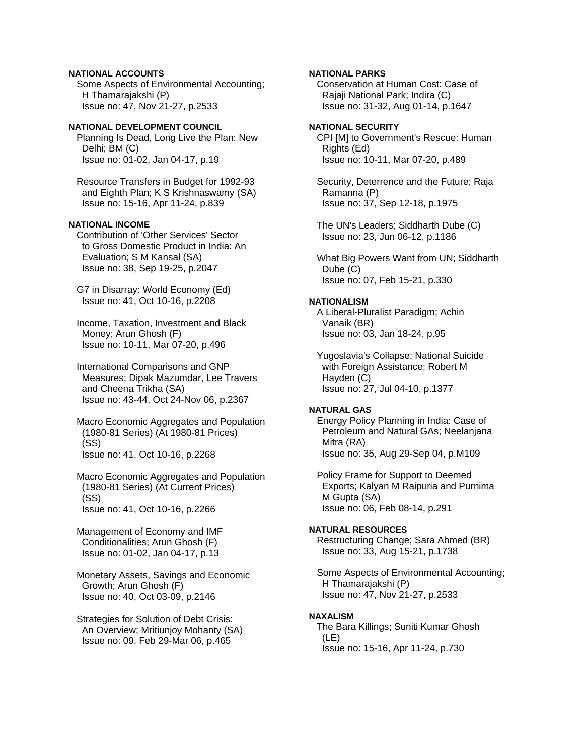**NATIONAL ACCOUNTS**

Some Aspects of Environmental Accounting; H Thamarajakshi (P)
Issue no: 47, Nov 21-27, p.2533

**NATIONAL DEVELOPMENT COUNCIL**

Planning Is Dead, Long Live the Plan: New Delhi; BM (C)
Issue no: 01-02, Jan 04-17, p.19

Resource Transfers in Budget for 1992-93 and Eighth Plan; K S Krishnaswamy (SA)
Issue no: 15-16, Apr 11-24, p.839

**NATIONAL INCOME**

Contribution of 'Other Services' Sector to Gross Domestic Product in India: An Evaluation; S M Kansal (SA)
Issue no: 38, Sep 19-25, p.2047

G7 in Disarray: World Economy (Ed)
Issue no: 41, Oct 10-16, p.2208

Income, Taxation, Investment and Black Money; Arun Ghosh (F)
Issue no: 10-11, Mar 07-20, p.496

International Comparisons and GNP Measures; Dipak Mazumdar, Lee Travers and Cheena Trikha (SA)
Issue no: 43-44, Oct 24-Nov 06, p.2367

Macro Economic Aggregates and Population (1980-81 Series) (At 1980-81 Prices) (SS)
Issue no: 41, Oct 10-16, p.2268

Macro Economic Aggregates and Population (1980-81 Series) (At Current Prices) (SS)
Issue no: 41, Oct 10-16, p.2266

Management of Economy and IMF Conditionalities; Arun Ghosh (F)
Issue no: 01-02, Jan 04-17, p.13

Monetary Assets, Savings and Economic Growth; Arun Ghosh (F)
Issue no: 40, Oct 03-09, p.2146

Strategies for Solution of Debt Crisis: An Overview; Mritiunjoy Mohanty (SA)
Issue no: 09, Feb 29-Mar 06, p.465

**NATIONAL PARKS**

Conservation at Human Cost: Case of Rajaji National Park; Indira (C)
Issue no: 31-32, Aug 01-14, p.1647

**NATIONAL SECURITY**

CPI [M] to Government's Rescue: Human Rights (Ed)
Issue no: 10-11, Mar 07-20, p.489

Security, Deterrence and the Future; Raja Ramanna (P)
Issue no: 37, Sep 12-18, p.1975

The UN's Leaders; Siddharth Dube (C)
Issue no: 23, Jun 06-12, p.1186

What Big Powers Want from UN; Siddharth Dube (C)
Issue no: 07, Feb 15-21, p.330

**NATIONALISM**

A Liberal-Pluralist Paradigm; Achin Vanaik (BR)
Issue no: 03, Jan 18-24, p.95

Yugoslavia's Collapse: National Suicide with Foreign Assistance; Robert M Hayden (C)
Issue no: 27, Jul 04-10, p.1377

**NATURAL GAS**

Energy Policy Planning in India: Case of Petroleum and Natural GAs; Neelanjana Mitra (RA)
Issue no: 35, Aug 29-Sep 04, p.M109

Policy Frame for Support to Deemed Exports; Kalyan M Raipuria and Purnima M Gupta (SA)
Issue no: 06, Feb 08-14, p.291

**NATURAL RESOURCES**

Restructuring Change; Sara Ahmed (BR)
Issue no: 33, Aug 15-21, p.1738

Some Aspects of Environmental Accounting; H Thamarajakshi (P)
Issue no: 47, Nov 21-27, p.2533

**NAXALISM**

The Bara Killings; Suniti Kumar Ghosh (LE)
Issue no: 15-16, Apr 11-24, p.730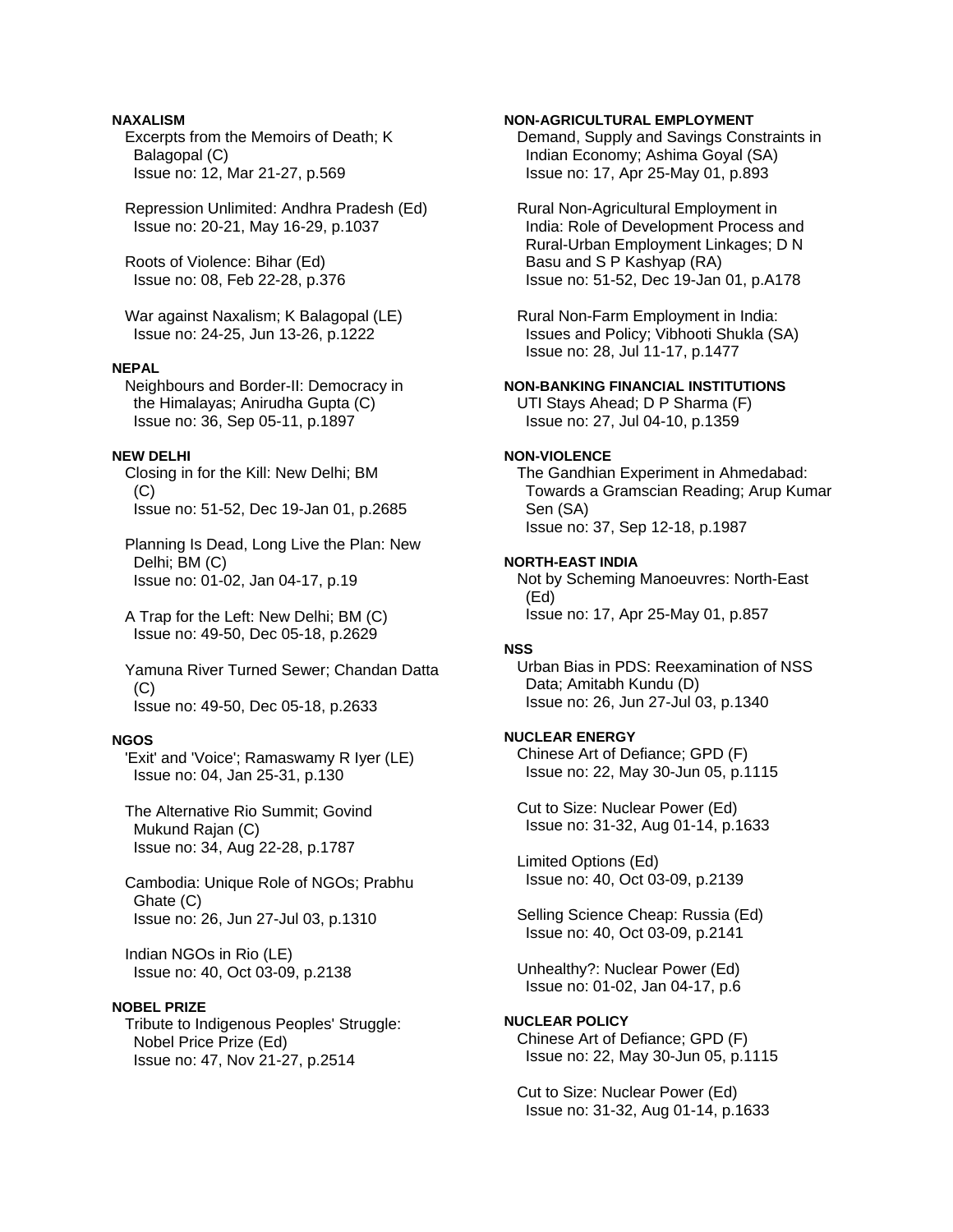**NAXALISM**

Excerpts from the Memoirs of Death; K Balagopal (C)
Issue no: 12, Mar 21-27, p.569

Repression Unlimited: Andhra Pradesh (Ed)
Issue no: 20-21, May 16-29, p.1037

Roots of Violence: Bihar (Ed)
Issue no: 08, Feb 22-28, p.376

War against Naxalism; K Balagopal (LE)
Issue no: 24-25, Jun 13-26, p.1222

**NEPAL**

Neighbours and Border-II: Democracy in the Himalayas; Anirudha Gupta (C)
Issue no: 36, Sep 05-11, p.1897

**NEW DELHI**

Closing in for the Kill: New Delhi; BM (C)
Issue no: 51-52, Dec 19-Jan 01, p.2685

Planning Is Dead, Long Live the Plan: New Delhi; BM (C)
Issue no: 01-02, Jan 04-17, p.19

A Trap for the Left: New Delhi; BM (C)
Issue no: 49-50, Dec 05-18, p.2629

Yamuna River Turned Sewer; Chandan Datta (C)
Issue no: 49-50, Dec 05-18, p.2633

**NGOS**

'Exit' and 'Voice'; Ramaswamy R Iyer (LE)
Issue no: 04, Jan 25-31, p.130

The Alternative Rio Summit; Govind Mukund Rajan (C)
Issue no: 34, Aug 22-28, p.1787

Cambodia: Unique Role of NGOs; Prabhu Ghate (C)
Issue no: 26, Jun 27-Jul 03, p.1310

Indian NGOs in Rio (LE)
Issue no: 40, Oct 03-09, p.2138

**NOBEL PRIZE**

Tribute to Indigenous Peoples' Struggle: Nobel Price Prize (Ed)
Issue no: 47, Nov 21-27, p.2514

**NON-AGRICULTURAL EMPLOYMENT**

Demand, Supply and Savings Constraints in Indian Economy; Ashima Goyal (SA)
Issue no: 17, Apr 25-May 01, p.893

Rural Non-Agricultural Employment in India: Role of Development Process and Rural-Urban Employment Linkages; D N Basu and S P Kashyap (RA)
Issue no: 51-52, Dec 19-Jan 01, p.A178

Rural Non-Farm Employment in India: Issues and Policy; Vibhooti Shukla (SA)
Issue no: 28, Jul 11-17, p.1477

**NON-BANKING FINANCIAL INSTITUTIONS**

UTI Stays Ahead; D P Sharma (F)
Issue no: 27, Jul 04-10, p.1359

**NON-VIOLENCE**

The Gandhian Experiment in Ahmedabad: Towards a Gramscian Reading; Arup Kumar Sen (SA)
Issue no: 37, Sep 12-18, p.1987

**NORTH-EAST INDIA**

Not by Scheming Manoeuvres: North-East (Ed)
Issue no: 17, Apr 25-May 01, p.857

**NSS**

Urban Bias in PDS: Reexamination of NSS Data; Amitabh Kundu (D)
Issue no: 26, Jun 27-Jul 03, p.1340

**NUCLEAR ENERGY**

Chinese Art of Defiance; GPD (F)
Issue no: 22, May 30-Jun 05, p.1115

Cut to Size: Nuclear Power (Ed)
Issue no: 31-32, Aug 01-14, p.1633

Limited Options (Ed)
Issue no: 40, Oct 03-09, p.2139

Selling Science Cheap: Russia (Ed)
Issue no: 40, Oct 03-09, p.2141

Unhealthy?: Nuclear Power (Ed)
Issue no: 01-02, Jan 04-17, p.6

**NUCLEAR POLICY**

Chinese Art of Defiance; GPD (F)
Issue no: 22, May 30-Jun 05, p.1115

Cut to Size: Nuclear Power (Ed)
Issue no: 31-32, Aug 01-14, p.1633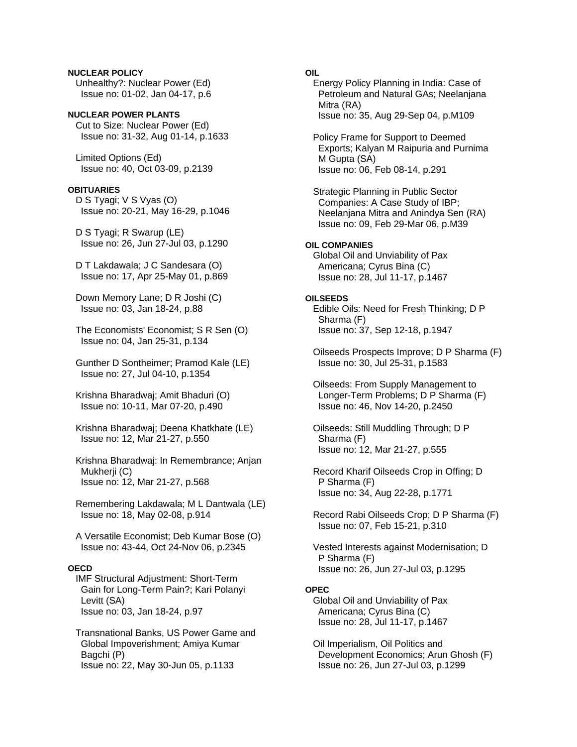**NUCLEAR POLICY**

Unhealthy?: Nuclear Power (Ed)
Issue no: 01-02, Jan 04-17, p.6

**NUCLEAR POWER PLANTS**

Cut to Size: Nuclear Power (Ed)
Issue no: 31-32, Aug 01-14, p.1633

Limited Options (Ed)
Issue no: 40, Oct 03-09, p.2139

**OBITUARIES**

D S Tyagi; V S Vyas (O)
Issue no: 20-21, May 16-29, p.1046

D S Tyagi; R Swarup (LE)
Issue no: 26, Jun 27-Jul 03, p.1290

D T Lakdawala; J C Sandesara (O)
Issue no: 17, Apr 25-May 01, p.869

Down Memory Lane; D R Joshi (C)
Issue no: 03, Jan 18-24, p.88

The Economists' Economist; S R Sen (O)
Issue no: 04, Jan 25-31, p.134

Gunther D Sontheimer; Pramod Kale (LE)
Issue no: 27, Jul 04-10, p.1354

Krishna Bharadwaj; Amit Bhaduri (O)
Issue no: 10-11, Mar 07-20, p.490

Krishna Bharadwaj; Deena Khatkhate (LE)
Issue no: 12, Mar 21-27, p.550

Krishna Bharadwaj: In Remembrance; Anjan Mukherji (C)
Issue no: 12, Mar 21-27, p.568

Remembering Lakdawala; M L Dantwala (LE)
Issue no: 18, May 02-08, p.914

A Versatile Economist; Deb Kumar Bose (O)
Issue no: 43-44, Oct 24-Nov 06, p.2345

**OECD**

IMF Structural Adjustment: Short-Term Gain for Long-Term Pain?; Kari Polanyi Levitt (SA)
Issue no: 03, Jan 18-24, p.97

Transnational Banks, US Power Game and Global Impoverishment; Amiya Kumar Bagchi (P)
Issue no: 22, May 30-Jun 05, p.1133

**OIL**

Energy Policy Planning in India: Case of Petroleum and Natural GAs; Neelanjana Mitra (RA)
Issue no: 35, Aug 29-Sep 04, p.M109

Policy Frame for Support to Deemed Exports; Kalyan M Raipuria and Purnima M Gupta (SA)
Issue no: 06, Feb 08-14, p.291

Strategic Planning in Public Sector Companies: A Case Study of IBP; Neelanjana Mitra and Anindya Sen (RA)
Issue no: 09, Feb 29-Mar 06, p.M39

**OIL COMPANIES**

Global Oil and Unviability of Pax Americana; Cyrus Bina (C)
Issue no: 28, Jul 11-17, p.1467

**OILSEEDS**

Edible Oils: Need for Fresh Thinking; D P Sharma (F)
Issue no: 37, Sep 12-18, p.1947

Oilseeds Prospects Improve; D P Sharma (F)
Issue no: 30, Jul 25-31, p.1583

Oilseeds: From Supply Management to Longer-Term Problems; D P Sharma (F)
Issue no: 46, Nov 14-20, p.2450

Oilseeds: Still Muddling Through; D P Sharma (F)
Issue no: 12, Mar 21-27, p.555

Record Kharif Oilseeds Crop in Offing; D P Sharma (F)
Issue no: 34, Aug 22-28, p.1771

Record Rabi Oilseeds Crop; D P Sharma (F)
Issue no: 07, Feb 15-21, p.310

Vested Interests against Modernisation; D P Sharma (F)
Issue no: 26, Jun 27-Jul 03, p.1295

**OPEC**

Global Oil and Unviability of Pax Americana; Cyrus Bina (C)
Issue no: 28, Jul 11-17, p.1467

Oil Imperialism, Oil Politics and Development Economics; Arun Ghosh (F)
Issue no: 26, Jun 27-Jul 03, p.1299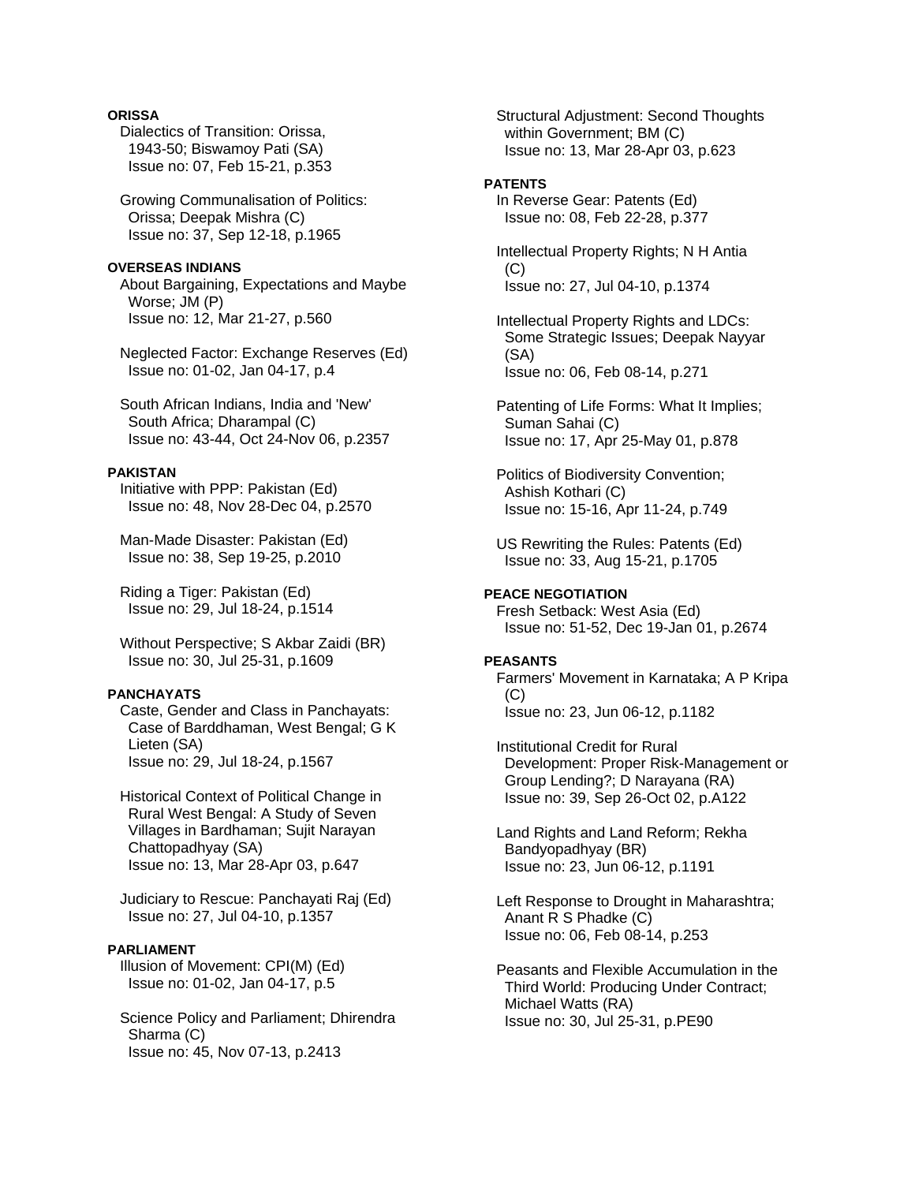**ORISSA**

Dialectics of Transition: Orissa, 1943-50; Biswamoy Pati (SA)
Issue no: 07, Feb 15-21, p.353

Growing Communalisation of Politics: Orissa; Deepak Mishra (C)
Issue no: 37, Sep 12-18, p.1965

**OVERSEAS INDIANS**

About Bargaining, Expectations and Maybe Worse; JM (P)
Issue no: 12, Mar 21-27, p.560

Neglected Factor: Exchange Reserves (Ed)
Issue no: 01-02, Jan 04-17, p.4

South African Indians, India and 'New' South Africa; Dharampal (C)
Issue no: 43-44, Oct 24-Nov 06, p.2357

**PAKISTAN**

Initiative with PPP: Pakistan (Ed)
Issue no: 48, Nov 28-Dec 04, p.2570

Man-Made Disaster: Pakistan (Ed)
Issue no: 38, Sep 19-25, p.2010

Riding a Tiger: Pakistan (Ed)
Issue no: 29, Jul 18-24, p.1514

Without Perspective; S Akbar Zaidi (BR)
Issue no: 30, Jul 25-31, p.1609

**PANCHAYATS**

Caste, Gender and Class in Panchayats: Case of Barddhaman, West Bengal; G K Lieten (SA)
Issue no: 29, Jul 18-24, p.1567

Historical Context of Political Change in Rural West Bengal: A Study of Seven Villages in Bardhaman; Sujit Narayan Chattopadhyay (SA)
Issue no: 13, Mar 28-Apr 03, p.647

Judiciary to Rescue: Panchayati Raj (Ed)
Issue no: 27, Jul 04-10, p.1357

**PARLIAMENT**

Illusion of Movement: CPI(M) (Ed)
Issue no: 01-02, Jan 04-17, p.5

Science Policy and Parliament; Dhirendra Sharma (C)
Issue no: 45, Nov 07-13, p.2413

Structural Adjustment: Second Thoughts within Government; BM (C)
Issue no: 13, Mar 28-Apr 03, p.623

**PATENTS**

In Reverse Gear: Patents (Ed)
Issue no: 08, Feb 22-28, p.377

Intellectual Property Rights; N H Antia (C)
Issue no: 27, Jul 04-10, p.1374

Intellectual Property Rights and LDCs: Some Strategic Issues; Deepak Nayyar (SA)
Issue no: 06, Feb 08-14, p.271

Patenting of Life Forms: What It Implies; Suman Sahai (C)
Issue no: 17, Apr 25-May 01, p.878

Politics of Biodiversity Convention; Ashish Kothari (C)
Issue no: 15-16, Apr 11-24, p.749

US Rewriting the Rules: Patents (Ed)
Issue no: 33, Aug 15-21, p.1705

**PEACE NEGOTIATION**

Fresh Setback: West Asia (Ed)
Issue no: 51-52, Dec 19-Jan 01, p.2674

**PEASANTS**

Farmers' Movement in Karnataka; A P Kripa (C)
Issue no: 23, Jun 06-12, p.1182

Institutional Credit for Rural Development: Proper Risk-Management or Group Lending?; D Narayana (RA)
Issue no: 39, Sep 26-Oct 02, p.A122

Land Rights and Land Reform; Rekha Bandyopadhyay (BR)
Issue no: 23, Jun 06-12, p.1191

Left Response to Drought in Maharashtra; Anant R S Phadke (C)
Issue no: 06, Feb 08-14, p.253

Peasants and Flexible Accumulation in the Third World: Producing Under Contract; Michael Watts (RA)
Issue no: 30, Jul 25-31, p.PE90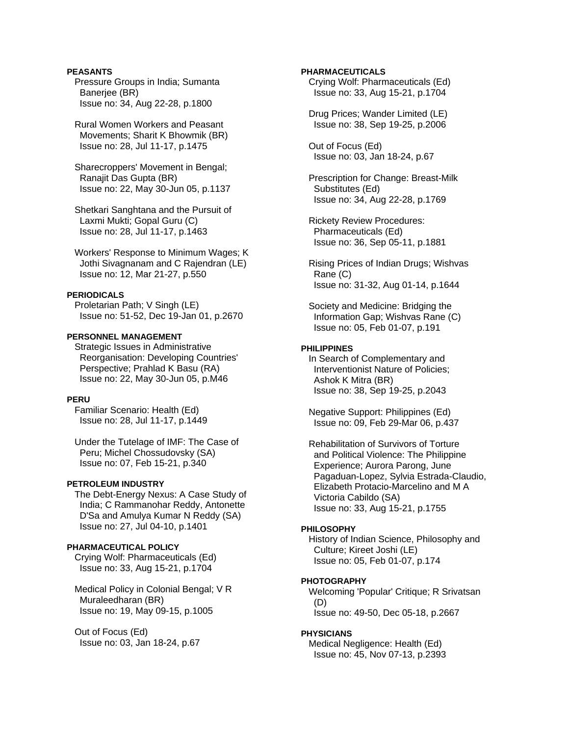**PEASANTS**

Pressure Groups in India; Sumanta Banerjee (BR)
Issue no: 34, Aug 22-28, p.1800

Rural Women Workers and Peasant Movements; Sharit K Bhowmik (BR)
Issue no: 28, Jul 11-17, p.1475

Sharecroppers' Movement in Bengal; Ranajit Das Gupta (BR)
Issue no: 22, May 30-Jun 05, p.1137

Shetkari Sanghtana and the Pursuit of Laxmi Mukti; Gopal Guru (C)
Issue no: 28, Jul 11-17, p.1463

Workers' Response to Minimum Wages; K Jothi Sivagnanam and C Rajendran (LE)
Issue no: 12, Mar 21-27, p.550

**PERIODICALS**

Proletarian Path; V Singh (LE)
Issue no: 51-52, Dec 19-Jan 01, p.2670

**PERSONNEL MANAGEMENT**

Strategic Issues in Administrative Reorganisation: Developing Countries' Perspective; Prahlad K Basu (RA)
Issue no: 22, May 30-Jun 05, p.M46

**PERU**

Familiar Scenario: Health (Ed)
Issue no: 28, Jul 11-17, p.1449

Under the Tutelage of IMF: The Case of Peru; Michel Chossudovsky (SA)
Issue no: 07, Feb 15-21, p.340

**PETROLEUM INDUSTRY**

The Debt-Energy Nexus: A Case Study of India; C Rammanohar Reddy, Antonette D'Sa and Amulya Kumar N Reddy (SA)
Issue no: 27, Jul 04-10, p.1401

**PHARMACEUTICAL POLICY**

Crying Wolf: Pharmaceuticals (Ed)
Issue no: 33, Aug 15-21, p.1704

Medical Policy in Colonial Bengal; V R Muraleedharan (BR)
Issue no: 19, May 09-15, p.1005

Out of Focus (Ed)
Issue no: 03, Jan 18-24, p.67

**PHARMACEUTICALS**

Crying Wolf: Pharmaceuticals (Ed)
Issue no: 33, Aug 15-21, p.1704

Drug Prices; Wander Limited (LE)
Issue no: 38, Sep 19-25, p.2006

Out of Focus (Ed)
Issue no: 03, Jan 18-24, p.67

Prescription for Change: Breast-Milk Substitutes (Ed)
Issue no: 34, Aug 22-28, p.1769

Rickety Review Procedures: Pharmaceuticals (Ed)
Issue no: 36, Sep 05-11, p.1881

Rising Prices of Indian Drugs; Wishvas Rane (C)
Issue no: 31-32, Aug 01-14, p.1644

Society and Medicine: Bridging the Information Gap; Wishvas Rane (C)
Issue no: 05, Feb 01-07, p.191

**PHILIPPINES**

In Search of Complementary and Interventionist Nature of Policies; Ashok K Mitra (BR)
Issue no: 38, Sep 19-25, p.2043

Negative Support: Philippines (Ed)
Issue no: 09, Feb 29-Mar 06, p.437

Rehabilitation of Survivors of Torture and Political Violence: The Philippine Experience; Aurora Parong, June Pagaduan-Lopez, Sylvia Estrada-Claudio, Elizabeth Protacio-Marcelino and M A Victoria Cabildo (SA)
Issue no: 33, Aug 15-21, p.1755

**PHILOSOPHY**

History of Indian Science, Philosophy and Culture; Kireet Joshi (LE)
Issue no: 05, Feb 01-07, p.174

**PHOTOGRAPHY**

Welcoming 'Popular' Critique; R Srivatsan (D)
Issue no: 49-50, Dec 05-18, p.2667

**PHYSICIANS**

Medical Negligence: Health (Ed)
Issue no: 45, Nov 07-13, p.2393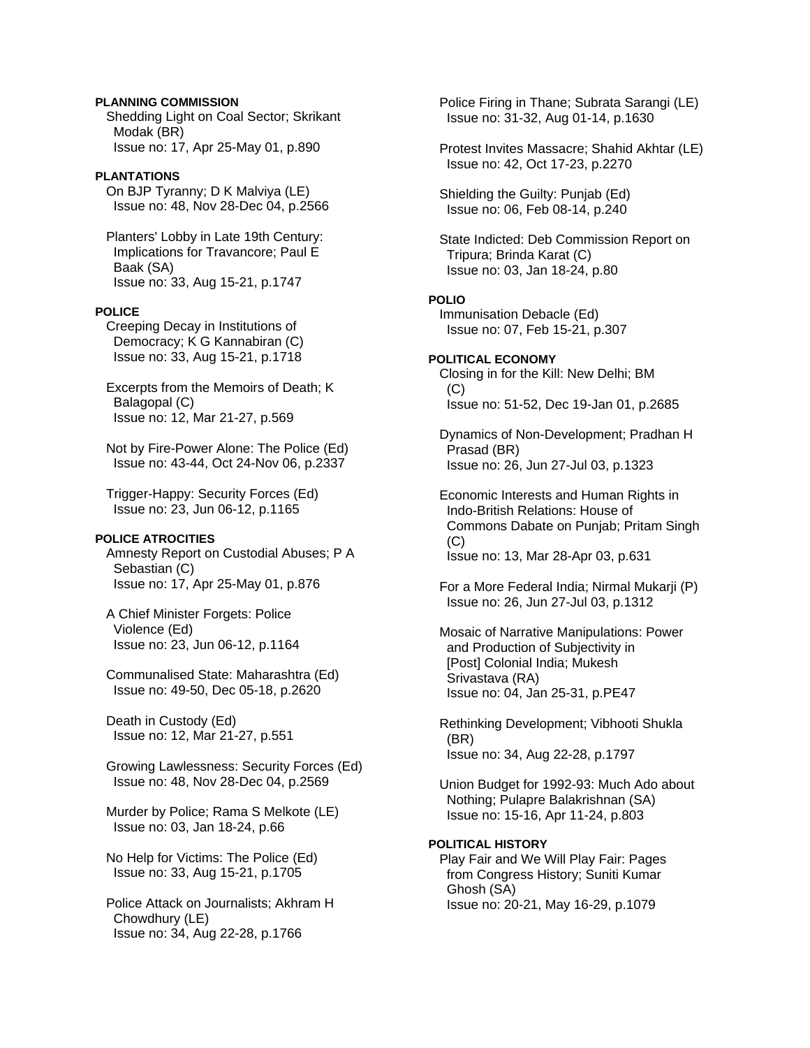**PLANNING COMMISSION**

Shedding Light on Coal Sector; Skrikant Modak (BR)
Issue no: 17, Apr 25-May 01, p.890

**PLANTATIONS**

On BJP Tyranny; D K Malviya (LE)
Issue no: 48, Nov 28-Dec 04, p.2566

Planters' Lobby in Late 19th Century: Implications for Travancore; Paul E Baak (SA)
Issue no: 33, Aug 15-21, p.1747

**POLICE**

Creeping Decay in Institutions of Democracy; K G Kannabiran (C)
Issue no: 33, Aug 15-21, p.1718

Excerpts from the Memoirs of Death; K Balagopal (C)
Issue no: 12, Mar 21-27, p.569

Not by Fire-Power Alone: The Police (Ed)
Issue no: 43-44, Oct 24-Nov 06, p.2337

Trigger-Happy: Security Forces (Ed)
Issue no: 23, Jun 06-12, p.1165

**POLICE ATROCITIES**

Amnesty Report on Custodial Abuses; P A Sebastian (C)
Issue no: 17, Apr 25-May 01, p.876

A Chief Minister Forgets: Police Violence (Ed)
Issue no: 23, Jun 06-12, p.1164

Communalised State: Maharashtra (Ed)
Issue no: 49-50, Dec 05-18, p.2620

Death in Custody (Ed)
Issue no: 12, Mar 21-27, p.551

Growing Lawlessness: Security Forces (Ed)
Issue no: 48, Nov 28-Dec 04, p.2569

Murder by Police; Rama S Melkote (LE)
Issue no: 03, Jan 18-24, p.66

No Help for Victims: The Police (Ed)
Issue no: 33, Aug 15-21, p.1705

Police Attack on Journalists; Akhram H Chowdhury (LE)
Issue no: 34, Aug 22-28, p.1766

Police Firing in Thane; Subrata Sarangi (LE)
Issue no: 31-32, Aug 01-14, p.1630

Protest Invites Massacre; Shahid Akhtar (LE)
Issue no: 42, Oct 17-23, p.2270

Shielding the Guilty: Punjab (Ed)
Issue no: 06, Feb 08-14, p.240

State Indicted: Deb Commission Report on Tripura; Brinda Karat (C)
Issue no: 03, Jan 18-24, p.80

**POLIO**

Immunisation Debacle (Ed)
Issue no: 07, Feb 15-21, p.307

**POLITICAL ECONOMY**

Closing in for the Kill: New Delhi; BM (C)
Issue no: 51-52, Dec 19-Jan 01, p.2685

Dynamics of Non-Development; Pradhan H Prasad (BR)
Issue no: 26, Jun 27-Jul 03, p.1323

Economic Interests and Human Rights in Indo-British Relations: House of Commons Dabate on Punjab; Pritam Singh (C)
Issue no: 13, Mar 28-Apr 03, p.631

For a More Federal India; Nirmal Mukarji (P)
Issue no: 26, Jun 27-Jul 03, p.1312

Mosaic of Narrative Manipulations: Power and Production of Subjectivity in [Post] Colonial India; Mukesh Srivastava (RA)
Issue no: 04, Jan 25-31, p.PE47

Rethinking Development; Vibhooti Shukla (BR)
Issue no: 34, Aug 22-28, p.1797

Union Budget for 1992-93: Much Ado about Nothing; Pulapre Balakrishnan (SA)
Issue no: 15-16, Apr 11-24, p.803

**POLITICAL HISTORY**

Play Fair and We Will Play Fair: Pages from Congress History; Suniti Kumar Ghosh (SA)
Issue no: 20-21, May 16-29, p.1079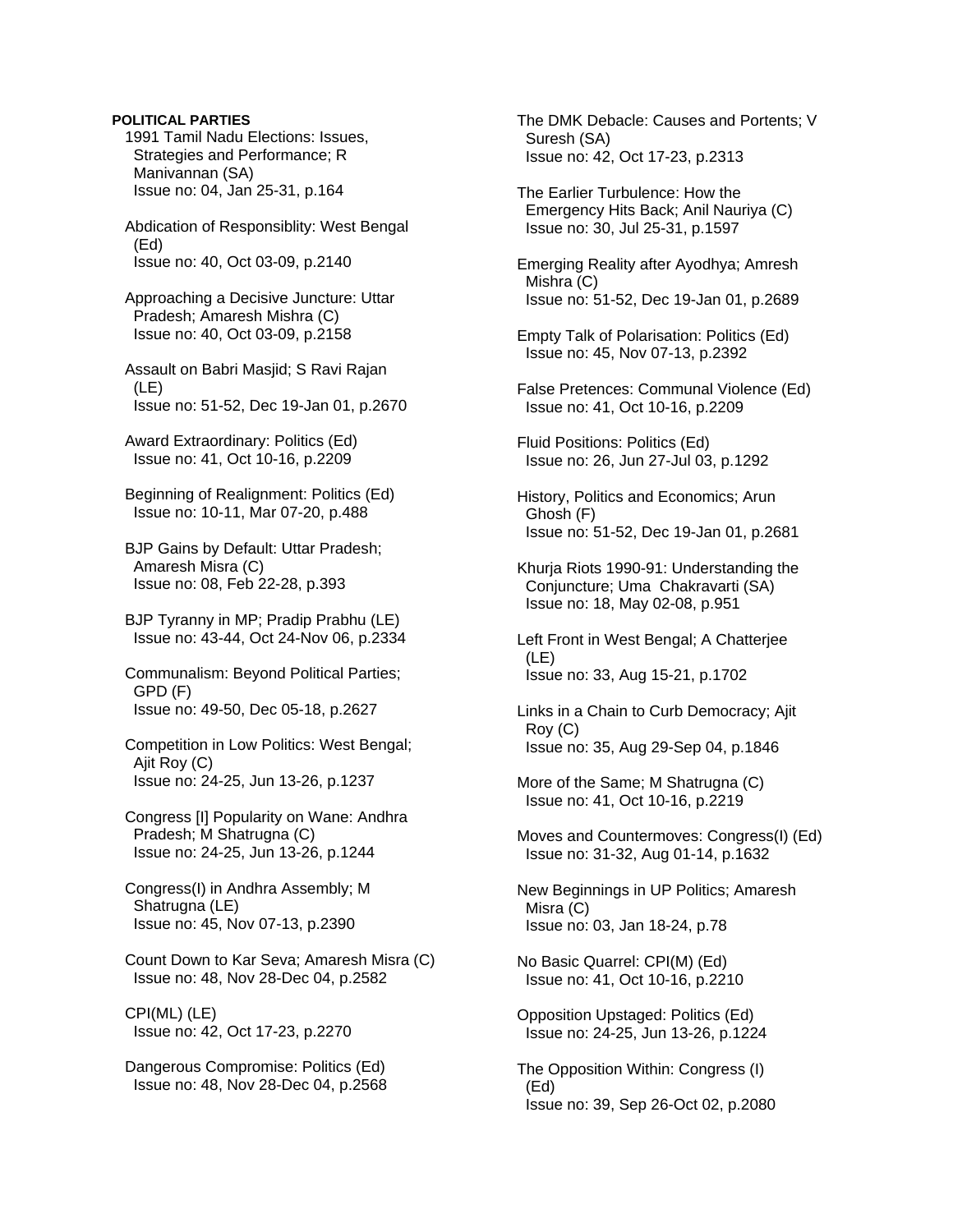**POLITICAL PARTIES**

1991 Tamil Nadu Elections: Issues, Strategies and Performance; R Manivannan (SA)
Issue no: 04, Jan 25-31, p.164

Abdication of Responsiblity: West Bengal (Ed)
Issue no: 40, Oct 03-09, p.2140

Approaching a Decisive Juncture: Uttar Pradesh; Amaresh Mishra (C)
Issue no: 40, Oct 03-09, p.2158

Assault on Babri Masjid; S Ravi Rajan (LE)
Issue no: 51-52, Dec 19-Jan 01, p.2670

Award Extraordinary: Politics (Ed)
Issue no: 41, Oct 10-16, p.2209

Beginning of Realignment: Politics (Ed)
Issue no: 10-11, Mar 07-20, p.488

BJP Gains by Default: Uttar Pradesh; Amaresh Misra (C)
Issue no: 08, Feb 22-28, p.393

BJP Tyranny in MP; Pradip Prabhu (LE)
Issue no: 43-44, Oct 24-Nov 06, p.2334

Communalism: Beyond Political Parties; GPD (F)
Issue no: 49-50, Dec 05-18, p.2627

Competition in Low Politics: West Bengal; Ajit Roy (C)
Issue no: 24-25, Jun 13-26, p.1237

Congress [I] Popularity on Wane: Andhra Pradesh; M Shatrugna (C)
Issue no: 24-25, Jun 13-26, p.1244

Congress(I) in Andhra Assembly; M Shatrugna (LE)
Issue no: 45, Nov 07-13, p.2390

Count Down to Kar Seva; Amaresh Misra (C)
Issue no: 48, Nov 28-Dec 04, p.2582

CPI(ML) (LE)
Issue no: 42, Oct 17-23, p.2270

Dangerous Compromise: Politics (Ed)
Issue no: 48, Nov 28-Dec 04, p.2568

The DMK Debacle: Causes and Portents; V Suresh (SA)
Issue no: 42, Oct 17-23, p.2313

The Earlier Turbulence: How the Emergency Hits Back; Anil Nauriya (C)
Issue no: 30, Jul 25-31, p.1597

Emerging Reality after Ayodhya; Amresh Mishra (C)
Issue no: 51-52, Dec 19-Jan 01, p.2689

Empty Talk of Polarisation: Politics (Ed)
Issue no: 45, Nov 07-13, p.2392

False Pretences: Communal Violence (Ed)
Issue no: 41, Oct 10-16, p.2209

Fluid Positions: Politics (Ed)
Issue no: 26, Jun 27-Jul 03, p.1292

History, Politics and Economics; Arun Ghosh (F)
Issue no: 51-52, Dec 19-Jan 01, p.2681

Khurja Riots 1990-91: Understanding the Conjuncture; Uma Chakravarti (SA)
Issue no: 18, May 02-08, p.951

Left Front in West Bengal; A Chatterjee (LE)
Issue no: 33, Aug 15-21, p.1702

Links in a Chain to Curb Democracy; Ajit Roy (C)
Issue no: 35, Aug 29-Sep 04, p.1846

More of the Same; M Shatrugna (C)
Issue no: 41, Oct 10-16, p.2219

Moves and Countermoves: Congress(I) (Ed)
Issue no: 31-32, Aug 01-14, p.1632

New Beginnings in UP Politics; Amaresh Misra (C)
Issue no: 03, Jan 18-24, p.78

No Basic Quarrel: CPI(M) (Ed)
Issue no: 41, Oct 10-16, p.2210

Opposition Upstaged: Politics (Ed)
Issue no: 24-25, Jun 13-26, p.1224

The Opposition Within: Congress (I) (Ed)
Issue no: 39, Sep 26-Oct 02, p.2080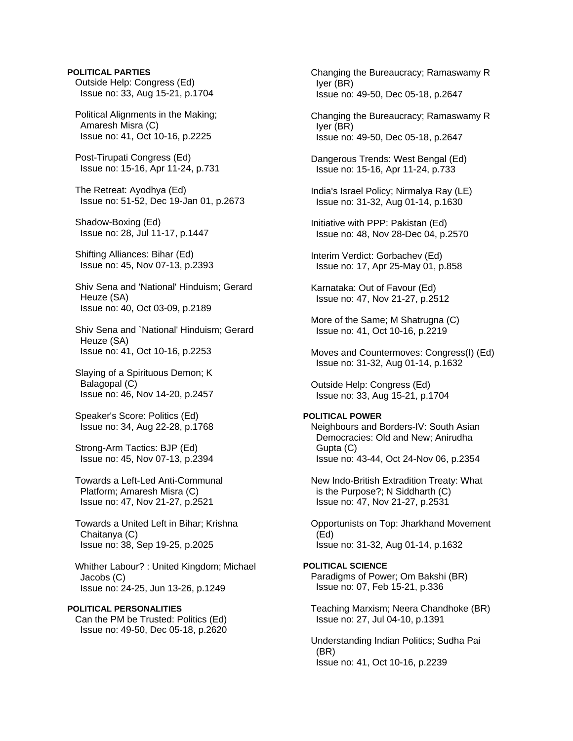**POLITICAL PARTIES**

Outside Help: Congress (Ed)
Issue no: 33, Aug 15-21, p.1704

Political Alignments in the Making; Amaresh Misra (C)
Issue no: 41, Oct 10-16, p.2225

Post-Tirupati Congress (Ed)
Issue no: 15-16, Apr 11-24, p.731

The Retreat: Ayodhya (Ed)
Issue no: 51-52, Dec 19-Jan 01, p.2673

Shadow-Boxing (Ed)
Issue no: 28, Jul 11-17, p.1447

Shifting Alliances: Bihar (Ed)
Issue no: 45, Nov 07-13, p.2393

Shiv Sena and 'National' Hinduism; Gerard Heuze (SA)
Issue no: 40, Oct 03-09, p.2189

Shiv Sena and `National' Hinduism; Gerard Heuze (SA)
Issue no: 41, Oct 10-16, p.2253

Slaying of a Spirituous Demon; K Balagopal (C)
Issue no: 46, Nov 14-20, p.2457

Speaker's Score: Politics (Ed)
Issue no: 34, Aug 22-28, p.1768

Strong-Arm Tactics: BJP (Ed)
Issue no: 45, Nov 07-13, p.2394

Towards a Left-Led Anti-Communal Platform; Amaresh Misra (C)
Issue no: 47, Nov 21-27, p.2521

Towards a United Left in Bihar; Krishna Chaitanya (C)
Issue no: 38, Sep 19-25, p.2025

Whither Labour? : United Kingdom; Michael Jacobs (C)
Issue no: 24-25, Jun 13-26, p.1249

**POLITICAL PERSONALITIES**

Can the PM be Trusted: Politics (Ed)
Issue no: 49-50, Dec 05-18, p.2620

Changing the Bureaucracy; Ramaswamy R Iyer (BR)
Issue no: 49-50, Dec 05-18, p.2647

Changing the Bureaucracy; Ramaswamy R Iyer (BR)
Issue no: 49-50, Dec 05-18, p.2647

Dangerous Trends: West Bengal (Ed)
Issue no: 15-16, Apr 11-24, p.733

India's Israel Policy; Nirmalya Ray (LE)
Issue no: 31-32, Aug 01-14, p.1630

Initiative with PPP: Pakistan (Ed)
Issue no: 48, Nov 28-Dec 04, p.2570

Interim Verdict: Gorbachev (Ed)
Issue no: 17, Apr 25-May 01, p.858

Karnataka: Out of Favour (Ed)
Issue no: 47, Nov 21-27, p.2512

More of the Same; M Shatrugna (C)
Issue no: 41, Oct 10-16, p.2219

Moves and Countermoves: Congress(I) (Ed)
Issue no: 31-32, Aug 01-14, p.1632

Outside Help: Congress (Ed)
Issue no: 33, Aug 15-21, p.1704

**POLITICAL POWER**

Neighbours and Borders-IV: South Asian Democracies: Old and New; Anirudha Gupta (C)
Issue no: 43-44, Oct 24-Nov 06, p.2354

New Indo-British Extradition Treaty: What is the Purpose?; N Siddharth (C)
Issue no: 47, Nov 21-27, p.2531

Opportunists on Top: Jharkhand Movement (Ed)
Issue no: 31-32, Aug 01-14, p.1632

**POLITICAL SCIENCE**

Paradigms of Power; Om Bakshi (BR)
Issue no: 07, Feb 15-21, p.336

Teaching Marxism; Neera Chandhoke (BR)
Issue no: 27, Jul 04-10, p.1391

Understanding Indian Politics; Sudha Pai (BR)
Issue no: 41, Oct 10-16, p.2239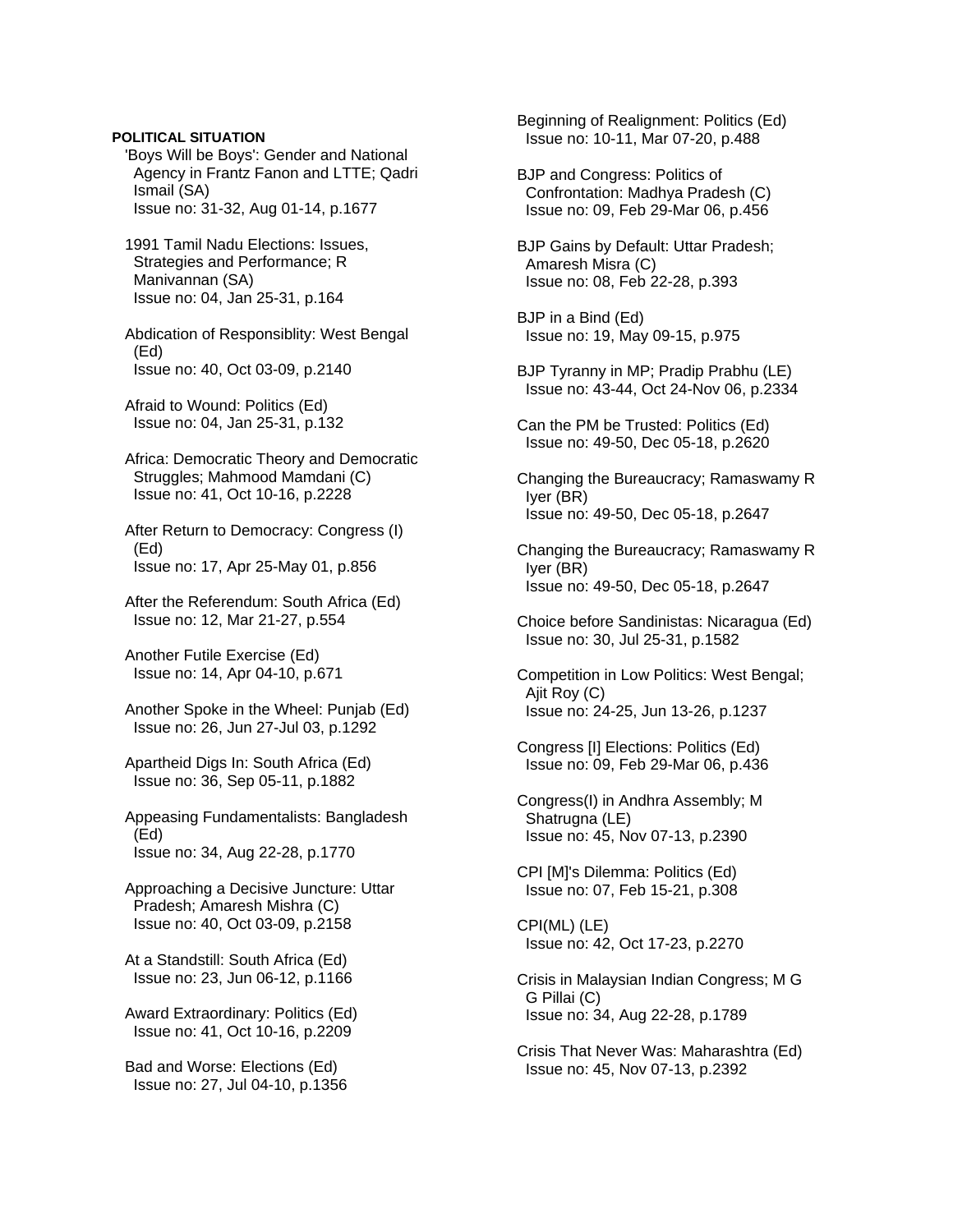**POLITICAL SITUATION**

'Boys Will be Boys': Gender and National Agency in Frantz Fanon and LTTE; Qadri Ismail (SA)
Issue no: 31-32, Aug 01-14, p.1677

1991 Tamil Nadu Elections: Issues, Strategies and Performance; R Manivannan (SA)
Issue no: 04, Jan 25-31, p.164

Abdication of Responsiblity: West Bengal (Ed)
Issue no: 40, Oct 03-09, p.2140

Afraid to Wound: Politics (Ed)
Issue no: 04, Jan 25-31, p.132

Africa: Democratic Theory and Democratic Struggles; Mahmood Mamdani (C)
Issue no: 41, Oct 10-16, p.2228

After Return to Democracy: Congress (I) (Ed)
Issue no: 17, Apr 25-May 01, p.856

After the Referendum: South Africa (Ed)
Issue no: 12, Mar 21-27, p.554

Another Futile Exercise (Ed)
Issue no: 14, Apr 04-10, p.671

Another Spoke in the Wheel: Punjab (Ed)
Issue no: 26, Jun 27-Jul 03, p.1292

Apartheid Digs In: South Africa (Ed)
Issue no: 36, Sep 05-11, p.1882

Appeasing Fundamentalists: Bangladesh (Ed)
Issue no: 34, Aug 22-28, p.1770

Approaching a Decisive Juncture: Uttar Pradesh; Amaresh Mishra (C)
Issue no: 40, Oct 03-09, p.2158

At a Standstill: South Africa (Ed)
Issue no: 23, Jun 06-12, p.1166

Award Extraordinary: Politics (Ed)
Issue no: 41, Oct 10-16, p.2209

Bad and Worse: Elections (Ed)
Issue no: 27, Jul 04-10, p.1356

Beginning of Realignment: Politics (Ed)
Issue no: 10-11, Mar 07-20, p.488

BJP and Congress: Politics of Confrontation: Madhya Pradesh (C)
Issue no: 09, Feb 29-Mar 06, p.456

BJP Gains by Default: Uttar Pradesh; Amaresh Misra (C)
Issue no: 08, Feb 22-28, p.393

BJP in a Bind (Ed)
Issue no: 19, May 09-15, p.975

BJP Tyranny in MP; Pradip Prabhu (LE)
Issue no: 43-44, Oct 24-Nov 06, p.2334

Can the PM be Trusted: Politics (Ed)
Issue no: 49-50, Dec 05-18, p.2620

Changing the Bureaucracy; Ramaswamy R Iyer (BR)
Issue no: 49-50, Dec 05-18, p.2647

Changing the Bureaucracy; Ramaswamy R Iyer (BR)
Issue no: 49-50, Dec 05-18, p.2647

Choice before Sandinistas: Nicaragua (Ed)
Issue no: 30, Jul 25-31, p.1582

Competition in Low Politics: West Bengal; Ajit Roy (C)
Issue no: 24-25, Jun 13-26, p.1237

Congress [I] Elections: Politics (Ed)
Issue no: 09, Feb 29-Mar 06, p.436

Congress(I) in Andhra Assembly; M Shatrugna (LE)
Issue no: 45, Nov 07-13, p.2390

CPI [M]'s Dilemma: Politics (Ed)
Issue no: 07, Feb 15-21, p.308

CPI(ML) (LE)
Issue no: 42, Oct 17-23, p.2270

Crisis in Malaysian Indian Congress; M G G Pillai (C)
Issue no: 34, Aug 22-28, p.1789

Crisis That Never Was: Maharashtra (Ed)
Issue no: 45, Nov 07-13, p.2392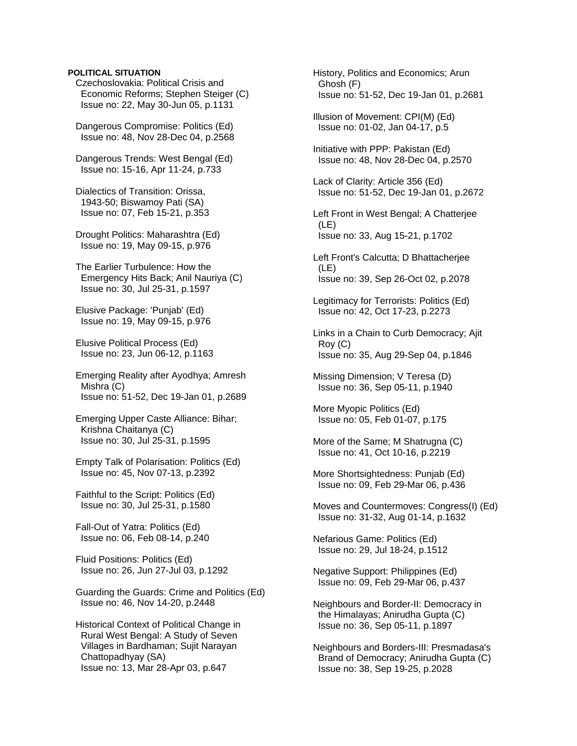**POLITICAL SITUATION**

Czechoslovakia: Political Crisis and Economic Reforms; Stephen Steiger (C)
Issue no: 22, May 30-Jun 05, p.1131

Dangerous Compromise: Politics (Ed)
Issue no: 48, Nov 28-Dec 04, p.2568

Dangerous Trends: West Bengal (Ed)
Issue no: 15-16, Apr 11-24, p.733

Dialectics of Transition: Orissa, 1943-50; Biswamoy Pati (SA)
Issue no: 07, Feb 15-21, p.353

Drought Politics: Maharashtra (Ed)
Issue no: 19, May 09-15, p.976

The Earlier Turbulence: How the Emergency Hits Back; Anil Nauriya (C)
Issue no: 30, Jul 25-31, p.1597

Elusive Package: 'Punjab' (Ed)
Issue no: 19, May 09-15, p.976

Elusive Political Process (Ed)
Issue no: 23, Jun 06-12, p.1163

Emerging Reality after Ayodhya; Amresh Mishra (C)
Issue no: 51-52, Dec 19-Jan 01, p.2689

Emerging Upper Caste Alliance: Bihar; Krishna Chaitanya (C)
Issue no: 30, Jul 25-31, p.1595

Empty Talk of Polarisation: Politics (Ed)
Issue no: 45, Nov 07-13, p.2392

Faithful to the Script: Politics (Ed)
Issue no: 30, Jul 25-31, p.1580

Fall-Out of Yatra: Politics (Ed)
Issue no: 06, Feb 08-14, p.240

Fluid Positions: Politics (Ed)
Issue no: 26, Jun 27-Jul 03, p.1292

Guarding the Guards: Crime and Politics (Ed)
Issue no: 46, Nov 14-20, p.2448

Historical Context of Political Change in Rural West Bengal: A Study of Seven Villages in Bardhaman; Sujit Narayan Chattopadhyay (SA)
Issue no: 13, Mar 28-Apr 03, p.647

History, Politics and Economics; Arun Ghosh (F)
Issue no: 51-52, Dec 19-Jan 01, p.2681

Illusion of Movement: CPI(M) (Ed)
Issue no: 01-02, Jan 04-17, p.5

Initiative with PPP: Pakistan (Ed)
Issue no: 48, Nov 28-Dec 04, p.2570

Lack of Clarity: Article 356 (Ed)
Issue no: 51-52, Dec 19-Jan 01, p.2672

Left Front in West Bengal; A Chatterjee (LE)
Issue no: 33, Aug 15-21, p.1702

Left Front's Calcutta; D Bhattacherjee (LE)
Issue no: 39, Sep 26-Oct 02, p.2078

Legitimacy for Terrorists: Politics (Ed)
Issue no: 42, Oct 17-23, p.2273

Links in a Chain to Curb Democracy; Ajit Roy (C)
Issue no: 35, Aug 29-Sep 04, p.1846

Missing Dimension; V Teresa (D)
Issue no: 36, Sep 05-11, p.1940

More Myopic Politics (Ed)
Issue no: 05, Feb 01-07, p.175

More of the Same; M Shatrugna (C)
Issue no: 41, Oct 10-16, p.2219

More Shortsightedness: Punjab (Ed)
Issue no: 09, Feb 29-Mar 06, p.436

Moves and Countermoves: Congress(I) (Ed)
Issue no: 31-32, Aug 01-14, p.1632

Nefarious Game: Politics (Ed)
Issue no: 29, Jul 18-24, p.1512

Negative Support: Philippines (Ed)
Issue no: 09, Feb 29-Mar 06, p.437

Neighbours and Border-II: Democracy in the Himalayas; Anirudha Gupta (C)
Issue no: 36, Sep 05-11, p.1897

Neighbours and Borders-III: Presmadasa's Brand of Democracy; Anirudha Gupta (C)
Issue no: 38, Sep 19-25, p.2028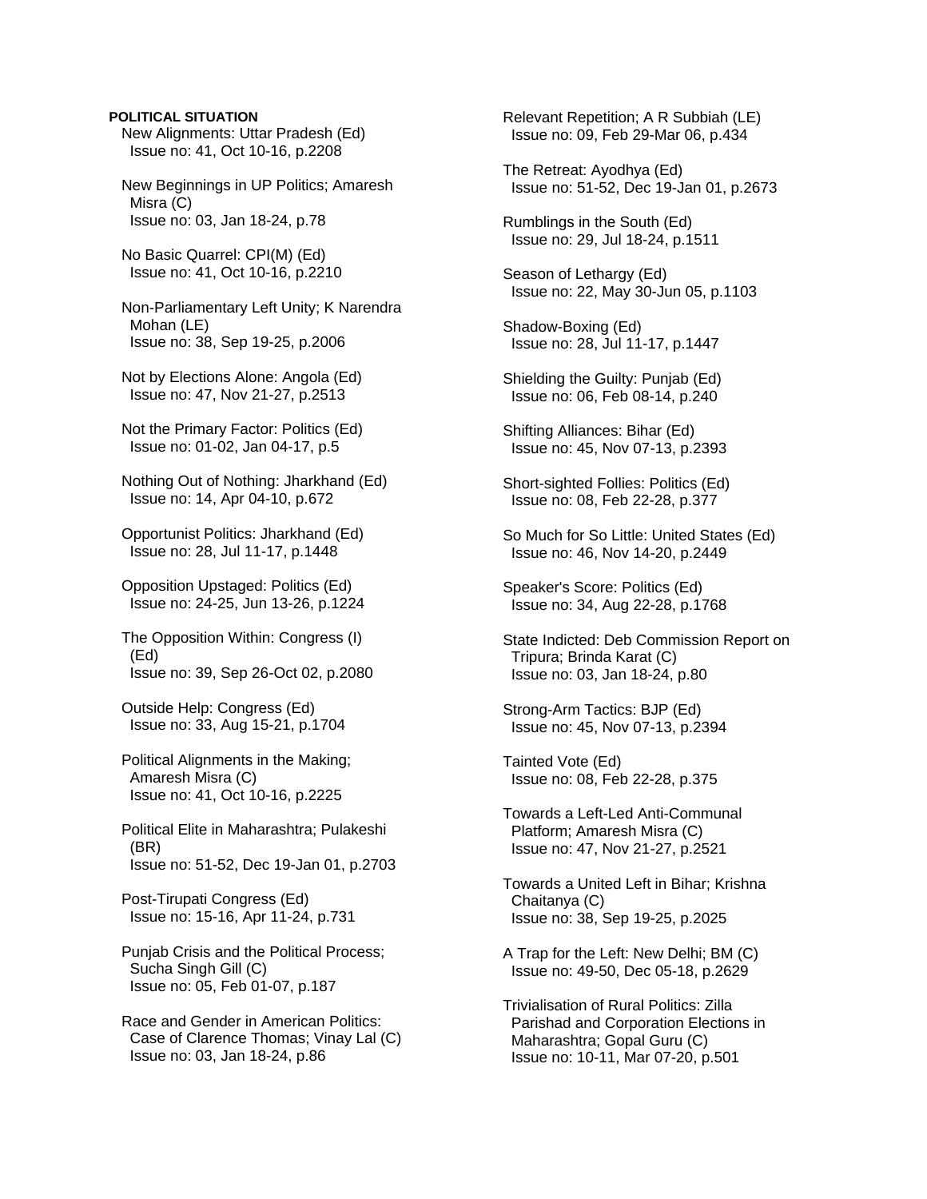**POLITICAL SITUATION**

New Alignments: Uttar Pradesh (Ed)
Issue no: 41, Oct 10-16, p.2208

New Beginnings in UP Politics; Amaresh Misra (C)
Issue no: 03, Jan 18-24, p.78

No Basic Quarrel: CPI(M) (Ed)
Issue no: 41, Oct 10-16, p.2210

Non-Parliamentary Left Unity; K Narendra Mohan (LE)
Issue no: 38, Sep 19-25, p.2006

Not by Elections Alone: Angola (Ed)
Issue no: 47, Nov 21-27, p.2513

Not the Primary Factor: Politics (Ed)
Issue no: 01-02, Jan 04-17, p.5

Nothing Out of Nothing: Jharkhand (Ed)
Issue no: 14, Apr 04-10, p.672

Opportunist Politics: Jharkhand (Ed)
Issue no: 28, Jul 11-17, p.1448

Opposition Upstaged: Politics (Ed)
Issue no: 24-25, Jun 13-26, p.1224

The Opposition Within: Congress (I) (Ed)
Issue no: 39, Sep 26-Oct 02, p.2080

Outside Help: Congress (Ed)
Issue no: 33, Aug 15-21, p.1704

Political Alignments in the Making; Amaresh Misra (C)
Issue no: 41, Oct 10-16, p.2225

Political Elite in Maharashtra; Pulakeshi (BR)
Issue no: 51-52, Dec 19-Jan 01, p.2703

Post-Tirupati Congress (Ed)
Issue no: 15-16, Apr 11-24, p.731

Punjab Crisis and the Political Process; Sucha Singh Gill (C)
Issue no: 05, Feb 01-07, p.187

Race and Gender in American Politics: Case of Clarence Thomas; Vinay Lal (C)
Issue no: 03, Jan 18-24, p.86

Relevant Repetition; A R Subbiah (LE)
Issue no: 09, Feb 29-Mar 06, p.434

The Retreat: Ayodhya (Ed)
Issue no: 51-52, Dec 19-Jan 01, p.2673

Rumblings in the South (Ed)
Issue no: 29, Jul 18-24, p.1511

Season of Lethargy (Ed)
Issue no: 22, May 30-Jun 05, p.1103

Shadow-Boxing (Ed)
Issue no: 28, Jul 11-17, p.1447

Shielding the Guilty: Punjab (Ed)
Issue no: 06, Feb 08-14, p.240

Shifting Alliances: Bihar (Ed)
Issue no: 45, Nov 07-13, p.2393

Short-sighted Follies: Politics (Ed)
Issue no: 08, Feb 22-28, p.377

So Much for So Little: United States (Ed)
Issue no: 46, Nov 14-20, p.2449

Speaker's Score: Politics (Ed)
Issue no: 34, Aug 22-28, p.1768

State Indicted: Deb Commission Report on Tripura; Brinda Karat (C)
Issue no: 03, Jan 18-24, p.80

Strong-Arm Tactics: BJP (Ed)
Issue no: 45, Nov 07-13, p.2394

Tainted Vote (Ed)
Issue no: 08, Feb 22-28, p.375

Towards a Left-Led Anti-Communal Platform; Amaresh Misra (C)
Issue no: 47, Nov 21-27, p.2521

Towards a United Left in Bihar; Krishna Chaitanya (C)
Issue no: 38, Sep 19-25, p.2025

A Trap for the Left: New Delhi; BM (C)
Issue no: 49-50, Dec 05-18, p.2629

Trivialisation of Rural Politics: Zilla Parishad and Corporation Elections in Maharashtra; Gopal Guru (C)
Issue no: 10-11, Mar 07-20, p.501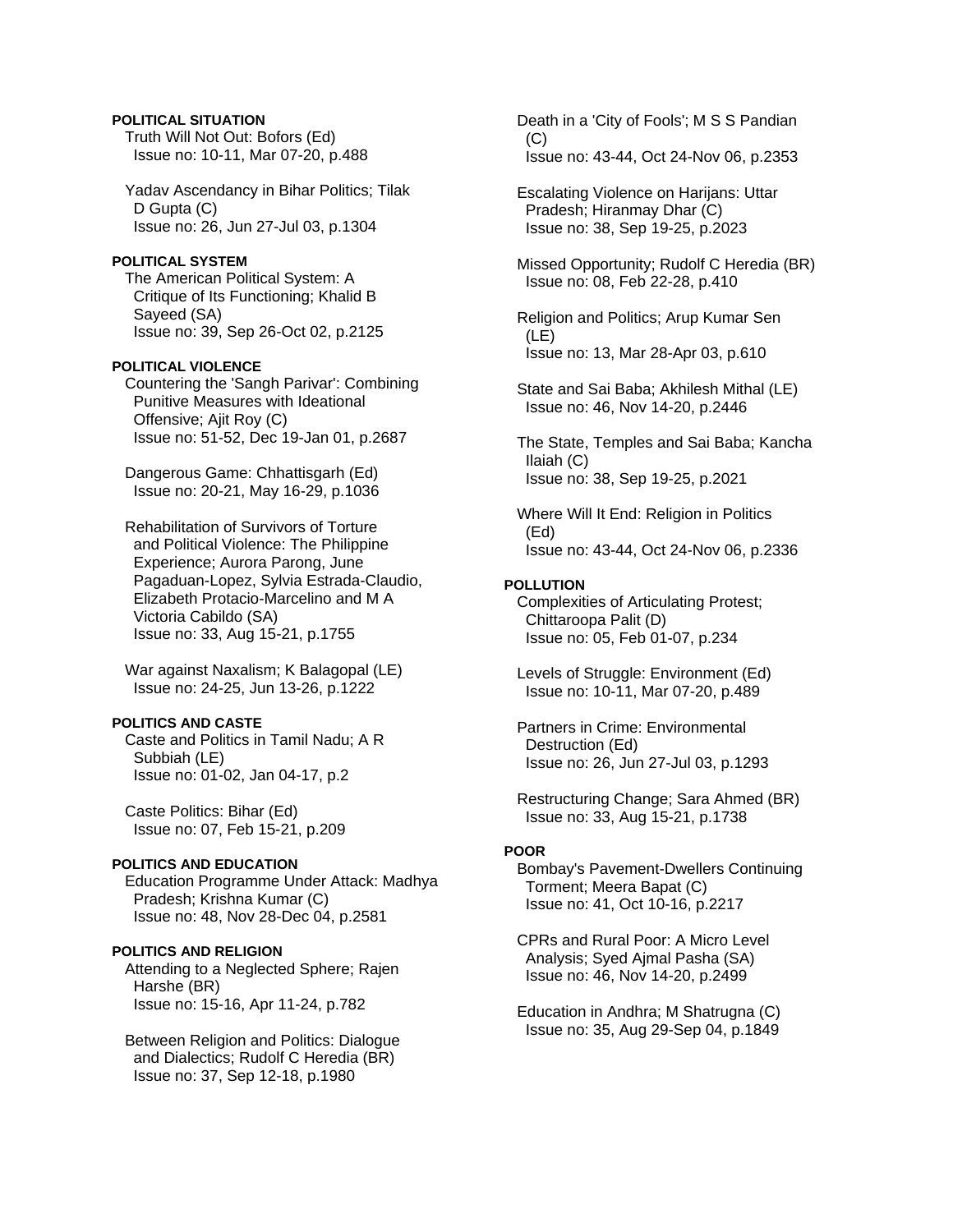**POLITICAL SITUATION**

Truth Will Not Out: Bofors (Ed)
Issue no: 10-11, Mar 07-20, p.488

Yadav Ascendancy in Bihar Politics; Tilak D Gupta (C)
Issue no: 26, Jun 27-Jul 03, p.1304

**POLITICAL SYSTEM**

The American Political System: A Critique of Its Functioning; Khalid B Sayeed (SA)
Issue no: 39, Sep 26-Oct 02, p.2125

**POLITICAL VIOLENCE**

Countering the 'Sangh Parivar': Combining Punitive Measures with Ideational Offensive; Ajit Roy (C)
Issue no: 51-52, Dec 19-Jan 01, p.2687

Dangerous Game: Chhattisgarh (Ed)
Issue no: 20-21, May 16-29, p.1036

Rehabilitation of Survivors of Torture and Political Violence: The Philippine Experience; Aurora Parong, June Pagaduan-Lopez, Sylvia Estrada-Claudio, Elizabeth Protacio-Marcelino and M A Victoria Cabildo (SA)
Issue no: 33, Aug 15-21, p.1755

War against Naxalism; K Balagopal (LE)
Issue no: 24-25, Jun 13-26, p.1222

**POLITICS AND CASTE**

Caste and Politics in Tamil Nadu; A R Subbiah (LE)
Issue no: 01-02, Jan 04-17, p.2

Caste Politics: Bihar (Ed)
Issue no: 07, Feb 15-21, p.209

**POLITICS AND EDUCATION**

Education Programme Under Attack: Madhya Pradesh; Krishna Kumar (C)
Issue no: 48, Nov 28-Dec 04, p.2581

**POLITICS AND RELIGION**

Attending to a Neglected Sphere; Rajen Harshe (BR)
Issue no: 15-16, Apr 11-24, p.782

Between Religion and Politics: Dialogue and Dialectics; Rudolf C Heredia (BR)
Issue no: 37, Sep 12-18, p.1980

Death in a 'City of Fools'; M S S Pandian (C)
Issue no: 43-44, Oct 24-Nov 06, p.2353

Escalating Violence on Harijans: Uttar Pradesh; Hiranmay Dhar (C)
Issue no: 38, Sep 19-25, p.2023

Missed Opportunity; Rudolf C Heredia (BR)
Issue no: 08, Feb 22-28, p.410

Religion and Politics; Arup Kumar Sen (LE)
Issue no: 13, Mar 28-Apr 03, p.610

State and Sai Baba; Akhilesh Mithal (LE)
Issue no: 46, Nov 14-20, p.2446

The State, Temples and Sai Baba; Kancha Ilaiah (C)
Issue no: 38, Sep 19-25, p.2021

Where Will It End: Religion in Politics (Ed)
Issue no: 43-44, Oct 24-Nov 06, p.2336

**POLLUTION**

Complexities of Articulating Protest; Chittaroopa Palit (D)
Issue no: 05, Feb 01-07, p.234

Levels of Struggle: Environment (Ed)
Issue no: 10-11, Mar 07-20, p.489

Partners in Crime: Environmental Destruction (Ed)
Issue no: 26, Jun 27-Jul 03, p.1293

Restructuring Change; Sara Ahmed (BR)
Issue no: 33, Aug 15-21, p.1738

**POOR**

Bombay's Pavement-Dwellers Continuing Torment; Meera Bapat (C)
Issue no: 41, Oct 10-16, p.2217

CPRs and Rural Poor: A Micro Level Analysis; Syed Ajmal Pasha (SA)
Issue no: 46, Nov 14-20, p.2499

Education in Andhra; M Shatrugna (C)
Issue no: 35, Aug 29-Sep 04, p.1849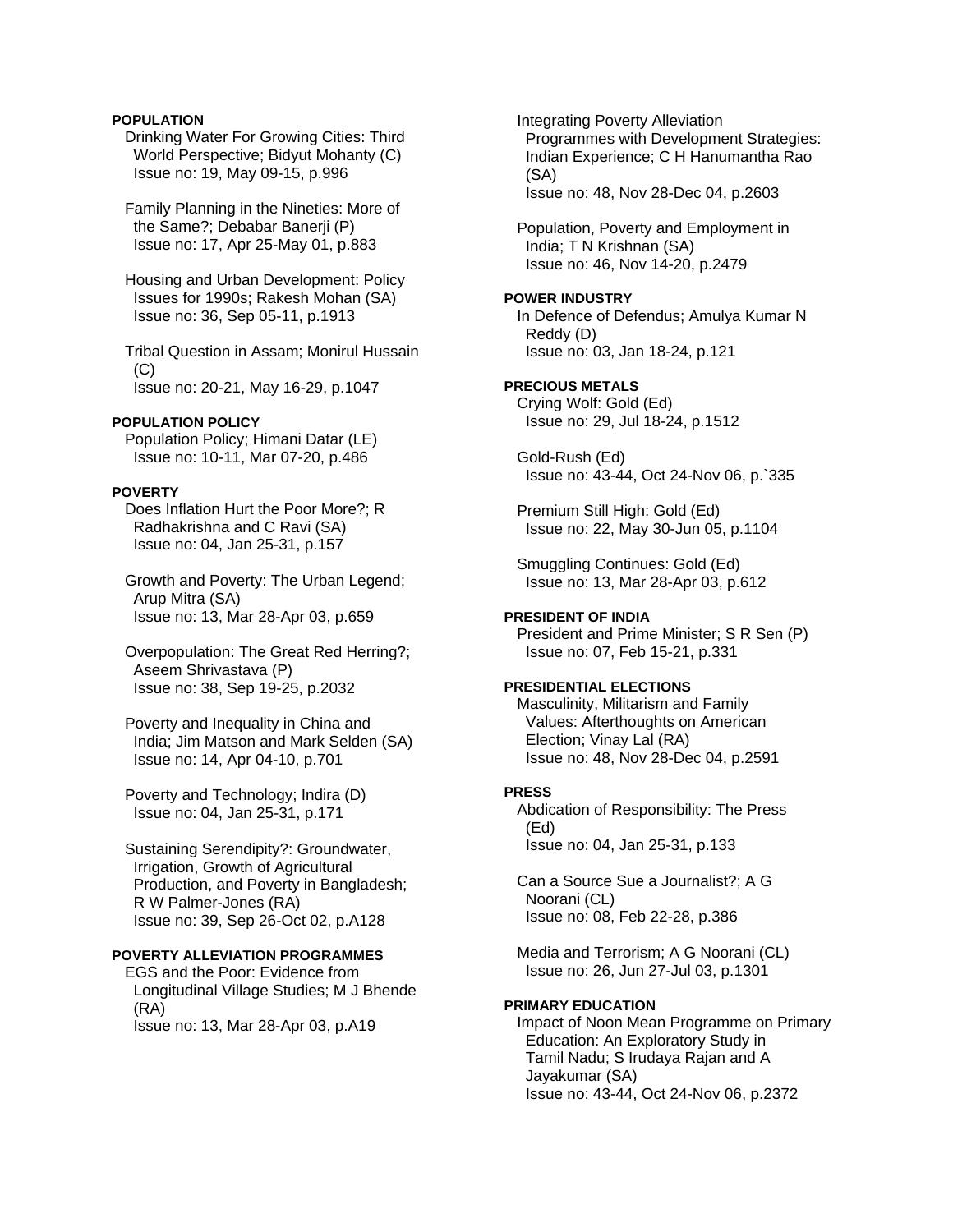**POPULATION**

Drinking Water For Growing Cities: Third World Perspective; Bidyut Mohanty (C)
Issue no: 19, May 09-15, p.996

Family Planning in the Nineties: More of the Same?; Debabar Banerji (P)
Issue no: 17, Apr 25-May 01, p.883

Housing and Urban Development: Policy Issues for 1990s; Rakesh Mohan (SA)
Issue no: 36, Sep 05-11, p.1913

Tribal Question in Assam; Monirul Hussain (C)
Issue no: 20-21, May 16-29, p.1047

**POPULATION POLICY**

Population Policy; Himani Datar (LE)
Issue no: 10-11, Mar 07-20, p.486

**POVERTY**

Does Inflation Hurt the Poor More?; R Radhakrishna and C Ravi (SA)
Issue no: 04, Jan 25-31, p.157

Growth and Poverty: The Urban Legend; Arup Mitra (SA)
Issue no: 13, Mar 28-Apr 03, p.659

Overpopulation: The Great Red Herring?; Aseem Shrivastava (P)
Issue no: 38, Sep 19-25, p.2032

Poverty and Inequality in China and India; Jim Matson and Mark Selden (SA)
Issue no: 14, Apr 04-10, p.701

Poverty and Technology; Indira (D)
Issue no: 04, Jan 25-31, p.171

Sustaining Serendipity?: Groundwater, Irrigation, Growth of Agricultural Production, and Poverty in Bangladesh; R W Palmer-Jones (RA)
Issue no: 39, Sep 26-Oct 02, p.A128

**POVERTY ALLEVIATION PROGRAMMES**

EGS and the Poor: Evidence from Longitudinal Village Studies; M J Bhende (RA)
Issue no: 13, Mar 28-Apr 03, p.A19

Integrating Poverty Alleviation Programmes with Development Strategies: Indian Experience; C H Hanumantha Rao (SA)
Issue no: 48, Nov 28-Dec 04, p.2603

Population, Poverty and Employment in India; T N Krishnan (SA)
Issue no: 46, Nov 14-20, p.2479

**POWER INDUSTRY**

In Defence of Defendus; Amulya Kumar N Reddy (D)
Issue no: 03, Jan 18-24, p.121

**PRECIOUS METALS**

Crying Wolf: Gold (Ed)
Issue no: 29, Jul 18-24, p.1512

Gold-Rush (Ed)
Issue no: 43-44, Oct 24-Nov 06, p.`335

Premium Still High: Gold (Ed)
Issue no: 22, May 30-Jun 05, p.1104

Smuggling Continues: Gold (Ed)
Issue no: 13, Mar 28-Apr 03, p.612

**PRESIDENT OF INDIA**

President and Prime Minister; S R Sen (P)
Issue no: 07, Feb 15-21, p.331

**PRESIDENTIAL ELECTIONS**

Masculinity, Militarism and Family Values: Afterthoughts on American Election; Vinay Lal (RA)
Issue no: 48, Nov 28-Dec 04, p.2591

**PRESS**

Abdication of Responsibility: The Press (Ed)
Issue no: 04, Jan 25-31, p.133

Can a Source Sue a Journalist?; A G Noorani (CL)
Issue no: 08, Feb 22-28, p.386

Media and Terrorism; A G Noorani (CL)
Issue no: 26, Jun 27-Jul 03, p.1301

**PRIMARY EDUCATION**

Impact of Noon Mean Programme on Primary Education: An Exploratory Study in Tamil Nadu; S Irudaya Rajan and A Jayakumar (SA)
Issue no: 43-44, Oct 24-Nov 06, p.2372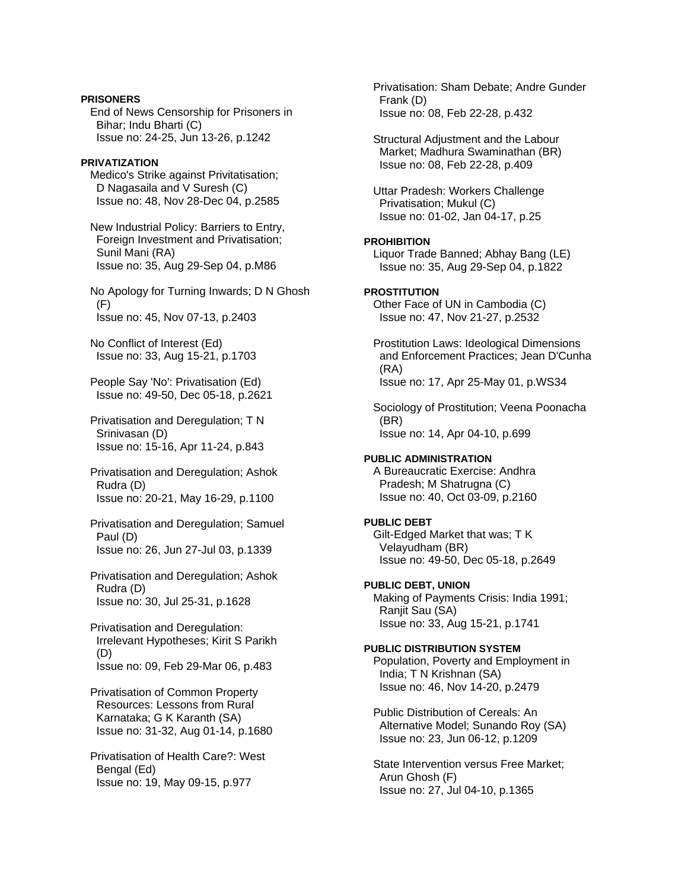**PRISONERS**

End of News Censorship for Prisoners in Bihar; Indu Bharti (C)
Issue no: 24-25, Jun 13-26, p.1242

**PRIVATIZATION**

Medico's Strike against Privitatisation; D Nagasaila and V Suresh (C)
Issue no: 48, Nov 28-Dec 04, p.2585

New Industrial Policy: Barriers to Entry, Foreign Investment and Privatisation; Sunil Mani (RA)
Issue no: 35, Aug 29-Sep 04, p.M86

No Apology for Turning Inwards; D N Ghosh (F)
Issue no: 45, Nov 07-13, p.2403

No Conflict of Interest (Ed)
Issue no: 33, Aug 15-21, p.1703

People Say 'No': Privatisation (Ed)
Issue no: 49-50, Dec 05-18, p.2621

Privatisation and Deregulation; T N Srinivasan (D)
Issue no: 15-16, Apr 11-24, p.843

Privatisation and Deregulation; Ashok Rudra (D)
Issue no: 20-21, May 16-29, p.1100

Privatisation and Deregulation; Samuel Paul (D)
Issue no: 26, Jun 27-Jul 03, p.1339

Privatisation and Deregulation; Ashok Rudra (D)
Issue no: 30, Jul 25-31, p.1628

Privatisation and Deregulation: Irrelevant Hypotheses; Kirit S Parikh (D)
Issue no: 09, Feb 29-Mar 06, p.483

Privatisation of Common Property Resources: Lessons from Rural Karnataka; G K Karanth (SA)
Issue no: 31-32, Aug 01-14, p.1680

Privatisation of Health Care?: West Bengal (Ed)
Issue no: 19, May 09-15, p.977

Privatisation: Sham Debate; Andre Gunder Frank (D)
Issue no: 08, Feb 22-28, p.432

Structural Adjustment and the Labour Market; Madhura Swaminathan (BR)
Issue no: 08, Feb 22-28, p.409

Uttar Pradesh: Workers Challenge Privatisation; Mukul (C)
Issue no: 01-02, Jan 04-17, p.25

**PROHIBITION**

Liquor Trade Banned; Abhay Bang (LE)
Issue no: 35, Aug 29-Sep 04, p.1822

**PROSTITUTION**

Other Face of UN in Cambodia (C)
Issue no: 47, Nov 21-27, p.2532

Prostitution Laws: Ideological Dimensions and Enforcement Practices; Jean D'Cunha (RA)
Issue no: 17, Apr 25-May 01, p.WS34

Sociology of Prostitution; Veena Poonacha (BR)
Issue no: 14, Apr 04-10, p.699

**PUBLIC ADMINISTRATION**

A Bureaucratic Exercise: Andhra Pradesh; M Shatrugna (C)
Issue no: 40, Oct 03-09, p.2160

**PUBLIC DEBT**

Gilt-Edged Market that was; T K Velayudham (BR)
Issue no: 49-50, Dec 05-18, p.2649

**PUBLIC DEBT, UNION**

Making of Payments Crisis: India 1991; Ranjit Sau (SA)
Issue no: 33, Aug 15-21, p.1741

**PUBLIC DISTRIBUTION SYSTEM**

Population, Poverty and Employment in India; T N Krishnan (SA)
Issue no: 46, Nov 14-20, p.2479

Public Distribution of Cereals: An Alternative Model; Sunando Roy (SA)
Issue no: 23, Jun 06-12, p.1209

State Intervention versus Free Market; Arun Ghosh (F)
Issue no: 27, Jul 04-10, p.1365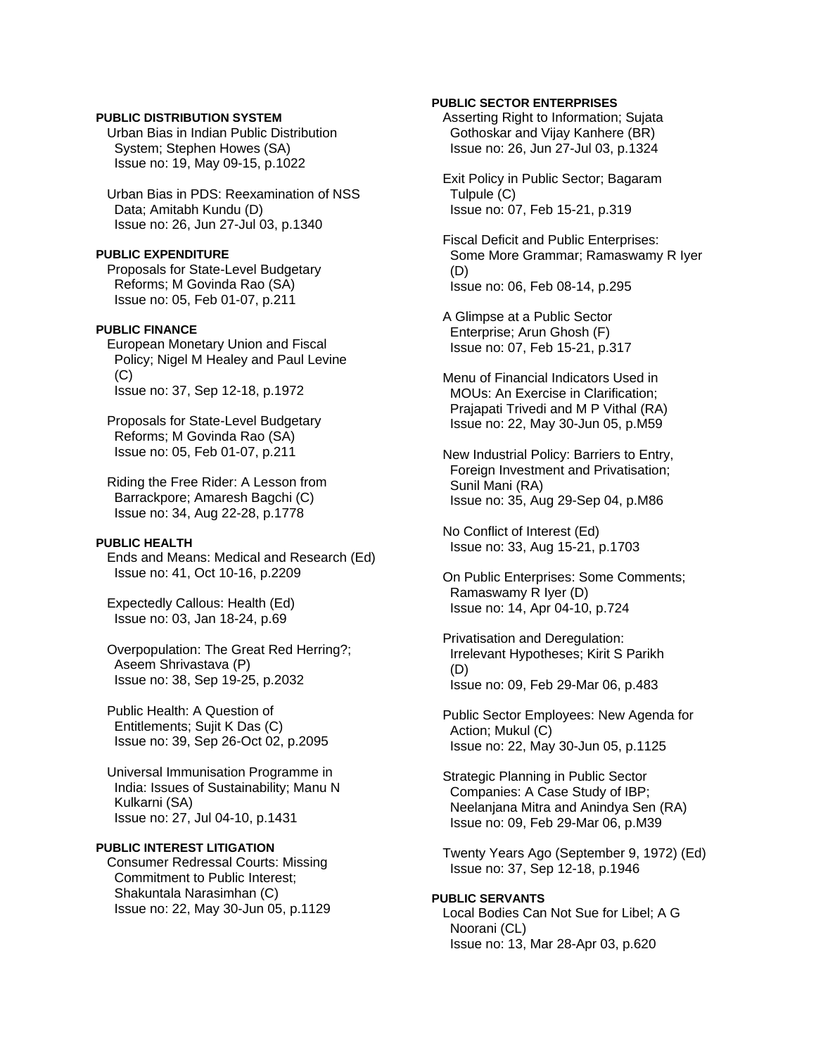**PUBLIC DISTRIBUTION SYSTEM**

Urban Bias in Indian Public Distribution System; Stephen Howes (SA)
Issue no: 19, May 09-15, p.1022

Urban Bias in PDS: Reexamination of NSS Data; Amitabh Kundu (D)
Issue no: 26, Jun 27-Jul 03, p.1340

**PUBLIC EXPENDITURE**

Proposals for State-Level Budgetary Reforms; M Govinda Rao (SA)
Issue no: 05, Feb 01-07, p.211

**PUBLIC FINANCE**

European Monetary Union and Fiscal Policy; Nigel M Healey and Paul Levine (C)
Issue no: 37, Sep 12-18, p.1972

Proposals for State-Level Budgetary Reforms; M Govinda Rao (SA)
Issue no: 05, Feb 01-07, p.211

Riding the Free Rider: A Lesson from Barrackpore; Amaresh Bagchi (C)
Issue no: 34, Aug 22-28, p.1778

**PUBLIC HEALTH**

Ends and Means: Medical and Research (Ed)
Issue no: 41, Oct 10-16, p.2209

Expectedly Callous: Health (Ed)
Issue no: 03, Jan 18-24, p.69

Overpopulation: The Great Red Herring?; Aseem Shrivastava (P)
Issue no: 38, Sep 19-25, p.2032

Public Health: A Question of Entitlements; Sujit K Das (C)
Issue no: 39, Sep 26-Oct 02, p.2095

Universal Immunisation Programme in India: Issues of Sustainability; Manu N Kulkarni (SA)
Issue no: 27, Jul 04-10, p.1431

**PUBLIC INTEREST LITIGATION**

Consumer Redressal Courts: Missing Commitment to Public Interest; Shakuntala Narasimhan (C)
Issue no: 22, May 30-Jun 05, p.1129

**PUBLIC SECTOR ENTERPRISES**

Asserting Right to Information; Sujata Gothoskar and Vijay Kanhere (BR)
Issue no: 26, Jun 27-Jul 03, p.1324

Exit Policy in Public Sector; Bagaram Tulpule (C)
Issue no: 07, Feb 15-21, p.319

Fiscal Deficit and Public Enterprises: Some More Grammar; Ramaswamy R Iyer (D)
Issue no: 06, Feb 08-14, p.295

A Glimpse at a Public Sector Enterprise; Arun Ghosh (F)
Issue no: 07, Feb 15-21, p.317

Menu of Financial Indicators Used in MOUs: An Exercise in Clarification; Prajapati Trivedi and M P Vithal (RA)
Issue no: 22, May 30-Jun 05, p.M59

New Industrial Policy: Barriers to Entry, Foreign Investment and Privatisation; Sunil Mani (RA)
Issue no: 35, Aug 29-Sep 04, p.M86

No Conflict of Interest (Ed)
Issue no: 33, Aug 15-21, p.1703

On Public Enterprises: Some Comments; Ramaswamy R Iyer (D)
Issue no: 14, Apr 04-10, p.724

Privatisation and Deregulation: Irrelevant Hypotheses; Kirit S Parikh (D)
Issue no: 09, Feb 29-Mar 06, p.483

Public Sector Employees: New Agenda for Action; Mukul (C)
Issue no: 22, May 30-Jun 05, p.1125

Strategic Planning in Public Sector Companies: A Case Study of IBP; Neelanjana Mitra and Anindya Sen (RA)
Issue no: 09, Feb 29-Mar 06, p.M39

Twenty Years Ago (September 9, 1972) (Ed)
Issue no: 37, Sep 12-18, p.1946

**PUBLIC SERVANTS**

Local Bodies Can Not Sue for Libel; A G Noorani (CL)
Issue no: 13, Mar 28-Apr 03, p.620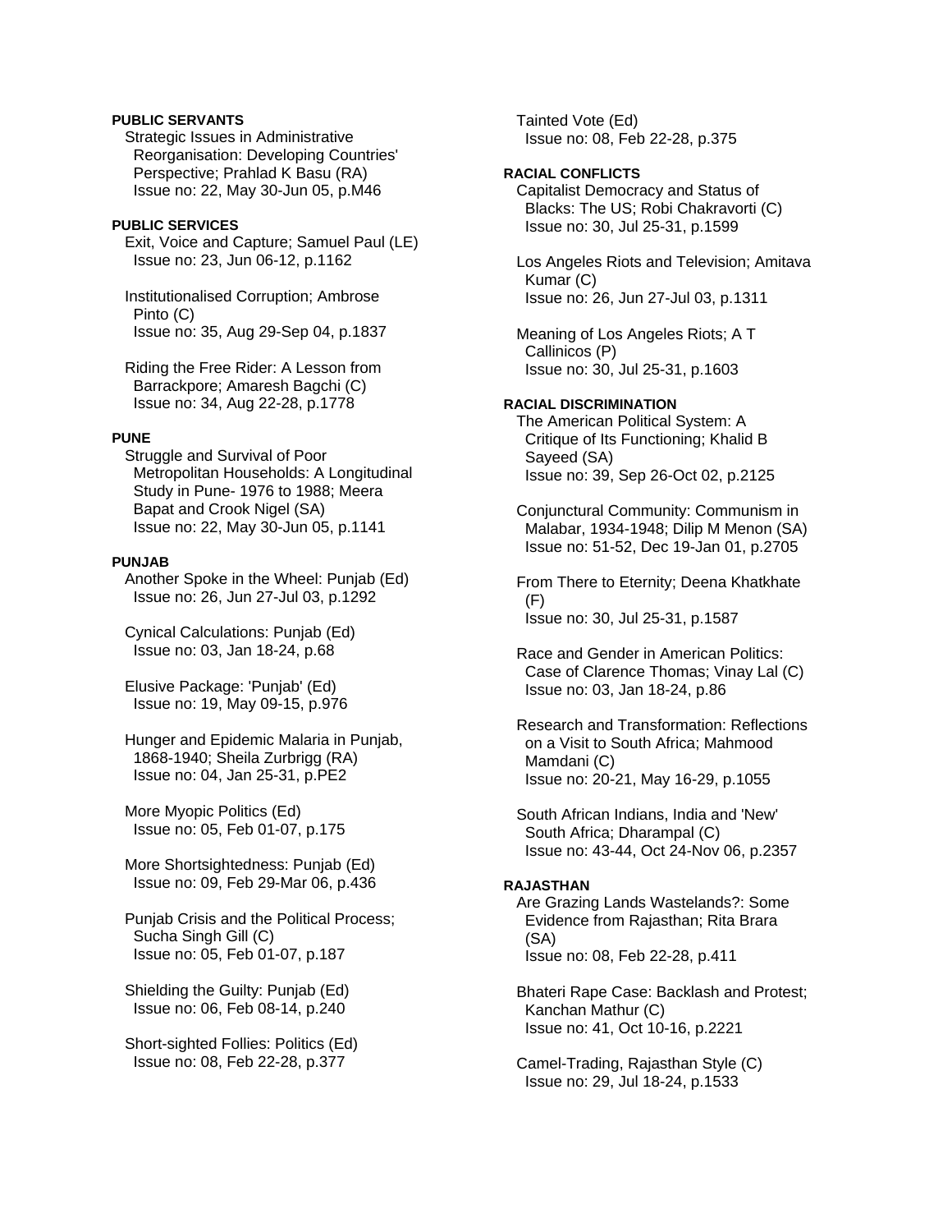**PUBLIC SERVANTS**

Strategic Issues in Administrative Reorganisation: Developing Countries' Perspective; Prahlad K Basu (RA)
Issue no: 22, May 30-Jun 05, p.M46

**PUBLIC SERVICES**

Exit, Voice and Capture; Samuel Paul (LE)
Issue no: 23, Jun 06-12, p.1162

Institutionalised Corruption; Ambrose Pinto (C)
Issue no: 35, Aug 29-Sep 04, p.1837

Riding the Free Rider: A Lesson from Barrackpore; Amaresh Bagchi (C)
Issue no: 34, Aug 22-28, p.1778

**PUNE**

Struggle and Survival of Poor Metropolitan Households: A Longitudinal Study in Pune- 1976 to 1988; Meera Bapat and Crook Nigel (SA)
Issue no: 22, May 30-Jun 05, p.1141

**PUNJAB**

Another Spoke in the Wheel: Punjab (Ed)
Issue no: 26, Jun 27-Jul 03, p.1292

Cynical Calculations: Punjab (Ed)
Issue no: 03, Jan 18-24, p.68

Elusive Package: 'Punjab' (Ed)
Issue no: 19, May 09-15, p.976

Hunger and Epidemic Malaria in Punjab, 1868-1940; Sheila Zurbrigg (RA)
Issue no: 04, Jan 25-31, p.PE2

More Myopic Politics (Ed)
Issue no: 05, Feb 01-07, p.175

More Shortsightedness: Punjab (Ed)
Issue no: 09, Feb 29-Mar 06, p.436

Punjab Crisis and the Political Process; Sucha Singh Gill (C)
Issue no: 05, Feb 01-07, p.187

Shielding the Guilty: Punjab (Ed)
Issue no: 06, Feb 08-14, p.240

Short-sighted Follies: Politics (Ed)
Issue no: 08, Feb 22-28, p.377

Tainted Vote (Ed)
Issue no: 08, Feb 22-28, p.375

**RACIAL CONFLICTS**

Capitalist Democracy and Status of Blacks: The US; Robi Chakravorti (C)
Issue no: 30, Jul 25-31, p.1599

Los Angeles Riots and Television; Amitava Kumar (C)
Issue no: 26, Jun 27-Jul 03, p.1311

Meaning of Los Angeles Riots; A T Callinicos (P)
Issue no: 30, Jul 25-31, p.1603

**RACIAL DISCRIMINATION**

The American Political System: A Critique of Its Functioning; Khalid B Sayeed (SA)
Issue no: 39, Sep 26-Oct 02, p.2125

Conjunctural Community: Communism in Malabar, 1934-1948; Dilip M Menon (SA)
Issue no: 51-52, Dec 19-Jan 01, p.2705

From There to Eternity; Deena Khatkhate (F)
Issue no: 30, Jul 25-31, p.1587

Race and Gender in American Politics: Case of Clarence Thomas; Vinay Lal (C)
Issue no: 03, Jan 18-24, p.86

Research and Transformation: Reflections on a Visit to South Africa; Mahmood Mamdani (C)
Issue no: 20-21, May 16-29, p.1055

South African Indians, India and 'New' South Africa; Dharampal (C)
Issue no: 43-44, Oct 24-Nov 06, p.2357

**RAJASTHAN**

Are Grazing Lands Wastelands?: Some Evidence from Rajasthan; Rita Brara (SA)
Issue no: 08, Feb 22-28, p.411

Bhateri Rape Case: Backlash and Protest; Kanchan Mathur (C)
Issue no: 41, Oct 10-16, p.2221

Camel-Trading, Rajasthan Style (C)
Issue no: 29, Jul 18-24, p.1533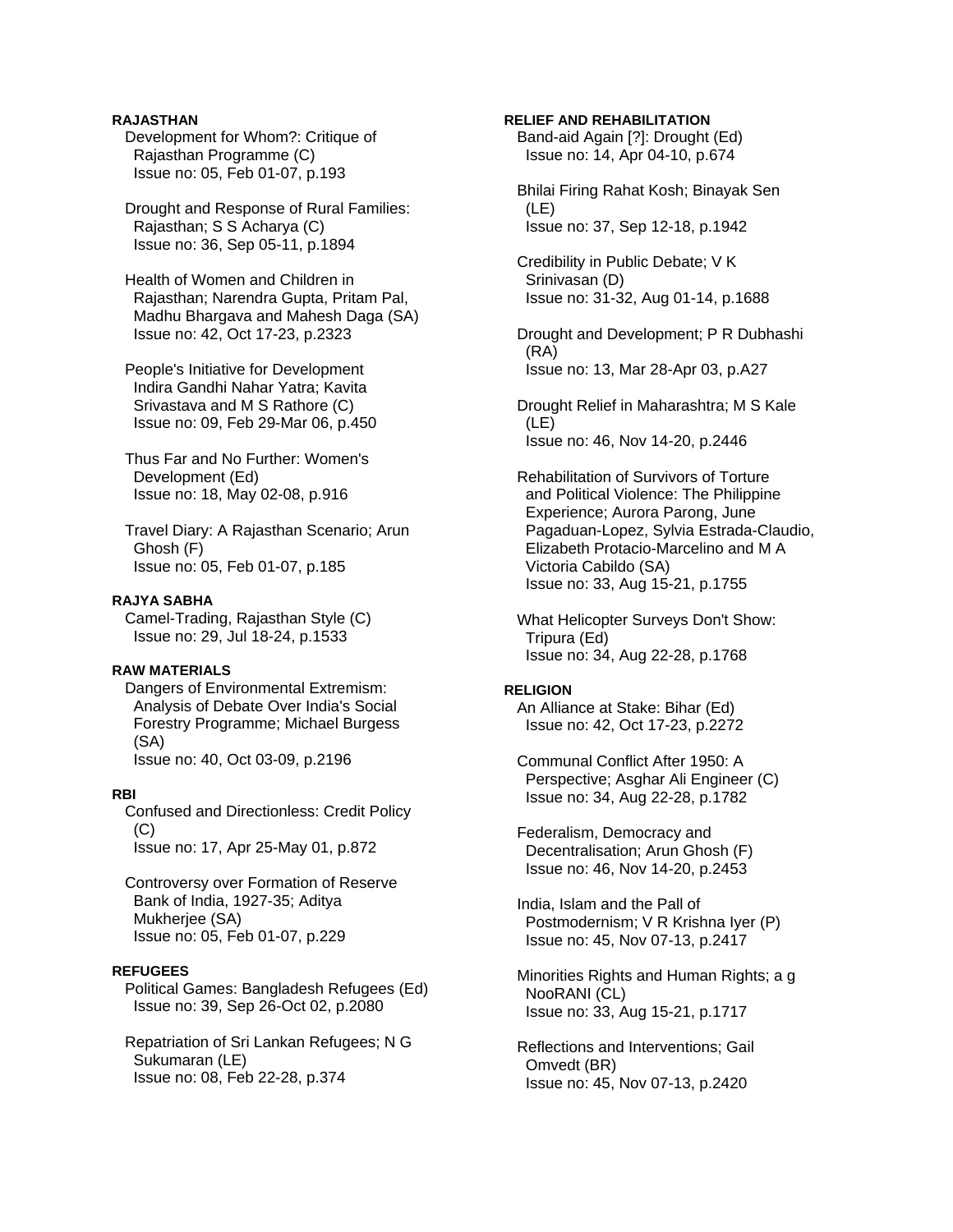**RAJASTHAN**

Development for Whom?: Critique of Rajasthan Programme (C)
Issue no: 05, Feb 01-07, p.193

Drought and Response of Rural Families: Rajasthan; S S Acharya (C)
Issue no: 36, Sep 05-11, p.1894

Health of Women and Children in Rajasthan; Narendra Gupta, Pritam Pal, Madhu Bhargava and Mahesh Daga (SA)
Issue no: 42, Oct 17-23, p.2323

People's Initiative for Development Indira Gandhi Nahar Yatra; Kavita Srivastava and M S Rathore (C)
Issue no: 09, Feb 29-Mar 06, p.450

Thus Far and No Further: Women's Development (Ed)
Issue no: 18, May 02-08, p.916

Travel Diary: A Rajasthan Scenario; Arun Ghosh (F)
Issue no: 05, Feb 01-07, p.185

**RAJYA SABHA**

Camel-Trading, Rajasthan Style (C)
Issue no: 29, Jul 18-24, p.1533

**RAW MATERIALS**

Dangers of Environmental Extremism: Analysis of Debate Over India's Social Forestry Programme; Michael Burgess (SA)
Issue no: 40, Oct 03-09, p.2196

**RBI**

Confused and Directionless: Credit Policy (C)
Issue no: 17, Apr 25-May 01, p.872

Controversy over Formation of Reserve Bank of India, 1927-35; Aditya Mukherjee (SA)
Issue no: 05, Feb 01-07, p.229

**REFUGEES**

Political Games: Bangladesh Refugees (Ed)
Issue no: 39, Sep 26-Oct 02, p.2080

Repatriation of Sri Lankan Refugees; N G Sukumaran (LE)
Issue no: 08, Feb 22-28, p.374

**RELIEF AND REHABILITATION**

Band-aid Again [?]: Drought (Ed)
Issue no: 14, Apr 04-10, p.674

Bhilai Firing Rahat Kosh; Binayak Sen (LE)
Issue no: 37, Sep 12-18, p.1942

Credibility in Public Debate; V K Srinivasan (D)
Issue no: 31-32, Aug 01-14, p.1688

Drought and Development; P R Dubhashi (RA)
Issue no: 13, Mar 28-Apr 03, p.A27

Drought Relief in Maharashtra; M S Kale (LE)
Issue no: 46, Nov 14-20, p.2446

Rehabilitation of Survivors of Torture and Political Violence: The Philippine Experience; Aurora Parong, June Pagaduan-Lopez, Sylvia Estrada-Claudio, Elizabeth Protacio-Marcelino and M A Victoria Cabildo (SA)
Issue no: 33, Aug 15-21, p.1755

What Helicopter Surveys Don't Show: Tripura (Ed)
Issue no: 34, Aug 22-28, p.1768

**RELIGION**

An Alliance at Stake: Bihar (Ed)
Issue no: 42, Oct 17-23, p.2272

Communal Conflict After 1950: A Perspective; Asghar Ali Engineer (C)
Issue no: 34, Aug 22-28, p.1782

Federalism, Democracy and Decentralisation; Arun Ghosh (F)
Issue no: 46, Nov 14-20, p.2453

India, Islam and the Pall of Postmodernism; V R Krishna Iyer (P)
Issue no: 45, Nov 07-13, p.2417

Minorities Rights and Human Rights; a g NooRANI (CL)
Issue no: 33, Aug 15-21, p.1717

Reflections and Interventions; Gail Omvedt (BR)
Issue no: 45, Nov 07-13, p.2420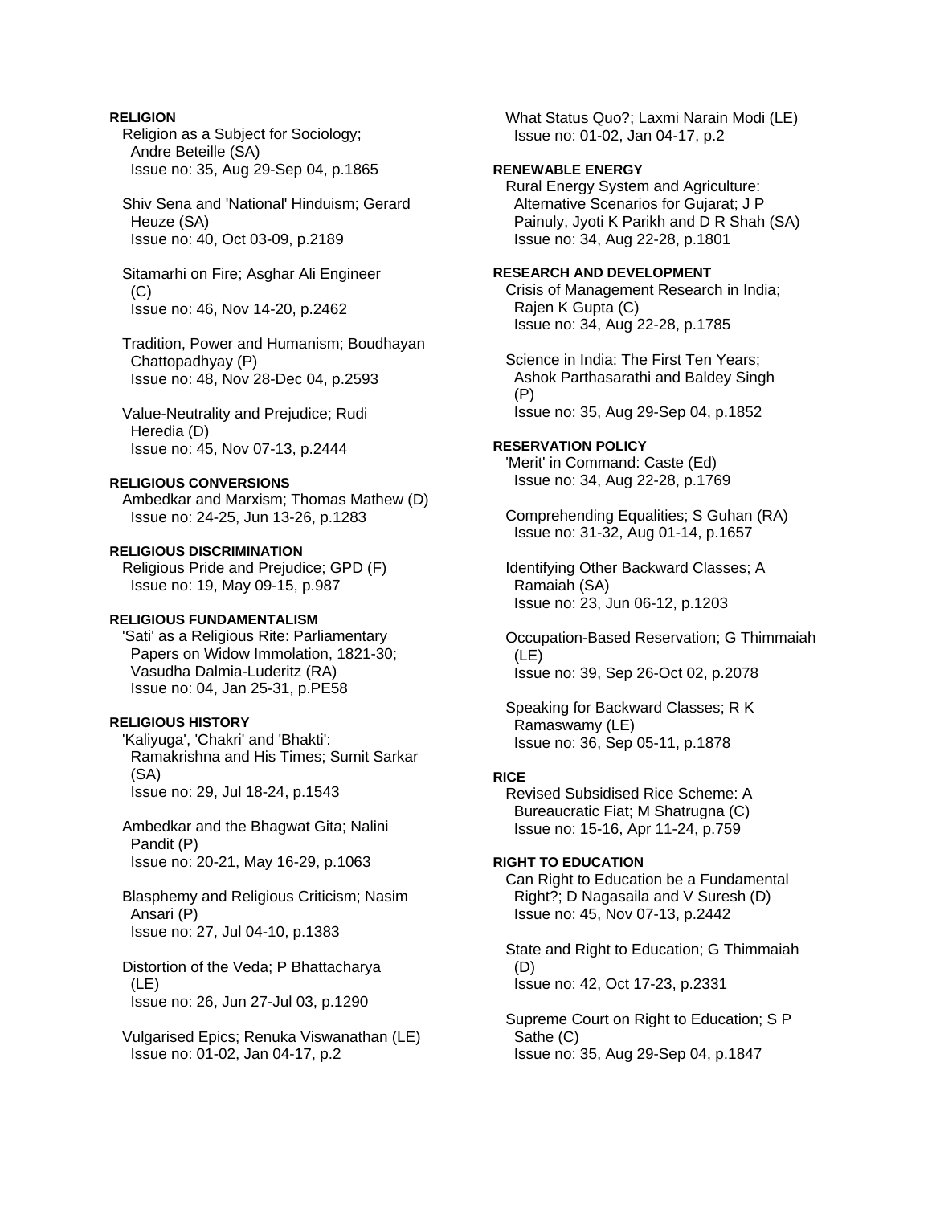**RELIGION**

Religion as a Subject for Sociology; Andre Beteille (SA)
Issue no: 35, Aug 29-Sep 04, p.1865

Shiv Sena and 'National' Hinduism; Gerard Heuze (SA)
Issue no: 40, Oct 03-09, p.2189

Sitamarhi on Fire; Asghar Ali Engineer (C)
Issue no: 46, Nov 14-20, p.2462

Tradition, Power and Humanism; Boudhayan Chattopadhyay (P)
Issue no: 48, Nov 28-Dec 04, p.2593

Value-Neutrality and Prejudice; Rudi Heredia (D)
Issue no: 45, Nov 07-13, p.2444

**RELIGIOUS CONVERSIONS**

Ambedkar and Marxism; Thomas Mathew (D)
Issue no: 24-25, Jun 13-26, p.1283

**RELIGIOUS DISCRIMINATION**

Religious Pride and Prejudice; GPD (F)
Issue no: 19, May 09-15, p.987

**RELIGIOUS FUNDAMENTALISM**

'Sati' as a Religious Rite: Parliamentary Papers on Widow Immolation, 1821-30; Vasudha Dalmia-Luderitz (RA)
Issue no: 04, Jan 25-31, p.PE58

**RELIGIOUS HISTORY**

'Kaliyuga', 'Chakri' and 'Bhakti': Ramakrishna and His Times; Sumit Sarkar (SA)
Issue no: 29, Jul 18-24, p.1543

Ambedkar and the Bhagwat Gita; Nalini Pandit (P)
Issue no: 20-21, May 16-29, p.1063

Blasphemy and Religious Criticism; Nasim Ansari (P)
Issue no: 27, Jul 04-10, p.1383

Distortion of the Veda; P Bhattacharya (LE)
Issue no: 26, Jun 27-Jul 03, p.1290

Vulgarised Epics; Renuka Viswanathan (LE)
Issue no: 01-02, Jan 04-17, p.2

What Status Quo?; Laxmi Narain Modi (LE)
Issue no: 01-02, Jan 04-17, p.2

**RENEWABLE ENERGY**

Rural Energy System and Agriculture: Alternative Scenarios for Gujarat; J P Painuly, Jyoti K Parikh and D R Shah (SA)
Issue no: 34, Aug 22-28, p.1801

**RESEARCH AND DEVELOPMENT**

Crisis of Management Research in India; Rajen K Gupta (C)
Issue no: 34, Aug 22-28, p.1785

Science in India: The First Ten Years; Ashok Parthasarathi and Baldey Singh (P)
Issue no: 35, Aug 29-Sep 04, p.1852

**RESERVATION POLICY**

'Merit' in Command: Caste (Ed)
Issue no: 34, Aug 22-28, p.1769

Comprehending Equalities; S Guhan (RA)
Issue no: 31-32, Aug 01-14, p.1657

Identifying Other Backward Classes; A Ramaiah (SA)
Issue no: 23, Jun 06-12, p.1203

Occupation-Based Reservation; G Thimmaiah (LE)
Issue no: 39, Sep 26-Oct 02, p.2078

Speaking for Backward Classes; R K Ramaswamy (LE)
Issue no: 36, Sep 05-11, p.1878

**RICE**

Revised Subsidised Rice Scheme: A Bureaucratic Fiat; M Shatrugna (C)
Issue no: 15-16, Apr 11-24, p.759

**RIGHT TO EDUCATION**

Can Right to Education be a Fundamental Right?; D Nagasaila and V Suresh (D)
Issue no: 45, Nov 07-13, p.2442

State and Right to Education; G Thimmaiah (D)
Issue no: 42, Oct 17-23, p.2331

Supreme Court on Right to Education; S P Sathe (C)
Issue no: 35, Aug 29-Sep 04, p.1847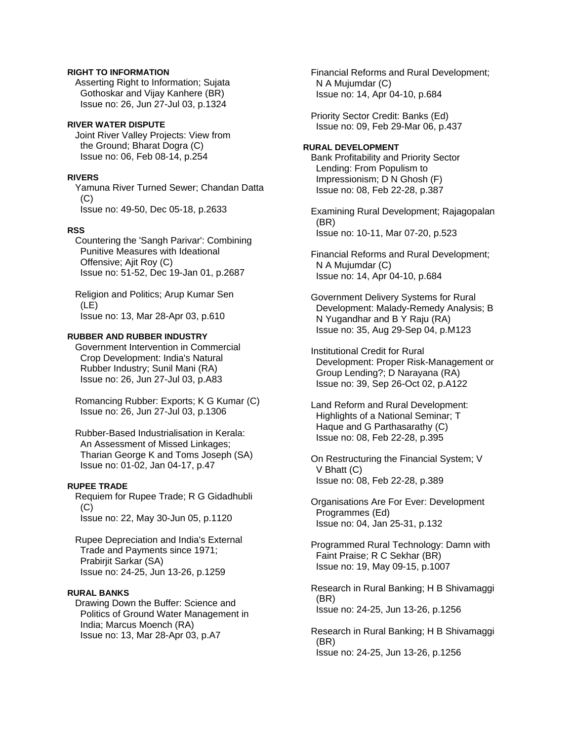**RIGHT TO INFORMATION**

Asserting Right to Information; Sujata Gothoskar and Vijay Kanhere (BR)
Issue no: 26, Jun 27-Jul 03, p.1324

**RIVER WATER DISPUTE**

Joint River Valley Projects: View from the Ground; Bharat Dogra (C)
Issue no: 06, Feb 08-14, p.254

**RIVERS**

Yamuna River Turned Sewer; Chandan Datta (C)
Issue no: 49-50, Dec 05-18, p.2633

**RSS**

Countering the 'Sangh Parivar': Combining Punitive Measures with Ideational Offensive; Ajit Roy (C)
Issue no: 51-52, Dec 19-Jan 01, p.2687

Religion and Politics; Arup Kumar Sen (LE)
Issue no: 13, Mar 28-Apr 03, p.610

**RUBBER AND RUBBER INDUSTRY**

Government Intervention in Commercial Crop Development: India's Natural Rubber Industry; Sunil Mani (RA)
Issue no: 26, Jun 27-Jul 03, p.A83

Romancing Rubber: Exports; K G Kumar (C)
Issue no: 26, Jun 27-Jul 03, p.1306

Rubber-Based Industrialisation in Kerala: An Assessment of Missed Linkages; Tharian George K and Toms Joseph (SA)
Issue no: 01-02, Jan 04-17, p.47

**RUPEE TRADE**

Requiem for Rupee Trade; R G Gidadhubli (C)
Issue no: 22, May 30-Jun 05, p.1120

Rupee Depreciation and India's External Trade and Payments since 1971; Prabirjit Sarkar (SA)
Issue no: 24-25, Jun 13-26, p.1259

**RURAL BANKS**

Drawing Down the Buffer: Science and Politics of Ground Water Management in India; Marcus Moench (RA)
Issue no: 13, Mar 28-Apr 03, p.A7

Financial Reforms and Rural Development; N A Mujumdar (C)
Issue no: 14, Apr 04-10, p.684

Priority Sector Credit: Banks (Ed)
Issue no: 09, Feb 29-Mar 06, p.437

**RURAL DEVELOPMENT**

Bank Profitability and Priority Sector Lending: From Populism to Impressionism; D N Ghosh (F)
Issue no: 08, Feb 22-28, p.387

Examining Rural Development; Rajagopalan (BR)
Issue no: 10-11, Mar 07-20, p.523

Financial Reforms and Rural Development; N A Mujumdar (C)
Issue no: 14, Apr 04-10, p.684

Government Delivery Systems for Rural Development: Malady-Remedy Analysis; B N Yugandhar and B Y Raju (RA)
Issue no: 35, Aug 29-Sep 04, p.M123

Institutional Credit for Rural Development: Proper Risk-Management or Group Lending?; D Narayana (RA)
Issue no: 39, Sep 26-Oct 02, p.A122

Land Reform and Rural Development: Highlights of a National Seminar; T Haque and G Parthasarathy (C)
Issue no: 08, Feb 22-28, p.395

On Restructuring the Financial System; V V Bhatt (C)
Issue no: 08, Feb 22-28, p.389

Organisations Are For Ever: Development Programmes (Ed)
Issue no: 04, Jan 25-31, p.132

Programmed Rural Technology: Damn with Faint Praise; R C Sekhar (BR)
Issue no: 19, May 09-15, p.1007

Research in Rural Banking; H B Shivamaggi (BR)
Issue no: 24-25, Jun 13-26, p.1256

Research in Rural Banking; H B Shivamaggi (BR)
Issue no: 24-25, Jun 13-26, p.1256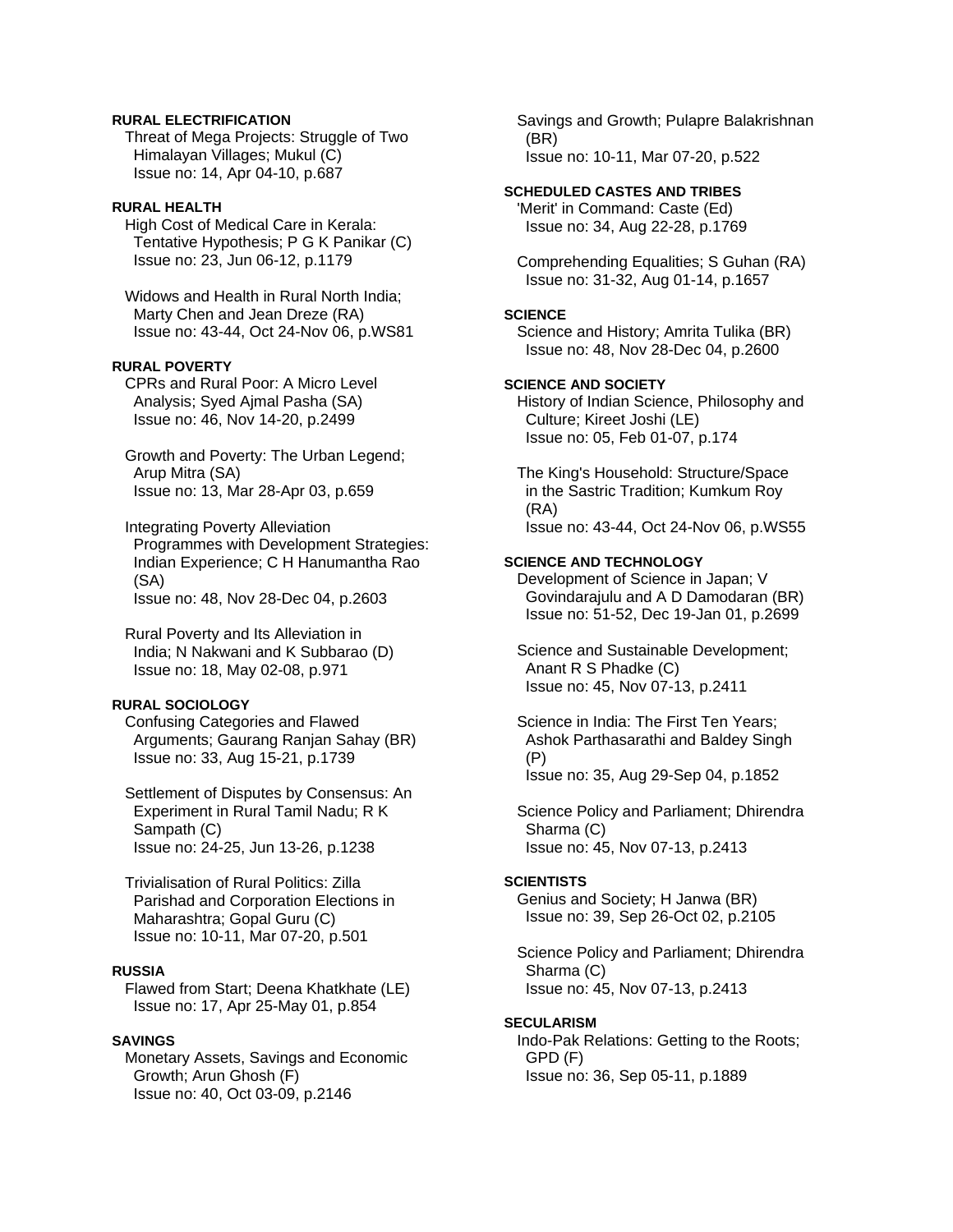**RURAL ELECTRIFICATION**

Threat of Mega Projects: Struggle of Two Himalayan Villages; Mukul (C)
Issue no: 14, Apr 04-10, p.687

**RURAL HEALTH**

High Cost of Medical Care in Kerala: Tentative Hypothesis; P G K Panikar (C)
Issue no: 23, Jun 06-12, p.1179

Widows and Health in Rural North India; Marty Chen and Jean Dreze (RA)
Issue no: 43-44, Oct 24-Nov 06, p.WS81

**RURAL POVERTY**

CPRs and Rural Poor: A Micro Level Analysis; Syed Ajmal Pasha (SA)
Issue no: 46, Nov 14-20, p.2499

Growth and Poverty: The Urban Legend; Arup Mitra (SA)
Issue no: 13, Mar 28-Apr 03, p.659

Integrating Poverty Alleviation Programmes with Development Strategies: Indian Experience; C H Hanumantha Rao (SA)
Issue no: 48, Nov 28-Dec 04, p.2603

Rural Poverty and Its Alleviation in India; N Nakwani and K Subbarao (D)
Issue no: 18, May 02-08, p.971

**RURAL SOCIOLOGY**

Confusing Categories and Flawed Arguments; Gaurang Ranjan Sahay (BR)
Issue no: 33, Aug 15-21, p.1739

Settlement of Disputes by Consensus: An Experiment in Rural Tamil Nadu; R K Sampath (C)
Issue no: 24-25, Jun 13-26, p.1238

Trivialisation of Rural Politics: Zilla Parishad and Corporation Elections in Maharashtra; Gopal Guru (C)
Issue no: 10-11, Mar 07-20, p.501

**RUSSIA**

Flawed from Start; Deena Khatkhate (LE)
Issue no: 17, Apr 25-May 01, p.854

**SAVINGS**

Monetary Assets, Savings and Economic Growth; Arun Ghosh (F)
Issue no: 40, Oct 03-09, p.2146

Savings and Growth; Pulapre Balakrishnan (BR)
Issue no: 10-11, Mar 07-20, p.522

**SCHEDULED CASTES AND TRIBES**

'Merit' in Command: Caste (Ed)
Issue no: 34, Aug 22-28, p.1769

Comprehending Equalities; S Guhan (RA)
Issue no: 31-32, Aug 01-14, p.1657

**SCIENCE**

Science and History; Amrita Tulika (BR)
Issue no: 48, Nov 28-Dec 04, p.2600

**SCIENCE AND SOCIETY**

History of Indian Science, Philosophy and Culture; Kireet Joshi (LE)
Issue no: 05, Feb 01-07, p.174

The King's Household: Structure/Space in the Sastric Tradition; Kumkum Roy (RA)
Issue no: 43-44, Oct 24-Nov 06, p.WS55

**SCIENCE AND TECHNOLOGY**

Development of Science in Japan; V Govindarajulu and A D Damodaran (BR)
Issue no: 51-52, Dec 19-Jan 01, p.2699

Science and Sustainable Development; Anant R S Phadke (C)
Issue no: 45, Nov 07-13, p.2411

Science in India: The First Ten Years; Ashok Parthasarathi and Baldey Singh (P)
Issue no: 35, Aug 29-Sep 04, p.1852

Science Policy and Parliament; Dhirendra Sharma (C)
Issue no: 45, Nov 07-13, p.2413

**SCIENTISTS**

Genius and Society; H Janwa (BR)
Issue no: 39, Sep 26-Oct 02, p.2105

Science Policy and Parliament; Dhirendra Sharma (C)
Issue no: 45, Nov 07-13, p.2413

**SECULARISM**

Indo-Pak Relations: Getting to the Roots; GPD (F)
Issue no: 36, Sep 05-11, p.1889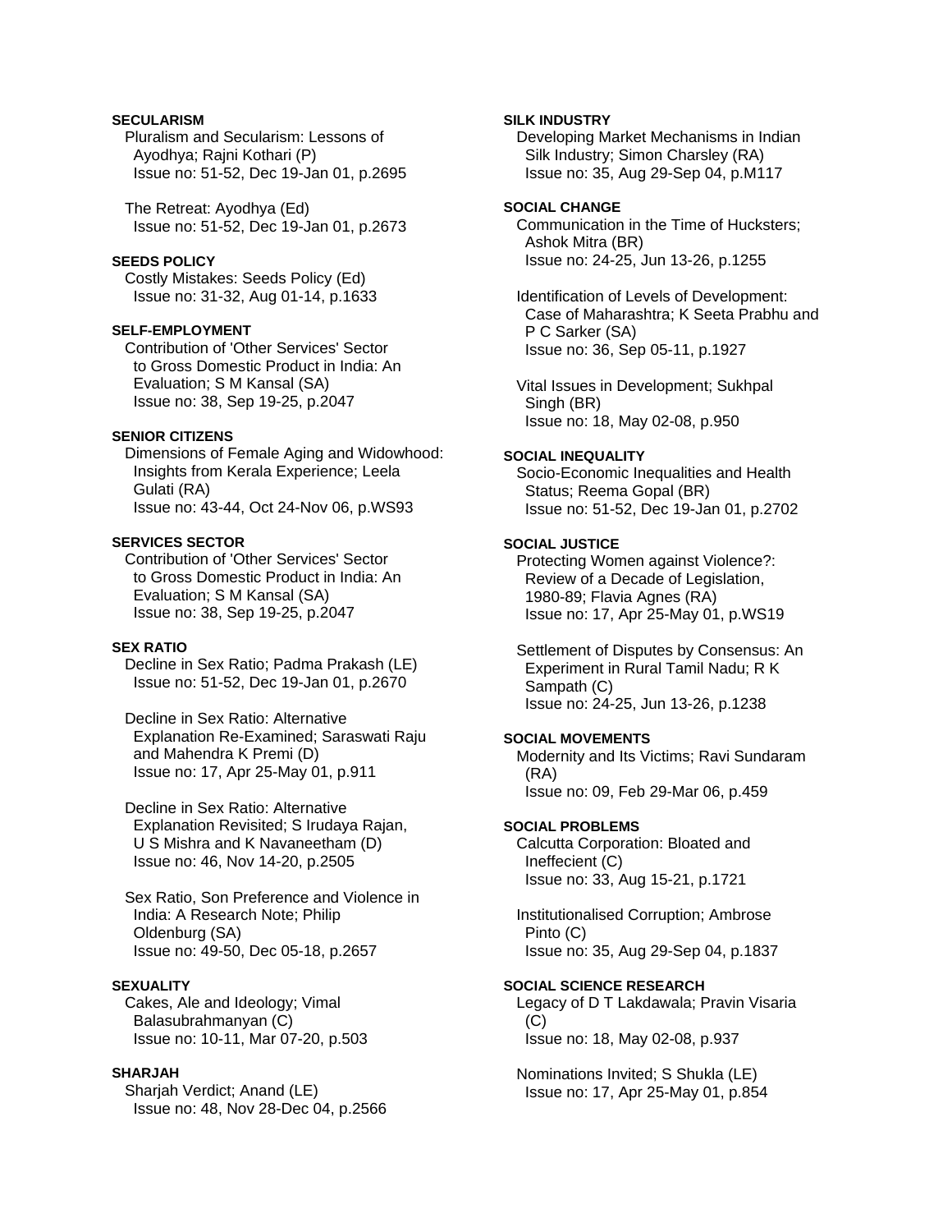**SECULARISM**

Pluralism and Secularism: Lessons of Ayodhya; Rajni Kothari (P)
Issue no: 51-52, Dec 19-Jan 01, p.2695

The Retreat: Ayodhya (Ed)
Issue no: 51-52, Dec 19-Jan 01, p.2673

**SEEDS POLICY**

Costly Mistakes: Seeds Policy (Ed)
Issue no: 31-32, Aug 01-14, p.1633

**SELF-EMPLOYMENT**

Contribution of 'Other Services' Sector to Gross Domestic Product in India: An Evaluation; S M Kansal (SA)
Issue no: 38, Sep 19-25, p.2047

**SENIOR CITIZENS**

Dimensions of Female Aging and Widowhood: Insights from Kerala Experience; Leela Gulati (RA)
Issue no: 43-44, Oct 24-Nov 06, p.WS93

**SERVICES SECTOR**

Contribution of 'Other Services' Sector to Gross Domestic Product in India: An Evaluation; S M Kansal (SA)
Issue no: 38, Sep 19-25, p.2047

**SEX RATIO**

Decline in Sex Ratio; Padma Prakash (LE)
Issue no: 51-52, Dec 19-Jan 01, p.2670

Decline in Sex Ratio: Alternative Explanation Re-Examined; Saraswati Raju and Mahendra K Premi (D)
Issue no: 17, Apr 25-May 01, p.911

Decline in Sex Ratio: Alternative Explanation Revisited; S Irudaya Rajan, U S Mishra and K Navaneetham (D)
Issue no: 46, Nov 14-20, p.2505

Sex Ratio, Son Preference and Violence in India: A Research Note; Philip Oldenburg (SA)
Issue no: 49-50, Dec 05-18, p.2657

**SEXUALITY**

Cakes, Ale and Ideology; Vimal Balasubrahmanyan (C)
Issue no: 10-11, Mar 07-20, p.503

**SHARJAH**

Sharjah Verdict; Anand (LE)
Issue no: 48, Nov 28-Dec 04, p.2566

**SILK INDUSTRY**

Developing Market Mechanisms in Indian Silk Industry; Simon Charsley (RA)
Issue no: 35, Aug 29-Sep 04, p.M117

**SOCIAL CHANGE**

Communication in the Time of Hucksters; Ashok Mitra (BR)
Issue no: 24-25, Jun 13-26, p.1255

Identification of Levels of Development: Case of Maharashtra; K Seeta Prabhu and P C Sarker (SA)
Issue no: 36, Sep 05-11, p.1927

Vital Issues in Development; Sukhpal Singh (BR)
Issue no: 18, May 02-08, p.950

**SOCIAL INEQUALITY**

Socio-Economic Inequalities and Health Status; Reema Gopal (BR)
Issue no: 51-52, Dec 19-Jan 01, p.2702

**SOCIAL JUSTICE**

Protecting Women against Violence?: Review of a Decade of Legislation, 1980-89; Flavia Agnes (RA)
Issue no: 17, Apr 25-May 01, p.WS19

Settlement of Disputes by Consensus: An Experiment in Rural Tamil Nadu; R K Sampath (C)
Issue no: 24-25, Jun 13-26, p.1238

**SOCIAL MOVEMENTS**

Modernity and Its Victims; Ravi Sundaram (RA)
Issue no: 09, Feb 29-Mar 06, p.459

**SOCIAL PROBLEMS**

Calcutta Corporation: Bloated and Ineffecient (C)
Issue no: 33, Aug 15-21, p.1721

Institutionalised Corruption; Ambrose Pinto (C)
Issue no: 35, Aug 29-Sep 04, p.1837

**SOCIAL SCIENCE RESEARCH**

Legacy of D T Lakdawala; Pravin Visaria (C)
Issue no: 18, May 02-08, p.937

Nominations Invited; S Shukla (LE)
Issue no: 17, Apr 25-May 01, p.854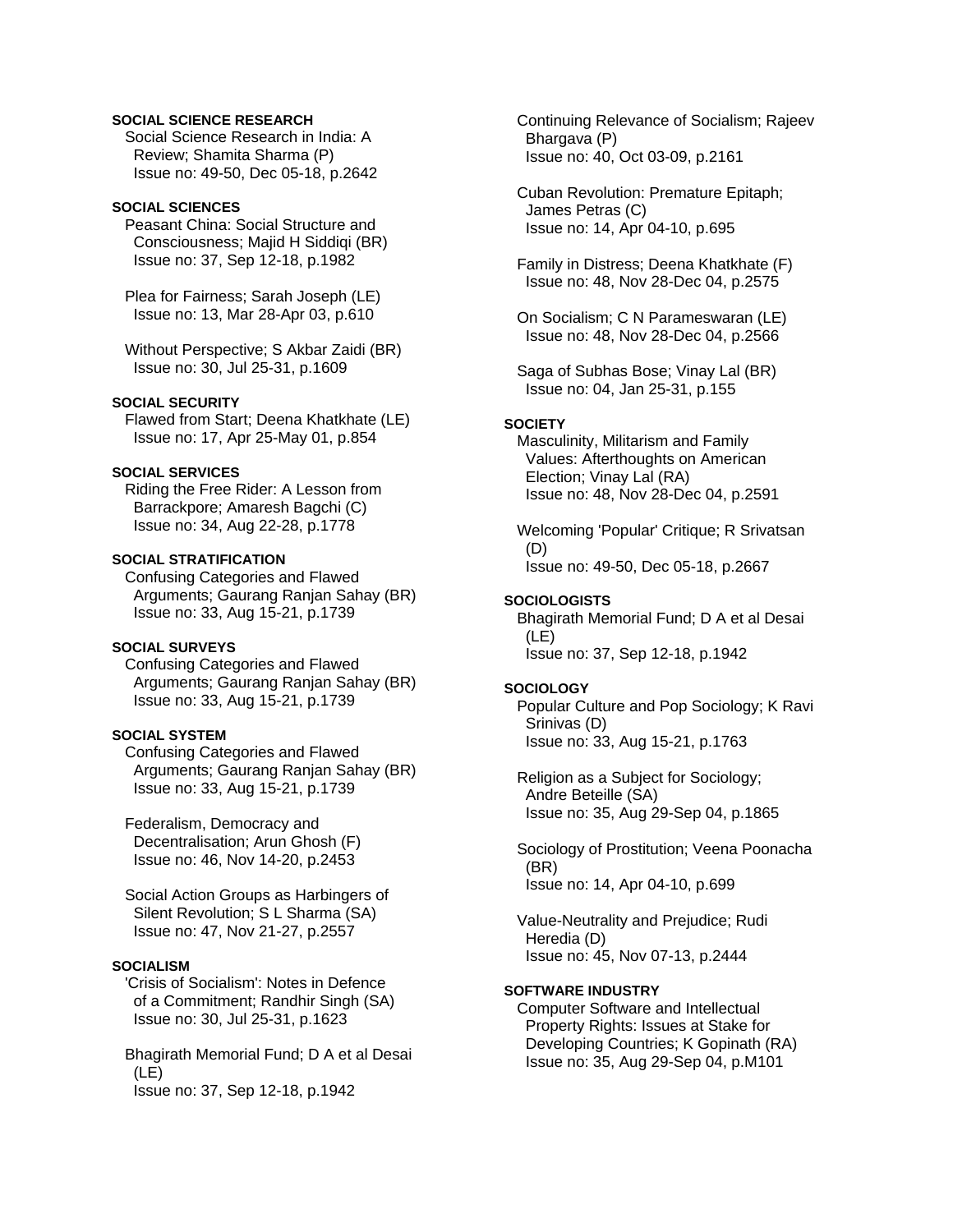**SOCIAL SCIENCE RESEARCH**

Social Science Research in India: A Review; Shamita Sharma (P)
Issue no: 49-50, Dec 05-18, p.2642

**SOCIAL SCIENCES**

Peasant China: Social Structure and Consciousness; Majid H Siddiqi (BR)
Issue no: 37, Sep 12-18, p.1982

Plea for Fairness; Sarah Joseph (LE)
Issue no: 13, Mar 28-Apr 03, p.610

Without Perspective; S Akbar Zaidi (BR)
Issue no: 30, Jul 25-31, p.1609

**SOCIAL SECURITY**

Flawed from Start; Deena Khatkhate (LE)
Issue no: 17, Apr 25-May 01, p.854

**SOCIAL SERVICES**

Riding the Free Rider: A Lesson from Barrackpore; Amaresh Bagchi (C)
Issue no: 34, Aug 22-28, p.1778

**SOCIAL STRATIFICATION**

Confusing Categories and Flawed Arguments; Gaurang Ranjan Sahay (BR)
Issue no: 33, Aug 15-21, p.1739

**SOCIAL SURVEYS**

Confusing Categories and Flawed Arguments; Gaurang Ranjan Sahay (BR)
Issue no: 33, Aug 15-21, p.1739

**SOCIAL SYSTEM**

Confusing Categories and Flawed Arguments; Gaurang Ranjan Sahay (BR)
Issue no: 33, Aug 15-21, p.1739

Federalism, Democracy and Decentralisation; Arun Ghosh (F)
Issue no: 46, Nov 14-20, p.2453

Social Action Groups as Harbingers of Silent Revolution; S L Sharma (SA)
Issue no: 47, Nov 21-27, p.2557

**SOCIALISM**

'Crisis of Socialism': Notes in Defence of a Commitment; Randhir Singh (SA)
Issue no: 30, Jul 25-31, p.1623

Bhagirath Memorial Fund; D A et al Desai (LE)
Issue no: 37, Sep 12-18, p.1942

Continuing Relevance of Socialism; Rajeev Bhargava (P)
Issue no: 40, Oct 03-09, p.2161

Cuban Revolution: Premature Epitaph; James Petras (C)
Issue no: 14, Apr 04-10, p.695

Family in Distress; Deena Khatkhate (F)
Issue no: 48, Nov 28-Dec 04, p.2575

On Socialism; C N Parameswaran (LE)
Issue no: 48, Nov 28-Dec 04, p.2566

Saga of Subhas Bose; Vinay Lal (BR)
Issue no: 04, Jan 25-31, p.155

**SOCIETY**

Masculinity, Militarism and Family Values: Afterthoughts on American Election; Vinay Lal (RA)
Issue no: 48, Nov 28-Dec 04, p.2591

Welcoming 'Popular' Critique; R Srivatsan (D)
Issue no: 49-50, Dec 05-18, p.2667

**SOCIOLOGISTS**

Bhagirath Memorial Fund; D A et al Desai (LE)
Issue no: 37, Sep 12-18, p.1942

**SOCIOLOGY**

Popular Culture and Pop Sociology; K Ravi Srinivas (D)
Issue no: 33, Aug 15-21, p.1763

Religion as a Subject for Sociology; Andre Beteille (SA)
Issue no: 35, Aug 29-Sep 04, p.1865

Sociology of Prostitution; Veena Poonacha (BR)
Issue no: 14, Apr 04-10, p.699

Value-Neutrality and Prejudice; Rudi Heredia (D)
Issue no: 45, Nov 07-13, p.2444

**SOFTWARE INDUSTRY**

Computer Software and Intellectual Property Rights: Issues at Stake for Developing Countries; K Gopinath (RA)
Issue no: 35, Aug 29-Sep 04, p.M101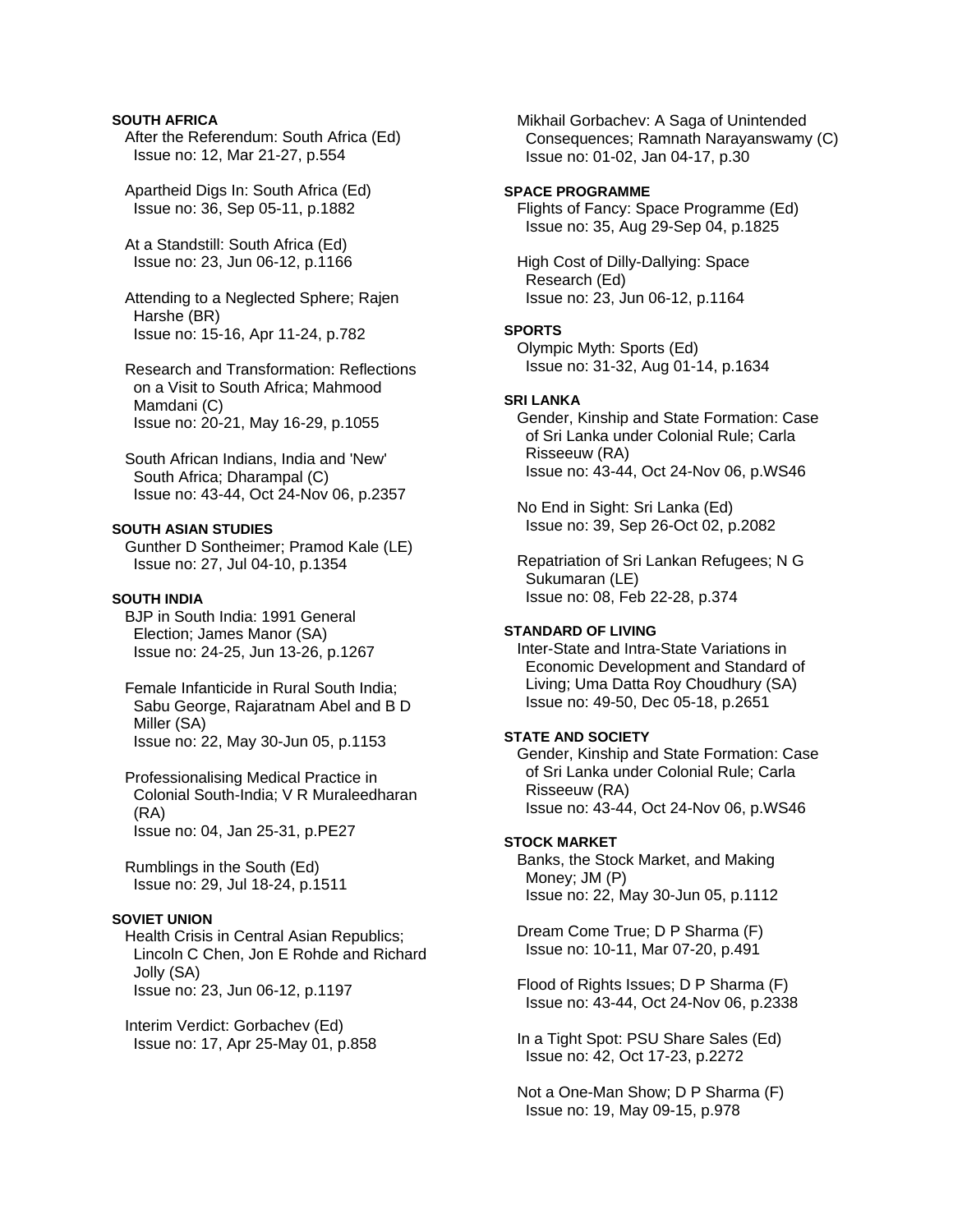**SOUTH AFRICA**

After the Referendum: South Africa (Ed)
Issue no: 12, Mar 21-27, p.554

Apartheid Digs In: South Africa (Ed)
Issue no: 36, Sep 05-11, p.1882

At a Standstill: South Africa (Ed)
Issue no: 23, Jun 06-12, p.1166

Attending to a Neglected Sphere; Rajen Harshe (BR)
Issue no: 15-16, Apr 11-24, p.782

Research and Transformation: Reflections on a Visit to South Africa; Mahmood Mamdani (C)
Issue no: 20-21, May 16-29, p.1055

South African Indians, India and 'New' South Africa; Dharampal (C)
Issue no: 43-44, Oct 24-Nov 06, p.2357

**SOUTH ASIAN STUDIES**

Gunther D Sontheimer; Pramod Kale (LE)
Issue no: 27, Jul 04-10, p.1354

**SOUTH INDIA**

BJP in South India: 1991 General Election; James Manor (SA)
Issue no: 24-25, Jun 13-26, p.1267

Female Infanticide in Rural South India; Sabu George, Rajaratnam Abel and B D Miller (SA)
Issue no: 22, May 30-Jun 05, p.1153

Professionalising Medical Practice in Colonial South-India; V R Muraleedharan (RA)
Issue no: 04, Jan 25-31, p.PE27

Rumblings in the South (Ed)
Issue no: 29, Jul 18-24, p.1511

**SOVIET UNION**

Health Crisis in Central Asian Republics; Lincoln C Chen, Jon E Rohde and Richard Jolly (SA)
Issue no: 23, Jun 06-12, p.1197

Interim Verdict: Gorbachev (Ed)
Issue no: 17, Apr 25-May 01, p.858

Mikhail Gorbachev: A Saga of Unintended Consequences; Ramnath Narayanswamy (C)
Issue no: 01-02, Jan 04-17, p.30

**SPACE PROGRAMME**

Flights of Fancy: Space Programme (Ed)
Issue no: 35, Aug 29-Sep 04, p.1825

High Cost of Dilly-Dallying: Space Research (Ed)
Issue no: 23, Jun 06-12, p.1164

**SPORTS**

Olympic Myth: Sports (Ed)
Issue no: 31-32, Aug 01-14, p.1634

**SRI LANKA**

Gender, Kinship and State Formation: Case of Sri Lanka under Colonial Rule; Carla Risseeuw (RA)
Issue no: 43-44, Oct 24-Nov 06, p.WS46

No End in Sight: Sri Lanka (Ed)
Issue no: 39, Sep 26-Oct 02, p.2082

Repatriation of Sri Lankan Refugees; N G Sukumaran (LE)
Issue no: 08, Feb 22-28, p.374

**STANDARD OF LIVING**

Inter-State and Intra-State Variations in Economic Development and Standard of Living; Uma Datta Roy Choudhury (SA)
Issue no: 49-50, Dec 05-18, p.2651

**STATE AND SOCIETY**

Gender, Kinship and State Formation: Case of Sri Lanka under Colonial Rule; Carla Risseeuw (RA)
Issue no: 43-44, Oct 24-Nov 06, p.WS46

**STOCK MARKET**

Banks, the Stock Market, and Making Money; JM (P)
Issue no: 22, May 30-Jun 05, p.1112

Dream Come True; D P Sharma (F)
Issue no: 10-11, Mar 07-20, p.491

Flood of Rights Issues; D P Sharma (F)
Issue no: 43-44, Oct 24-Nov 06, p.2338

In a Tight Spot: PSU Share Sales (Ed)
Issue no: 42, Oct 17-23, p.2272

Not a One-Man Show; D P Sharma (F)
Issue no: 19, May 09-15, p.978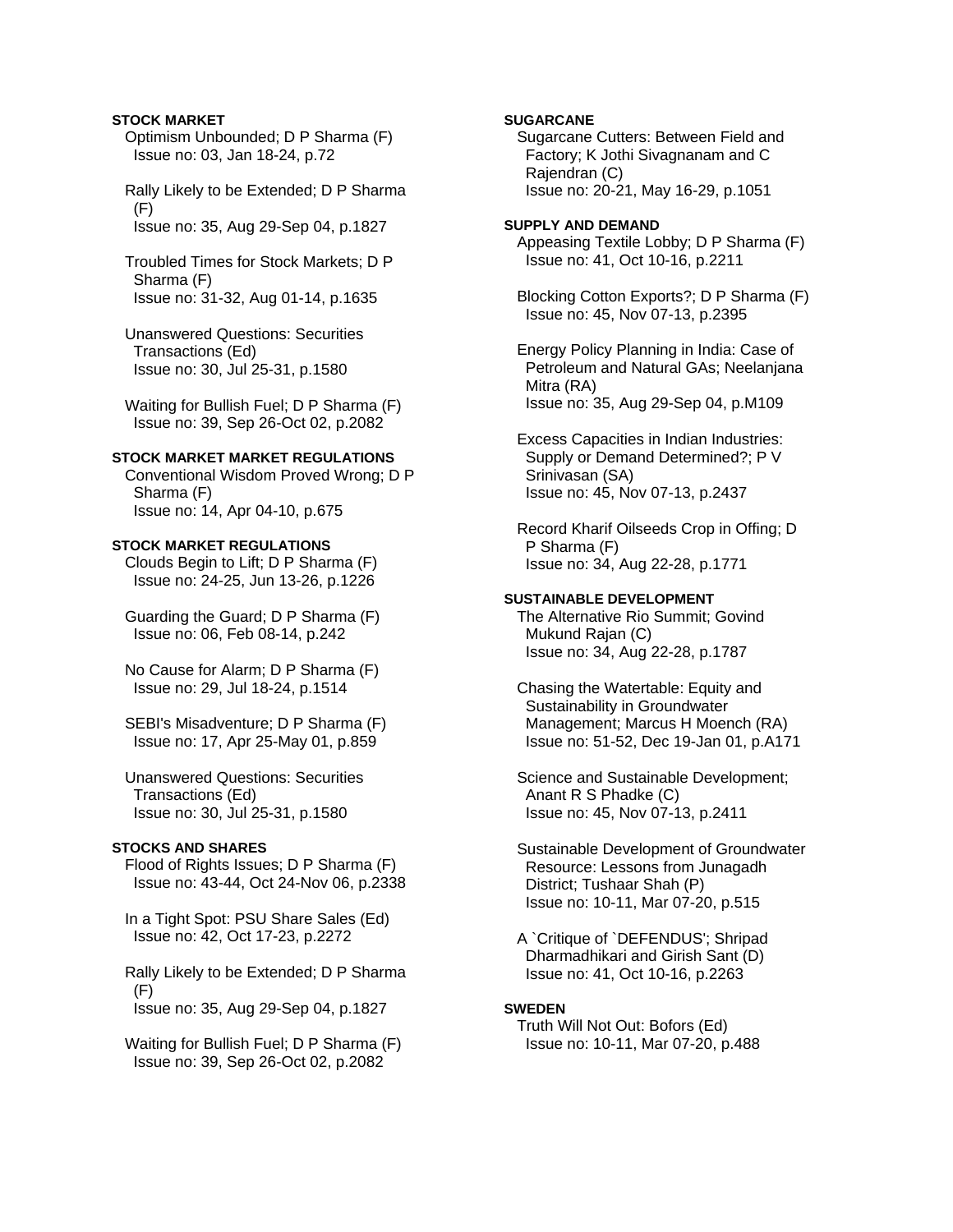**STOCK MARKET**

Optimism Unbounded; D P Sharma (F)
Issue no: 03, Jan 18-24, p.72

Rally Likely to be Extended; D P Sharma (F)
Issue no: 35, Aug 29-Sep 04, p.1827

Troubled Times for Stock Markets; D P Sharma (F)
Issue no: 31-32, Aug 01-14, p.1635

Unanswered Questions: Securities Transactions (Ed)
Issue no: 30, Jul 25-31, p.1580

Waiting for Bullish Fuel; D P Sharma (F)
Issue no: 39, Sep 26-Oct 02, p.2082

**STOCK MARKET MARKET REGULATIONS**

Conventional Wisdom Proved Wrong; D P Sharma (F)
Issue no: 14, Apr 04-10, p.675

**STOCK MARKET REGULATIONS**

Clouds Begin to Lift; D P Sharma (F)
Issue no: 24-25, Jun 13-26, p.1226

Guarding the Guard; D P Sharma (F)
Issue no: 06, Feb 08-14, p.242

No Cause for Alarm; D P Sharma (F)
Issue no: 29, Jul 18-24, p.1514

SEBI's Misadventure; D P Sharma (F)
Issue no: 17, Apr 25-May 01, p.859

Unanswered Questions: Securities Transactions (Ed)
Issue no: 30, Jul 25-31, p.1580

**STOCKS AND SHARES**

Flood of Rights Issues; D P Sharma (F)
Issue no: 43-44, Oct 24-Nov 06, p.2338

In a Tight Spot: PSU Share Sales (Ed)
Issue no: 42, Oct 17-23, p.2272

Rally Likely to be Extended; D P Sharma (F)
Issue no: 35, Aug 29-Sep 04, p.1827

Waiting for Bullish Fuel; D P Sharma (F)
Issue no: 39, Sep 26-Oct 02, p.2082

**SUGARCANE**

Sugarcane Cutters: Between Field and Factory; K Jothi Sivagnanam and C Rajendran (C)
Issue no: 20-21, May 16-29, p.1051

**SUPPLY AND DEMAND**

Appeasing Textile Lobby; D P Sharma (F)
Issue no: 41, Oct 10-16, p.2211

Blocking Cotton Exports?; D P Sharma (F)
Issue no: 45, Nov 07-13, p.2395

Energy Policy Planning in India: Case of Petroleum and Natural GAs; Neelanjana Mitra (RA)
Issue no: 35, Aug 29-Sep 04, p.M109

Excess Capacities in Indian Industries: Supply or Demand Determined?; P V Srinivasan (SA)
Issue no: 45, Nov 07-13, p.2437

Record Kharif Oilseeds Crop in Offing; D P Sharma (F)
Issue no: 34, Aug 22-28, p.1771

**SUSTAINABLE DEVELOPMENT**

The Alternative Rio Summit; Govind Mukund Rajan (C)
Issue no: 34, Aug 22-28, p.1787

Chasing the Watertable: Equity and Sustainability in Groundwater Management; Marcus H Moench (RA)
Issue no: 51-52, Dec 19-Jan 01, p.A171

Science and Sustainable Development; Anant R S Phadke (C)
Issue no: 45, Nov 07-13, p.2411

Sustainable Development of Groundwater Resource: Lessons from Junagadh District; Tushaar Shah (P)
Issue no: 10-11, Mar 07-20, p.515

A `Critique of `DEFENDUS'; Shripad Dharmadhikari and Girish Sant (D)
Issue no: 41, Oct 10-16, p.2263

**SWEDEN**

Truth Will Not Out: Bofors (Ed)
Issue no: 10-11, Mar 07-20, p.488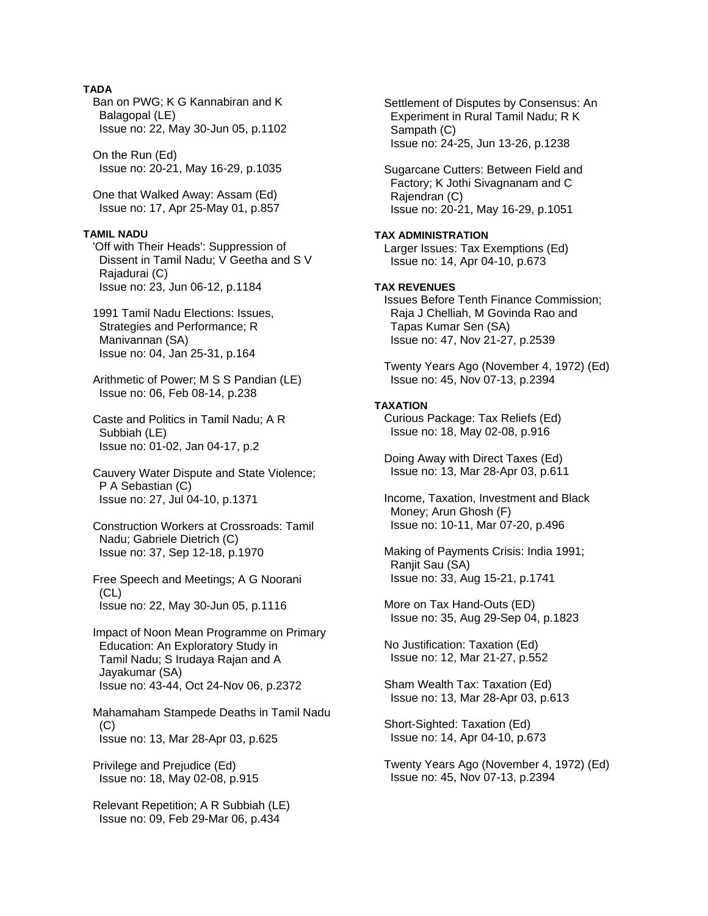**TADA**

Ban on PWG; K G Kannabiran and K Balagopal (LE)
Issue no: 22, May 30-Jun 05, p.1102

On the Run (Ed)
Issue no: 20-21, May 16-29, p.1035

One that Walked Away: Assam (Ed)
Issue no: 17, Apr 25-May 01, p.857

**TAMIL NADU**

'Off with Their Heads': Suppression of Dissent in Tamil Nadu; V Geetha and S V Rajadurai (C)
Issue no: 23, Jun 06-12, p.1184

1991 Tamil Nadu Elections: Issues, Strategies and Performance; R Manivannan (SA)
Issue no: 04, Jan 25-31, p.164

Arithmetic of Power; M S S Pandian (LE)
Issue no: 06, Feb 08-14, p.238

Caste and Politics in Tamil Nadu; A R Subbiah (LE)
Issue no: 01-02, Jan 04-17, p.2

Cauvery Water Dispute and State Violence; P A Sebastian (C)
Issue no: 27, Jul 04-10, p.1371

Construction Workers at Crossroads: Tamil Nadu; Gabriele Dietrich (C)
Issue no: 37, Sep 12-18, p.1970

Free Speech and Meetings; A G Noorani (CL)
Issue no: 22, May 30-Jun 05, p.1116

Impact of Noon Mean Programme on Primary Education: An Exploratory Study in Tamil Nadu; S Irudaya Rajan and A Jayakumar (SA)
Issue no: 43-44, Oct 24-Nov 06, p.2372

Mahamaham Stampede Deaths in Tamil Nadu (C)
Issue no: 13, Mar 28-Apr 03, p.625

Privilege and Prejudice (Ed)
Issue no: 18, May 02-08, p.915

Relevant Repetition; A R Subbiah (LE)
Issue no: 09, Feb 29-Mar 06, p.434

Settlement of Disputes by Consensus: An Experiment in Rural Tamil Nadu; R K Sampath (C)
Issue no: 24-25, Jun 13-26, p.1238

Sugarcane Cutters: Between Field and Factory; K Jothi Sivagnanam and C Rajendran (C)
Issue no: 20-21, May 16-29, p.1051

**TAX ADMINISTRATION**

Larger Issues: Tax Exemptions (Ed)
Issue no: 14, Apr 04-10, p.673

**TAX REVENUES**

Issues Before Tenth Finance Commission; Raja J Chelliah, M Govinda Rao and Tapas Kumar Sen (SA)
Issue no: 47, Nov 21-27, p.2539

Twenty Years Ago (November 4, 1972) (Ed)
Issue no: 45, Nov 07-13, p.2394

**TAXATION**

Curious Package: Tax Reliefs (Ed)
Issue no: 18, May 02-08, p.916

Doing Away with Direct Taxes (Ed)
Issue no: 13, Mar 28-Apr 03, p.611

Income, Taxation, Investment and Black Money; Arun Ghosh (F)
Issue no: 10-11, Mar 07-20, p.496

Making of Payments Crisis: India 1991; Ranjit Sau (SA)
Issue no: 33, Aug 15-21, p.1741

More on Tax Hand-Outs (ED)
Issue no: 35, Aug 29-Sep 04, p.1823

No Justification: Taxation (Ed)
Issue no: 12, Mar 21-27, p.552

Sham Wealth Tax: Taxation (Ed)
Issue no: 13, Mar 28-Apr 03, p.613

Short-Sighted: Taxation (Ed)
Issue no: 14, Apr 04-10, p.673

Twenty Years Ago (November 4, 1972) (Ed)
Issue no: 45, Nov 07-13, p.2394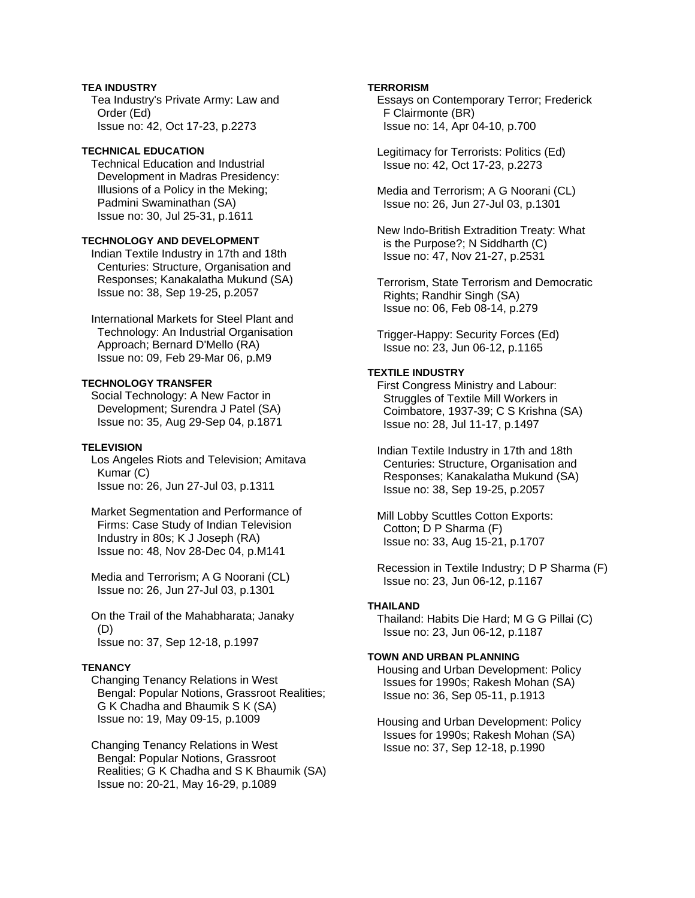**TEA INDUSTRY**

Tea Industry's Private Army: Law and Order (Ed)
Issue no: 42, Oct 17-23, p.2273

**TECHNICAL EDUCATION**

Technical Education and Industrial Development in Madras Presidency: Illusions of a Policy in the Meking; Padmini Swaminathan (SA)
Issue no: 30, Jul 25-31, p.1611

**TECHNOLOGY AND DEVELOPMENT**

Indian Textile Industry in 17th and 18th Centuries: Structure, Organisation and Responses; Kanakalatha Mukund (SA)
Issue no: 38, Sep 19-25, p.2057

International Markets for Steel Plant and Technology: An Industrial Organisation Approach; Bernard D'Mello (RA)
Issue no: 09, Feb 29-Mar 06, p.M9

**TECHNOLOGY TRANSFER**

Social Technology: A New Factor in Development; Surendra J Patel (SA)
Issue no: 35, Aug 29-Sep 04, p.1871

**TELEVISION**

Los Angeles Riots and Television; Amitava Kumar (C)
Issue no: 26, Jun 27-Jul 03, p.1311

Market Segmentation and Performance of Firms: Case Study of Indian Television Industry in 80s; K J Joseph (RA)
Issue no: 48, Nov 28-Dec 04, p.M141

Media and Terrorism; A G Noorani (CL)
Issue no: 26, Jun 27-Jul 03, p.1301

On the Trail of the Mahabharata; Janaky (D)
Issue no: 37, Sep 12-18, p.1997

**TENANCY**

Changing Tenancy Relations in West Bengal: Popular Notions, Grassroot Realities; G K Chadha and Bhaumik S K (SA)
Issue no: 19, May 09-15, p.1009

Changing Tenancy Relations in West Bengal: Popular Notions, Grassroot Realities; G K Chadha and S K Bhaumik (SA)
Issue no: 20-21, May 16-29, p.1089

**TERRORISM**

Essays on Contemporary Terror; Frederick F Clairmonte (BR)
Issue no: 14, Apr 04-10, p.700

Legitimacy for Terrorists: Politics (Ed)
Issue no: 42, Oct 17-23, p.2273

Media and Terrorism; A G Noorani (CL)
Issue no: 26, Jun 27-Jul 03, p.1301

New Indo-British Extradition Treaty: What is the Purpose?; N Siddharth (C)
Issue no: 47, Nov 21-27, p.2531

Terrorism, State Terrorism and Democratic Rights; Randhir Singh (SA)
Issue no: 06, Feb 08-14, p.279

Trigger-Happy: Security Forces (Ed)
Issue no: 23, Jun 06-12, p.1165

**TEXTILE INDUSTRY**

First Congress Ministry and Labour: Struggles of Textile Mill Workers in Coimbatore, 1937-39; C S Krishna (SA)
Issue no: 28, Jul 11-17, p.1497

Indian Textile Industry in 17th and 18th Centuries: Structure, Organisation and Responses; Kanakalatha Mukund (SA)
Issue no: 38, Sep 19-25, p.2057

Mill Lobby Scuttles Cotton Exports: Cotton; D P Sharma (F)
Issue no: 33, Aug 15-21, p.1707

Recession in Textile Industry; D P Sharma (F)
Issue no: 23, Jun 06-12, p.1167

**THAILAND**

Thailand: Habits Die Hard; M G G Pillai (C)
Issue no: 23, Jun 06-12, p.1187

**TOWN AND URBAN PLANNING**

Housing and Urban Development: Policy Issues for 1990s; Rakesh Mohan (SA)
Issue no: 36, Sep 05-11, p.1913

Housing and Urban Development: Policy Issues for 1990s; Rakesh Mohan (SA)
Issue no: 37, Sep 12-18, p.1990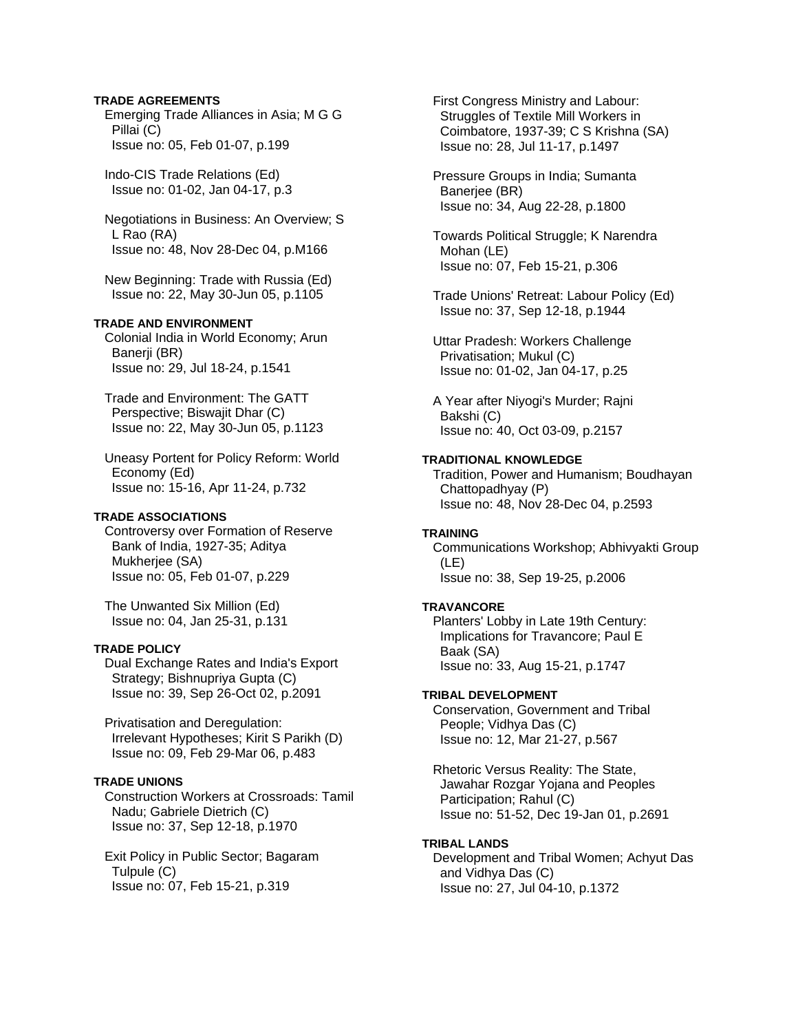**TRADE AGREEMENTS**

Emerging Trade Alliances in Asia; M G G Pillai (C)
Issue no: 05, Feb 01-07, p.199

Indo-CIS Trade Relations (Ed)
Issue no: 01-02, Jan 04-17, p.3

Negotiations in Business: An Overview; S L Rao (RA)
Issue no: 48, Nov 28-Dec 04, p.M166

New Beginning: Trade with Russia (Ed)
Issue no: 22, May 30-Jun 05, p.1105

**TRADE AND ENVIRONMENT**

Colonial India in World Economy; Arun Banerji (BR)
Issue no: 29, Jul 18-24, p.1541

Trade and Environment: The GATT Perspective; Biswajit Dhar (C)
Issue no: 22, May 30-Jun 05, p.1123

Uneasy Portent for Policy Reform: World Economy (Ed)
Issue no: 15-16, Apr 11-24, p.732

**TRADE ASSOCIATIONS**

Controversy over Formation of Reserve Bank of India, 1927-35; Aditya Mukherjee (SA)
Issue no: 05, Feb 01-07, p.229

The Unwanted Six Million (Ed)
Issue no: 04, Jan 25-31, p.131

**TRADE POLICY**

Dual Exchange Rates and India's Export Strategy; Bishnupriya Gupta (C)
Issue no: 39, Sep 26-Oct 02, p.2091

Privatisation and Deregulation: Irrelevant Hypotheses; Kirit S Parikh (D)
Issue no: 09, Feb 29-Mar 06, p.483

**TRADE UNIONS**

Construction Workers at Crossroads: Tamil Nadu; Gabriele Dietrich (C)
Issue no: 37, Sep 12-18, p.1970

Exit Policy in Public Sector; Bagaram Tulpule (C)
Issue no: 07, Feb 15-21, p.319

First Congress Ministry and Labour: Struggles of Textile Mill Workers in Coimbatore, 1937-39; C S Krishna (SA)
Issue no: 28, Jul 11-17, p.1497

Pressure Groups in India; Sumanta Banerjee (BR)
Issue no: 34, Aug 22-28, p.1800

Towards Political Struggle; K Narendra Mohan (LE)
Issue no: 07, Feb 15-21, p.306

Trade Unions' Retreat: Labour Policy (Ed)
Issue no: 37, Sep 12-18, p.1944

Uttar Pradesh: Workers Challenge Privatisation; Mukul (C)
Issue no: 01-02, Jan 04-17, p.25

A Year after Niyogi's Murder; Rajni Bakshi (C)
Issue no: 40, Oct 03-09, p.2157

**TRADITIONAL KNOWLEDGE**

Tradition, Power and Humanism; Boudhayan Chattopadhyay (P)
Issue no: 48, Nov 28-Dec 04, p.2593

**TRAINING**

Communications Workshop; Abhivyakti Group (LE)
Issue no: 38, Sep 19-25, p.2006

**TRAVANCORE**

Planters' Lobby in Late 19th Century: Implications for Travancore; Paul E Baak (SA)
Issue no: 33, Aug 15-21, p.1747

**TRIBAL DEVELOPMENT**

Conservation, Government and Tribal People; Vidhya Das (C)
Issue no: 12, Mar 21-27, p.567

Rhetoric Versus Reality: The State, Jawahar Rozgar Yojana and Peoples Participation; Rahul (C)
Issue no: 51-52, Dec 19-Jan 01, p.2691

**TRIBAL LANDS**

Development and Tribal Women; Achyut Das and Vidhya Das (C)
Issue no: 27, Jul 04-10, p.1372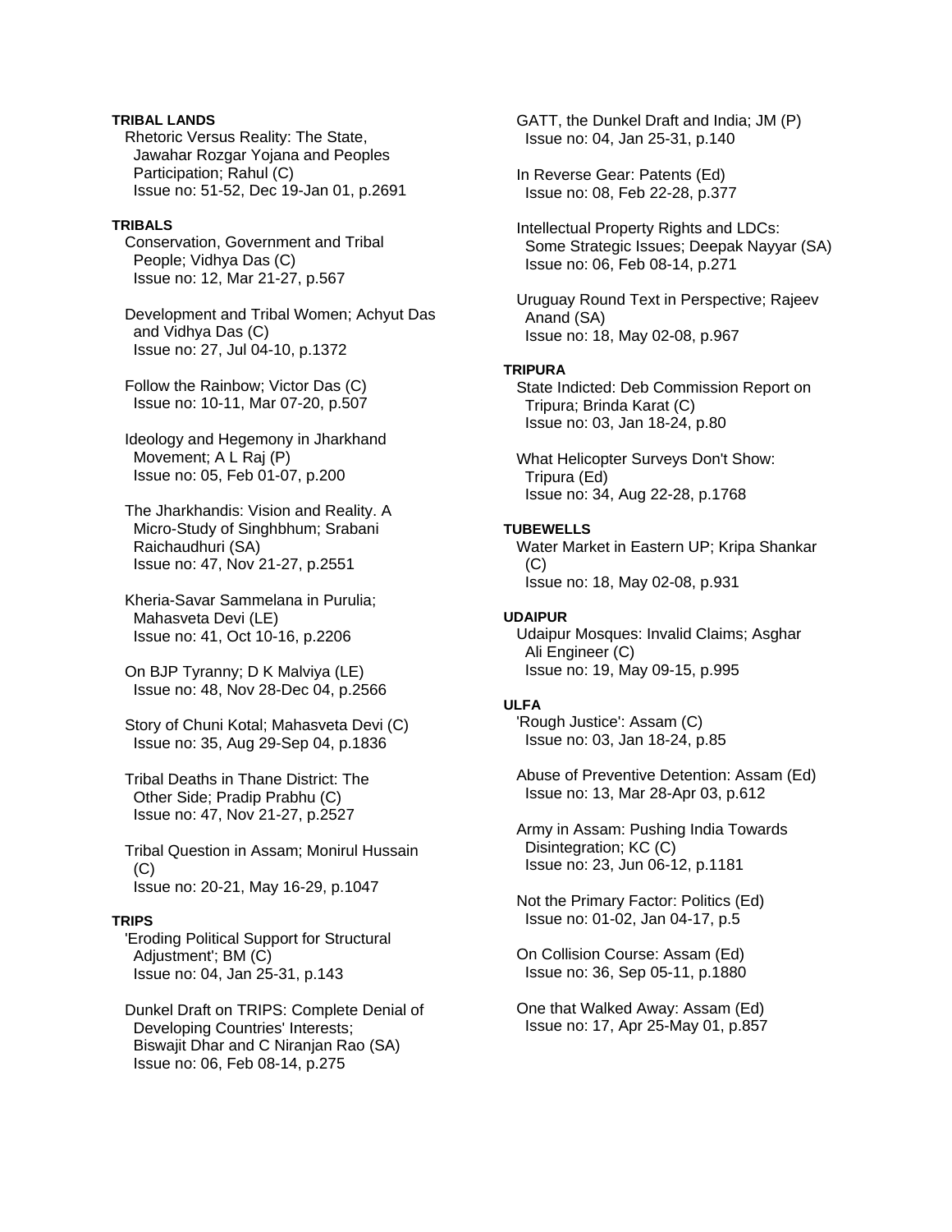**TRIBAL LANDS**

Rhetoric Versus Reality: The State, Jawahar Rozgar Yojana and Peoples Participation; Rahul (C)
Issue no: 51-52, Dec 19-Jan 01, p.2691

**TRIBALS**

Conservation, Government and Tribal People; Vidhya Das (C)
Issue no: 12, Mar 21-27, p.567

Development and Tribal Women; Achyut Das and Vidhya Das (C)
Issue no: 27, Jul 04-10, p.1372

Follow the Rainbow; Victor Das (C)
Issue no: 10-11, Mar 07-20, p.507

Ideology and Hegemony in Jharkhand Movement; A L Raj (P)
Issue no: 05, Feb 01-07, p.200

The Jharkhandis: Vision and Reality. A Micro-Study of Singhbhum; Srabani Raichaudhuri (SA)
Issue no: 47, Nov 21-27, p.2551

Kheria-Savar Sammelana in Purulia; Mahasveta Devi (LE)
Issue no: 41, Oct 10-16, p.2206

On BJP Tyranny; D K Malviya (LE)
Issue no: 48, Nov 28-Dec 04, p.2566

Story of Chuni Kotal; Mahasveta Devi (C)
Issue no: 35, Aug 29-Sep 04, p.1836

Tribal Deaths in Thane District: The Other Side; Pradip Prabhu (C)
Issue no: 47, Nov 21-27, p.2527

Tribal Question in Assam; Monirul Hussain (C)
Issue no: 20-21, May 16-29, p.1047

**TRIPS**

'Eroding Political Support for Structural Adjustment'; BM (C)
Issue no: 04, Jan 25-31, p.143

Dunkel Draft on TRIPS: Complete Denial of Developing Countries' Interests; Biswajit Dhar and C Niranjan Rao (SA)
Issue no: 06, Feb 08-14, p.275

GATT, the Dunkel Draft and India; JM (P)
Issue no: 04, Jan 25-31, p.140

In Reverse Gear: Patents (Ed)
Issue no: 08, Feb 22-28, p.377

Intellectual Property Rights and LDCs: Some Strategic Issues; Deepak Nayyar (SA)
Issue no: 06, Feb 08-14, p.271

Uruguay Round Text in Perspective; Rajeev Anand (SA)
Issue no: 18, May 02-08, p.967

**TRIPURA**

State Indicted: Deb Commission Report on Tripura; Brinda Karat (C)
Issue no: 03, Jan 18-24, p.80

What Helicopter Surveys Don't Show: Tripura (Ed)
Issue no: 34, Aug 22-28, p.1768

**TUBEWELLS**

Water Market in Eastern UP; Kripa Shankar (C)
Issue no: 18, May 02-08, p.931

**UDAIPUR**

Udaipur Mosques: Invalid Claims; Asghar Ali Engineer (C)
Issue no: 19, May 09-15, p.995

**ULFA**

'Rough Justice': Assam (C)
Issue no: 03, Jan 18-24, p.85

Abuse of Preventive Detention: Assam (Ed)
Issue no: 13, Mar 28-Apr 03, p.612

Army in Assam: Pushing India Towards Disintegration; KC (C)
Issue no: 23, Jun 06-12, p.1181

Not the Primary Factor: Politics (Ed)
Issue no: 01-02, Jan 04-17, p.5

On Collision Course: Assam (Ed)
Issue no: 36, Sep 05-11, p.1880

One that Walked Away: Assam (Ed)
Issue no: 17, Apr 25-May 01, p.857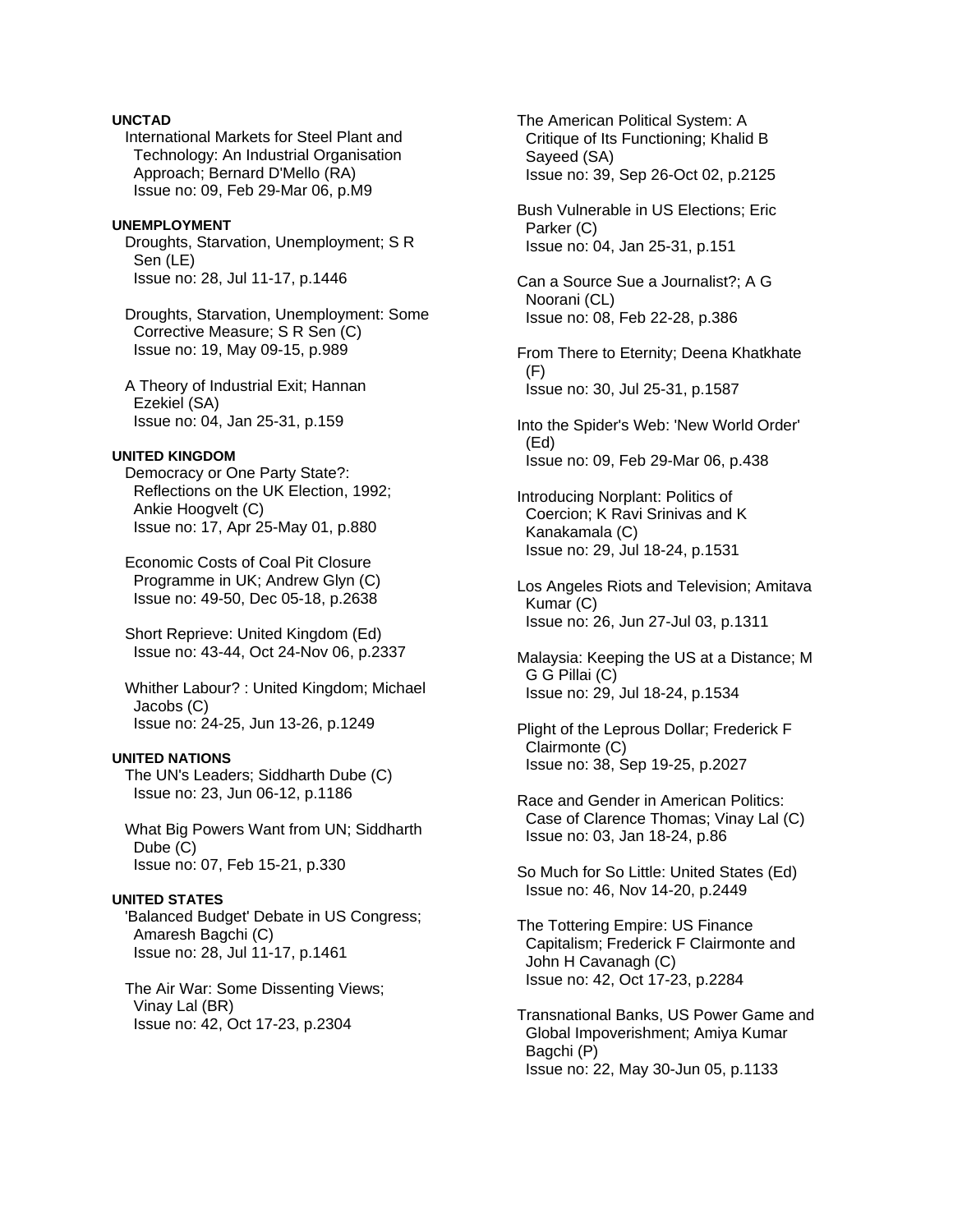**UNCTAD**

International Markets for Steel Plant and Technology: An Industrial Organisation Approach; Bernard D'Mello (RA)
Issue no: 09, Feb 29-Mar 06, p.M9

**UNEMPLOYMENT**

Droughts, Starvation, Unemployment; S R Sen (LE)
Issue no: 28, Jul 11-17, p.1446

Droughts, Starvation, Unemployment: Some Corrective Measure; S R Sen (C)
Issue no: 19, May 09-15, p.989

A Theory of Industrial Exit; Hannan Ezekiel (SA)
Issue no: 04, Jan 25-31, p.159

**UNITED KINGDOM**

Democracy or One Party State?: Reflections on the UK Election, 1992; Ankie Hoogvelt (C)
Issue no: 17, Apr 25-May 01, p.880

Economic Costs of Coal Pit Closure Programme in UK; Andrew Glyn (C)
Issue no: 49-50, Dec 05-18, p.2638

Short Reprieve: United Kingdom (Ed)
Issue no: 43-44, Oct 24-Nov 06, p.2337

Whither Labour? : United Kingdom; Michael Jacobs (C)
Issue no: 24-25, Jun 13-26, p.1249

**UNITED NATIONS**

The UN's Leaders; Siddharth Dube (C)
Issue no: 23, Jun 06-12, p.1186

What Big Powers Want from UN; Siddharth Dube (C)
Issue no: 07, Feb 15-21, p.330

**UNITED STATES**

'Balanced Budget' Debate in US Congress; Amaresh Bagchi (C)
Issue no: 28, Jul 11-17, p.1461

The Air War: Some Dissenting Views; Vinay Lal (BR)
Issue no: 42, Oct 17-23, p.2304

The American Political System: A Critique of Its Functioning; Khalid B Sayeed (SA)
Issue no: 39, Sep 26-Oct 02, p.2125

Bush Vulnerable in US Elections; Eric Parker (C)
Issue no: 04, Jan 25-31, p.151

Can a Source Sue a Journalist?; A G Noorani (CL)
Issue no: 08, Feb 22-28, p.386

From There to Eternity; Deena Khatkhate (F)
Issue no: 30, Jul 25-31, p.1587

Into the Spider's Web: 'New World Order' (Ed)
Issue no: 09, Feb 29-Mar 06, p.438

Introducing Norplant: Politics of Coercion; K Ravi Srinivas and K Kanakamala (C)
Issue no: 29, Jul 18-24, p.1531

Los Angeles Riots and Television; Amitava Kumar (C)
Issue no: 26, Jun 27-Jul 03, p.1311

Malaysia: Keeping the US at a Distance; M G G Pillai (C)
Issue no: 29, Jul 18-24, p.1534

Plight of the Leprous Dollar; Frederick F Clairmonte (C)
Issue no: 38, Sep 19-25, p.2027

Race and Gender in American Politics: Case of Clarence Thomas; Vinay Lal (C)
Issue no: 03, Jan 18-24, p.86

So Much for So Little: United States (Ed)
Issue no: 46, Nov 14-20, p.2449

The Tottering Empire: US Finance Capitalism; Frederick F Clairmonte and John H Cavanagh (C)
Issue no: 42, Oct 17-23, p.2284

Transnational Banks, US Power Game and Global Impoverishment; Amiya Kumar Bagchi (P)
Issue no: 22, May 30-Jun 05, p.1133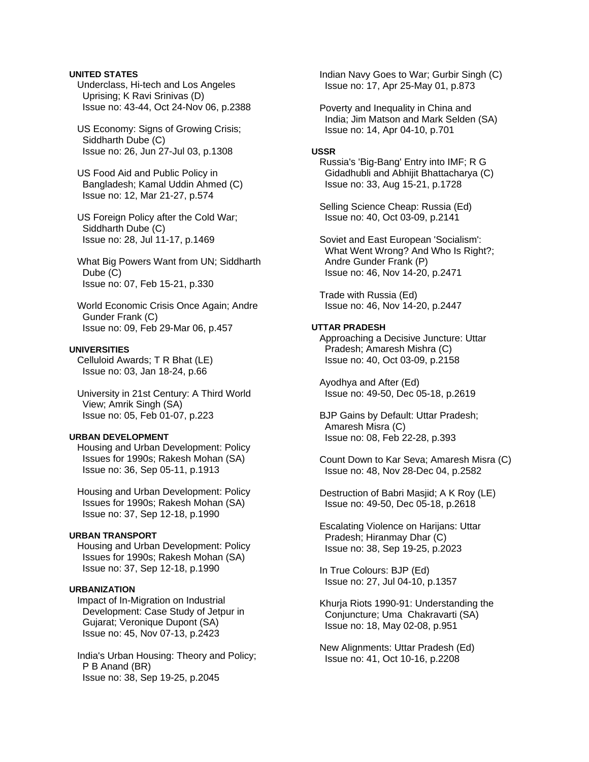**UNITED STATES**

Underclass, Hi-tech and Los Angeles Uprising; K Ravi Srinivas (D)
Issue no: 43-44, Oct 24-Nov 06, p.2388

US Economy: Signs of Growing Crisis; Siddharth Dube (C)
Issue no: 26, Jun 27-Jul 03, p.1308

US Food Aid and Public Policy in Bangladesh; Kamal Uddin Ahmed (C)
Issue no: 12, Mar 21-27, p.574

US Foreign Policy after the Cold War; Siddharth Dube (C)
Issue no: 28, Jul 11-17, p.1469

What Big Powers Want from UN; Siddharth Dube (C)
Issue no: 07, Feb 15-21, p.330

World Economic Crisis Once Again; Andre Gunder Frank (C)
Issue no: 09, Feb 29-Mar 06, p.457

**UNIVERSITIES**

Celluloid Awards; T R Bhat (LE)
Issue no: 03, Jan 18-24, p.66

University in 21st Century: A Third World View; Amrik Singh (SA)
Issue no: 05, Feb 01-07, p.223

**URBAN DEVELOPMENT**

Housing and Urban Development: Policy Issues for 1990s; Rakesh Mohan (SA)
Issue no: 36, Sep 05-11, p.1913

Housing and Urban Development: Policy Issues for 1990s; Rakesh Mohan (SA)
Issue no: 37, Sep 12-18, p.1990

**URBAN TRANSPORT**

Housing and Urban Development: Policy Issues for 1990s; Rakesh Mohan (SA)
Issue no: 37, Sep 12-18, p.1990

**URBANIZATION**

Impact of In-Migration on Industrial Development: Case Study of Jetpur in Gujarat; Veronique Dupont (SA)
Issue no: 45, Nov 07-13, p.2423

India's Urban Housing: Theory and Policy; P B Anand (BR)
Issue no: 38, Sep 19-25, p.2045

Indian Navy Goes to War; Gurbir Singh (C)
Issue no: 17, Apr 25-May 01, p.873

Poverty and Inequality in China and India; Jim Matson and Mark Selden (SA)
Issue no: 14, Apr 04-10, p.701

**USSR**

Russia's 'Big-Bang' Entry into IMF; R G Gidadhubli and Abhijit Bhattacharya (C)
Issue no: 33, Aug 15-21, p.1728

Selling Science Cheap: Russia (Ed)
Issue no: 40, Oct 03-09, p.2141

Soviet and East European 'Socialism': What Went Wrong? And Who Is Right?; Andre Gunder Frank (P)
Issue no: 46, Nov 14-20, p.2471

Trade with Russia (Ed)
Issue no: 46, Nov 14-20, p.2447

**UTTAR PRADESH**

Approaching a Decisive Juncture: Uttar Pradesh; Amaresh Mishra (C)
Issue no: 40, Oct 03-09, p.2158

Ayodhya and After (Ed)
Issue no: 49-50, Dec 05-18, p.2619

BJP Gains by Default: Uttar Pradesh; Amaresh Misra (C)
Issue no: 08, Feb 22-28, p.393

Count Down to Kar Seva; Amaresh Misra (C)
Issue no: 48, Nov 28-Dec 04, p.2582

Destruction of Babri Masjid; A K Roy (LE)
Issue no: 49-50, Dec 05-18, p.2618

Escalating Violence on Harijans: Uttar Pradesh; Hiranmay Dhar (C)
Issue no: 38, Sep 19-25, p.2023

In True Colours: BJP (Ed)
Issue no: 27, Jul 04-10, p.1357

Khurja Riots 1990-91: Understanding the Conjuncture; Uma Chakravarti (SA)
Issue no: 18, May 02-08, p.951

New Alignments: Uttar Pradesh (Ed)
Issue no: 41, Oct 10-16, p.2208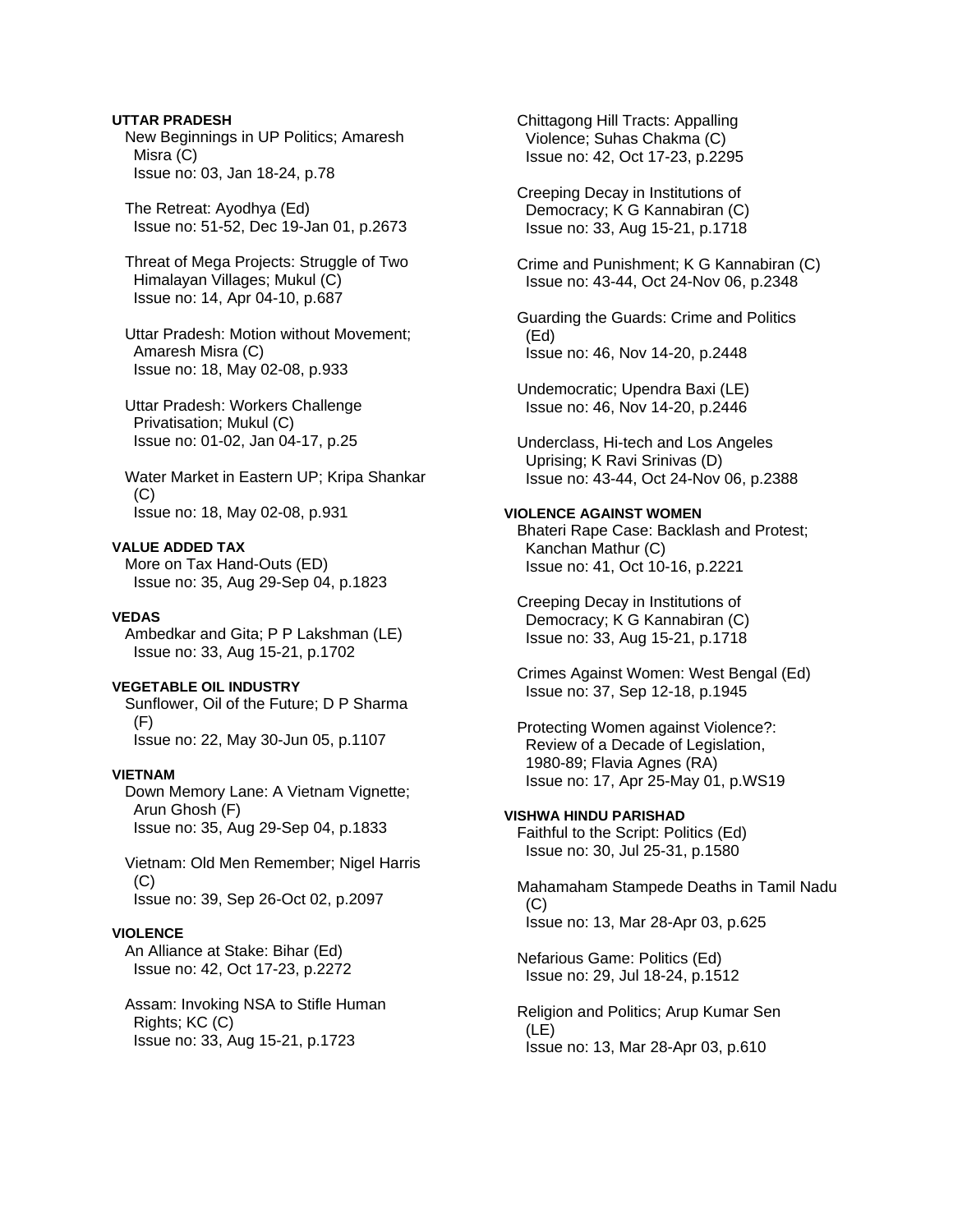**UTTAR PRADESH**

New Beginnings in UP Politics; Amaresh Misra (C)
Issue no: 03, Jan 18-24, p.78

The Retreat: Ayodhya (Ed)
Issue no: 51-52, Dec 19-Jan 01, p.2673

Threat of Mega Projects: Struggle of Two Himalayan Villages; Mukul (C)
Issue no: 14, Apr 04-10, p.687

Uttar Pradesh: Motion without Movement; Amaresh Misra (C)
Issue no: 18, May 02-08, p.933

Uttar Pradesh: Workers Challenge Privatisation; Mukul (C)
Issue no: 01-02, Jan 04-17, p.25

Water Market in Eastern UP; Kripa Shankar (C)
Issue no: 18, May 02-08, p.931

**VALUE ADDED TAX**

More on Tax Hand-Outs (ED)
Issue no: 35, Aug 29-Sep 04, p.1823

**VEDAS**

Ambedkar and Gita; P P Lakshman (LE)
Issue no: 33, Aug 15-21, p.1702

**VEGETABLE OIL INDUSTRY**

Sunflower, Oil of the Future; D P Sharma (F)
Issue no: 22, May 30-Jun 05, p.1107

**VIETNAM**

Down Memory Lane: A Vietnam Vignette; Arun Ghosh (F)
Issue no: 35, Aug 29-Sep 04, p.1833

Vietnam: Old Men Remember; Nigel Harris (C)
Issue no: 39, Sep 26-Oct 02, p.2097

**VIOLENCE**

An Alliance at Stake: Bihar (Ed)
Issue no: 42, Oct 17-23, p.2272

Assam: Invoking NSA to Stifle Human Rights; KC (C)
Issue no: 33, Aug 15-21, p.1723

Chittagong Hill Tracts: Appalling Violence; Suhas Chakma (C)
Issue no: 42, Oct 17-23, p.2295

Creeping Decay in Institutions of Democracy; K G Kannabiran (C)
Issue no: 33, Aug 15-21, p.1718

Crime and Punishment; K G Kannabiran (C)
Issue no: 43-44, Oct 24-Nov 06, p.2348

Guarding the Guards: Crime and Politics (Ed)
Issue no: 46, Nov 14-20, p.2448

Undemocratic; Upendra Baxi (LE)
Issue no: 46, Nov 14-20, p.2446

Underclass, Hi-tech and Los Angeles Uprising; K Ravi Srinivas (D)
Issue no: 43-44, Oct 24-Nov 06, p.2388

**VIOLENCE AGAINST WOMEN**

Bhateri Rape Case: Backlash and Protest; Kanchan Mathur (C)
Issue no: 41, Oct 10-16, p.2221

Creeping Decay in Institutions of Democracy; K G Kannabiran (C)
Issue no: 33, Aug 15-21, p.1718

Crimes Against Women: West Bengal (Ed)
Issue no: 37, Sep 12-18, p.1945

Protecting Women against Violence?: Review of a Decade of Legislation, 1980-89; Flavia Agnes (RA)
Issue no: 17, Apr 25-May 01, p.WS19

**VISHWA HINDU PARISHAD**

Faithful to the Script: Politics (Ed)
Issue no: 30, Jul 25-31, p.1580

Mahamaham Stampede Deaths in Tamil Nadu (C)
Issue no: 13, Mar 28-Apr 03, p.625

Nefarious Game: Politics (Ed)
Issue no: 29, Jul 18-24, p.1512

Religion and Politics; Arup Kumar Sen (LE)
Issue no: 13, Mar 28-Apr 03, p.610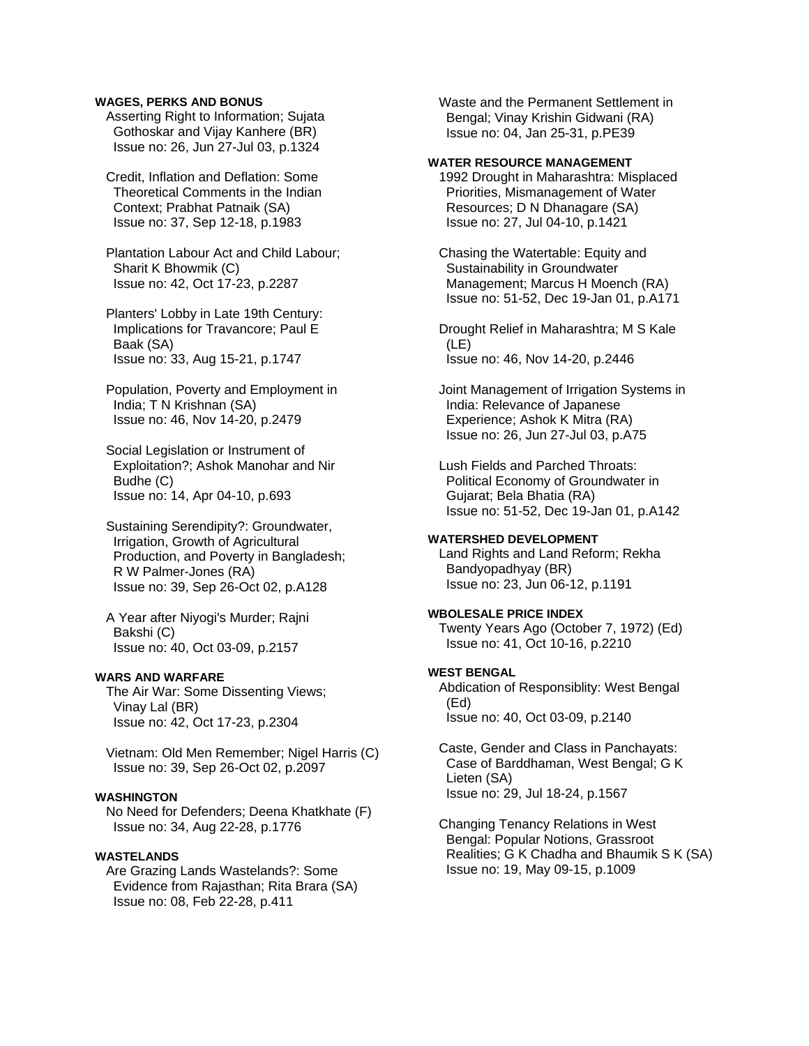**WAGES, PERKS AND BONUS**

Asserting Right to Information; Sujata Gothoskar and Vijay Kanhere (BR)
Issue no: 26, Jun 27-Jul 03, p.1324

Credit, Inflation and Deflation: Some Theoretical Comments in the Indian Context; Prabhat Patnaik (SA)
Issue no: 37, Sep 12-18, p.1983

Plantation Labour Act and Child Labour; Sharit K Bhowmik (C)
Issue no: 42, Oct 17-23, p.2287

Planters' Lobby in Late 19th Century: Implications for Travancore; Paul E Baak (SA)
Issue no: 33, Aug 15-21, p.1747

Population, Poverty and Employment in India; T N Krishnan (SA)
Issue no: 46, Nov 14-20, p.2479

Social Legislation or Instrument of Exploitation?; Ashok Manohar and Nir Budhe (C)
Issue no: 14, Apr 04-10, p.693

Sustaining Serendipity?: Groundwater, Irrigation, Growth of Agricultural Production, and Poverty in Bangladesh; R W Palmer-Jones (RA)
Issue no: 39, Sep 26-Oct 02, p.A128

A Year after Niyogi's Murder; Rajni Bakshi (C)
Issue no: 40, Oct 03-09, p.2157

**WARS AND WARFARE**

The Air War: Some Dissenting Views; Vinay Lal (BR)
Issue no: 42, Oct 17-23, p.2304

Vietnam: Old Men Remember; Nigel Harris (C)
Issue no: 39, Sep 26-Oct 02, p.2097

**WASHINGTON**

No Need for Defenders; Deena Khatkhate (F)
Issue no: 34, Aug 22-28, p.1776

**WASTELANDS**

Are Grazing Lands Wastelands?: Some Evidence from Rajasthan; Rita Brara (SA)
Issue no: 08, Feb 22-28, p.411

Waste and the Permanent Settlement in Bengal; Vinay Krishin Gidwani (RA)
Issue no: 04, Jan 25-31, p.PE39

**WATER RESOURCE MANAGEMENT**

1992 Drought in Maharashtra: Misplaced Priorities, Mismanagement of Water Resources; D N Dhanagare (SA)
Issue no: 27, Jul 04-10, p.1421

Chasing the Watertable: Equity and Sustainability in Groundwater Management; Marcus H Moench (RA)
Issue no: 51-52, Dec 19-Jan 01, p.A171

Drought Relief in Maharashtra; M S Kale (LE)
Issue no: 46, Nov 14-20, p.2446

Joint Management of Irrigation Systems in India: Relevance of Japanese Experience; Ashok K Mitra (RA)
Issue no: 26, Jun 27-Jul 03, p.A75

Lush Fields and Parched Throats: Political Economy of Groundwater in Gujarat; Bela Bhatia (RA)
Issue no: 51-52, Dec 19-Jan 01, p.A142

**WATERSHED DEVELOPMENT**

Land Rights and Land Reform; Rekha Bandyopadhyay (BR)
Issue no: 23, Jun 06-12, p.1191

**WBOLESALE PRICE INDEX**

Twenty Years Ago (October 7, 1972) (Ed)
Issue no: 41, Oct 10-16, p.2210

**WEST BENGAL**

Abdication of Responsiblity: West Bengal (Ed)
Issue no: 40, Oct 03-09, p.2140

Caste, Gender and Class in Panchayats: Case of Barddhaman, West Bengal; G K Lieten (SA)
Issue no: 29, Jul 18-24, p.1567

Changing Tenancy Relations in West Bengal: Popular Notions, Grassroot Realities; G K Chadha and Bhaumik S K (SA)
Issue no: 19, May 09-15, p.1009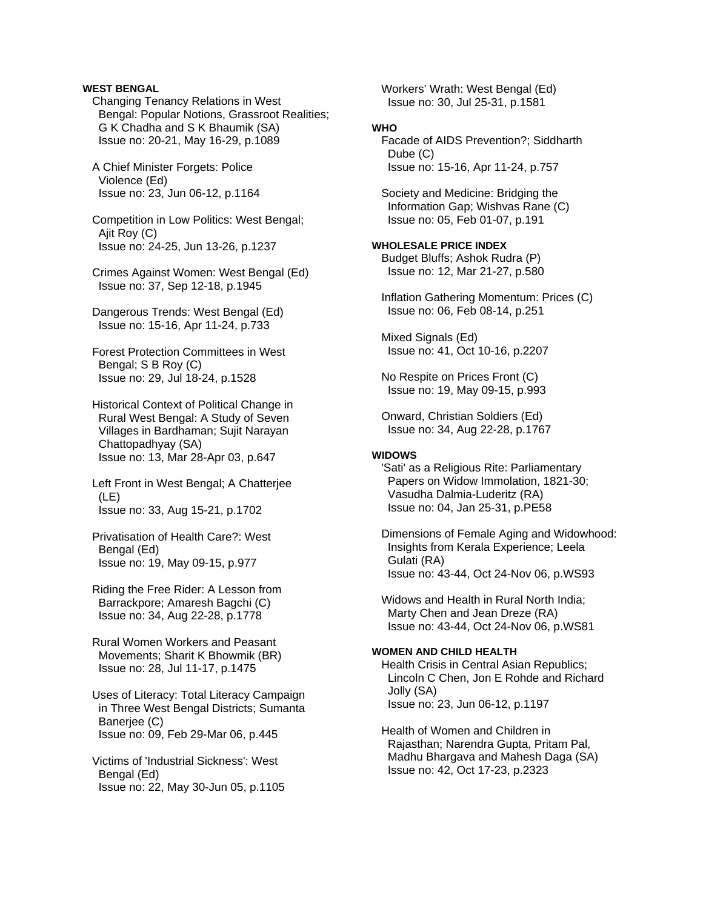**WEST BENGAL**

Changing Tenancy Relations in West Bengal: Popular Notions, Grassroot Realities; G K Chadha and S K Bhaumik (SA)
Issue no: 20-21, May 16-29, p.1089

A Chief Minister Forgets: Police Violence (Ed)
Issue no: 23, Jun 06-12, p.1164

Competition in Low Politics: West Bengal; Ajit Roy (C)
Issue no: 24-25, Jun 13-26, p.1237

Crimes Against Women: West Bengal (Ed)
Issue no: 37, Sep 12-18, p.1945

Dangerous Trends: West Bengal (Ed)
Issue no: 15-16, Apr 11-24, p.733

Forest Protection Committees in West Bengal; S B Roy (C)
Issue no: 29, Jul 18-24, p.1528

Historical Context of Political Change in Rural West Bengal: A Study of Seven Villages in Bardhaman; Sujit Narayan Chattopadhyay (SA)
Issue no: 13, Mar 28-Apr 03, p.647

Left Front in West Bengal; A Chatterjee (LE)
Issue no: 33, Aug 15-21, p.1702

Privatisation of Health Care?: West Bengal (Ed)
Issue no: 19, May 09-15, p.977

Riding the Free Rider: A Lesson from Barrackpore; Amaresh Bagchi (C)
Issue no: 34, Aug 22-28, p.1778

Rural Women Workers and Peasant Movements; Sharit K Bhowmik (BR)
Issue no: 28, Jul 11-17, p.1475

Uses of Literacy: Total Literacy Campaign in Three West Bengal Districts; Sumanta Banerjee (C)
Issue no: 09, Feb 29-Mar 06, p.445

Victims of 'Industrial Sickness': West Bengal (Ed)
Issue no: 22, May 30-Jun 05, p.1105

Workers' Wrath: West Bengal (Ed)
Issue no: 30, Jul 25-31, p.1581

**WHO**

Facade of AIDS Prevention?; Siddharth Dube (C)
Issue no: 15-16, Apr 11-24, p.757

Society and Medicine: Bridging the Information Gap; Wishvas Rane (C)
Issue no: 05, Feb 01-07, p.191

**WHOLESALE PRICE INDEX**

Budget Bluffs; Ashok Rudra (P)
Issue no: 12, Mar 21-27, p.580

Inflation Gathering Momentum: Prices (C)
Issue no: 06, Feb 08-14, p.251

Mixed Signals (Ed)
Issue no: 41, Oct 10-16, p.2207

No Respite on Prices Front (C)
Issue no: 19, May 09-15, p.993

Onward, Christian Soldiers (Ed)
Issue no: 34, Aug 22-28, p.1767

**WIDOWS**

'Sati' as a Religious Rite: Parliamentary Papers on Widow Immolation, 1821-30; Vasudha Dalmia-Luderitz (RA)
Issue no: 04, Jan 25-31, p.PE58

Dimensions of Female Aging and Widowhood: Insights from Kerala Experience; Leela Gulati (RA)
Issue no: 43-44, Oct 24-Nov 06, p.WS93

Widows and Health in Rural North India; Marty Chen and Jean Dreze (RA)
Issue no: 43-44, Oct 24-Nov 06, p.WS81

**WOMEN AND CHILD HEALTH**

Health Crisis in Central Asian Republics; Lincoln C Chen, Jon E Rohde and Richard Jolly (SA)
Issue no: 23, Jun 06-12, p.1197

Health of Women and Children in Rajasthan; Narendra Gupta, Pritam Pal, Madhu Bhargava and Mahesh Daga (SA)
Issue no: 42, Oct 17-23, p.2323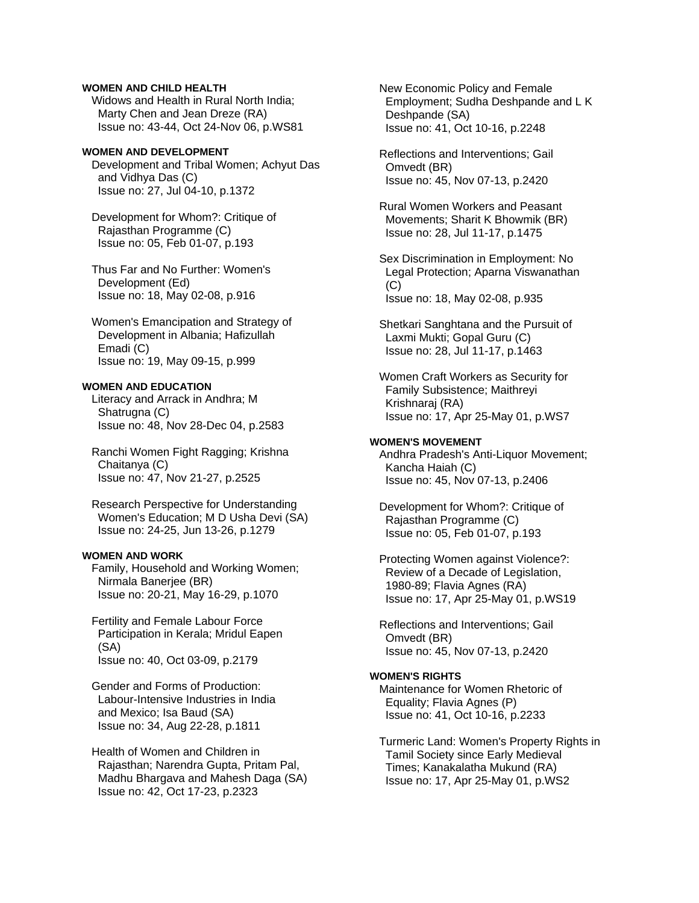**WOMEN AND CHILD HEALTH**

Widows and Health in Rural North India; Marty Chen and Jean Dreze (RA)
Issue no: 43-44, Oct 24-Nov 06, p.WS81

**WOMEN AND DEVELOPMENT**

Development and Tribal Women; Achyut Das and Vidhya Das (C)
Issue no: 27, Jul 04-10, p.1372

Development for Whom?: Critique of Rajasthan Programme (C)
Issue no: 05, Feb 01-07, p.193

Thus Far and No Further: Women's Development (Ed)
Issue no: 18, May 02-08, p.916

Women's Emancipation and Strategy of Development in Albania; Hafizullah Emadi (C)
Issue no: 19, May 09-15, p.999

**WOMEN AND EDUCATION**

Literacy and Arrack in Andhra; M Shatrugna (C)
Issue no: 48, Nov 28-Dec 04, p.2583

Ranchi Women Fight Ragging; Krishna Chaitanya (C)
Issue no: 47, Nov 21-27, p.2525

Research Perspective for Understanding Women's Education; M D Usha Devi (SA)
Issue no: 24-25, Jun 13-26, p.1279

**WOMEN AND WORK**

Family, Household and Working Women; Nirmala Banerjee (BR)
Issue no: 20-21, May 16-29, p.1070

Fertility and Female Labour Force Participation in Kerala; Mridul Eapen (SA)
Issue no: 40, Oct 03-09, p.2179

Gender and Forms of Production: Labour-Intensive Industries in India and Mexico; Isa Baud (SA)
Issue no: 34, Aug 22-28, p.1811

Health of Women and Children in Rajasthan; Narendra Gupta, Pritam Pal, Madhu Bhargava and Mahesh Daga (SA)
Issue no: 42, Oct 17-23, p.2323

New Economic Policy and Female Employment; Sudha Deshpande and L K Deshpande (SA)
Issue no: 41, Oct 10-16, p.2248

Reflections and Interventions; Gail Omvedt (BR)
Issue no: 45, Nov 07-13, p.2420

Rural Women Workers and Peasant Movements; Sharit K Bhowmik (BR)
Issue no: 28, Jul 11-17, p.1475

Sex Discrimination in Employment: No Legal Protection; Aparna Viswanathan (C)
Issue no: 18, May 02-08, p.935

Shetkari Sanghtana and the Pursuit of Laxmi Mukti; Gopal Guru (C)
Issue no: 28, Jul 11-17, p.1463

Women Craft Workers as Security for Family Subsistence; Maithreyi Krishnaraj (RA)
Issue no: 17, Apr 25-May 01, p.WS7

**WOMEN'S MOVEMENT**

Andhra Pradesh's Anti-Liquor Movement; Kancha Haiah (C)
Issue no: 45, Nov 07-13, p.2406

Development for Whom?: Critique of Rajasthan Programme (C)
Issue no: 05, Feb 01-07, p.193

Protecting Women against Violence?: Review of a Decade of Legislation, 1980-89; Flavia Agnes (RA)
Issue no: 17, Apr 25-May 01, p.WS19

Reflections and Interventions; Gail Omvedt (BR)
Issue no: 45, Nov 07-13, p.2420

**WOMEN'S RIGHTS**

Maintenance for Women Rhetoric of Equality; Flavia Agnes (P)
Issue no: 41, Oct 10-16, p.2233

Turmeric Land: Women's Property Rights in Tamil Society since Early Medieval Times; Kanakalatha Mukund (RA)
Issue no: 17, Apr 25-May 01, p.WS2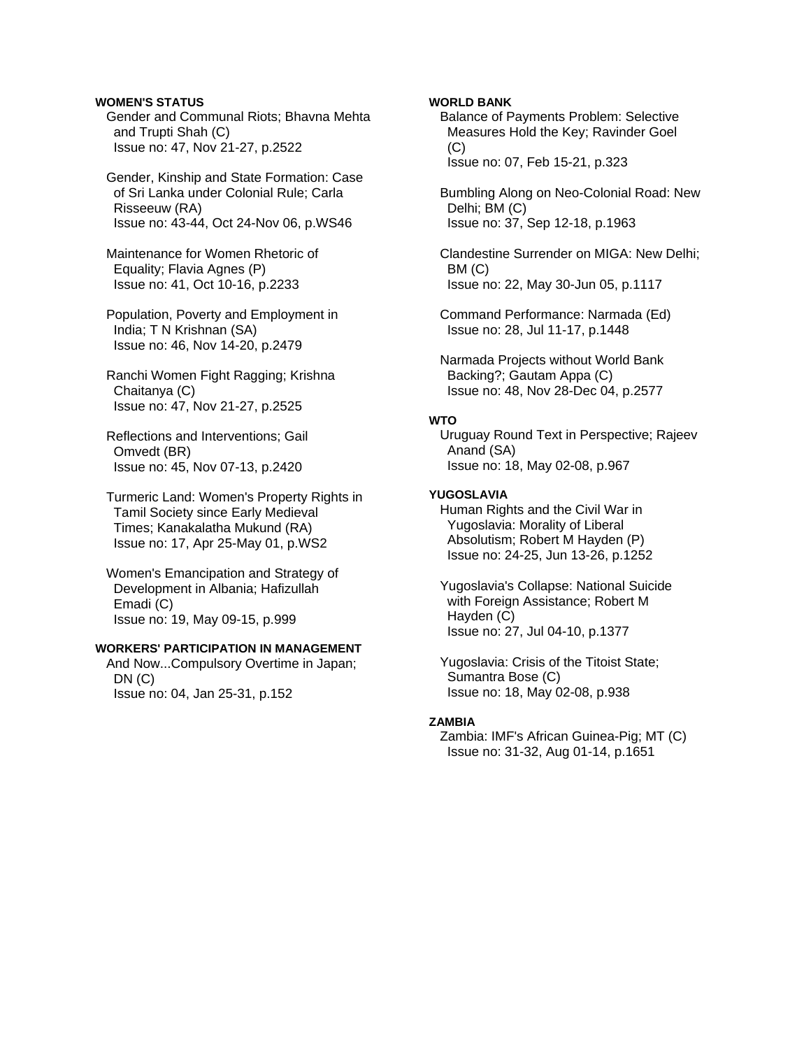**WOMEN'S STATUS**

Gender and Communal Riots; Bhavna Mehta and Trupti Shah (C)
Issue no: 47, Nov 21-27, p.2522

Gender, Kinship and State Formation: Case of Sri Lanka under Colonial Rule; Carla Risseeuw (RA)
Issue no: 43-44, Oct 24-Nov 06, p.WS46

Maintenance for Women Rhetoric of Equality; Flavia Agnes (P)
Issue no: 41, Oct 10-16, p.2233

Population, Poverty and Employment in India; T N Krishnan (SA)
Issue no: 46, Nov 14-20, p.2479

Ranchi Women Fight Ragging; Krishna Chaitanya (C)
Issue no: 47, Nov 21-27, p.2525

Reflections and Interventions; Gail Omvedt (BR)
Issue no: 45, Nov 07-13, p.2420

Turmeric Land: Women's Property Rights in Tamil Society since Early Medieval Times; Kanakalatha Mukund (RA)
Issue no: 17, Apr 25-May 01, p.WS2

Women's Emancipation and Strategy of Development in Albania; Hafizullah Emadi (C)
Issue no: 19, May 09-15, p.999

**WORKERS' PARTICIPATION IN MANAGEMENT**

And Now...Compulsory Overtime in Japan; DN (C)
Issue no: 04, Jan 25-31, p.152

**WORLD BANK**

Balance of Payments Problem: Selective Measures Hold the Key; Ravinder Goel (C)
Issue no: 07, Feb 15-21, p.323

Bumbling Along on Neo-Colonial Road: New Delhi; BM (C)
Issue no: 37, Sep 12-18, p.1963

Clandestine Surrender on MIGA: New Delhi; BM (C)
Issue no: 22, May 30-Jun 05, p.1117

Command Performance: Narmada (Ed)
Issue no: 28, Jul 11-17, p.1448

Narmada Projects without World Bank Backing?; Gautam Appa (C)
Issue no: 48, Nov 28-Dec 04, p.2577

**WTO**

Uruguay Round Text in Perspective; Rajeev Anand (SA)
Issue no: 18, May 02-08, p.967

**YUGOSLAVIA**

Human Rights and the Civil War in Yugoslavia: Morality of Liberal Absolutism; Robert M Hayden (P)
Issue no: 24-25, Jun 13-26, p.1252

Yugoslavia's Collapse: National Suicide with Foreign Assistance; Robert M Hayden (C)
Issue no: 27, Jul 04-10, p.1377

Yugoslavia: Crisis of the Titoist State; Sumantra Bose (C)
Issue no: 18, May 02-08, p.938

**ZAMBIA**

Zambia: IMF's African Guinea-Pig; MT (C)
Issue no: 31-32, Aug 01-14, p.1651